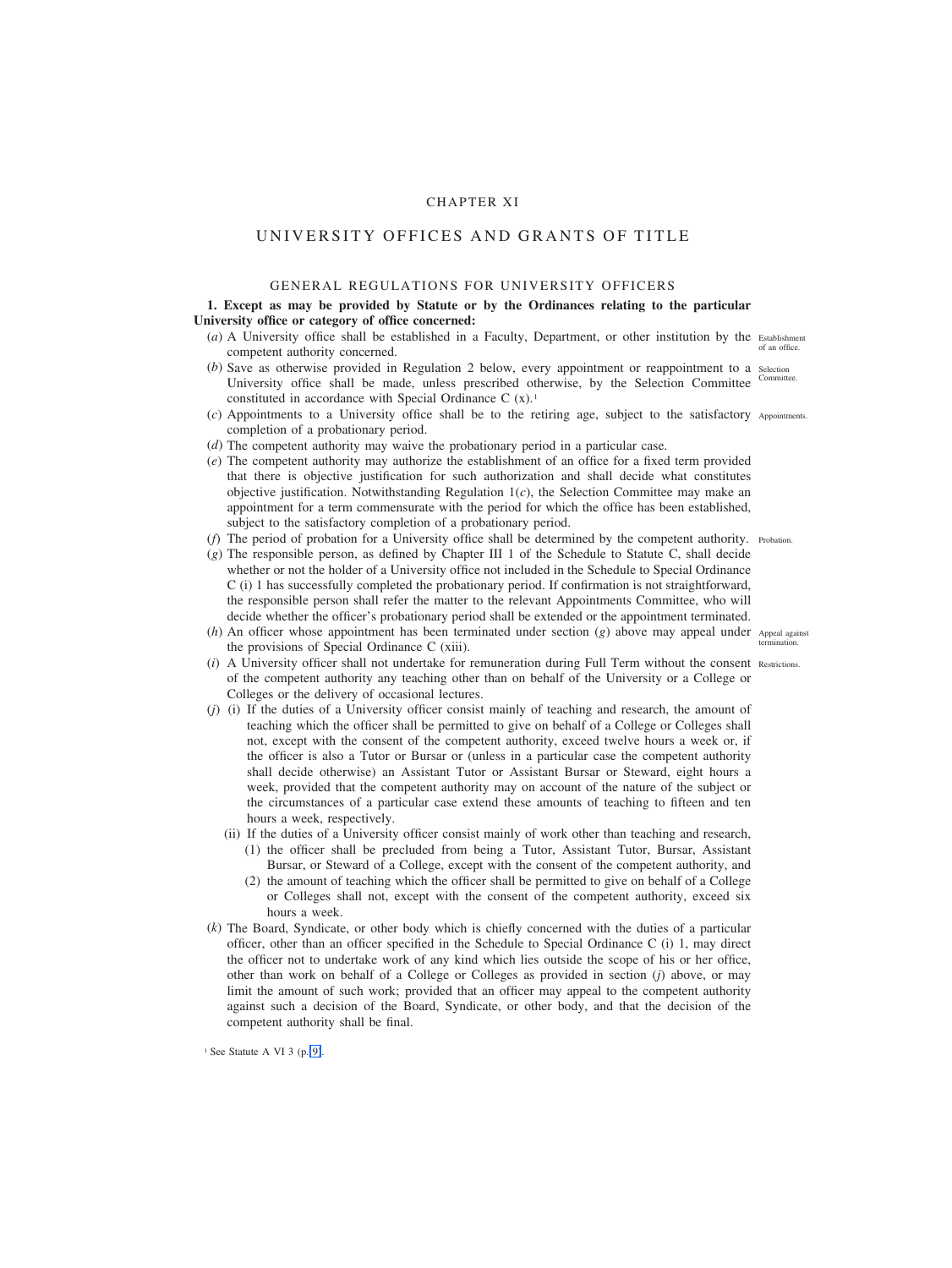# CHAPTER XI

# UNIVERSITY OFFICES AND GRANTS OF TITLE

## GENERAL REGULATIONS FOR UNIVERSITY OFFICERS

**1. Except as may be provided by Statute or by the Ordinances relating to the particular University office or category of office concerned:**

(*a*) A University office shall be established in a Faculty, Department, or other institution by the competent authority concerned. *Establishment of an office.*

(*b*) Save as otherwise provided in Regulation 2 below, every appointment or reappointment to a University office shall be made, unless prescribed otherwise, by the Selection Committee constituted in accordance with Special Ordinance C (x).[1] *Selection Committee.*

(*c*) Appointments to a University office shall be to the retiring age, subject to the satisfactory completion of a probationary period. *Appointments.*

(*d*) The competent authority may waive the probationary period in a particular case.

(*e*) The competent authority may authorize the establishment of an office for a fixed term provided that there is objective justification for such authorization and shall decide what constitutes objective justification. Notwithstanding Regulation 1(*c*), the Selection Committee may make an appointment for a term commensurate with the period for which the office has been established, subject to the satisfactory completion of a probationary period.

(*f*) The period of probation for a University office shall be determined by the competent authority. *Probation.*

(*g*) The responsible person, as defined by Chapter III 1 of the Schedule to Statute C, shall decide whether or not the holder of a University office not included in the Schedule to Special Ordinance C (i) 1 has successfully completed the probationary period. If confirmation is not straightforward, the responsible person shall refer the matter to the relevant Appointments Committee, who will decide whether the officer's probationary period shall be extended or the appointment terminated.

(*h*) An officer whose appointment has been terminated under section (*g*) above may appeal under the provisions of Special Ordinance C (xiii). *Appeal against termination.*

(*i*) A University officer shall not undertake for remuneration during Full Term without the consent of the competent authority any teaching other than on behalf of the University or a College or Colleges or the delivery of occasional lectures. *Restrictions.*

(*j*) (i) If the duties of a University officer consist mainly of teaching and research, the amount of teaching which the officer shall be permitted to give on behalf of a College or Colleges shall not, except with the consent of the competent authority, exceed twelve hours a week or, if the officer is also a Tutor or Bursar or (unless in a particular case the competent authority shall decide otherwise) an Assistant Tutor or Assistant Bursar or Steward, eight hours a week, provided that the competent authority may on account of the nature of the subject or the circumstances of a particular case extend these amounts of teaching to fifteen and ten hours a week, respectively.

(ii) If the duties of a University officer consist mainly of work other than teaching and research,

(1) the officer shall be precluded from being a Tutor, Assistant Tutor, Bursar, Assistant Bursar, or Steward of a College, except with the consent of the competent authority, and

(2) the amount of teaching which the officer shall be permitted to give on behalf of a College or Colleges shall not, except with the consent of the competent authority, exceed six hours a week.

(*k*) The Board, Syndicate, or other body which is chiefly concerned with the duties of a particular officer, other than an officer specified in the Schedule to Special Ordinance C (i) 1, may direct the officer not to undertake work of any kind which lies outside the scope of his or her office, other than work on behalf of a College or Colleges as provided in section (*j*) above, or may limit the amount of such work; provided that an officer may appeal to the competent authority against such a decision of the Board, Syndicate, or other body, and that the decision of the competent authority shall be final.

[1] See Statute A VI 3 (p. 9).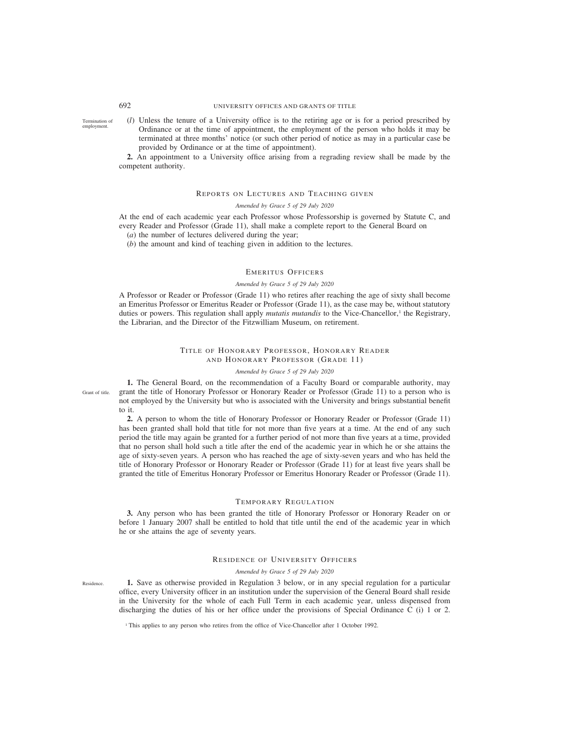(*l*) Unless the tenure of a University office is to the retiring age or is for a period prescribed by Ordinance or at the time of appointment, the employment of the person who holds it may be terminated at three months' notice (or such other period of notice as may in a particular case be provided by Ordinance or at the time of appointment).

**2.** An appointment to a University office arising from a regrading review shall be made by the competent authority.

## Reports on Lectures and Teaching given

*Amended by Grace 5 of 29 July 2020*

At the end of each academic year each Professor whose Professorship is governed by Statute C, and every Reader and Professor (Grade 11), shall make a complete report to the General Board on

(*a*) the number of lectures delivered during the year;

(*b*) the amount and kind of teaching given in addition to the lectures.

## Emeritus Officers

*Amended by Grace 5 of 29 July 2020*

A Professor or Reader or Professor (Grade 11) who retires after reaching the age of sixty shall become an Emeritus Professor or Emeritus Reader or Professor (Grade 11), as the case may be, without statutory duties or powers. This regulation shall apply *mutatis mutandis* to the Vice-Chancellor,[1] the Registrary, the Librarian, and the Director of the Fitzwilliam Museum, on retirement.

## Title of Honorary Professor, Honorary Reader and Honorary Professor (Grade 11)

*Amended by Grace 5 of 29 July 2020*

**1.** The General Board, on the recommendation of a Faculty Board or comparable authority, may grant the title of Honorary Professor or Honorary Reader or Professor (Grade 11) to a person who is not employed by the University but who is associated with the University and brings substantial benefit to it.

**2.** A person to whom the title of Honorary Professor or Honorary Reader or Professor (Grade 11) has been granted shall hold that title for not more than five years at a time. At the end of any such period the title may again be granted for a further period of not more than five years at a time, provided that no person shall hold such a title after the end of the academic year in which he or she attains the age of sixty-seven years. A person who has reached the age of sixty-seven years and who has held the title of Honorary Professor or Honorary Reader or Professor (Grade 11) for at least five years shall be granted the title of Emeritus Honorary Professor or Emeritus Honorary Reader or Professor (Grade 11).

## Temporary Regulation

**3.** Any person who has been granted the title of Honorary Professor or Honorary Reader on or before 1 January 2007 shall be entitled to hold that title until the end of the academic year in which he or she attains the age of seventy years.

## Residence of University Officers

*Amended by Grace 5 of 29 July 2020*

**1.** Save as otherwise provided in Regulation 3 below, or in any special regulation for a particular office, every University officer in an institution under the supervision of the General Board shall reside in the University for the whole of each Full Term in each academic year, unless dispensed from discharging the duties of his or her office under the provisions of Special Ordinance C (i) 1 or 2.

[1] This applies to any person who retires from the office of Vice-Chancellor after 1 October 1992.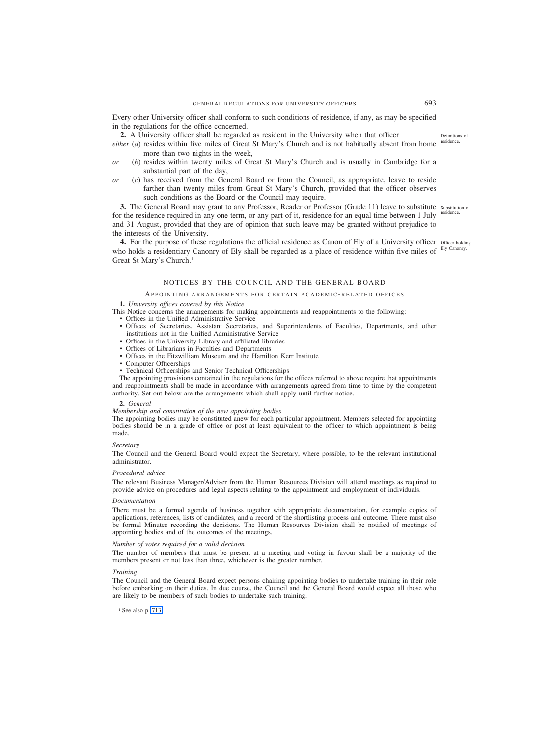Every other University officer shall conform to such conditions of residence, if any, as may be specified in the regulations for the office concerned.

**2.** A University officer shall be regarded as resident in the University when that officer

Definitions of residence.

*either* (*a*) resides within five miles of Great St Mary's Church and is not habitually absent from home more than two nights in the week,

*or* (*b*) resides within twenty miles of Great St Mary's Church and is usually in Cambridge for a substantial part of the day,

*or* (*c*) has received from the General Board or from the Council, as appropriate, leave to reside farther than twenty miles from Great St Mary's Church, provided that the officer observes such conditions as the Board or the Council may require.

**3.** The General Board may grant to any Professor, Reader or Professor (Grade 11) leave to substitute for the residence required in any one term, or any part of it, residence for an equal time between 1 July and 31 August, provided that they are of opinion that such leave may be granted without prejudice to the interests of the University.

Substitution of residence.

**4.** For the purpose of these regulations the official residence as Canon of Ely of a University officer who holds a residentiary Canonry of Ely shall be regarded as a place of residence within five miles of Great St Mary's Church.[1]

Officer holding Ely Canonry.

## NOTICES BY THE COUNCIL AND THE GENERAL BOARD

### Appointing arrangements for certain academic-related offices

**1.** *University offices covered by this Notice*

This Notice concerns the arrangements for making appointments and reappointments to the following:

- Offices in the Unified Administrative Service
- Offices of Secretaries, Assistant Secretaries, and Superintendents of Faculties, Departments, and other institutions not in the Unified Administrative Service
- Offices in the University Library and affiliated libraries
- Offices of Librarians in Faculties and Departments
- Offices in the Fitzwilliam Museum and the Hamilton Kerr Institute
- Computer Officerships
- Technical Officerships and Senior Technical Officerships

The appointing provisions contained in the regulations for the offices referred to above require that appointments and reappointments shall be made in accordance with arrangements agreed from time to time by the competent authority. Set out below are the arrangements which shall apply until further notice.

**2.** *General*

*Membership and constitution of the new appointing bodies*

The appointing bodies may be constituted anew for each particular appointment. Members selected for appointing bodies should be in a grade of office or post at least equivalent to the officer to which appointment is being made.

*Secretary*

The Council and the General Board would expect the Secretary, where possible, to be the relevant institutional administrator.

*Procedural advice*

The relevant Business Manager/Adviser from the Human Resources Division will attend meetings as required to provide advice on procedures and legal aspects relating to the appointment and employment of individuals.

*Documentation*

There must be a formal agenda of business together with appropriate documentation, for example copies of applications, references, lists of candidates, and a record of the shortlisting process and outcome. There must also be formal Minutes recording the decisions. The Human Resources Division shall be notified of meetings of appointing bodies and of the outcomes of the meetings.

*Number of votes required for a valid decision*

The number of members that must be present at a meeting and voting in favour shall be a majority of the members present or not less than three, whichever is the greater number.

*Training*

The Council and the General Board expect persons chairing appointing bodies to undertake training in their role before embarking on their duties. In due course, the Council and the General Board would expect all those who are likely to be members of such bodies to undertake such training.

[1] See also p. 713.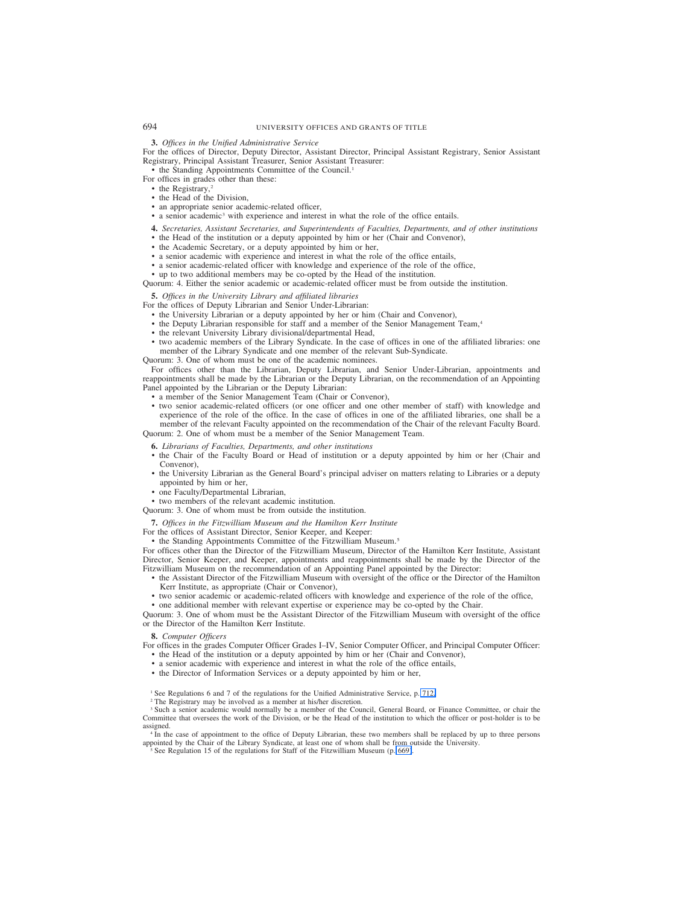**3.** *Offices in the Unified Administrative Service*

For the offices of Director, Deputy Director, Assistant Director, Principal Assistant Registrary, Senior Assistant Registrary, Principal Assistant Treasurer, Senior Assistant Treasurer:

- the Standing Appointments Committee of the Council.[1]

For offices in grades other than these:

- the Registrary,[2]
- the Head of the Division,
- an appropriate senior academic-related officer,
- a senior academic[3] with experience and interest in what the role of the office entails.

**4.** *Secretaries, Assistant Secretaries, and Superintendents of Faculties, Departments, and of other institutions*

- the Head of the institution or a deputy appointed by him or her (Chair and Convenor),
- the Academic Secretary, or a deputy appointed by him or her,
- a senior academic with experience and interest in what the role of the office entails,
- a senior academic-related officer with knowledge and experience of the role of the office,
- up to two additional members may be co-opted by the Head of the institution.

Quorum: 4. Either the senior academic or academic-related officer must be from outside the institution.

**5.** *Offices in the University Library and affiliated libraries*

For the offices of Deputy Librarian and Senior Under-Librarian:

- the University Librarian or a deputy appointed by her or him (Chair and Convenor),
- the Deputy Librarian responsible for staff and a member of the Senior Management Team,[4]
- the relevant University Library divisional/departmental Head,
- two academic members of the Library Syndicate. In the case of offices in one of the affiliated libraries: one member of the Library Syndicate and one member of the relevant Sub-Syndicate.

Quorum: 3. One of whom must be one of the academic nominees.

For offices other than the Librarian, Deputy Librarian, and Senior Under-Librarian, appointments and reappointments shall be made by the Librarian or the Deputy Librarian, on the recommendation of an Appointing Panel appointed by the Librarian or the Deputy Librarian:

- a member of the Senior Management Team (Chair or Convenor),
- two senior academic-related officers (or one officer and one other member of staff) with knowledge and experience of the role of the office. In the case of offices in one of the affiliated libraries, one shall be a member of the relevant Faculty appointed on the recommendation of the Chair of the relevant Faculty Board.

Quorum: 2. One of whom must be a member of the Senior Management Team.

**6.** *Librarians of Faculties, Departments, and other institutions*

- the Chair of the Faculty Board or Head of institution or a deputy appointed by him or her (Chair and Convenor),
- the University Librarian as the General Board's principal adviser on matters relating to Libraries or a deputy appointed by him or her,
- one Faculty/Departmental Librarian,
- two members of the relevant academic institution.

Quorum: 3. One of whom must be from outside the institution.

**7.** *Offices in the Fitzwilliam Museum and the Hamilton Kerr Institute*

For the offices of Assistant Director, Senior Keeper, and Keeper:

- the Standing Appointments Committee of the Fitzwilliam Museum.[5]

For offices other than the Director of the Fitzwilliam Museum, Director of the Hamilton Kerr Institute, Assistant Director, Senior Keeper, and Keeper, appointments and reappointments shall be made by the Director of the Fitzwilliam Museum on the recommendation of an Appointing Panel appointed by the Director:

- the Assistant Director of the Fitzwilliam Museum with oversight of the office or the Director of the Hamilton Kerr Institute, as appropriate (Chair or Convenor),
- two senior academic or academic-related officers with knowledge and experience of the role of the office,
- one additional member with relevant expertise or experience may be co-opted by the Chair.

Quorum: 3. One of whom must be the Assistant Director of the Fitzwilliam Museum with oversight of the office or the Director of the Hamilton Kerr Institute.

**8.** *Computer Officers*

For offices in the grades Computer Officer Grades I–IV, Senior Computer Officer, and Principal Computer Officer:

- the Head of the institution or a deputy appointed by him or her (Chair and Convenor),
- a senior academic with experience and interest in what the role of the office entails,
- the Director of Information Services or a deputy appointed by him or her,

---

[1] See Regulations 6 and 7 of the regulations for the Unified Administrative Service, p. 712.

[2] The Registrary may be involved as a member at his/her discretion.

[3] Such a senior academic would normally be a member of the Council, General Board, or Finance Committee, or chair the Committee that oversees the work of the Division, or be the Head of the institution to which the officer or post-holder is to be assigned.

[4] In the case of appointment to the office of Deputy Librarian, these two members shall be replaced by up to three persons appointed by the Chair of the Library Syndicate, at least one of whom shall be from outside the University.

[5] See Regulation 15 of the regulations for Staff of the Fitzwilliam Museum (p. 669).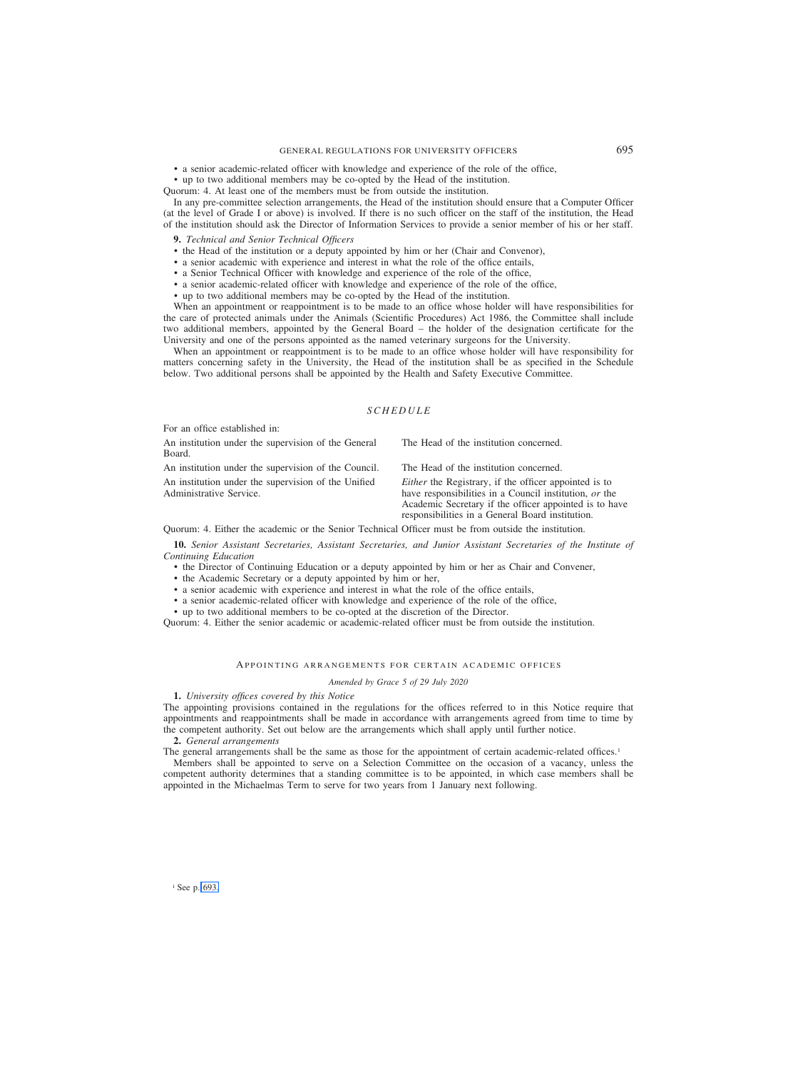- a senior academic-related officer with knowledge and experience of the role of the office,
- up to two additional members may be co-opted by the Head of the institution.

Quorum: 4. At least one of the members must be from outside the institution.

In any pre-committee selection arrangements, the Head of the institution should ensure that a Computer Officer (at the level of Grade I or above) is involved. If there is no such officer on the staff of the institution, the Head of the institution should ask the Director of Information Services to provide a senior member of his or her staff.

**9.** *Technical and Senior Technical Officers*

- the Head of the institution or a deputy appointed by him or her (Chair and Convenor),
- a senior academic with experience and interest in what the role of the office entails,
- a Senior Technical Officer with knowledge and experience of the role of the office,
- a senior academic-related officer with knowledge and experience of the role of the office,
- up to two additional members may be co-opted by the Head of the institution.

When an appointment or reappointment is to be made to an office whose holder will have responsibilities for the care of protected animals under the Animals (Scientific Procedures) Act 1986, the Committee shall include two additional members, appointed by the General Board – the holder of the designation certificate for the University and one of the persons appointed as the named veterinary surgeons for the University.

When an appointment or reappointment is to be made to an office whose holder will have responsibility for matters concerning safety in the University, the Head of the institution shall be as specified in the Schedule below. Two additional persons shall be appointed by the Health and Safety Executive Committee.

*SCHEDULE*

For an office established in:

| | |
|---|---|
| An institution under the supervision of the General Board. | The Head of the institution concerned. |
| An institution under the supervision of the Council. | The Head of the institution concerned. |
| An institution under the supervision of the Unified Administrative Service. | *Either* the Registrary, if the officer appointed is to have responsibilities in a Council institution, *or* the Academic Secretary if the officer appointed is to have responsibilities in a General Board institution. |

Quorum: 4. Either the academic or the Senior Technical Officer must be from outside the institution.

**10.** *Senior Assistant Secretaries, Assistant Secretaries, and Junior Assistant Secretaries of the Institute of Continuing Education*

- the Director of Continuing Education or a deputy appointed by him or her as Chair and Convener,
- the Academic Secretary or a deputy appointed by him or her,
- a senior academic with experience and interest in what the role of the office entails,
- a senior academic-related officer with knowledge and experience of the role of the office,
- up to two additional members to be co-opted at the discretion of the Director.

Quorum: 4. Either the senior academic or academic-related officer must be from outside the institution.

## Appointing arrangements for certain academic offices

*Amended by Grace 5 of 29 July 2020*

**1.** *University offices covered by this Notice*

The appointing provisions contained in the regulations for the offices referred to in this Notice require that appointments and reappointments shall be made in accordance with arrangements agreed from time to time by the competent authority. Set out below are the arrangements which shall apply until further notice.

**2.** *General arrangements*

The general arrangements shall be the same as those for the appointment of certain academic-related offices.[1]

Members shall be appointed to serve on a Selection Committee on the occasion of a vacancy, unless the competent authority determines that a standing committee is to be appointed, in which case members shall be appointed in the Michaelmas Term to serve for two years from 1 January next following.

[1] See p. 693.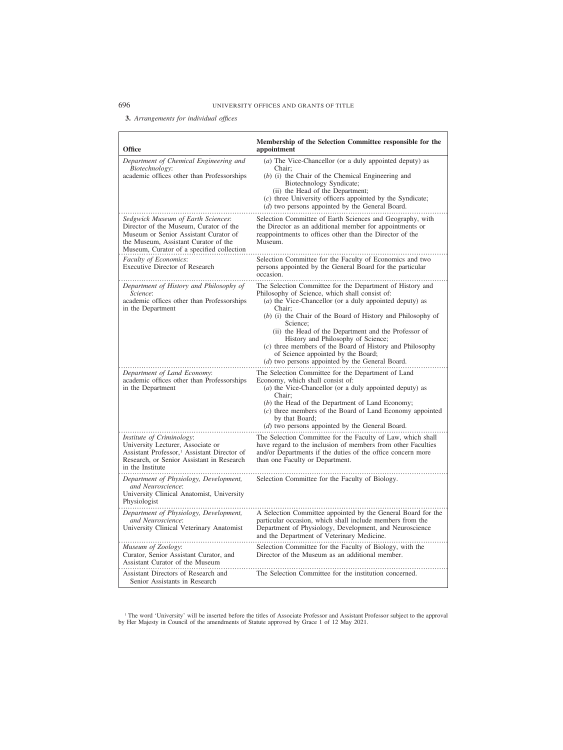**3.** *Arrangements for individual offices*

| Office | Membership of the Selection Committee responsible for the appointment |
|---|---|
| *Department of Chemical Engineering and Biotechnology*: academic offices other than Professorships | (*a*) The Vice-Chancellor (or a duly appointed deputy) as Chair; (*b*) (i) the Chair of the Chemical Engineering and Biotechnology Syndicate; (ii) the Head of the Department; (*c*) three University officers appointed by the Syndicate; (*d*) two persons appointed by the General Board. |
| *Sedgwick Museum of Earth Sciences*: Director of the Museum, Curator of the Museum or Senior Assistant Curator of the Museum, Assistant Curator of the Museum, Curator of a specified collection | Selection Committee of Earth Sciences and Geography, with the Director as an additional member for appointments or reappointments to offices other than the Director of the Museum. |
| *Faculty of Economics*: Executive Director of Research | Selection Committee for the Faculty of Economics and two persons appointed by the General Board for the particular occasion. |
| *Department of History and Philosophy of Science*: academic offices other than Professorships in the Department | The Selection Committee for the Department of History and Philosophy of Science, which shall consist of: (*a*) the Vice-Chancellor (or a duly appointed deputy) as Chair; (*b*) (i) the Chair of the Board of History and Philosophy of Science; (ii) the Head of the Department and the Professor of History and Philosophy of Science; (*c*) three members of the Board of History and Philosophy of Science appointed by the Board; (*d*) two persons appointed by the General Board. |
| *Department of Land Economy*: academic offices other than Professorships in the Department | The Selection Committee for the Department of Land Economy, which shall consist of: (*a*) the Vice-Chancellor (or a duly appointed deputy) as Chair; (*b*) the Head of the Department of Land Economy; (*c*) three members of the Board of Land Economy appointed by that Board; (*d*) two persons appointed by the General Board. |
| *Institute of Criminology*: University Lecturer, Associate or Assistant Professor,[1] Assistant Director of Research, or Senior Assistant in Research in the Institute | The Selection Committee for the Faculty of Law, which shall have regard to the inclusion of members from other Faculties and/or Departments if the duties of the office concern more than one Faculty or Department. |
| *Department of Physiology, Development, and Neuroscience*: University Clinical Anatomist, University Physiologist | Selection Committee for the Faculty of Biology. |
| *Department of Physiology, Development, and Neuroscience*: University Clinical Veterinary Anatomist | A Selection Committee appointed by the General Board for the particular occasion, which shall include members from the Department of Physiology, Development, and Neuroscience and the Department of Veterinary Medicine. |
| *Museum of Zoology*: Curator, Senior Assistant Curator, and Assistant Curator of the Museum | Selection Committee for the Faculty of Biology, with the Director of the Museum as an additional member. |
| Assistant Directors of Research and Senior Assistants in Research | The Selection Committee for the institution concerned. |

[1] The word 'University' will be inserted before the titles of Associate Professor and Assistant Professor subject to the approval by Her Majesty in Council of the amendments of Statute approved by Grace 1 of 12 May 2021.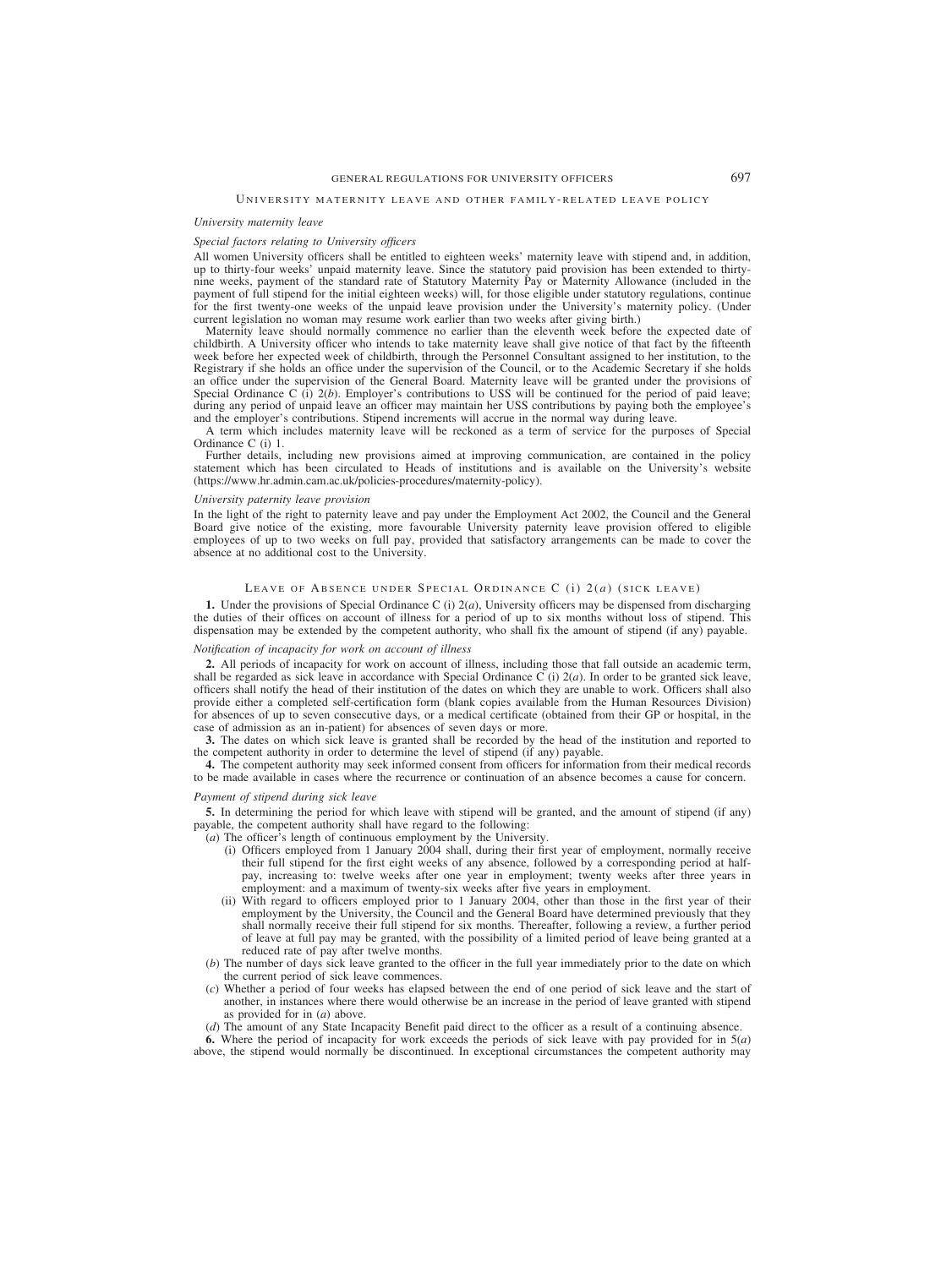## University maternity leave and other family-related leave policy

### *University maternity leave*

#### *Special factors relating to University officers*

All women University officers shall be entitled to eighteen weeks' maternity leave with stipend and, in addition, up to thirty-four weeks' unpaid maternity leave. Since the statutory paid provision has been extended to thirty-nine weeks, payment of the standard rate of Statutory Maternity Pay or Maternity Allowance (included in the payment of full stipend for the initial eighteen weeks) will, for those eligible under statutory regulations, continue for the first twenty-one weeks of the unpaid leave provision under the University's maternity policy. (Under current legislation no woman may resume work earlier than two weeks after giving birth.)

Maternity leave should normally commence no earlier than the eleventh week before the expected date of childbirth. A University officer who intends to take maternity leave shall give notice of that fact by the fifteenth week before her expected week of childbirth, through the Personnel Consultant assigned to her institution, to the Registrary if she holds an office under the supervision of the Council, or to the Academic Secretary if she holds an office under the supervision of the General Board. Maternity leave will be granted under the provisions of Special Ordinance C (i) 2(*b*). Employer's contributions to USS will be continued for the period of paid leave; during any period of unpaid leave an officer may maintain her USS contributions by paying both the employee's and the employer's contributions. Stipend increments will accrue in the normal way during leave.

A term which includes maternity leave will be reckoned as a term of service for the purposes of Special Ordinance C (i) 1.

Further details, including new provisions aimed at improving communication, are contained in the policy statement which has been circulated to Heads of institutions and is available on the University's website (https://www.hr.admin.cam.ac.uk/policies-procedures/maternity-policy).

### *University paternity leave provision*

In the light of the right to paternity leave and pay under the Employment Act 2002, the Council and the General Board give notice of the existing, more favourable University paternity leave provision offered to eligible employees of up to two weeks on full pay, provided that satisfactory arrangements can be made to cover the absence at no additional cost to the University.

## Leave of Absence under Special Ordinance C (i) 2(*a*) (sick leave)

**1.** Under the provisions of Special Ordinance C (i) 2(*a*), University officers may be dispensed from discharging the duties of their offices on account of illness for a period of up to six months without loss of stipend. This dispensation may be extended by the competent authority, who shall fix the amount of stipend (if any) payable.

### *Notification of incapacity for work on account of illness*

**2.** All periods of incapacity for work on account of illness, including those that fall outside an academic term, shall be regarded as sick leave in accordance with Special Ordinance C (i) 2(*a*). In order to be granted sick leave, officers shall notify the head of their institution of the dates on which they are unable to work. Officers shall also provide either a completed self-certification form (blank copies available from the Human Resources Division) for absences of up to seven consecutive days, or a medical certificate (obtained from their GP or hospital, in the case of admission as an in-patient) for absences of seven days or more.

**3.** The dates on which sick leave is granted shall be recorded by the head of the institution and reported to the competent authority in order to determine the level of stipend (if any) payable.

**4.** The competent authority may seek informed consent from officers for information from their medical records to be made available in cases where the recurrence or continuation of an absence becomes a cause for concern.

### *Payment of stipend during sick leave*

**5.** In determining the period for which leave with stipend will be granted, and the amount of stipend (if any) payable, the competent authority shall have regard to the following:

(*a*) The officer's length of continuous employment by the University.

- (i) Officers employed from 1 January 2004 shall, during their first year of employment, normally receive their full stipend for the first eight weeks of any absence, followed by a corresponding period at half-pay, increasing to: twelve weeks after one year in employment; twenty weeks after three years in employment: and a maximum of twenty-six weeks after five years in employment.
- (ii) With regard to officers employed prior to 1 January 2004, other than those in the first year of their employment by the University, the Council and the General Board have determined previously that they shall normally receive their full stipend for six months. Thereafter, following a review, a further period of leave at full pay may be granted, with the possibility of a limited period of leave being granted at a reduced rate of pay after twelve months.

(*b*) The number of days sick leave granted to the officer in the full year immediately prior to the date on which the current period of sick leave commences.

(*c*) Whether a period of four weeks has elapsed between the end of one period of sick leave and the start of another, in instances where there would otherwise be an increase in the period of leave granted with stipend as provided for in (*a*) above.

(*d*) The amount of any State Incapacity Benefit paid direct to the officer as a result of a continuing absence.

**6.** Where the period of incapacity for work exceeds the periods of sick leave with pay provided for in 5(*a*) above, the stipend would normally be discontinued. In exceptional circumstances the competent authority may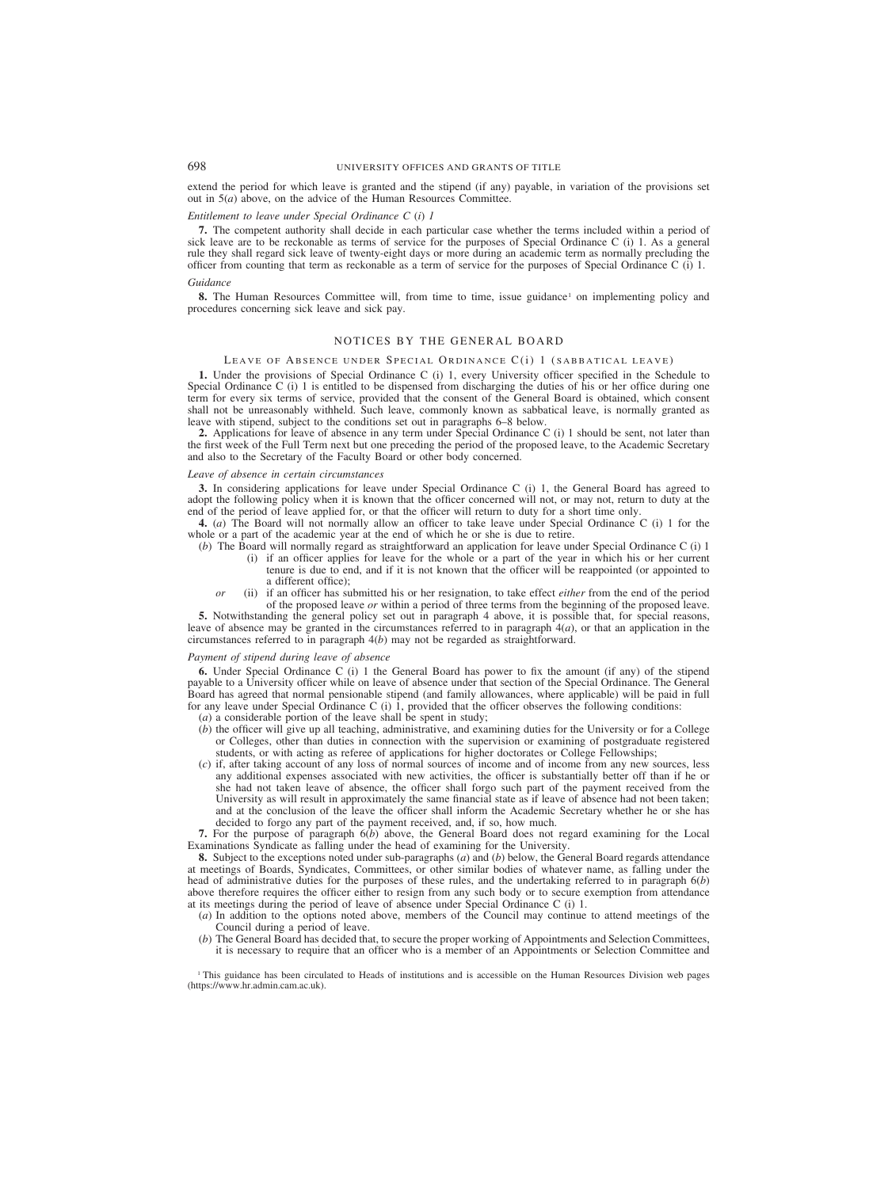extend the period for which leave is granted and the stipend (if any) payable, in variation of the provisions set out in 5(*a*) above, on the advice of the Human Resources Committee.

*Entitlement to leave under Special Ordinance C (i) 1*

**7.** The competent authority shall decide in each particular case whether the terms included within a period of sick leave are to be reckonable as terms of service for the purposes of Special Ordinance C (i) 1. As a general rule they shall regard sick leave of twenty-eight days or more during an academic term as normally precluding the officer from counting that term as reckonable as a term of service for the purposes of Special Ordinance C (i) 1.

*Guidance*

**8.** The Human Resources Committee will, from time to time, issue guidance[1] on implementing policy and procedures concerning sick leave and sick pay.

## NOTICES BY THE GENERAL BOARD

### LEAVE OF ABSENCE UNDER SPECIAL ORDINANCE C(i) 1 (SABBATICAL LEAVE)

**1.** Under the provisions of Special Ordinance C (i) 1, every University officer specified in the Schedule to Special Ordinance C (i) 1 is entitled to be dispensed from discharging the duties of his or her office during one term for every six terms of service, provided that the consent of the General Board is obtained, which consent shall not be unreasonably withheld. Such leave, commonly known as sabbatical leave, is normally granted as leave with stipend, subject to the conditions set out in paragraphs 6–8 below.

**2.** Applications for leave of absence in any term under Special Ordinance C (i) 1 should be sent, not later than the first week of the Full Term next but one preceding the period of the proposed leave, to the Academic Secretary and also to the Secretary of the Faculty Board or other body concerned.

*Leave of absence in certain circumstances*

**3.** In considering applications for leave under Special Ordinance C (i) 1, the General Board has agreed to adopt the following policy when it is known that the officer concerned will not, or may not, return to duty at the end of the period of leave applied for, or that the officer will return to duty for a short time only.

**4.** (*a*) The Board will not normally allow an officer to take leave under Special Ordinance C (i) 1 for the whole or a part of the academic year at the end of which he or she is due to retire.

(*b*) The Board will normally regard as straightforward an application for leave under Special Ordinance C (i) 1

(i) if an officer applies for leave for the whole or a part of the year in which his or her current tenure is due to end, and if it is not known that the officer will be reappointed (or appointed to a different office);

*or* (ii) if an officer has submitted his or her resignation, to take effect *either* from the end of the period of the proposed leave *or* within a period of three terms from the beginning of the proposed leave.

**5.** Notwithstanding the general policy set out in paragraph 4 above, it is possible that, for special reasons, leave of absence may be granted in the circumstances referred to in paragraph 4(*a*), or that an application in the circumstances referred to in paragraph 4(*b*) may not be regarded as straightforward.

*Payment of stipend during leave of absence*

**6.** Under Special Ordinance C (i) 1 the General Board has power to fix the amount (if any) of the stipend payable to a University officer while on leave of absence under that section of the Special Ordinance. The General Board has agreed that normal pensionable stipend (and family allowances, where applicable) will be paid in full for any leave under Special Ordinance C (i) 1, provided that the officer observes the following conditions:

(*a*) a considerable portion of the leave shall be spent in study;

(*b*) the officer will give up all teaching, administrative, and examining duties for the University or for a College or Colleges, other than duties in connection with the supervision or examining of postgraduate registered students, or with acting as referee of applications for higher doctorates or College Fellowships;

(*c*) if, after taking account of any loss of normal sources of income and of income from any new sources, less any additional expenses associated with new activities, the officer is substantially better off than if he or she had not taken leave of absence, the officer shall forgo such part of the payment received from the University as will result in approximately the same financial state as if leave of absence had not been taken; and at the conclusion of the leave the officer shall inform the Academic Secretary whether he or she has decided to forgo any part of the payment received, and, if so, how much.

**7.** For the purpose of paragraph 6(*b*) above, the General Board does not regard examining for the Local Examinations Syndicate as falling under the head of examining for the University.

**8.** Subject to the exceptions noted under sub-paragraphs (*a*) and (*b*) below, the General Board regards attendance at meetings of Boards, Syndicates, Committees, or other similar bodies of whatever name, as falling under the head of administrative duties for the purposes of these rules, and the undertaking referred to in paragraph 6(*b*) above therefore requires the officer either to resign from any such body or to secure exemption from attendance at its meetings during the period of leave of absence under Special Ordinance C (i) 1.

(*a*) In addition to the options noted above, members of the Council may continue to attend meetings of the Council during a period of leave.

(*b*) The General Board has decided that, to secure the proper working of Appointments and Selection Committees, it is necessary to require that an officer who is a member of an Appointments or Selection Committee and

[1] This guidance has been circulated to Heads of institutions and is accessible on the Human Resources Division web pages (https://www.hr.admin.cam.ac.uk).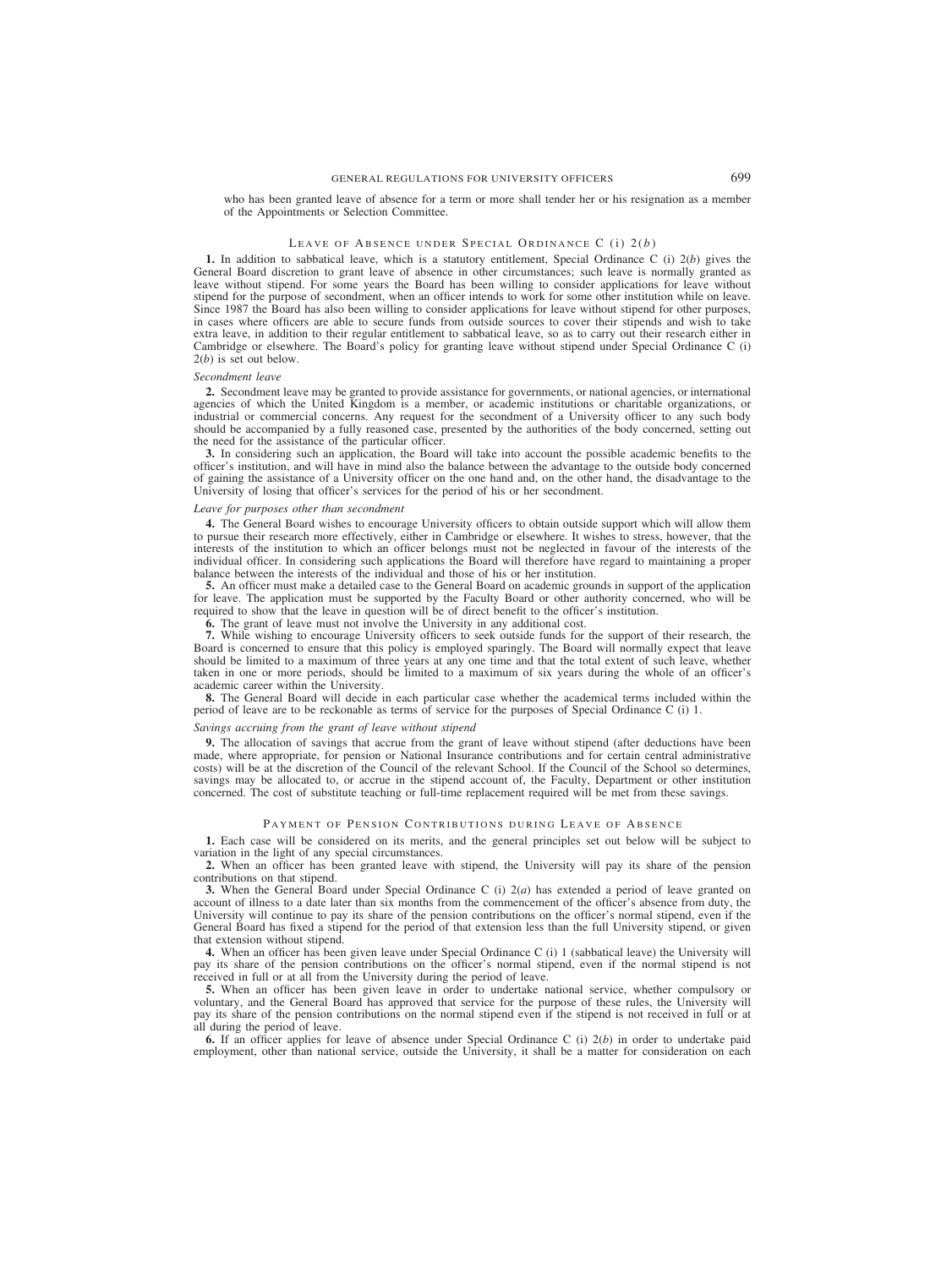who has been granted leave of absence for a term or more shall tender her or his resignation as a member of the Appointments or Selection Committee.

## Leave of Absence under Special Ordinance C (i) 2(*b*)

**1.** In addition to sabbatical leave, which is a statutory entitlement, Special Ordinance C (i) 2(*b*) gives the General Board discretion to grant leave of absence in other circumstances; such leave is normally granted as leave without stipend. For some years the Board has been willing to consider applications for leave without stipend for the purpose of secondment, when an officer intends to work for some other institution while on leave. Since 1987 the Board has also been willing to consider applications for leave without stipend for other purposes, in cases where officers are able to secure funds from outside sources to cover their stipends and wish to take extra leave, in addition to their regular entitlement to sabbatical leave, so as to carry out their research either in Cambridge or elsewhere. The Board's policy for granting leave without stipend under Special Ordinance C (i) 2(*b*) is set out below.

*Secondment leave*

**2.** Secondment leave may be granted to provide assistance for governments, or national agencies, or international agencies of which the United Kingdom is a member, or academic institutions or charitable organizations, or industrial or commercial concerns. Any request for the secondment of a University officer to any such body should be accompanied by a fully reasoned case, presented by the authorities of the body concerned, setting out the need for the assistance of the particular officer.

**3.** In considering such an application, the Board will take into account the possible academic benefits to the officer's institution, and will have in mind also the balance between the advantage to the outside body concerned of gaining the assistance of a University officer on the one hand and, on the other hand, the disadvantage to the University of losing that officer's services for the period of his or her secondment.

*Leave for purposes other than secondment*

**4.** The General Board wishes to encourage University officers to obtain outside support which will allow them to pursue their research more effectively, either in Cambridge or elsewhere. It wishes to stress, however, that the interests of the institution to which an officer belongs must not be neglected in favour of the interests of the individual officer. In considering such applications the Board will therefore have regard to maintaining a proper balance between the interests of the individual and those of his or her institution.

**5.** An officer must make a detailed case to the General Board on academic grounds in support of the application for leave. The application must be supported by the Faculty Board or other authority concerned, who will be required to show that the leave in question will be of direct benefit to the officer's institution.

**6.** The grant of leave must not involve the University in any additional cost.

**7.** While wishing to encourage University officers to seek outside funds for the support of their research, the Board is concerned to ensure that this policy is employed sparingly. The Board will normally expect that leave should be limited to a maximum of three years at any one time and that the total extent of such leave, whether taken in one or more periods, should be limited to a maximum of six years during the whole of an officer's academic career within the University.

**8.** The General Board will decide in each particular case whether the academical terms included within the period of leave are to be reckonable as terms of service for the purposes of Special Ordinance C (i) 1.

*Savings accruing from the grant of leave without stipend*

**9.** The allocation of savings that accrue from the grant of leave without stipend (after deductions have been made, where appropriate, for pension or National Insurance contributions and for certain central administrative costs) will be at the discretion of the Council of the relevant School. If the Council of the School so determines, savings may be allocated to, or accrue in the stipend account of, the Faculty, Department or other institution concerned. The cost of substitute teaching or full-time replacement required will be met from these savings.

## Payment of Pension Contributions during Leave of Absence

**1.** Each case will be considered on its merits, and the general principles set out below will be subject to variation in the light of any special circumstances.

**2.** When an officer has been granted leave with stipend, the University will pay its share of the pension contributions on that stipend.

**3.** When the General Board under Special Ordinance C (i) 2(*a*) has extended a period of leave granted on account of illness to a date later than six months from the commencement of the officer's absence from duty, the University will continue to pay its share of the pension contributions on the officer's normal stipend, even if the General Board has fixed a stipend for the period of that extension less than the full University stipend, or given that extension without stipend.

**4.** When an officer has been given leave under Special Ordinance C (i) 1 (sabbatical leave) the University will pay its share of the pension contributions on the officer's normal stipend, even if the normal stipend is not received in full or at all from the University during the period of leave.

**5.** When an officer has been given leave in order to undertake national service, whether compulsory or voluntary, and the General Board has approved that service for the purpose of these rules, the University will pay its share of the pension contributions on the normal stipend even if the stipend is not received in full or at all during the period of leave.

**6.** If an officer applies for leave of absence under Special Ordinance C (i) 2(*b*) in order to undertake paid employment, other than national service, outside the University, it shall be a matter for consideration on each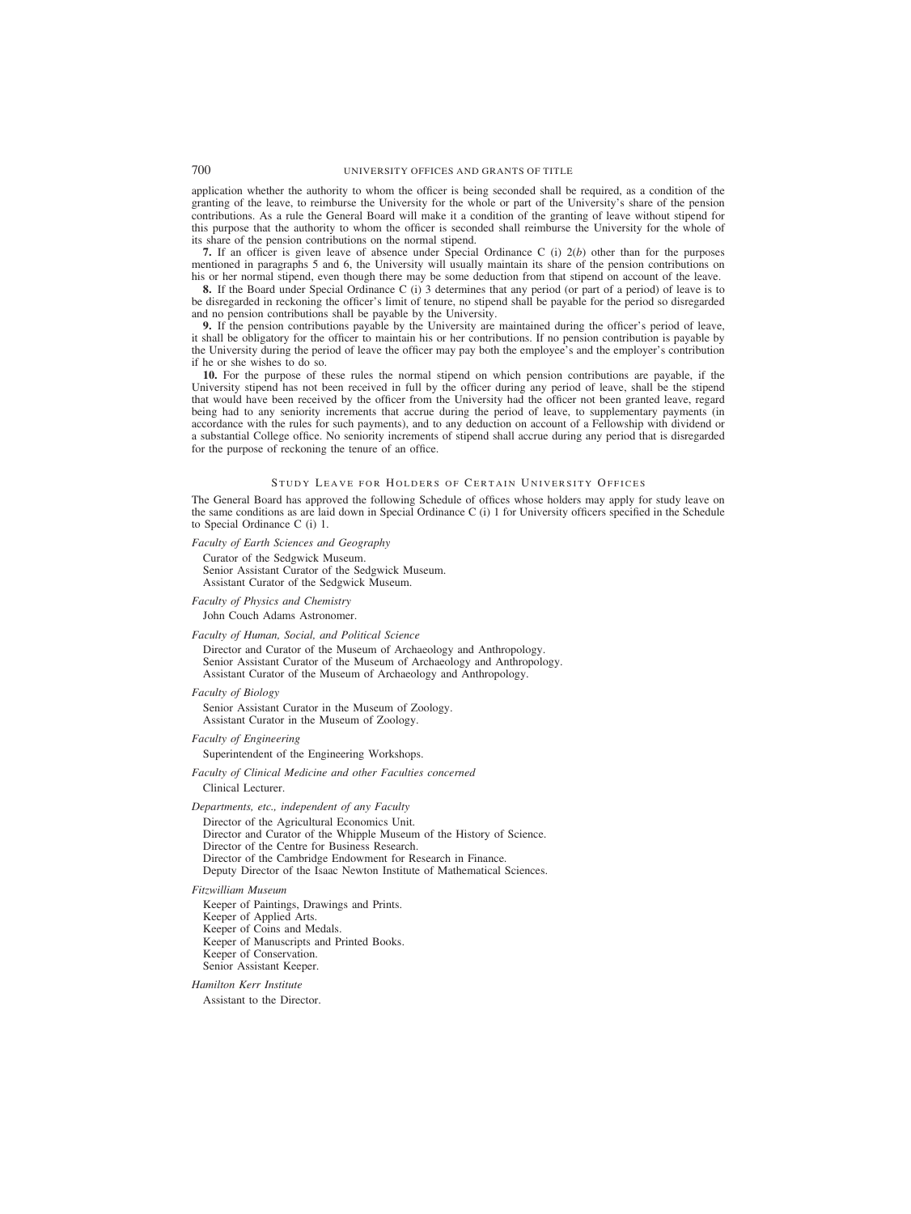application whether the authority to whom the officer is being seconded shall be required, as a condition of the granting of the leave, to reimburse the University for the whole or part of the University's share of the pension contributions. As a rule the General Board will make it a condition of the granting of leave without stipend for this purpose that the authority to whom the officer is seconded shall reimburse the University for the whole of its share of the pension contributions on the normal stipend.

**7.** If an officer is given leave of absence under Special Ordinance C (i) 2(*b*) other than for the purposes mentioned in paragraphs 5 and 6, the University will usually maintain its share of the pension contributions on his or her normal stipend, even though there may be some deduction from that stipend on account of the leave.

**8.** If the Board under Special Ordinance C (i) 3 determines that any period (or part of a period) of leave is to be disregarded in reckoning the officer's limit of tenure, no stipend shall be payable for the period so disregarded and no pension contributions shall be payable by the University.

**9.** If the pension contributions payable by the University are maintained during the officer's period of leave, it shall be obligatory for the officer to maintain his or her contributions. If no pension contribution is payable by the University during the period of leave the officer may pay both the employee's and the employer's contribution if he or she wishes to do so.

**10.** For the purpose of these rules the normal stipend on which pension contributions are payable, if the University stipend has not been received in full by the officer during any period of leave, shall be the stipend that would have been received by the officer from the University had the officer not been granted leave, regard being had to any seniority increments that accrue during the period of leave, to supplementary payments (in accordance with the rules for such payments), and to any deduction on account of a Fellowship with dividend or a substantial College office. No seniority increments of stipend shall accrue during any period that is disregarded for the purpose of reckoning the tenure of an office.

## Study Leave for Holders of Certain University Offices

The General Board has approved the following Schedule of offices whose holders may apply for study leave on the same conditions as are laid down in Special Ordinance C (i) 1 for University officers specified in the Schedule to Special Ordinance C (i) 1.

*Faculty of Earth Sciences and Geography*

Curator of the Sedgwick Museum.
Senior Assistant Curator of the Sedgwick Museum.
Assistant Curator of the Sedgwick Museum.

*Faculty of Physics and Chemistry*

John Couch Adams Astronomer.

*Faculty of Human, Social, and Political Science*

Director and Curator of the Museum of Archaeology and Anthropology.
Senior Assistant Curator of the Museum of Archaeology and Anthropology.
Assistant Curator of the Museum of Archaeology and Anthropology.

*Faculty of Biology*

Senior Assistant Curator in the Museum of Zoology.
Assistant Curator in the Museum of Zoology.

*Faculty of Engineering*

Superintendent of the Engineering Workshops.

*Faculty of Clinical Medicine and other Faculties concerned*

Clinical Lecturer.

*Departments, etc., independent of any Faculty*

Director of the Agricultural Economics Unit.
Director and Curator of the Whipple Museum of the History of Science.
Director of the Centre for Business Research.
Director of the Cambridge Endowment for Research in Finance.
Deputy Director of the Isaac Newton Institute of Mathematical Sciences.

*Fitzwilliam Museum*

Keeper of Paintings, Drawings and Prints.
Keeper of Applied Arts.
Keeper of Coins and Medals.
Keeper of Manuscripts and Printed Books.
Keeper of Conservation.
Senior Assistant Keeper.

*Hamilton Kerr Institute*

Assistant to the Director.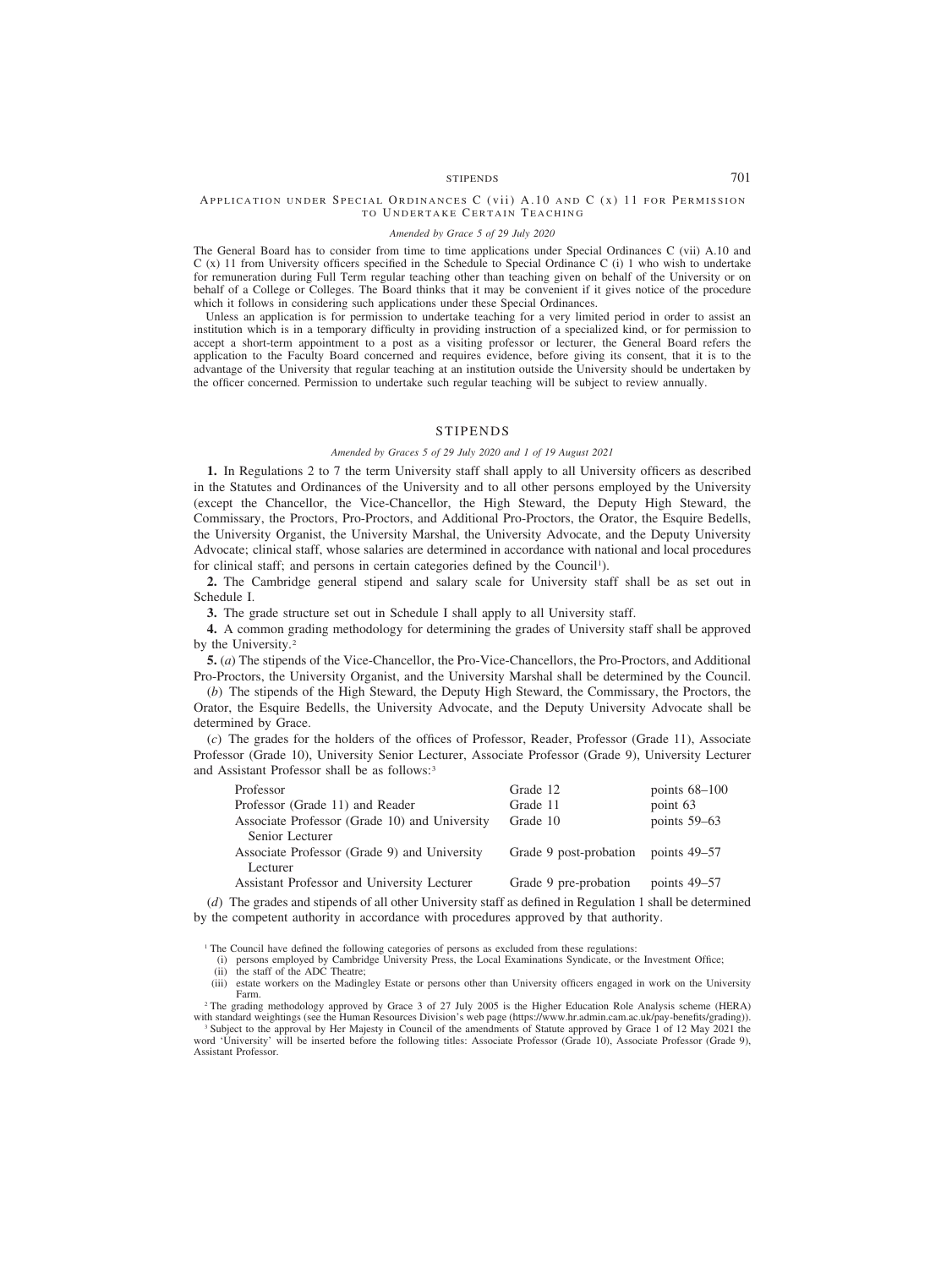## Application under Special Ordinances C (vii) A.10 and C (x) 11 for Permission to Undertake Certain Teaching

*Amended by Grace 5 of 29 July 2020*

The General Board has to consider from time to time applications under Special Ordinances C (vii) A.10 and C (x) 11 from University officers specified in the Schedule to Special Ordinance C (i) 1 who wish to undertake for remuneration during Full Term regular teaching other than teaching given on behalf of the University or on behalf of a College or Colleges. The Board thinks that it may be convenient if it gives notice of the procedure which it follows in considering such applications under these Special Ordinances.

Unless an application is for permission to undertake teaching for a very limited period in order to assist an institution which is in a temporary difficulty in providing instruction of a specialized kind, or for permission to accept a short-term appointment to a post as a visiting professor or lecturer, the General Board refers the application to the Faculty Board concerned and requires evidence, before giving its consent, that it is to the advantage of the University that regular teaching at an institution outside the University should be undertaken by the officer concerned. Permission to undertake such regular teaching will be subject to review annually.

## STIPENDS

*Amended by Graces 5 of 29 July 2020 and 1 of 19 August 2021*

**1.** In Regulations 2 to 7 the term University staff shall apply to all University officers as described in the Statutes and Ordinances of the University and to all other persons employed by the University (except the Chancellor, the Vice-Chancellor, the High Steward, the Deputy High Steward, the Commissary, the Proctors, Pro-Proctors, and Additional Pro-Proctors, the Orator, the Esquire Bedells, the University Organist, the University Marshal, the University Advocate, and the Deputy University Advocate; clinical staff, whose salaries are determined in accordance with national and local procedures for clinical staff; and persons in certain categories defined by the Council[1]).

**2.** The Cambridge general stipend and salary scale for University staff shall be as set out in Schedule I.

**3.** The grade structure set out in Schedule I shall apply to all University staff.

**4.** A common grading methodology for determining the grades of University staff shall be approved by the University.[2]

**5.** (*a*) The stipends of the Vice-Chancellor, the Pro-Vice-Chancellors, the Pro-Proctors, and Additional Pro-Proctors, the University Organist, and the University Marshal shall be determined by the Council.

(*b*) The stipends of the High Steward, the Deputy High Steward, the Commissary, the Proctors, the Orator, the Esquire Bedells, the University Advocate, and the Deputy University Advocate shall be determined by Grace.

(*c*) The grades for the holders of the offices of Professor, Reader, Professor (Grade 11), Associate Professor (Grade 10), University Senior Lecturer, Associate Professor (Grade 9), University Lecturer and Assistant Professor shall be as follows:[3]

| | | |
|---|---|---|
| Professor | Grade 12 | points 68–100 |
| Professor (Grade 11) and Reader | Grade 11 | point 63 |
| Associate Professor (Grade 10) and University Senior Lecturer | Grade 10 | points 59–63 |
| Associate Professor (Grade 9) and University Lecturer | Grade 9 post-probation | points 49–57 |
| Assistant Professor and University Lecturer | Grade 9 pre-probation | points 49–57 |

(*d*) The grades and stipends of all other University staff as defined in Regulation 1 shall be determined by the competent authority in accordance with procedures approved by that authority.

[1] The Council have defined the following categories of persons as excluded from these regulations:
- (i) persons employed by Cambridge University Press, the Local Examinations Syndicate, or the Investment Office;
- (ii) the staff of the ADC Theatre;
- (iii) estate workers on the Madingley Estate or persons other than University officers engaged in work on the University Farm.

[2] The grading methodology approved by Grace 3 of 27 July 2005 is the Higher Education Role Analysis scheme (HERA) with standard weightings (see the Human Resources Division's web page (https://www.hr.admin.cam.ac.uk/pay-benefits/grading)).

[3] Subject to the approval by Her Majesty in Council of the amendments of Statute approved by Grace 1 of 12 May 2021 the word 'University' will be inserted before the following titles: Associate Professor (Grade 10), Associate Professor (Grade 9), Assistant Professor.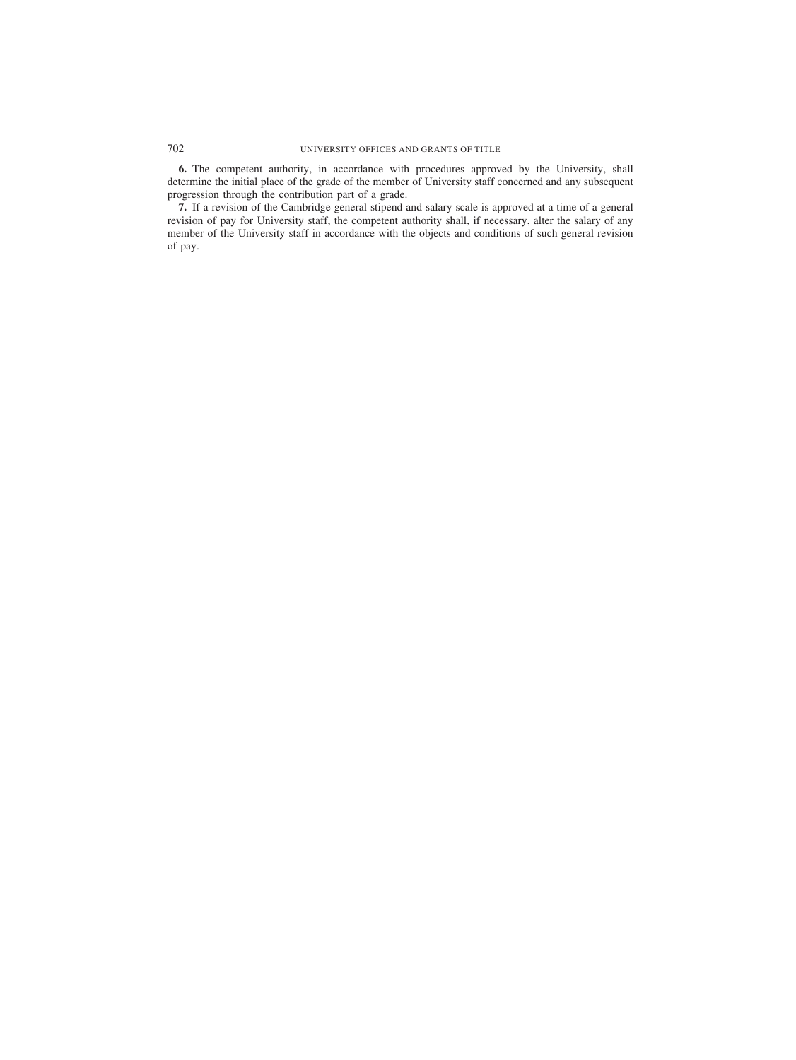**6.** The competent authority, in accordance with procedures approved by the University, shall determine the initial place of the grade of the member of University staff concerned and any subsequent progression through the contribution part of a grade.

**7.** If a revision of the Cambridge general stipend and salary scale is approved at a time of a general revision of pay for University staff, the competent authority shall, if necessary, alter the salary of any member of the University staff in accordance with the objects and conditions of such general revision of pay.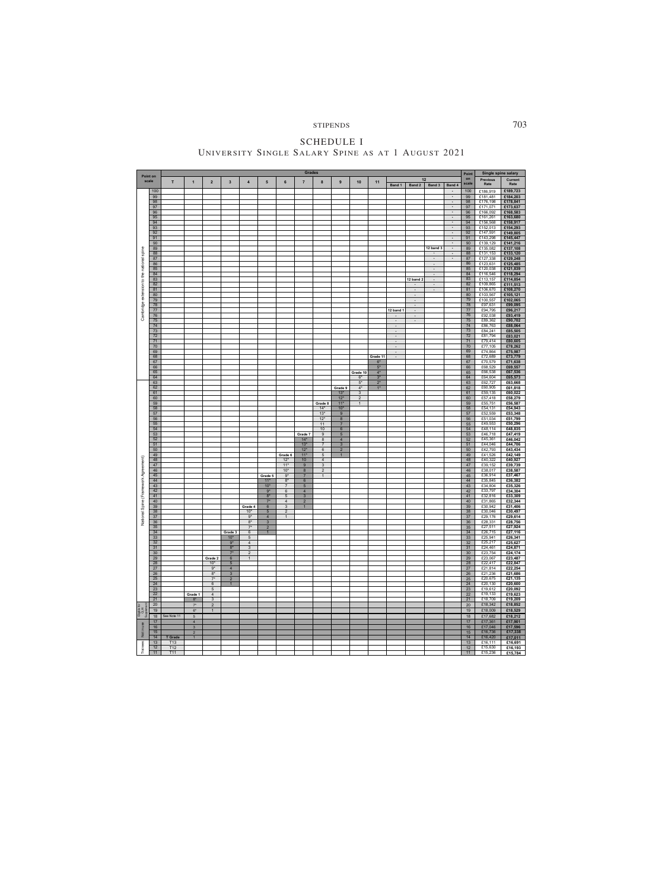# SCHEDULE I

## University Single Salary Spine as at 1 August 2021

| | Point on scale | Grades | | | | | | | | | | | | | | | | Point on scale | Single spine salary | |
|---|---|---|---|---|---|---|---|---|---|---|---|---|---|---|---|---|---|---|---|---|
| | | T | 1 | 2 | 3 | 4 | 5 | 6 | 7 | 8 | 9 | 10 | 11 | 12 | | | | | Previous Rate | Current Rate |
| | | | | | | | | | | | | | | Band 1 | Band 2 | Band 3 | Band 4 | | | |
| Cambridge extension to the national spine | 100 | | | | | | | | | | | | | | | | · | 100 | £186,919 | £189,723 |
| | 99 | | | | | | | | | | | | | | | | · | 99 | £181,481 | £184,203 |
| | 98 | | | | | | | | | | | | | | | | · | 98 | £176,198 | £178,841 |
| | 97 | | | | | | | | | | | | | | | | · | 97 | £171,071 | £173,637 |
| | 96 | | | | | | | | | | | | | | | | · | 96 | £166,092 | £168,583 |
| | 95 | | | | | | | | | | | | | | | | · | 95 | £161,261 | £163,680 |
| | 94 | | | | | | | | | | | | | | | | · | 94 | £156,568 | £158,917 |
| | 93 | | | | | | | | | | | | | | | | · | 93 | £152,013 | £154,293 |
| | 92 | | | | | | | | | | | | | | | | · | 92 | £147,591 | £149,805 |
| | 91 | | | | | | | | | | | | | | | | · | 91 | £143,298 | £145,447 |
| | 90 | | | | | | | | | | | | | | | | · | 90 | £139,129 | £141,216 |
| | 89 | | | | | | | | | | | | | | | 12 band 3 | · | 89 | £135,082 | £137,108 |
| | 88 | | | | | | | | | | | | | | | · | · | 88 | £131,153 | £133,120 |
| | 87 | | | | | | | | | | | | | | | · | · | 87 | £127,338 | £129,248 |
| | 86 | | | | | | | | | | | | | | | · | | 86 | £123,631 | £125,485 |
| | 85 | | | | | | | | | | | | | | | · | | 85 | £120,038 | £121,839 |
| | 84 | | | | | | | | | | | | | | | · | | 84 | £116,546 | £118,294 |
| | 83 | | | | | | | | | | | | | | 12 band 2 | · | | 83 | £113,157 | £114,854 |
| | 82 | | | | | | | | | | | | | | · | · | | 82 | £109,865 | £111,513 |
| | 81 | | | | | | | | | | | | | | · | · | | 81 | £106,670 | £108,270 |
| | 80 | | | | | | | | | | | | | | · | | | 80 | £103,567 | £105,121 |
| | 79 | | | | | | | | | | | | | | · | | | 79 | £100,557 | £102,065 |
| | 78 | | | | | | | | | | | | | | · | | | 78 | £97,631 | £99,095 |
| | 77 | | | | | | | | | | | | | 12 band 1 | · | | | 77 | £94,795 | £96,217 |
| | 76 | | | | | | | | | | | | | · | · | | | 76 | £92,038 | £93,419 |
| | 75 | | | | | | | | | | | | | · | · | | | 75 | £89,362 | £90,702 |
| | 74 | | | | | | | | | | | | | · | | | | 74 | £86,763 | £88,064 |
| | 73 | | | | | | | | | | | | | · | | | | 73 | £84,241 | £85,505 |
| | 72 | | | | | | | | | | | | | · | | | | 72 | £81,794 | £83,021 |
| | 71 | | | | | | | | | | | | | · | | | | 71 | £79,414 | £80,605 |
| | 70 | | | | | | | | | | | | | · | | | | 70 | £77,106 | £78,262 |
| | 69 | | | | | | | | | | | | | · | | | | 69 | £74,864 | £75,987 |
| | 68 | | | | | | | | | | | | Grade 11 | · | | | | 68 | £72,689 | £73,779 |
| | 67 | | | | | | | | | | | | 6* | | | | | 67 | £70,579 | £71,638 |
| | 66 | | | | | | | | | | | | 5* | | | | | 66 | £68,529 | £69,557 |
| | 65 | | | | | | | | | | | Grade 10 | 4* | | | | | 65 | £66,538 | £67,536 |
| | 64 | | | | | | | | | | | 6* | 3* | | | | | 64 | £64,604 | £65,573 |
| National Spine (Framework Agreement) | 63 | | | | | | | | | | | 5* | 2* | | | | | 63 | £62,727 | £63,668 |
| | 62 | | | | | | | | | | Grade 9 | 4* | 1* | | | | | 62 | £60,905 | £61,818 |
| | 61 | | | | | | | | | | 13* | 3 | | | | | | 61 | £59,135 | £60,022 |
| | 60 | | | | | | | | | | 12* | 2 | | | | | | 60 | £57,418 | £58,279 |
| | 59 | | | | | | | | | Grade 8 | 11* | 1 | | | | | | 59 | £55,751 | £56,587 |
| | 58 | | | | | | | | | 14* | 10* | | | | | | | 58 | £54,131 | £54,943 |
| | 57 | | | | | | | | | 13* | 9 | | | | | | | 57 | £52,559 | £53,348 |
| | 56 | | | | | | | | | 12* | 8 | | | | | | | 56 | £51,034 | £51,799 |
| | 55 | | | | | | | | | 11 | 7 | | | | | | | 55 | £49,553 | £50,296 |
| | 54 | | | | | | | | | 10 | 6 | | | | | | | 54 | £48,114 | £48,835 |
| | 53 | | | | | | | | Grade 7 | 9 | 5 | | | | | | | 53 | £46,718 | £47,419 |
| | 52 | | | | | | | | 14* | 8 | 4 | | | | | | | 52 | £45,361 | £46,042 |
| | 51 | | | | | | | | 13* | 7 | 3 | | | | | | | 51 | £44,045 | £44,706 |
| | 50 | | | | | | | | 12* | 6 | 2 | | | | | | | 50 | £42,793 | £43,434 |
| | 49 | | | | | | | Grade 6 | 11* | 5 | 1 | | | | | | | 49 | £41,526 | £42,149 |
| | 48 | | | | | | | 12* | 10 | 4 | | | | | | | | 48 | £40,322 | £40,927 |
| | 47 | | | | | | | 11* | 9 | 3 | | | | | | | | 47 | £39,152 | £39,739 |
| | 46 | | | | | | | 10* | 8 | 2 | | | | | | | | 46 | £38,017 | £38,587 |
| | 45 | | | | | | Grade 5 | 9* | 7 | 1 | | | | | | | | 45 | £36,914 | £37,467 |
| | 44 | | | | | | 11* | 8* | 6 | | | | | | | | | 44 | £35,845 | £36,382 |
| | 43 | | | | | | 10* | 7 | 5 | | | | | | | | | 43 | £34,804 | £35,326 |
| | 42 | | | | | | 9* | 6 | 4 | | | | | | | | | 42 | £33,797 | £34,304 |
| | 41 | | | | | | 8* | 5 | 3 | | | | | | | | | 41 | £32,816 | £33,309 |
| | 40 | | | | | | 7* | 4 | 2 | | | | | | | | | 40 | £31,865 | £32,344 |
| | 39 | | | | | Grade 4 | 6 | 3 | 1 | | | | | | | | | 39 | £30,942 | £31,406 |
| | 38 | | | | | 10* | 5 | 2 | | | | | | | | | | 38 | £30,046 | £30,497 |
| | 37 | | | | | 9* | 4 | 1 | | | | | | | | | | 37 | £29,176 | £29,614 |
| | 36 | | | | | 8* | 3 | | | | | | | | | | | 36 | £28,331 | £28,756 |
| | 35 | | | | | 7* | 2 | | | | | | | | | | | 35 | £27,511 | £27,924 |
| | 34 | | | | Grade 3 | 6 | 1 | | | | | | | | | | | 34 | £26,715 | £27,116 |
| | 33 | | | | 10* | 5 | | | | | | | | | | | | 33 | £25,941 | £26,341 |
| | 32 | | | | 9* | 4 | | | | | | | | | | | | 32 | £25,217 | £25,627 |
| | 31 | | | | 8* | 3 | | | | | | | | | | | | 31 | £24,461 | £24,871 |
| | 30 | | | | 7* | 2 | | | | | | | | | | | | 30 | £23,754 | £24,174 |
| | 29 | | | Grade 2 | 6 | 1 | | | | | | | | | | | | 29 | £23,067 | £23,487 |
| | 28 | | | 10* | 5 | | | | | | | | | | | | | 28 | £22,417 | £22,847 |
| | 27 | | | 9* | 4 | | | | | | | | | | | | | 27 | £21,814 | £22,254 |
| | 26 | | | 8* | 3 | | | | | | | | | | | | | 26 | £21,236 | £21,686 |
| | 25 | | | 7* | 2 | | | | | | | | | | | | | 25 | £20,675 | £21,135 |
| | 24 | | | 6 | 1 | | | | | | | | | | | | | 24 | £20,130 | £20,600 |
| | 23 | | | 5 | | | | | | | | | | | | | | 23 | £19,612 | £20,092 |
| | 22 | | Grade 1 | 4 | | | | | | | | | | | | | | 22 | £19,133 | £19,623 |
| | 21 | | 8* | 3 | | | | | | | | | | | | | | 21 | £18,709 | £19,209 |
| Eligible for Cambridge Supplement | 20 | | 7* | 2 | | | | | | | | | | | | | | 20 | £18,342 | £18,852 |
| | 19 | | 6* | 1 | | | | | | | | | | | | | | 19 | £18,009 | £18,529 |
| | 18 | See Note 11 | 5 | | | | | | | | | | | | | | | 18 | £17,682 | £18,212 |
| | 17 | | 4 | | | | | | | | | | | | | | | 17 | £17,361 | £17,901 |
| | 16 | | 3 | | | | | | | | | | | | | | | 16 | £17,046 | £17,596 |
| | 15 | | 2 | | | | | | | | | | | | | | | 15 | £16,736 | £17,338 |
| | 14 | T Grade | 1 | | | | | | | | | | | | | | | 14 | £16,420 | £17,011 |
| Trainees | 13 | T13 | | | | | | | | | | | | | | | | 13 | £16,111 | £16,691 |
| | 12 | T12 | | | | | | | | | | | | | | | | 12 | £15,830 | £16,193 |
| | 11 | T11 | | | | | | | | | | | | | | | | 11 | £15,236 | £15,784 |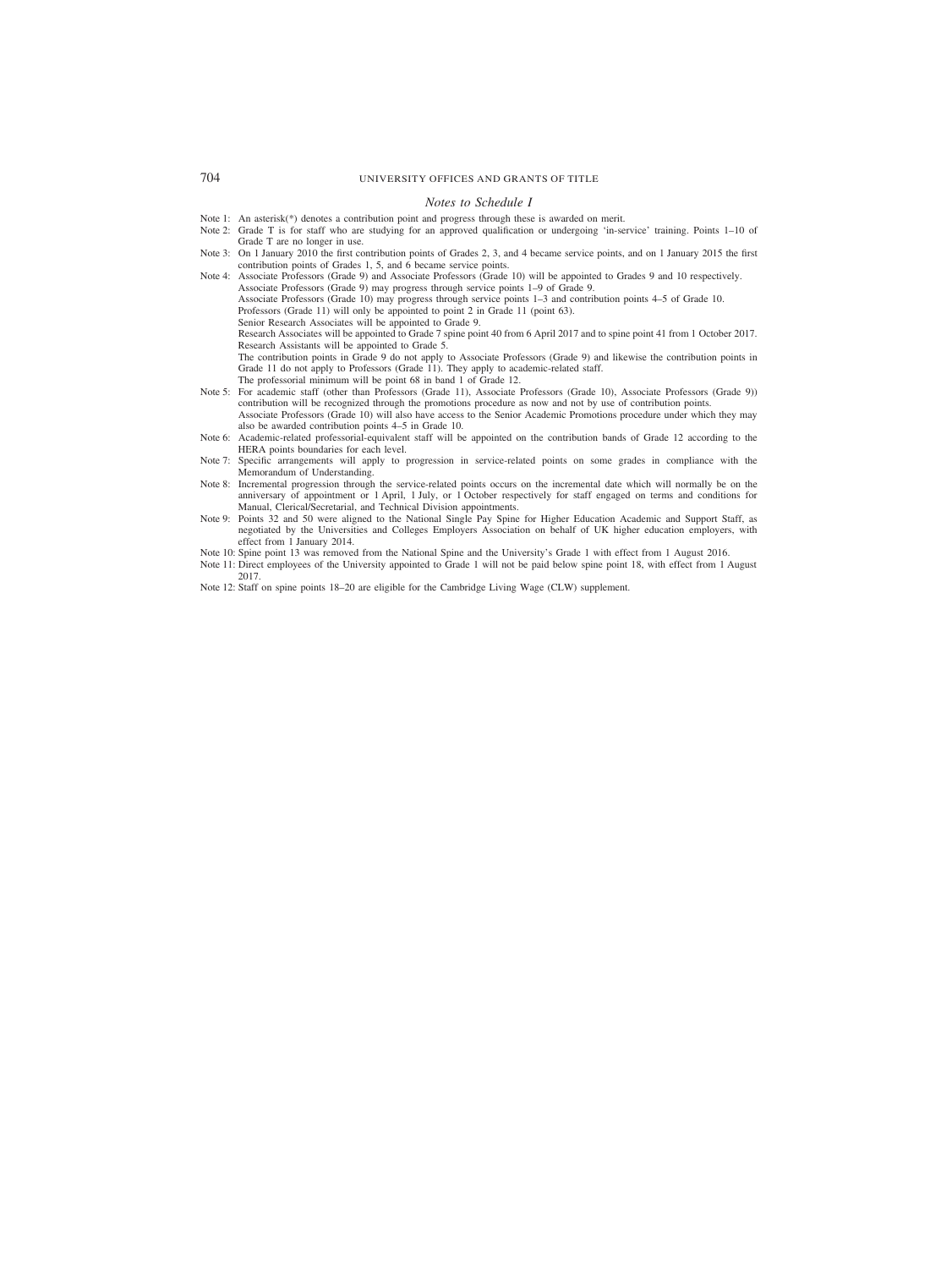*Notes to Schedule I*

Note 1: An asterisk(*) denotes a contribution point and progress through these is awarded on merit.

Note 2: Grade T is for staff who are studying for an approved qualification or undergoing 'in-service' training. Points 1–10 of Grade T are no longer in use.

Note 3: On 1 January 2010 the first contribution points of Grades 2, 3, and 4 became service points, and on 1 January 2015 the first contribution points of Grades 1, 5, and 6 became service points.

Note 4: Associate Professors (Grade 9) and Associate Professors (Grade 10) will be appointed to Grades 9 and 10 respectively.
Associate Professors (Grade 9) may progress through service points 1–9 of Grade 9.
Associate Professors (Grade 10) may progress through service points 1–3 and contribution points 4–5 of Grade 10.
Professors (Grade 11) will only be appointed to point 2 in Grade 11 (point 63).
Senior Research Associates will be appointed to Grade 9.
Research Associates will be appointed to Grade 7 spine point 40 from 6 April 2017 and to spine point 41 from 1 October 2017.
Research Assistants will be appointed to Grade 5.
The contribution points in Grade 9 do not apply to Associate Professors (Grade 9) and likewise the contribution points in Grade 11 do not apply to Professors (Grade 11). They apply to academic-related staff.
The professorial minimum will be point 68 in band 1 of Grade 12.

Note 5: For academic staff (other than Professors (Grade 11), Associate Professors (Grade 10), Associate Professors (Grade 9)) contribution will be recognized through the promotions procedure as now and not by use of contribution points.
Associate Professors (Grade 10) will also have access to the Senior Academic Promotions procedure under which they may also be awarded contribution points 4–5 in Grade 10.

Note 6: Academic-related professorial-equivalent staff will be appointed on the contribution bands of Grade 12 according to the HERA points boundaries for each level.

Note 7: Specific arrangements will apply to progression in service-related points on some grades in compliance with the Memorandum of Understanding.

Note 8: Incremental progression through the service-related points occurs on the incremental date which will normally be on the anniversary of appointment or 1 April, 1 July, or 1 October respectively for staff engaged on terms and conditions for Manual, Clerical/Secretarial, and Technical Division appointments.

Note 9: Points 32 and 50 were aligned to the National Single Pay Spine for Higher Education Academic and Support Staff, as negotiated by the Universities and Colleges Employers Association on behalf of UK higher education employers, with effect from 1 January 2014.

Note 10: Spine point 13 was removed from the National Spine and the University's Grade 1 with effect from 1 August 2016.

Note 11: Direct employees of the University appointed to Grade 1 will not be paid below spine point 18, with effect from 1 August 2017.

Note 12: Staff on spine points 18–20 are eligible for the Cambridge Living Wage (CLW) supplement.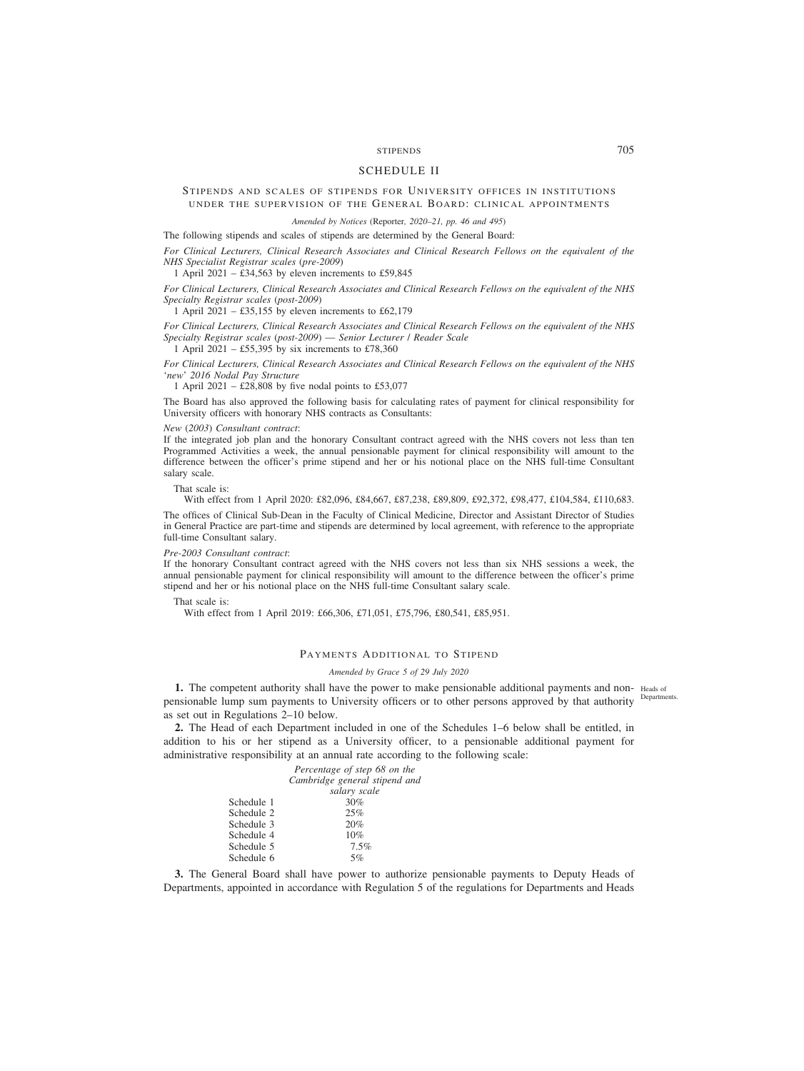## SCHEDULE II

### STIPENDS AND SCALES OF STIPENDS FOR UNIVERSITY OFFICES IN INSTITUTIONS UNDER THE SUPERVISION OF THE GENERAL BOARD: CLINICAL APPOINTMENTS

*Amended by Notices (Reporter, 2020–21, pp. 46 and 495)*

The following stipends and scales of stipends are determined by the General Board:

*For Clinical Lecturers, Clinical Research Associates and Clinical Research Fellows on the equivalent of the NHS Specialist Registrar scales (pre-2009)*

1 April 2021 – £34,563 by eleven increments to £59,845

*For Clinical Lecturers, Clinical Research Associates and Clinical Research Fellows on the equivalent of the NHS Specialty Registrar scales (post-2009)*

1 April 2021 – £35,155 by eleven increments to £62,179

*For Clinical Lecturers, Clinical Research Associates and Clinical Research Fellows on the equivalent of the NHS Specialty Registrar scales (post-2009) — Senior Lecturer / Reader Scale*

1 April 2021 – £55,395 by six increments to £78,360

*For Clinical Lecturers, Clinical Research Associates and Clinical Research Fellows on the equivalent of the NHS 'new' 2016 Nodal Pay Structure*

1 April 2021 – £28,808 by five nodal points to £53,077

The Board has also approved the following basis for calculating rates of payment for clinical responsibility for University officers with honorary NHS contracts as Consultants:

*New (2003) Consultant contract*:

If the integrated job plan and the honorary Consultant contract agreed with the NHS covers not less than ten Programmed Activities a week, the annual pensionable payment for clinical responsibility will amount to the difference between the officer's prime stipend and her or his notional place on the NHS full-time Consultant salary scale.

That scale is:

With effect from 1 April 2020: £82,096, £84,667, £87,238, £89,809, £92,372, £98,477, £104,584, £110,683.

The offices of Clinical Sub-Dean in the Faculty of Clinical Medicine, Director and Assistant Director of Studies in General Practice are part-time and stipends are determined by local agreement, with reference to the appropriate full-time Consultant salary.

*Pre-2003 Consultant contract*:

If the honorary Consultant contract agreed with the NHS covers not less than six NHS sessions a week, the annual pensionable payment for clinical responsibility will amount to the difference between the officer's prime stipend and her or his notional place on the NHS full-time Consultant salary scale.

That scale is:

With effect from 1 April 2019: £66,306, £71,051, £75,796, £80,541, £85,951.

### PAYMENTS ADDITIONAL TO STIPEND

*Amended by Grace 5 of 29 July 2020*

Heads of Departments.

**1.** The competent authority shall have the power to make pensionable additional payments and non-pensionable lump sum payments to University officers or to other persons approved by that authority as set out in Regulations 2–10 below.

**2.** The Head of each Department included in one of the Schedules 1–6 below shall be entitled, in addition to his or her stipend as a University officer, to a pensionable additional payment for administrative responsibility at an annual rate according to the following scale:

| | *Percentage of step 68 on the Cambridge general stipend and salary scale* |
|---|---|
| Schedule 1 | 30% |
| Schedule 2 | 25% |
| Schedule 3 | 20% |
| Schedule 4 | 10% |
| Schedule 5 | 7.5% |
| Schedule 6 | 5% |

**3.** The General Board shall have power to authorize pensionable payments to Deputy Heads of Departments, appointed in accordance with Regulation 5 of the regulations for Departments and Heads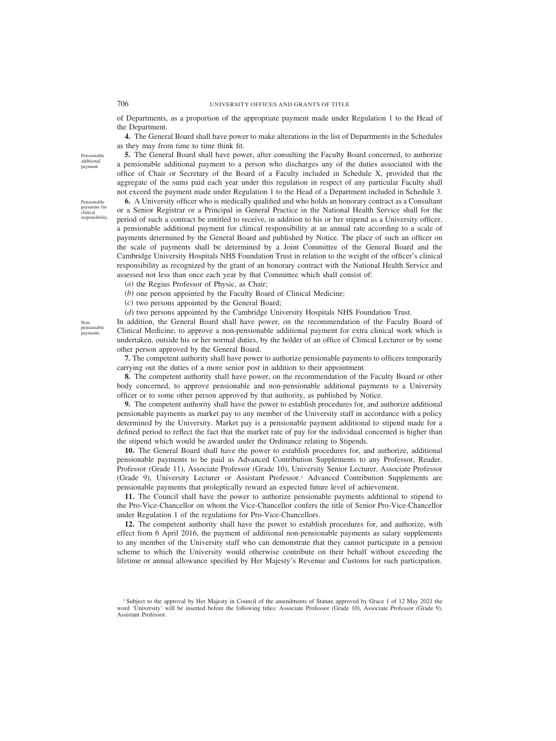of Departments, as a proportion of the appropriate payment made under Regulation 1 to the Head of the Department.

**4.** The General Board shall have power to make alterations in the list of Departments in the Schedules as they may from time to time think fit.

Pensionable additional payment.

**5.** The General Board shall have power, after consulting the Faculty Board concerned, to authorize a pensionable additional payment to a person who discharges any of the duties associated with the office of Chair or Secretary of the Board of a Faculty included in Schedule X, provided that the aggregate of the sums paid each year under this regulation in respect of any particular Faculty shall not exceed the payment made under Regulation 1 to the Head of a Department included in Schedule 3.

Pensionable payments for clinical responsibility.

**6.** A University officer who is medically qualified and who holds an honorary contract as a Consultant or a Senior Registrar or a Principal in General Practice in the National Health Service shall for the period of such a contract be entitled to receive, in addition to his or her stipend as a University officer, a pensionable additional payment for clinical responsibility at an annual rate according to a scale of payments determined by the General Board and published by Notice. The place of such an officer on the scale of payments shall be determined by a Joint Committee of the General Board and the Cambridge University Hospitals NHS Foundation Trust in relation to the weight of the officer's clinical responsibility as recognized by the grant of an honorary contract with the National Health Service and assessed not less than once each year by that Committee which shall consist of:

(*a*) the Regius Professor of Physic, as Chair;

(*b*) one person appointed by the Faculty Board of Clinical Medicine;

(*c*) two persons appointed by the General Board;

(*d*) two persons appointed by the Cambridge University Hospitals NHS Foundation Trust.

Non-pensionable payments.

In addition, the General Board shall have power, on the recommendation of the Faculty Board of Clinical Medicine, to approve a non-pensionable additional payment for extra clinical work which is undertaken, outside his or her normal duties, by the holder of an office of Clinical Lecturer or by some other person approved by the General Board.

**7.** The competent authority shall have power to authorize pensionable payments to officers temporarily carrying out the duties of a more senior post in addition to their appointment.

**8.** The competent authority shall have power, on the recommendation of the Faculty Board or other body concerned, to approve pensionable and non-pensionable additional payments to a University officer or to some other person approved by that authority, as published by Notice.

**9.** The competent authority shall have the power to establish procedures for, and authorize additional pensionable payments as market pay to any member of the University staff in accordance with a policy determined by the University. Market pay is a pensionable payment additional to stipend made for a defined period to reflect the fact that the market rate of pay for the individual concerned is higher than the stipend which would be awarded under the Ordinance relating to Stipends.

**10.** The General Board shall have the power to establish procedures for, and authorize, additional pensionable payments to be paid as Advanced Contribution Supplements to any Professor, Reader, Professor (Grade 11), Associate Professor (Grade 10), University Senior Lecturer, Associate Professor (Grade 9), University Lecturer or Assistant Professor.[1] Advanced Contribution Supplements are pensionable payments that proleptically reward an expected future level of achievement.

**11.** The Council shall have the power to authorize pensionable payments additional to stipend to the Pro-Vice-Chancellor on whom the Vice-Chancellor confers the title of Senior Pro-Vice-Chancellor under Regulation 1 of the regulations for Pro-Vice-Chancellors.

**12.** The competent authority shall have the power to establish procedures for, and authorize, with effect from 6 April 2016, the payment of additional non-pensionable payments as salary supplements to any member of the University staff who can demonstrate that they cannot participate in a pension scheme to which the University would otherwise contribute on their behalf without exceeding the lifetime or annual allowance specified by Her Majesty's Revenue and Customs for such participation.

[1] Subject to the approval by Her Majesty in Council of the amendments of Statute approved by Grace 1 of 12 May 2021 the word 'University' will be inserted before the following titles: Associate Professor (Grade 10), Associate Professor (Grade 9), Assistant Professor.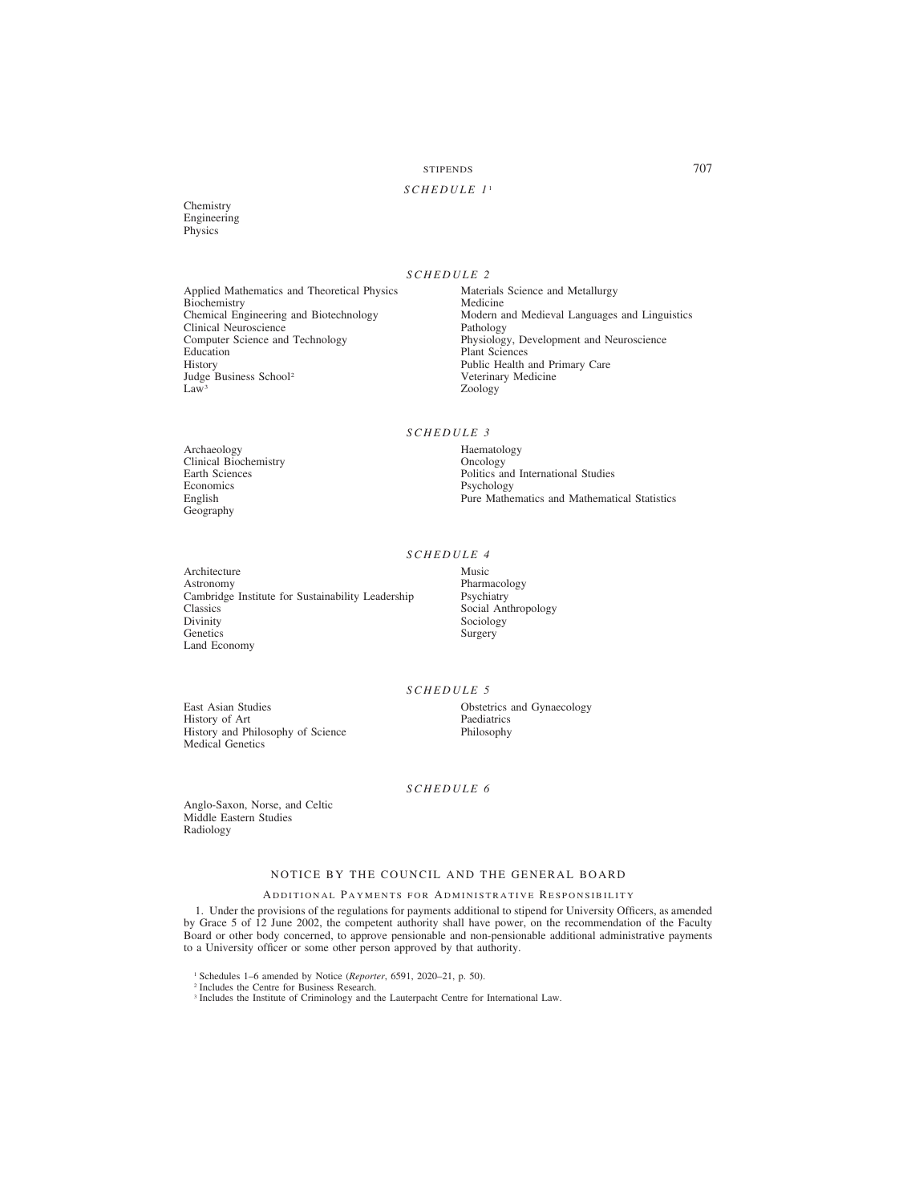### SCHEDULE 1[1]

Chemistry
Engineering
Physics

### SCHEDULE 2

Applied Mathematics and Theoretical Physics
Biochemistry
Chemical Engineering and Biotechnology
Clinical Neuroscience
Computer Science and Technology
Education
History
Judge Business School[2]
Law[3]
Materials Science and Metallurgy
Medicine
Modern and Medieval Languages and Linguistics
Pathology
Physiology, Development and Neuroscience
Plant Sciences
Public Health and Primary Care
Veterinary Medicine
Zoology

### SCHEDULE 3

Archaeology
Clinical Biochemistry
Earth Sciences
Economics
English
Geography
Haematology
Oncology
Politics and International Studies
Psychology
Pure Mathematics and Mathematical Statistics

### SCHEDULE 4

Architecture
Astronomy
Cambridge Institute for Sustainability Leadership
Classics
Divinity
Genetics
Land Economy
Music
Pharmacology
Psychiatry
Social Anthropology
Sociology
Surgery

### SCHEDULE 5

East Asian Studies
History of Art
History and Philosophy of Science
Medical Genetics
Obstetrics and Gynaecology
Paediatrics
Philosophy

### SCHEDULE 6

Anglo-Saxon, Norse, and Celtic
Middle Eastern Studies
Radiology

## NOTICE BY THE COUNCIL AND THE GENERAL BOARD

### Additional Payments for Administrative Responsibility

1. Under the provisions of the regulations for payments additional to stipend for University Officers, as amended by Grace 5 of 12 June 2002, the competent authority shall have power, on the recommendation of the Faculty Board or other body concerned, to approve pensionable and non-pensionable additional administrative payments to a University officer or some other person approved by that authority.

[1] Schedules 1–6 amended by Notice (*Reporter*, 6591, 2020–21, p. 50).
[2] Includes the Centre for Business Research.
[3] Includes the Institute of Criminology and the Lauterpacht Centre for International Law.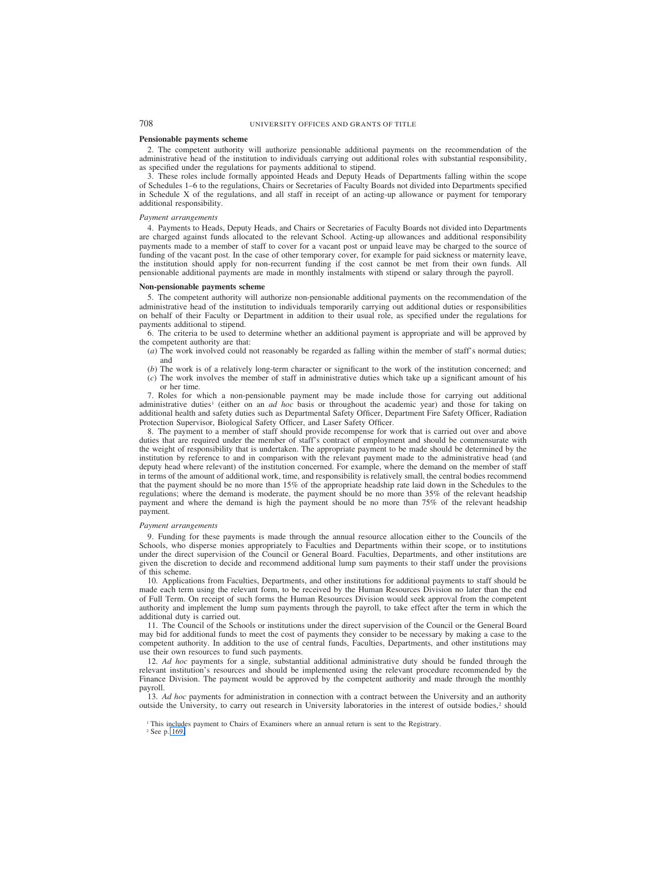**Pensionable payments scheme**

2. The competent authority will authorize pensionable additional payments on the recommendation of the administrative head of the institution to individuals carrying out additional roles with substantial responsibility, as specified under the regulations for payments additional to stipend.

3. These roles include formally appointed Heads and Deputy Heads of Departments falling within the scope of Schedules 1–6 to the regulations, Chairs or Secretaries of Faculty Boards not divided into Departments specified in Schedule X of the regulations, and all staff in receipt of an acting-up allowance or payment for temporary additional responsibility.

*Payment arrangements*

4. Payments to Heads, Deputy Heads, and Chairs or Secretaries of Faculty Boards not divided into Departments are charged against funds allocated to the relevant School. Acting-up allowances and additional responsibility payments made to a member of staff to cover for a vacant post or unpaid leave may be charged to the source of funding of the vacant post. In the case of other temporary cover, for example for paid sickness or maternity leave, the institution should apply for non-recurrent funding if the cost cannot be met from their own funds. All pensionable additional payments are made in monthly instalments with stipend or salary through the payroll.

**Non-pensionable payments scheme**

5. The competent authority will authorize non-pensionable additional payments on the recommendation of the administrative head of the institution to individuals temporarily carrying out additional duties or responsibilities on behalf of their Faculty or Department in addition to their usual role, as specified under the regulations for payments additional to stipend.

6. The criteria to be used to determine whether an additional payment is appropriate and will be approved by the competent authority are that:

(*a*) The work involved could not reasonably be regarded as falling within the member of staff's normal duties; and

(*b*) The work is of a relatively long-term character or significant to the work of the institution concerned; and

(*c*) The work involves the member of staff in administrative duties which take up a significant amount of his or her time.

7. Roles for which a non-pensionable payment may be made include those for carrying out additional administrative duties[1] (either on an *ad hoc* basis or throughout the academic year) and those for taking on additional health and safety duties such as Departmental Safety Officer, Department Fire Safety Officer, Radiation Protection Supervisor, Biological Safety Officer, and Laser Safety Officer.

8. The payment to a member of staff should provide recompense for work that is carried out over and above duties that are required under the member of staff's contract of employment and should be commensurate with the weight of responsibility that is undertaken. The appropriate payment to be made should be determined by the institution by reference to and in comparison with the relevant payment made to the administrative head (and deputy head where relevant) of the institution concerned. For example, where the demand on the member of staff in terms of the amount of additional work, time, and responsibility is relatively small, the central bodies recommend that the payment should be no more than 15% of the appropriate headship rate laid down in the Schedules to the regulations; where the demand is moderate, the payment should be no more than 35% of the relevant headship payment and where the demand is high the payment should be no more than 75% of the relevant headship payment.

*Payment arrangements*

9. Funding for these payments is made through the annual resource allocation either to the Councils of the Schools, who disperse monies appropriately to Faculties and Departments within their scope, or to institutions under the direct supervision of the Council or General Board. Faculties, Departments, and other institutions are given the discretion to decide and recommend additional lump sum payments to their staff under the provisions of this scheme.

10. Applications from Faculties, Departments, and other institutions for additional payments to staff should be made each term using the relevant form, to be received by the Human Resources Division no later than the end of Full Term. On receipt of such forms the Human Resources Division would seek approval from the competent authority and implement the lump sum payments through the payroll, to take effect after the term in which the additional duty is carried out.

11. The Council of the Schools or institutions under the direct supervision of the Council or the General Board may bid for additional funds to meet the cost of payments they consider to be necessary by making a case to the competent authority. In addition to the use of central funds, Faculties, Departments, and other institutions may use their own resources to fund such payments.

12. *Ad hoc* payments for a single, substantial additional administrative duty should be funded through the relevant institution's resources and should be implemented using the relevant procedure recommended by the Finance Division. The payment would be approved by the competent authority and made through the monthly payroll.

13. *Ad hoc* payments for administration in connection with a contract between the University and an authority outside the University, to carry out research in University laboratories in the interest of outside bodies,[2] should

[1] This includes payment to Chairs of Examiners where an annual return is sent to the Registrary.

[2] See p. 169.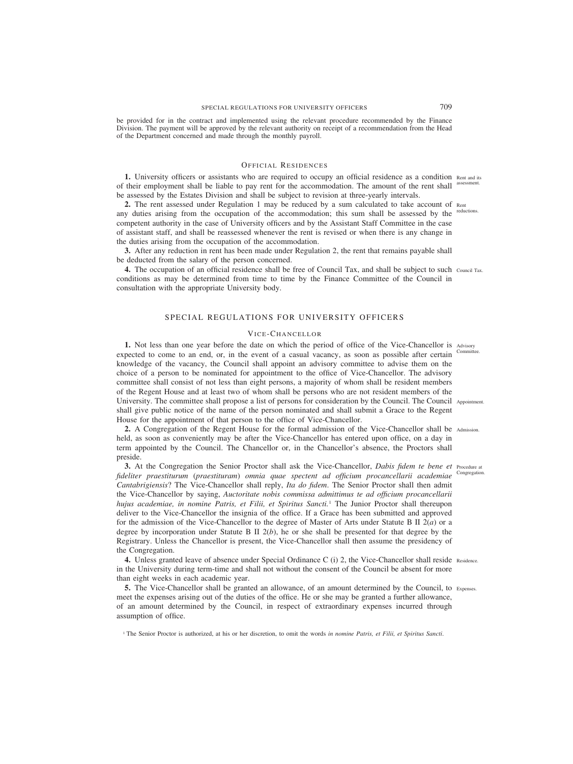be provided for in the contract and implemented using the relevant procedure recommended by the Finance Division. The payment will be approved by the relevant authority on receipt of a recommendation from the Head of the Department concerned and made through the monthly payroll.

### Official Residences

**1.** University officers or assistants who are required to occupy an official residence as a condition of their employment shall be liable to pay rent for the accommodation. The amount of the rent shall be assessed by the Estates Division and shall be subject to revision at three-yearly intervals. *Rent and its assessment.*

**2.** The rent assessed under Regulation 1 may be reduced by a sum calculated to take account of any duties arising from the occupation of the accommodation; this sum shall be assessed by the competent authority in the case of University officers and by the Assistant Staff Committee in the case of assistant staff, and shall be reassessed whenever the rent is revised or when there is any change in the duties arising from the occupation of the accommodation. *Rent reductions.*

**3.** After any reduction in rent has been made under Regulation 2, the rent that remains payable shall be deducted from the salary of the person concerned.

**4.** The occupation of an official residence shall be free of Council Tax, and shall be subject to such conditions as may be determined from time to time by the Finance Committee of the Council in consultation with the appropriate University body. *Council Tax.*

## SPECIAL REGULATIONS FOR UNIVERSITY OFFICERS

### Vice-Chancellor

**1.** Not less than one year before the date on which the period of office of the Vice-Chancellor is expected to come to an end, or, in the event of a casual vacancy, as soon as possible after certain knowledge of the vacancy, the Council shall appoint an advisory committee to advise them on the choice of a person to be nominated for appointment to the office of Vice-Chancellor. The advisory committee shall consist of not less than eight persons, a majority of whom shall be resident members of the Regent House and at least two of whom shall be persons who are not resident members of the University. The committee shall propose a list of persons for consideration by the Council. The Council shall give public notice of the name of the person nominated and shall submit a Grace to the Regent House for the appointment of that person to the office of Vice-Chancellor. *Advisory Committee. Appointment.*

**2.** A Congregation of the Regent House for the formal admission of the Vice-Chancellor shall be held, as soon as conveniently may be after the Vice-Chancellor has entered upon office, on a day in term appointed by the Council. The Chancellor or, in the Chancellor's absence, the Proctors shall preside. *Admission.*

**3.** At the Congregation the Senior Proctor shall ask the Vice-Chancellor, *Dabis fidem te bene et fideliter praestiturum* (*praestituram*) *omnia quae spectent ad officium procancellarii academiae Cantabrigiensis*? The Vice-Chancellor shall reply, *Ita do fidem*. The Senior Proctor shall then admit the Vice-Chancellor by saying, *Auctoritate nobis commissa admittimus te ad officium procancellarii hujus academiae, in nomine Patris, et Filii, et Spiritus Sancti.*[1] The Junior Proctor shall thereupon deliver to the Vice-Chancellor the insignia of the office. If a Grace has been submitted and approved for the admission of the Vice-Chancellor to the degree of Master of Arts under Statute B II 2(*a*) or a degree by incorporation under Statute B II 2(*b*), he or she shall be presented for that degree by the Registrary. Unless the Chancellor is present, the Vice-Chancellor shall then assume the presidency of the Congregation. *Procedure at Congregation.*

**4.** Unless granted leave of absence under Special Ordinance C (i) 2, the Vice-Chancellor shall reside in the University during term-time and shall not without the consent of the Council be absent for more than eight weeks in each academic year. *Residence.*

**5.** The Vice-Chancellor shall be granted an allowance, of an amount determined by the Council, to meet the expenses arising out of the duties of the office. He or she may be granted a further allowance, of an amount determined by the Council, in respect of extraordinary expenses incurred through assumption of office. *Expenses.*

[1] The Senior Proctor is authorized, at his or her discretion, to omit the words *in nomine Patris, et Filii, et Spiritus Sancti*.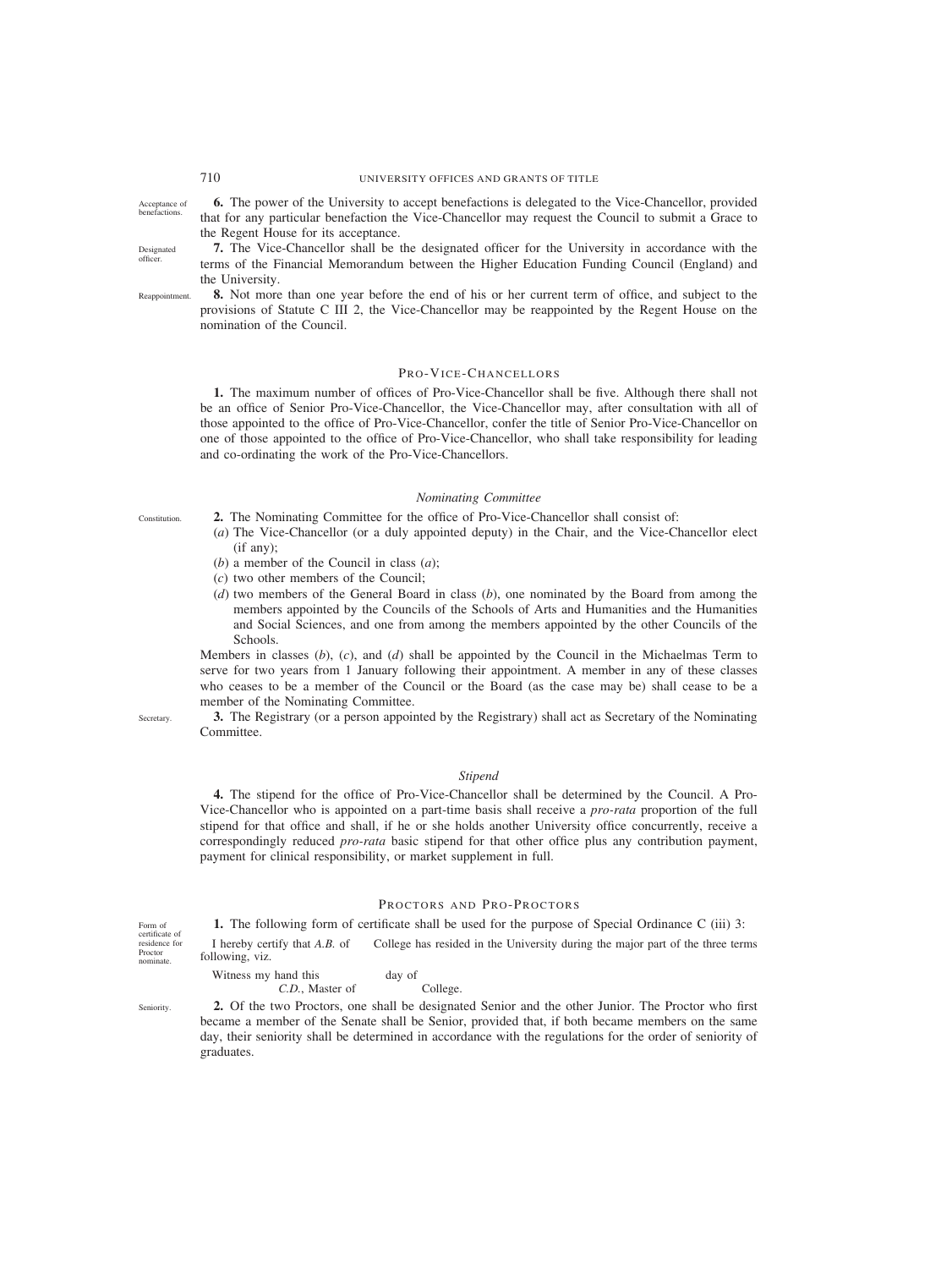Acceptance of benefactions.

**6.** The power of the University to accept benefactions is delegated to the Vice-Chancellor, provided that for any particular benefaction the Vice-Chancellor may request the Council to submit a Grace to the Regent House for its acceptance.

Designated officer.

**7.** The Vice-Chancellor shall be the designated officer for the University in accordance with the terms of the Financial Memorandum between the Higher Education Funding Council (England) and the University.

Reappointment.

**8.** Not more than one year before the end of his or her current term of office, and subject to the provisions of Statute C III 2, the Vice-Chancellor may be reappointed by the Regent House on the nomination of the Council.

## PRO-VICE-CHANCELLORS

**1.** The maximum number of offices of Pro-Vice-Chancellor shall be five. Although there shall not be an office of Senior Pro-Vice-Chancellor, the Vice-Chancellor may, after consultation with all of those appointed to the office of Pro-Vice-Chancellor, confer the title of Senior Pro-Vice-Chancellor on one of those appointed to the office of Pro-Vice-Chancellor, who shall take responsibility for leading and co-ordinating the work of the Pro-Vice-Chancellors.

### *Nominating Committee*

Constitution.

**2.** The Nominating Committee for the office of Pro-Vice-Chancellor shall consist of:

(*a*) The Vice-Chancellor (or a duly appointed deputy) in the Chair, and the Vice-Chancellor elect (if any);

(*b*) a member of the Council in class (*a*);

(*c*) two other members of the Council;

(*d*) two members of the General Board in class (*b*), one nominated by the Board from among the members appointed by the Councils of the Schools of Arts and Humanities and the Humanities and Social Sciences, and one from among the members appointed by the other Councils of the Schools.

Members in classes (*b*), (*c*), and (*d*) shall be appointed by the Council in the Michaelmas Term to serve for two years from 1 January following their appointment. A member in any of these classes who ceases to be a member of the Council or the Board (as the case may be) shall cease to be a member of the Nominating Committee.

Secretary.

**3.** The Registrary (or a person appointed by the Registrary) shall act as Secretary of the Nominating Committee.

### *Stipend*

**4.** The stipend for the office of Pro-Vice-Chancellor shall be determined by the Council. A Pro-Vice-Chancellor who is appointed on a part-time basis shall receive a *pro-rata* proportion of the full stipend for that office and shall, if he or she holds another University office concurrently, receive a correspondingly reduced *pro-rata* basic stipend for that other office plus any contribution payment, payment for clinical responsibility, or market supplement in full.

## PROCTORS AND PRO-PROCTORS

Form of certificate of residence for Proctor nominate.

**1.** The following form of certificate shall be used for the purpose of Special Ordinance C (iii) 3:

I hereby certify that *A.B.* of College has resided in the University during the major part of the three terms following, viz.

Witness my hand this day of

*C.D.*, Master of College.

Seniority.

**2.** Of the two Proctors, one shall be designated Senior and the other Junior. The Proctor who first became a member of the Senate shall be Senior, provided that, if both became members on the same day, their seniority shall be determined in accordance with the regulations for the order of seniority of graduates.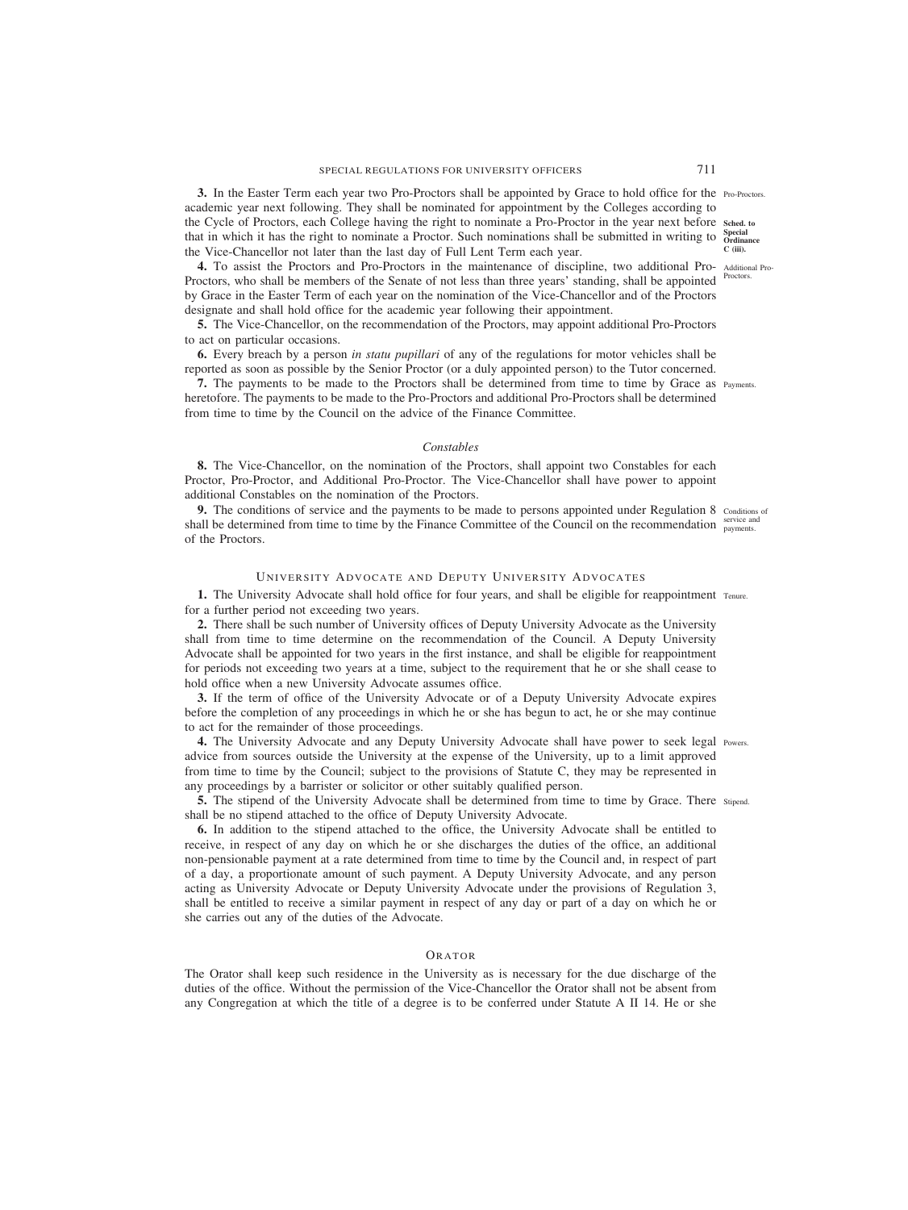**3.** In the Easter Term each year two Pro-Proctors shall be appointed by Grace to hold office for the academic year next following. They shall be nominated for appointment by the Colleges according to the Cycle of Proctors, each College having the right to nominate a Pro-Proctor in the year next before that in which it has the right to nominate a Proctor. Such nominations shall be submitted in writing to the Vice-Chancellor not later than the last day of Full Lent Term each year.

Pro-Proctors.

**Sched. to Special Ordinance C (iii).**

**4.** To assist the Proctors and Pro-Proctors in the maintenance of discipline, two additional Pro-Proctors, who shall be members of the Senate of not less than three years' standing, shall be appointed by Grace in the Easter Term of each year on the nomination of the Vice-Chancellor and of the Proctors designate and shall hold office for the academic year following their appointment.

Additional Pro-Proctors.

**5.** The Vice-Chancellor, on the recommendation of the Proctors, may appoint additional Pro-Proctors to act on particular occasions.

**6.** Every breach by a person *in statu pupillari* of any of the regulations for motor vehicles shall be reported as soon as possible by the Senior Proctor (or a duly appointed person) to the Tutor concerned.

**7.** The payments to be made to the Proctors shall be determined from time to time by Grace as heretofore. The payments to be made to the Pro-Proctors and additional Pro-Proctors shall be determined from time to time by the Council on the advice of the Finance Committee.

Payments.

### *Constables*

**8.** The Vice-Chancellor, on the nomination of the Proctors, shall appoint two Constables for each Proctor, Pro-Proctor, and Additional Pro-Proctor. The Vice-Chancellor shall have power to appoint additional Constables on the nomination of the Proctors.

**9.** The conditions of service and the payments to be made to persons appointed under Regulation 8 shall be determined from time to time by the Finance Committee of the Council on the recommendation of the Proctors.

Conditions of service and payments.

## University Advocate and Deputy University Advocates

**1.** The University Advocate shall hold office for four years, and shall be eligible for reappointment for a further period not exceeding two years.

Tenure.

**2.** There shall be such number of University offices of Deputy University Advocate as the University shall from time to time determine on the recommendation of the Council. A Deputy University Advocate shall be appointed for two years in the first instance, and shall be eligible for reappointment for periods not exceeding two years at a time, subject to the requirement that he or she shall cease to hold office when a new University Advocate assumes office.

**3.** If the term of office of the University Advocate or of a Deputy University Advocate expires before the completion of any proceedings in which he or she has begun to act, he or she may continue to act for the remainder of those proceedings.

**4.** The University Advocate and any Deputy University Advocate shall have power to seek legal advice from sources outside the University at the expense of the University, up to a limit approved from time to time by the Council; subject to the provisions of Statute C, they may be represented in any proceedings by a barrister or solicitor or other suitably qualified person.

Powers.

**5.** The stipend of the University Advocate shall be determined from time to time by Grace. There shall be no stipend attached to the office of Deputy University Advocate.

Stipend.

**6.** In addition to the stipend attached to the office, the University Advocate shall be entitled to receive, in respect of any day on which he or she discharges the duties of the office, an additional non-pensionable payment at a rate determined from time to time by the Council and, in respect of part of a day, a proportionate amount of such payment. A Deputy University Advocate, and any person acting as University Advocate or Deputy University Advocate under the provisions of Regulation 3, shall be entitled to receive a similar payment in respect of any day or part of a day on which he or she carries out any of the duties of the Advocate.

## Orator

The Orator shall keep such residence in the University as is necessary for the due discharge of the duties of the office. Without the permission of the Vice-Chancellor the Orator shall not be absent from any Congregation at which the title of a degree is to be conferred under Statute A II 14. He or she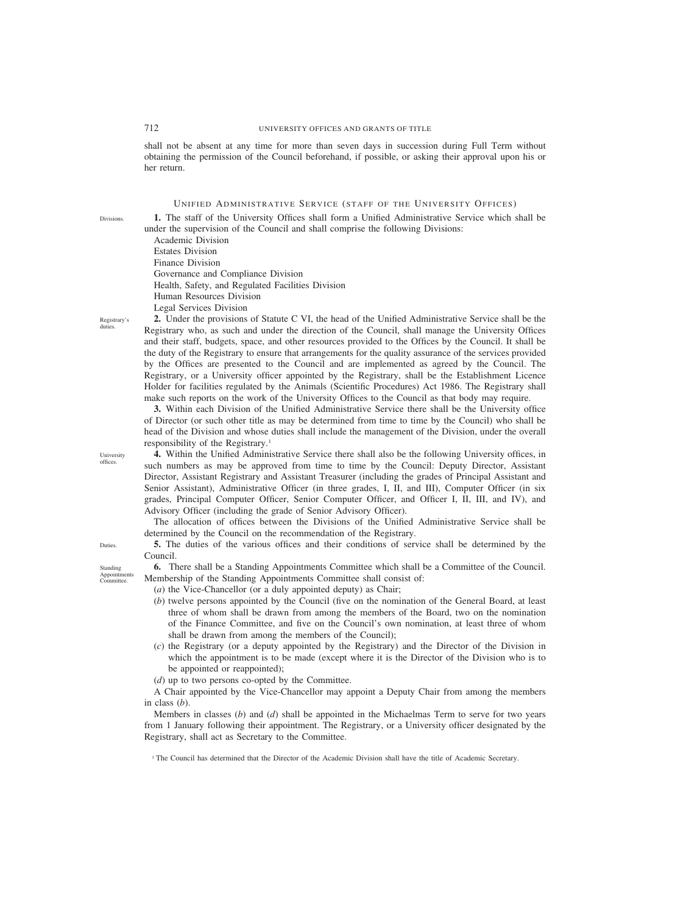shall not be absent at any time for more than seven days in succession during Full Term without obtaining the permission of the Council beforehand, if possible, or asking their approval upon his or her return.

## UNIFIED ADMINISTRATIVE SERVICE (STAFF OF THE UNIVERSITY OFFICES)

Divisions.

**1.** The staff of the University Offices shall form a Unified Administrative Service which shall be under the supervision of the Council and shall comprise the following Divisions:

Academic Division
Estates Division
Finance Division
Governance and Compliance Division
Health, Safety, and Regulated Facilities Division
Human Resources Division
Legal Services Division

Registrary's duties.

**2.** Under the provisions of Statute C VI, the head of the Unified Administrative Service shall be the Registrary who, as such and under the direction of the Council, shall manage the University Offices and their staff, budgets, space, and other resources provided to the Offices by the Council. It shall be the duty of the Registrary to ensure that arrangements for the quality assurance of the services provided by the Offices are presented to the Council and are implemented as agreed by the Council. The Registrary, or a University officer appointed by the Registrary, shall be the Establishment Licence Holder for facilities regulated by the Animals (Scientific Procedures) Act 1986. The Registrary shall make such reports on the work of the University Offices to the Council as that body may require.

**3.** Within each Division of the Unified Administrative Service there shall be the University office of Director (or such other title as may be determined from time to time by the Council) who shall be head of the Division and whose duties shall include the management of the Division, under the overall responsibility of the Registrary.[1]

University offices.

**4.** Within the Unified Administrative Service there shall also be the following University offices, in such numbers as may be approved from time to time by the Council: Deputy Director, Assistant Director, Assistant Registrary and Assistant Treasurer (including the grades of Principal Assistant and Senior Assistant), Administrative Officer (in three grades, I, II, and III), Computer Officer (in six grades, Principal Computer Officer, Senior Computer Officer, and Officer I, II, III, and IV), and Advisory Officer (including the grade of Senior Advisory Officer).

The allocation of offices between the Divisions of the Unified Administrative Service shall be determined by the Council on the recommendation of the Registrary.

Duties.

**5.** The duties of the various offices and their conditions of service shall be determined by the Council.

Standing Appointments Committee.

**6.** There shall be a Standing Appointments Committee which shall be a Committee of the Council. Membership of the Standing Appointments Committee shall consist of:

(*a*) the Vice-Chancellor (or a duly appointed deputy) as Chair;

(*b*) twelve persons appointed by the Council (five on the nomination of the General Board, at least three of whom shall be drawn from among the members of the Board, two on the nomination of the Finance Committee, and five on the Council's own nomination, at least three of whom shall be drawn from among the members of the Council);

(*c*) the Registrary (or a deputy appointed by the Registrary) and the Director of the Division in which the appointment is to be made (except where it is the Director of the Division who is to be appointed or reappointed);

(*d*) up to two persons co-opted by the Committee.

A Chair appointed by the Vice-Chancellor may appoint a Deputy Chair from among the members in class (*b*).

Members in classes (*b*) and (*d*) shall be appointed in the Michaelmas Term to serve for two years from 1 January following their appointment. The Registrary, or a University officer designated by the Registrary, shall act as Secretary to the Committee.

[1] The Council has determined that the Director of the Academic Division shall have the title of Academic Secretary.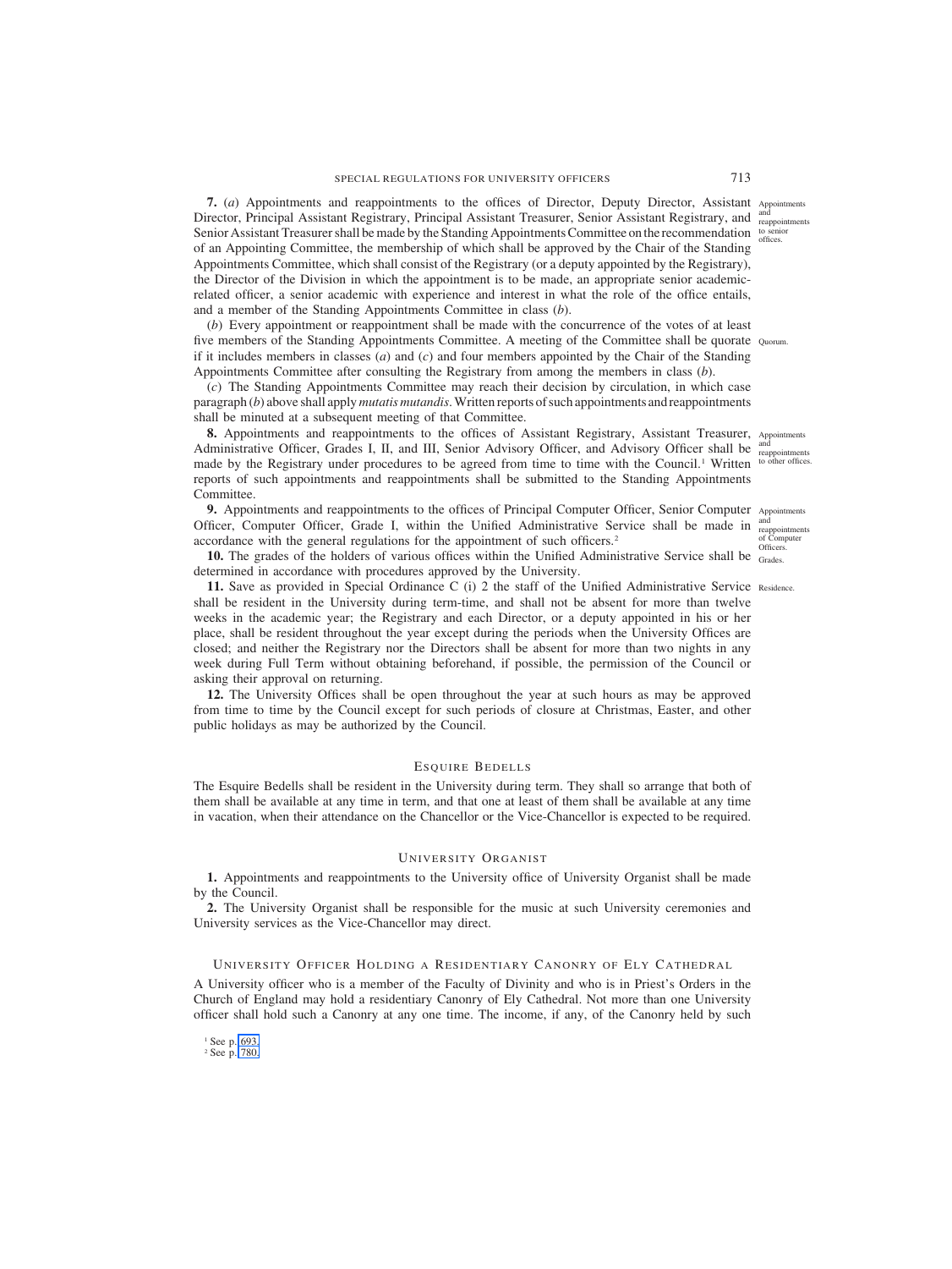**7.** (*a*) Appointments and reappointments to the offices of Director, Deputy Director, Assistant Director, Principal Assistant Registrary, Principal Assistant Treasurer, Senior Assistant Registrary, and Senior Assistant Treasurer shall be made by the Standing Appointments Committee on the recommendation of an Appointing Committee, the membership of which shall be approved by the Chair of the Standing Appointments Committee, which shall consist of the Registrary (or a deputy appointed by the Registrary), the Director of the Division in which the appointment is to be made, an appropriate senior academic-related officer, a senior academic with experience and interest in what the role of the office entails, and a member of the Standing Appointments Committee in class (*b*).

Appointments and reappointments to senior offices.

(*b*) Every appointment or reappointment shall be made with the concurrence of the votes of at least five members of the Standing Appointments Committee. A meeting of the Committee shall be quorate if it includes members in classes (*a*) and (*c*) and four members appointed by the Chair of the Standing Appointments Committee after consulting the Registrary from among the members in class (*b*).

Quorum.

(*c*) The Standing Appointments Committee may reach their decision by circulation, in which case paragraph (*b*) above shall apply *mutatis mutandis*. Written reports of such appointments and reappointments shall be minuted at a subsequent meeting of that Committee.

**8.** Appointments and reappointments to the offices of Assistant Registrary, Assistant Treasurer, Administrative Officer, Grades I, II, and III, Senior Advisory Officer, and Advisory Officer shall be made by the Registrary under procedures to be agreed from time to time with the Council.[1] Written reports of such appointments and reappointments shall be submitted to the Standing Appointments Committee.

Appointments and reappointments to other offices.

**9.** Appointments and reappointments to the offices of Principal Computer Officer, Senior Computer Officer, Computer Officer, Grade I, within the Unified Administrative Service shall be made in accordance with the general regulations for the appointment of such officers.[2]

Appointments and reappointments of Computer Officers.

**10.** The grades of the holders of various offices within the Unified Administrative Service shall be determined in accordance with procedures approved by the University.

Grades.

**11.** Save as provided in Special Ordinance C (i) 2 the staff of the Unified Administrative Service shall be resident in the University during term-time, and shall not be absent for more than twelve weeks in the academic year; the Registrary and each Director, or a deputy appointed in his or her place, shall be resident throughout the year except during the periods when the University Offices are closed; and neither the Registrary nor the Directors shall be absent for more than two nights in any week during Full Term without obtaining beforehand, if possible, the permission of the Council or asking their approval on returning.

Residence.

**12.** The University Offices shall be open throughout the year at such hours as may be approved from time to time by the Council except for such periods of closure at Christmas, Easter, and other public holidays as may be authorized by the Council.

## Esquire Bedells

The Esquire Bedells shall be resident in the University during term. They shall so arrange that both of them shall be available at any time in term, and that one at least of them shall be available at any time in vacation, when their attendance on the Chancellor or the Vice-Chancellor is expected to be required.

## University Organist

**1.** Appointments and reappointments to the University office of University Organist shall be made by the Council.

**2.** The University Organist shall be responsible for the music at such University ceremonies and University services as the Vice-Chancellor may direct.

## University Officer Holding a Residentiary Canonry of Ely Cathedral

A University officer who is a member of the Faculty of Divinity and who is in Priest's Orders in the Church of England may hold a residentiary Canonry of Ely Cathedral. Not more than one University officer shall hold such a Canonry at any one time. The income, if any, of the Canonry held by such

[1] See p. 693.
[2] See p. 780.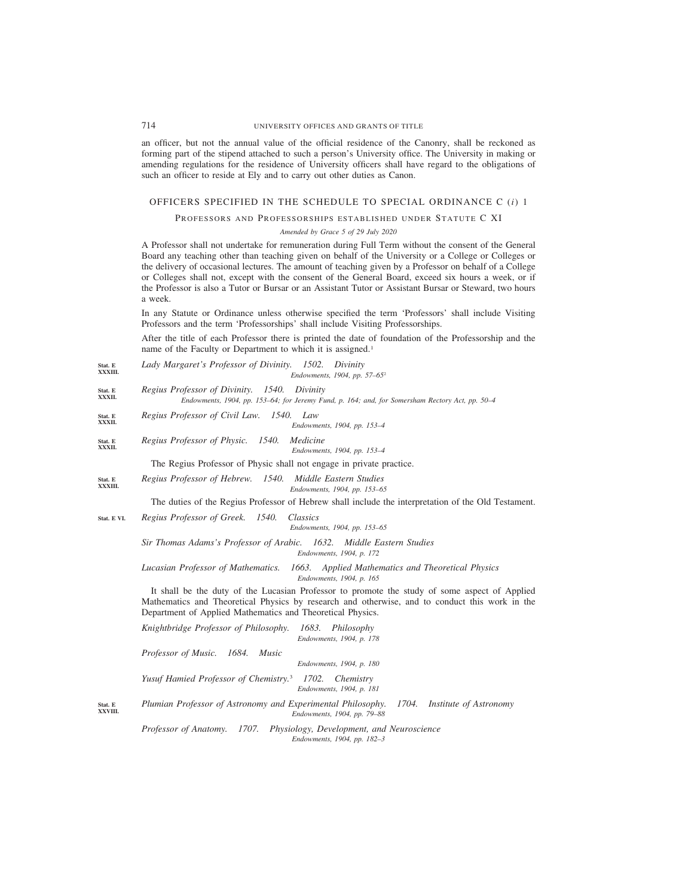an officer, but not the annual value of the official residence of the Canonry, shall be reckoned as forming part of the stipend attached to such a person's University office. The University in making or amending regulations for the residence of University officers shall have regard to the obligations of such an officer to reside at Ely and to carry out other duties as Canon.

## OFFICERS SPECIFIED IN THE SCHEDULE TO SPECIAL ORDINANCE C (*i*) 1

### PROFESSORS AND PROFESSORSHIPS ESTABLISHED UNDER STATUTE C XI

*Amended by Grace 5 of 29 July 2020*

A Professor shall not undertake for remuneration during Full Term without the consent of the General Board any teaching other than teaching given on behalf of the University or a College or Colleges or the delivery of occasional lectures. The amount of teaching given by a Professor on behalf of a College or Colleges shall not, except with the consent of the General Board, exceed six hours a week, or if the Professor is also a Tutor or Bursar or an Assistant Tutor or Assistant Bursar or Steward, two hours a week.

In any Statute or Ordinance unless otherwise specified the term 'Professors' shall include Visiting Professors and the term 'Professorships' shall include Visiting Professorships.

After the title of each Professor there is printed the date of foundation of the Professorship and the name of the Faculty or Department to which it is assigned.[1]

Stat. E XXXIII. *Lady Margaret's Professor of Divinity. 1502. Divinity*
*Endowments, 1904, pp. 57–65*[2]

Stat. E XXXII. *Regius Professor of Divinity. 1540. Divinity*
*Endowments, 1904, pp. 153–64; for Jeremy Fund, p. 164; and, for Somersham Rectory Act, pp. 50–4*

Stat. E XXXII. *Regius Professor of Civil Law. 1540. Law*
*Endowments, 1904, pp. 153–4*

Stat. E XXXII. *Regius Professor of Physic. 1540. Medicine*
*Endowments, 1904, pp. 153–4*

The Regius Professor of Physic shall not engage in private practice.

Stat. E XXXIII. *Regius Professor of Hebrew. 1540. Middle Eastern Studies*
*Endowments, 1904, pp. 153–65*

The duties of the Regius Professor of Hebrew shall include the interpretation of the Old Testament.

Stat. E VI. *Regius Professor of Greek. 1540. Classics*
*Endowments, 1904, pp. 153–65*

*Sir Thomas Adams's Professor of Arabic. 1632. Middle Eastern Studies*
*Endowments, 1904, p. 172*

*Lucasian Professor of Mathematics. 1663. Applied Mathematics and Theoretical Physics*
*Endowments, 1904, p. 165*

It shall be the duty of the Lucasian Professor to promote the study of some aspect of Applied Mathematics and Theoretical Physics by research and otherwise, and to conduct this work in the Department of Applied Mathematics and Theoretical Physics.

*Knightbridge Professor of Philosophy. 1683. Philosophy*
*Endowments, 1904, p. 178*

*Professor of Music. 1684. Music*
*Endowments, 1904, p. 180*

*Yusuf Hamied Professor of Chemistry.*[3] *1702. Chemistry*
*Endowments, 1904, p. 181*

Stat. E XXVIII. *Plumian Professor of Astronomy and Experimental Philosophy. 1704. Institute of Astronomy*
*Endowments, 1904, pp. 79–88*

*Professor of Anatomy. 1707. Physiology, Development, and Neuroscience*
*Endowments, 1904, pp. 182–3*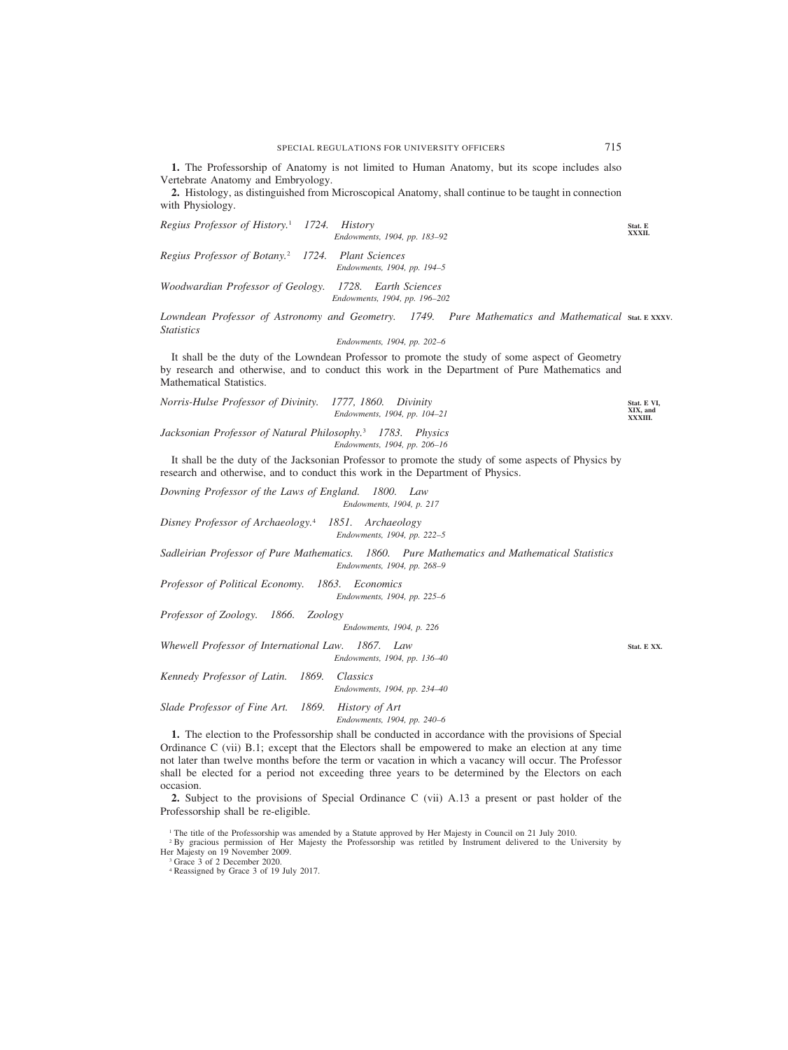**1.** The Professorship of Anatomy is not limited to Human Anatomy, but its scope includes also Vertebrate Anatomy and Embryology.

**2.** Histology, as distinguished from Microscopical Anatomy, shall continue to be taught in connection with Physiology.

*Regius Professor of History.*[1] *1724. History* — Stat. E XXXII.
*Endowments, 1904, pp. 183–92*

*Regius Professor of Botany.*[2] *1724. Plant Sciences*
*Endowments, 1904, pp. 194–5*

*Woodwardian Professor of Geology. 1728. Earth Sciences*
*Endowments, 1904, pp. 196–202*

*Lowndean Professor of Astronomy and Geometry. 1749. Pure Mathematics and Mathematical Statistics* — Stat. E XXXV.
*Endowments, 1904, pp. 202–6*

It shall be the duty of the Lowndean Professor to promote the study of some aspect of Geometry by research and otherwise, and to conduct this work in the Department of Pure Mathematics and Mathematical Statistics.

*Norris-Hulse Professor of Divinity. 1777, 1860. Divinity* — Stat. E VI, XIX, and XXXIII.
*Endowments, 1904, pp. 104–21*

*Jacksonian Professor of Natural Philosophy.*[3] *1783. Physics*
*Endowments, 1904, pp. 206–16*

It shall be the duty of the Jacksonian Professor to promote the study of some aspects of Physics by research and otherwise, and to conduct this work in the Department of Physics.

*Downing Professor of the Laws of England. 1800. Law*
*Endowments, 1904, p. 217*

*Disney Professor of Archaeology.*[4] *1851. Archaeology*
*Endowments, 1904, pp. 222–5*

*Sadleirian Professor of Pure Mathematics. 1860. Pure Mathematics and Mathematical Statistics*
*Endowments, 1904, pp. 268–9*

*Professor of Political Economy. 1863. Economics*
*Endowments, 1904, pp. 225–6*

*Professor of Zoology. 1866. Zoology*
*Endowments, 1904, p. 226*

*Whewell Professor of International Law. 1867. Law* — Stat. E XX.
*Endowments, 1904, pp. 136–40*

*Kennedy Professor of Latin. 1869. Classics*
*Endowments, 1904, pp. 234–40*

*Slade Professor of Fine Art. 1869. History of Art*
*Endowments, 1904, pp. 240–6*

**1.** The election to the Professorship shall be conducted in accordance with the provisions of Special Ordinance C (vii) B.1; except that the Electors shall be empowered to make an election at any time not later than twelve months before the term or vacation in which a vacancy will occur. The Professor shall be elected for a period not exceeding three years to be determined by the Electors on each occasion.

**2.** Subject to the provisions of Special Ordinance C (vii) A.13 a present or past holder of the Professorship shall be re-eligible.

[1] The title of the Professorship was amended by a Statute approved by Her Majesty in Council on 21 July 2010.
[2] By gracious permission of Her Majesty the Professorship was retitled by Instrument delivered to the University by Her Majesty on 19 November 2009.
[3] Grace 3 of 2 December 2020.
[4] Reassigned by Grace 3 of 19 July 2017.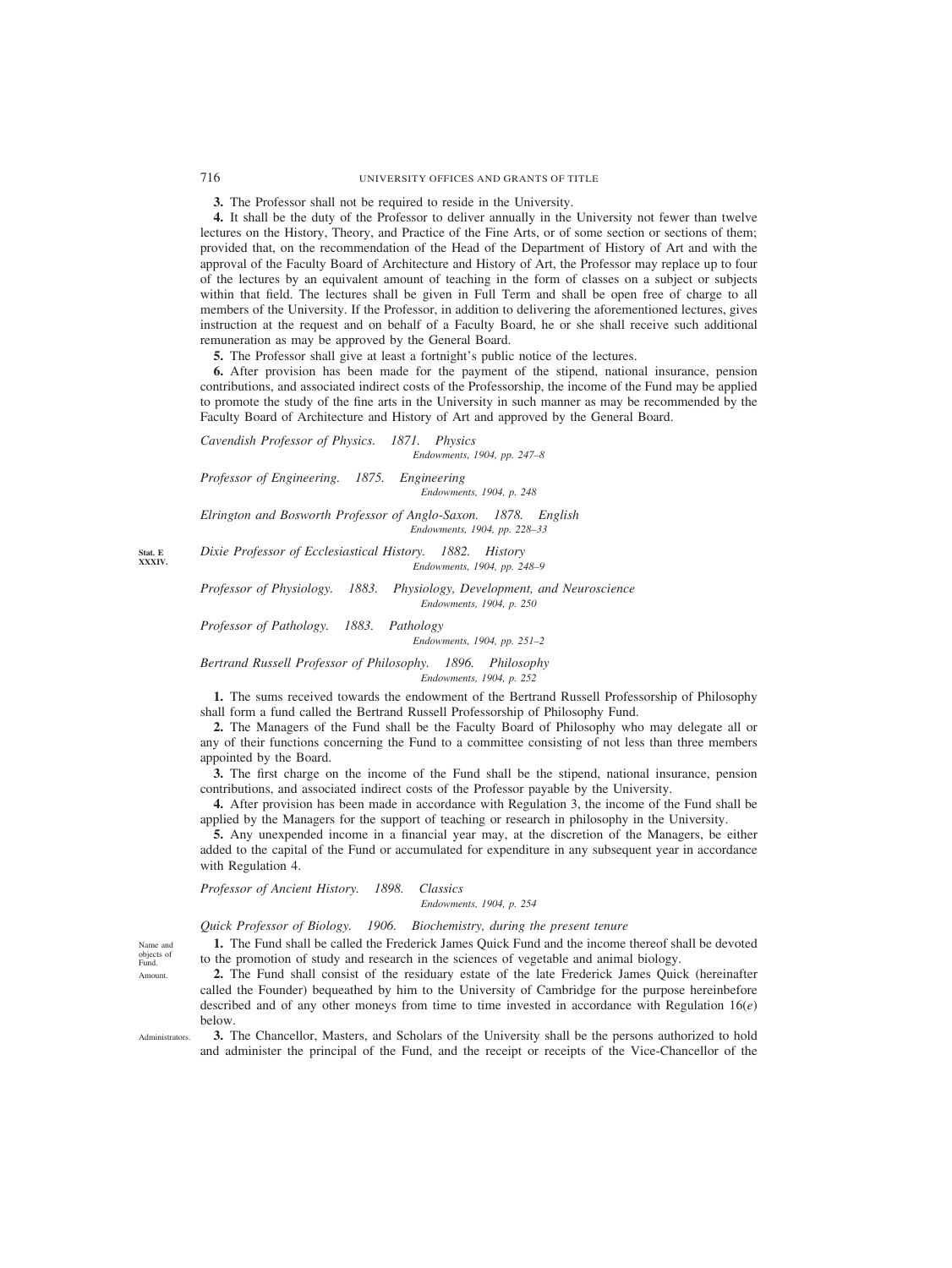**3.** The Professor shall not be required to reside in the University.

**4.** It shall be the duty of the Professor to deliver annually in the University not fewer than twelve lectures on the History, Theory, and Practice of the Fine Arts, or of some section or sections of them; provided that, on the recommendation of the Head of the Department of History of Art and with the approval of the Faculty Board of Architecture and History of Art, the Professor may replace up to four of the lectures by an equivalent amount of teaching in the form of classes on a subject or subjects within that field. The lectures shall be given in Full Term and shall be open free of charge to all members of the University. If the Professor, in addition to delivering the aforementioned lectures, gives instruction at the request and on behalf of a Faculty Board, he or she shall receive such additional remuneration as may be approved by the General Board.

**5.** The Professor shall give at least a fortnight's public notice of the lectures.

**6.** After provision has been made for the payment of the stipend, national insurance, pension contributions, and associated indirect costs of the Professorship, the income of the Fund may be applied to promote the study of the fine arts in the University in such manner as may be recommended by the Faculty Board of Architecture and History of Art and approved by the General Board.

*Cavendish Professor of Physics. 1871. Physics*
*Endowments, 1904, pp. 247–8*

*Professor of Engineering. 1875. Engineering*
*Endowments, 1904, p. 248*

*Elrington and Bosworth Professor of Anglo-Saxon. 1878. English*
*Endowments, 1904, pp. 228–33*

**Stat. E XXXIV.**

*Dixie Professor of Ecclesiastical History. 1882. History*
*Endowments, 1904, pp. 248–9*

*Professor of Physiology. 1883. Physiology, Development, and Neuroscience*
*Endowments, 1904, p. 250*

*Professor of Pathology. 1883. Pathology*
*Endowments, 1904, pp. 251–2*

*Bertrand Russell Professor of Philosophy. 1896. Philosophy*
*Endowments, 1904, p. 252*

**1.** The sums received towards the endowment of the Bertrand Russell Professorship of Philosophy shall form a fund called the Bertrand Russell Professorship of Philosophy Fund.

**2.** The Managers of the Fund shall be the Faculty Board of Philosophy who may delegate all or any of their functions concerning the Fund to a committee consisting of not less than three members appointed by the Board.

**3.** The first charge on the income of the Fund shall be the stipend, national insurance, pension contributions, and associated indirect costs of the Professor payable by the University.

**4.** After provision has been made in accordance with Regulation 3, the income of the Fund shall be applied by the Managers for the support of teaching or research in philosophy in the University.

**5.** Any unexpended income in a financial year may, at the discretion of the Managers, be either added to the capital of the Fund or accumulated for expenditure in any subsequent year in accordance with Regulation 4.

*Professor of Ancient History. 1898. Classics*
*Endowments, 1904, p. 254*

*Quick Professor of Biology. 1906. Biochemistry, during the present tenure*

Name and objects of Fund.

**1.** The Fund shall be called the Frederick James Quick Fund and the income thereof shall be devoted to the promotion of study and research in the sciences of vegetable and animal biology.

Amount.

**2.** The Fund shall consist of the residuary estate of the late Frederick James Quick (hereinafter called the Founder) bequeathed by him to the University of Cambridge for the purpose hereinbefore described and of any other moneys from time to time invested in accordance with Regulation 16(*e*) below.

Administrators.

**3.** The Chancellor, Masters, and Scholars of the University shall be the persons authorized to hold and administer the principal of the Fund, and the receipt or receipts of the Vice-Chancellor of the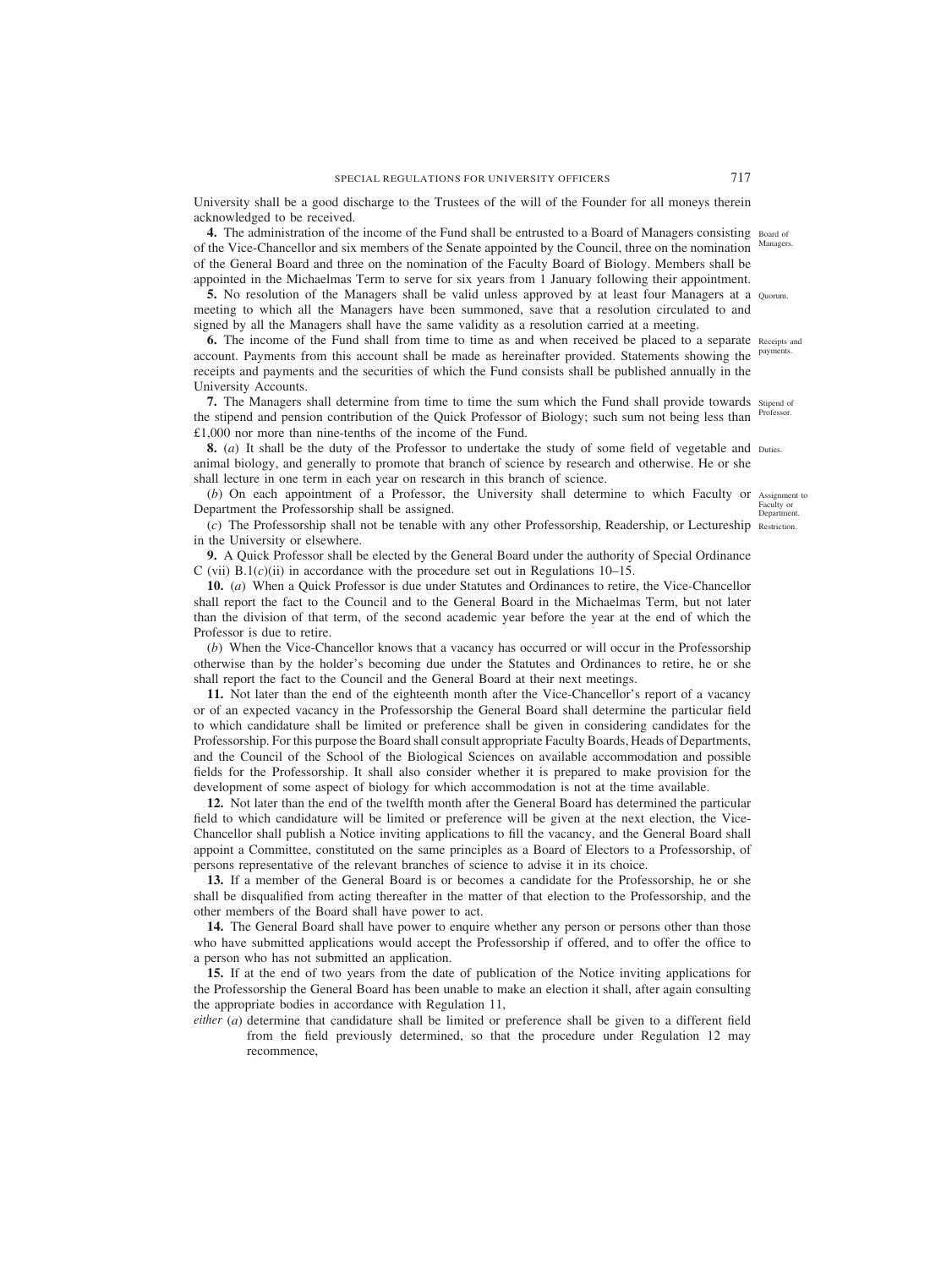University shall be a good discharge to the Trustees of the will of the Founder for all moneys therein acknowledged to be received.

**4.** The administration of the income of the Fund shall be entrusted to a Board of Managers consisting of the Vice-Chancellor and six members of the Senate appointed by the Council, three on the nomination of the General Board and three on the nomination of the Faculty Board of Biology. Members shall be appointed in the Michaelmas Term to serve for six years from 1 January following their appointment. *Board of Managers.*

**5.** No resolution of the Managers shall be valid unless approved by at least four Managers at a meeting to which all the Managers have been summoned, save that a resolution circulated to and signed by all the Managers shall have the same validity as a resolution carried at a meeting. *Quorum.*

**6.** The income of the Fund shall from time to time as and when received be placed to a separate account. Payments from this account shall be made as hereinafter provided. Statements showing the receipts and payments and the securities of which the Fund consists shall be published annually in the University Accounts. *Receipts and payments.*

**7.** The Managers shall determine from time to time the sum which the Fund shall provide towards the stipend and pension contribution of the Quick Professor of Biology; such sum not being less than £1,000 nor more than nine-tenths of the income of the Fund. *Stipend of Professor.*

**8.** (*a*) It shall be the duty of the Professor to undertake the study of some field of vegetable and animal biology, and generally to promote that branch of science by research and otherwise. He or she shall lecture in one term in each year on research in this branch of science. *Duties.*

(*b*) On each appointment of a Professor, the University shall determine to which Faculty or Department the Professorship shall be assigned. *Assignment to Faculty or Department.*

(*c*) The Professorship shall not be tenable with any other Professorship, Readership, or Lectureship in the University or elsewhere. *Restriction.*

**9.** A Quick Professor shall be elected by the General Board under the authority of Special Ordinance C (vii) B.1(*c*)(ii) in accordance with the procedure set out in Regulations 10–15.

**10.** (*a*) When a Quick Professor is due under Statutes and Ordinances to retire, the Vice-Chancellor shall report the fact to the Council and to the General Board in the Michaelmas Term, but not later than the division of that term, of the second academic year before the year at the end of which the Professor is due to retire.

(*b*) When the Vice-Chancellor knows that a vacancy has occurred or will occur in the Professorship otherwise than by the holder's becoming due under the Statutes and Ordinances to retire, he or she shall report the fact to the Council and the General Board at their next meetings.

**11.** Not later than the end of the eighteenth month after the Vice-Chancellor's report of a vacancy or of an expected vacancy in the Professorship the General Board shall determine the particular field to which candidature shall be limited or preference shall be given in considering candidates for the Professorship. For this purpose the Board shall consult appropriate Faculty Boards, Heads of Departments, and the Council of the School of the Biological Sciences on available accommodation and possible fields for the Professorship. It shall also consider whether it is prepared to make provision for the development of some aspect of biology for which accommodation is not at the time available.

**12.** Not later than the end of the twelfth month after the General Board has determined the particular field to which candidature will be limited or preference will be given at the next election, the Vice-Chancellor shall publish a Notice inviting applications to fill the vacancy, and the General Board shall appoint a Committee, constituted on the same principles as a Board of Electors to a Professorship, of persons representative of the relevant branches of science to advise it in its choice.

**13.** If a member of the General Board is or becomes a candidate for the Professorship, he or she shall be disqualified from acting thereafter in the matter of that election to the Professorship, and the other members of the Board shall have power to act.

**14.** The General Board shall have power to enquire whether any person or persons other than those who have submitted applications would accept the Professorship if offered, and to offer the office to a person who has not submitted an application.

**15.** If at the end of two years from the date of publication of the Notice inviting applications for the Professorship the General Board has been unable to make an election it shall, after again consulting the appropriate bodies in accordance with Regulation 11,

*either* (*a*) determine that candidature shall be limited or preference shall be given to a different field from the field previously determined, so that the procedure under Regulation 12 may recommence,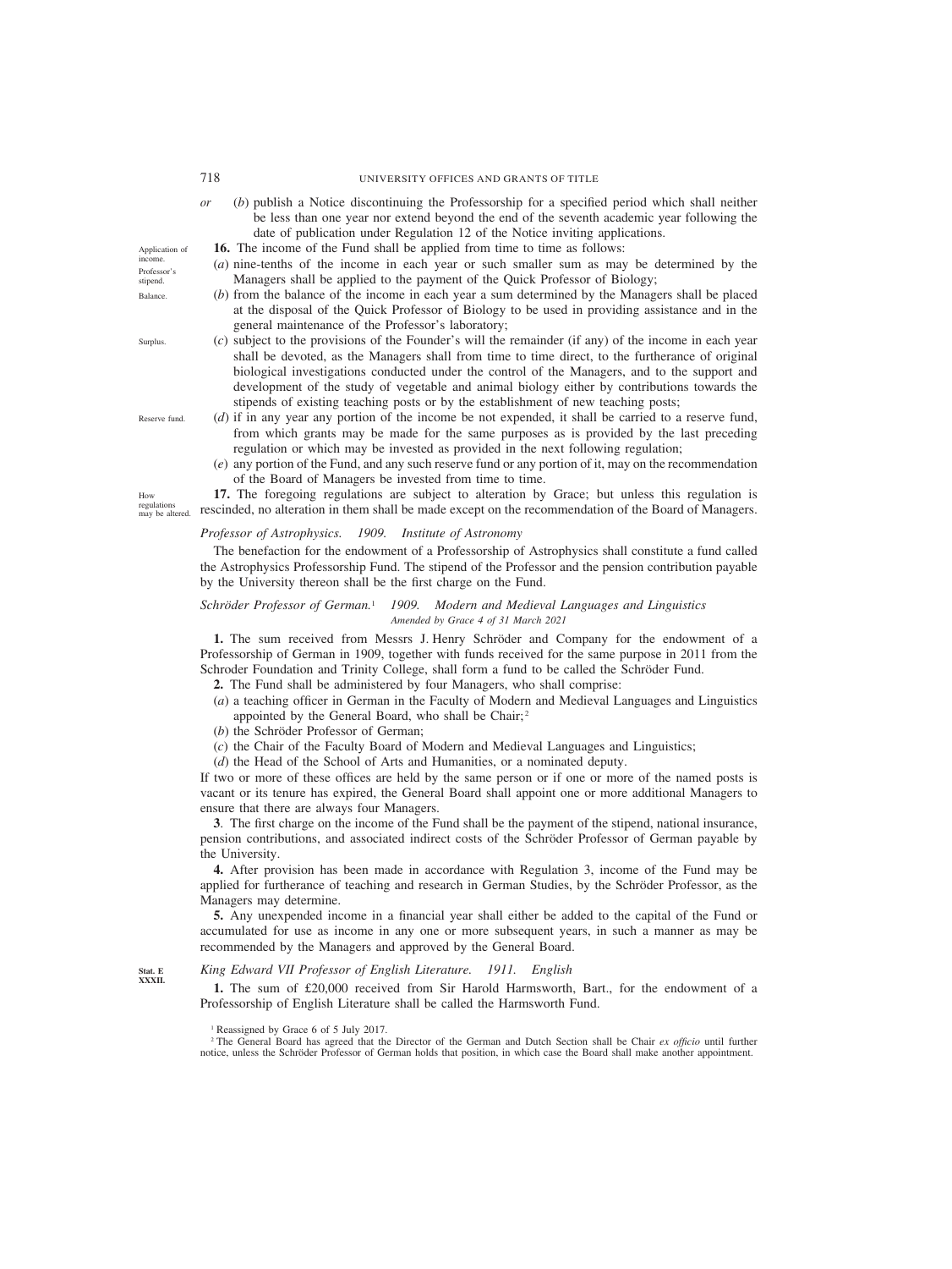*or* (*b*) publish a Notice discontinuing the Professorship for a specified period which shall neither be less than one year nor extend beyond the end of the seventh academic year following the date of publication under Regulation 12 of the Notice inviting applications.

Application of income.

**16.** The income of the Fund shall be applied from time to time as follows:

Professor's stipend.

(*a*) nine-tenths of the income in each year or such smaller sum as may be determined by the Managers shall be applied to the payment of the Quick Professor of Biology;

Balance.

(*b*) from the balance of the income in each year a sum determined by the Managers shall be placed at the disposal of the Quick Professor of Biology to be used in providing assistance and in the general maintenance of the Professor's laboratory;

Surplus.

(*c*) subject to the provisions of the Founder's will the remainder (if any) of the income in each year shall be devoted, as the Managers shall from time to time direct, to the furtherance of original biological investigations conducted under the control of the Managers, and to the support and development of the study of vegetable and animal biology either by contributions towards the stipends of existing teaching posts or by the establishment of new teaching posts;

Reserve fund.

(*d*) if in any year any portion of the income be not expended, it shall be carried to a reserve fund, from which grants may be made for the same purposes as is provided by the last preceding regulation or which may be invested as provided in the next following regulation;

(*e*) any portion of the Fund, and any such reserve fund or any portion of it, may on the recommendation of the Board of Managers be invested from time to time.

How regulations may be altered.

**17.** The foregoing regulations are subject to alteration by Grace; but unless this regulation is rescinded, no alteration in them shall be made except on the recommendation of the Board of Managers.

*Professor of Astrophysics. 1909. Institute of Astronomy*

The benefaction for the endowment of a Professorship of Astrophysics shall constitute a fund called the Astrophysics Professorship Fund. The stipend of the Professor and the pension contribution payable by the University thereon shall be the first charge on the Fund.

*Schröder Professor of German.*[1] *1909. Modern and Medieval Languages and Linguistics*
*Amended by Grace 4 of 31 March 2021*

**1.** The sum received from Messrs J. Henry Schröder and Company for the endowment of a Professorship of German in 1909, together with funds received for the same purpose in 2011 from the Schroder Foundation and Trinity College, shall form a fund to be called the Schröder Fund.

**2.** The Fund shall be administered by four Managers, who shall comprise:

(*a*) a teaching officer in German in the Faculty of Modern and Medieval Languages and Linguistics appointed by the General Board, who shall be Chair;[2]

(*b*) the Schröder Professor of German;

(*c*) the Chair of the Faculty Board of Modern and Medieval Languages and Linguistics;

(*d*) the Head of the School of Arts and Humanities, or a nominated deputy.

If two or more of these offices are held by the same person or if one or more of the named posts is vacant or its tenure has expired, the General Board shall appoint one or more additional Managers to ensure that there are always four Managers.

**3**. The first charge on the income of the Fund shall be the payment of the stipend, national insurance, pension contributions, and associated indirect costs of the Schröder Professor of German payable by the University.

**4.** After provision has been made in accordance with Regulation 3, income of the Fund may be applied for furtherance of teaching and research in German Studies, by the Schröder Professor, as the Managers may determine.

**5.** Any unexpended income in a financial year shall either be added to the capital of the Fund or accumulated for use as income in any one or more subsequent years, in such a manner as may be recommended by the Managers and approved by the General Board.

**Stat. E XXXII.**

*King Edward VII Professor of English Literature. 1911. English*

**1.** The sum of £20,000 received from Sir Harold Harmsworth, Bart., for the endowment of a Professorship of English Literature shall be called the Harmsworth Fund.

[1] Reassigned by Grace 6 of 5 July 2017.

[2] The General Board has agreed that the Director of the German and Dutch Section shall be Chair *ex officio* until further notice, unless the Schröder Professor of German holds that position, in which case the Board shall make another appointment.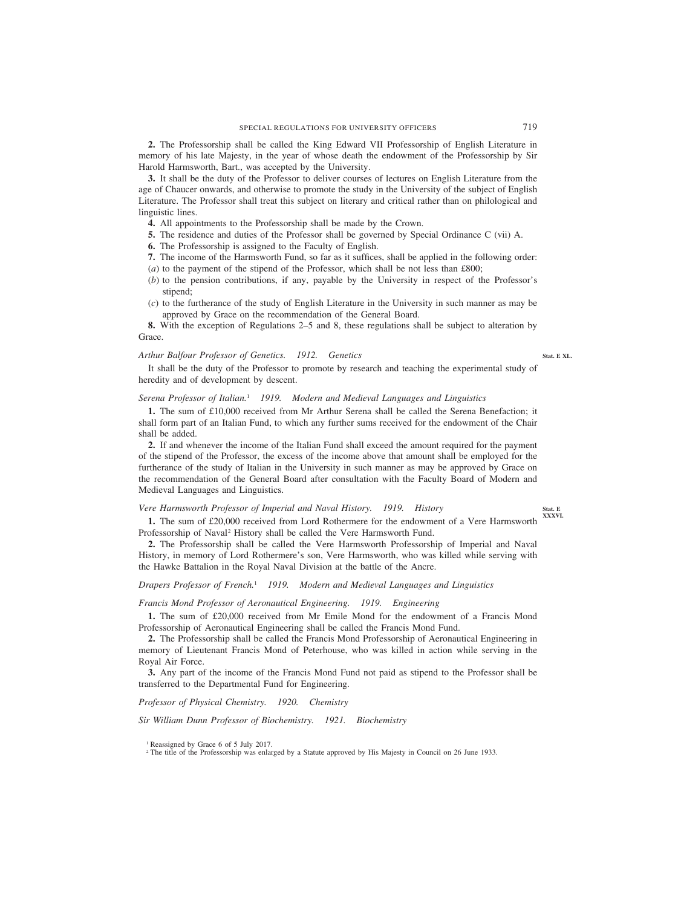**2.** The Professorship shall be called the King Edward VII Professorship of English Literature in memory of his late Majesty, in the year of whose death the endowment of the Professorship by Sir Harold Harmsworth, Bart., was accepted by the University.

**3.** It shall be the duty of the Professor to deliver courses of lectures on English Literature from the age of Chaucer onwards, and otherwise to promote the study in the University of the subject of English Literature. The Professor shall treat this subject on literary and critical rather than on philological and linguistic lines.

**4.** All appointments to the Professorship shall be made by the Crown.

**5.** The residence and duties of the Professor shall be governed by Special Ordinance C (vii) A.

**6.** The Professorship is assigned to the Faculty of English.

**7.** The income of the Harmsworth Fund, so far as it suffices, shall be applied in the following order:

(*a*) to the payment of the stipend of the Professor, which shall be not less than £800;

(*b*) to the pension contributions, if any, payable by the University in respect of the Professor's stipend;

(*c*) to the furtherance of the study of English Literature in the University in such manner as may be approved by Grace on the recommendation of the General Board.

**8.** With the exception of Regulations 2–5 and 8, these regulations shall be subject to alteration by Grace.

*Arthur Balfour Professor of Genetics. 1912. Genetics* **Stat. E XL.**

It shall be the duty of the Professor to promote by research and teaching the experimental study of heredity and of development by descent.

*Serena Professor of Italian.*[1] *1919. Modern and Medieval Languages and Linguistics*

**1.** The sum of £10,000 received from Mr Arthur Serena shall be called the Serena Benefaction; it shall form part of an Italian Fund, to which any further sums received for the endowment of the Chair shall be added.

**2.** If and whenever the income of the Italian Fund shall exceed the amount required for the payment of the stipend of the Professor, the excess of the income above that amount shall be employed for the furtherance of the study of Italian in the University in such manner as may be approved by Grace on the recommendation of the General Board after consultation with the Faculty Board of Modern and Medieval Languages and Linguistics.

*Vere Harmsworth Professor of Imperial and Naval History. 1919. History* **Stat. E XXXVI.**

**1.** The sum of £20,000 received from Lord Rothermere for the endowment of a Vere Harmsworth Professorship of Naval[2] History shall be called the Vere Harmsworth Fund.

**2.** The Professorship shall be called the Vere Harmsworth Professorship of Imperial and Naval History, in memory of Lord Rothermere's son, Vere Harmsworth, who was killed while serving with the Hawke Battalion in the Royal Naval Division at the battle of the Ancre.

*Drapers Professor of French.*[1] *1919. Modern and Medieval Languages and Linguistics*

*Francis Mond Professor of Aeronautical Engineering. 1919. Engineering*

**1.** The sum of £20,000 received from Mr Emile Mond for the endowment of a Francis Mond Professorship of Aeronautical Engineering shall be called the Francis Mond Fund.

**2.** The Professorship shall be called the Francis Mond Professorship of Aeronautical Engineering in memory of Lieutenant Francis Mond of Peterhouse, who was killed in action while serving in the Royal Air Force.

**3.** Any part of the income of the Francis Mond Fund not paid as stipend to the Professor shall be transferred to the Departmental Fund for Engineering.

*Professor of Physical Chemistry. 1920. Chemistry*

*Sir William Dunn Professor of Biochemistry. 1921. Biochemistry*

[1] Reassigned by Grace 6 of 5 July 2017.

[2] The title of the Professorship was enlarged by a Statute approved by His Majesty in Council on 26 June 1933.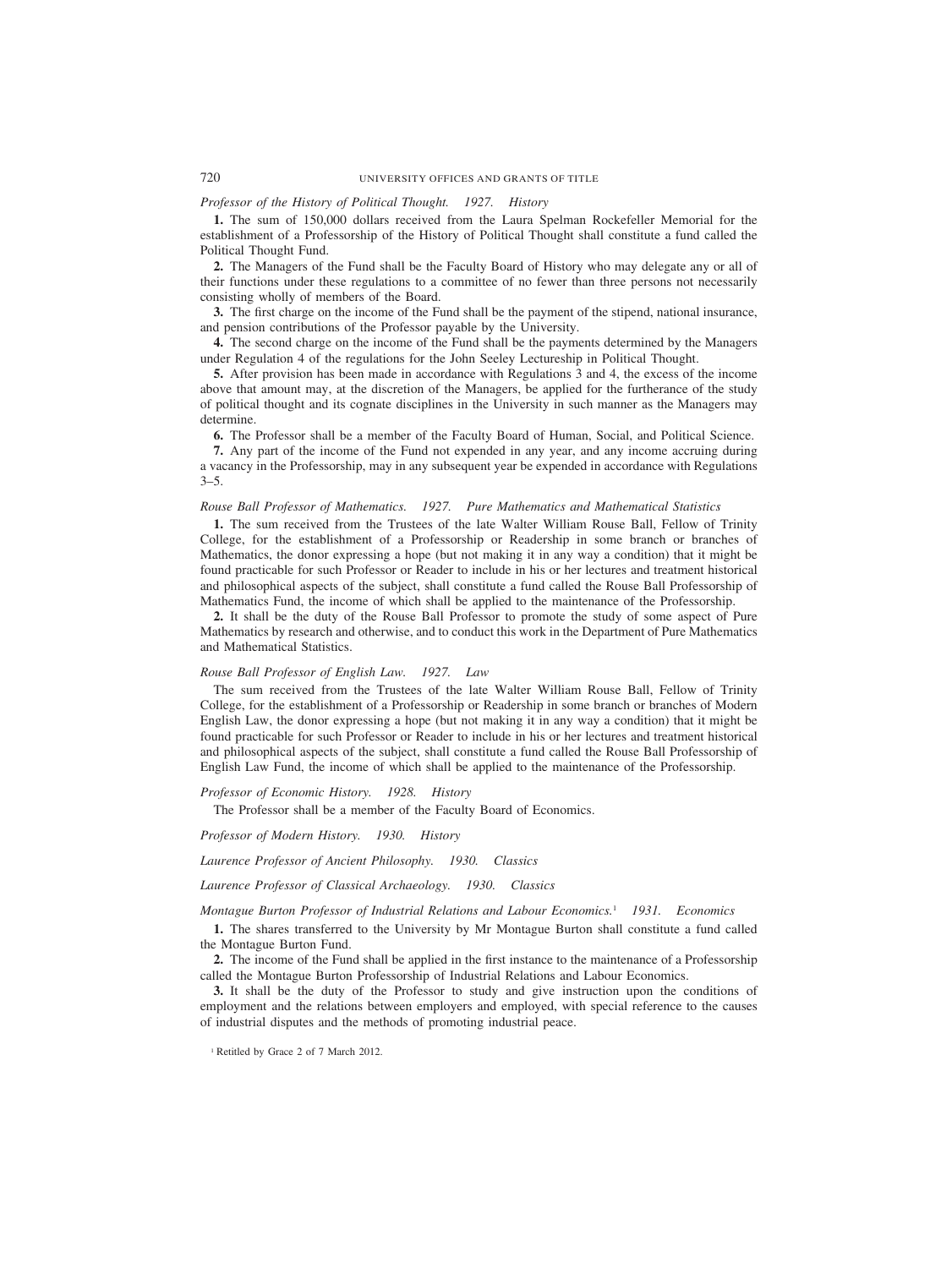*Professor of the History of Political Thought. 1927. History*

**1.** The sum of 150,000 dollars received from the Laura Spelman Rockefeller Memorial for the establishment of a Professorship of the History of Political Thought shall constitute a fund called the Political Thought Fund.

**2.** The Managers of the Fund shall be the Faculty Board of History who may delegate any or all of their functions under these regulations to a committee of no fewer than three persons not necessarily consisting wholly of members of the Board.

**3.** The first charge on the income of the Fund shall be the payment of the stipend, national insurance, and pension contributions of the Professor payable by the University.

**4.** The second charge on the income of the Fund shall be the payments determined by the Managers under Regulation 4 of the regulations for the John Seeley Lectureship in Political Thought.

**5.** After provision has been made in accordance with Regulations 3 and 4, the excess of the income above that amount may, at the discretion of the Managers, be applied for the furtherance of the study of political thought and its cognate disciplines in the University in such manner as the Managers may determine.

**6.** The Professor shall be a member of the Faculty Board of Human, Social, and Political Science.

**7.** Any part of the income of the Fund not expended in any year, and any income accruing during a vacancy in the Professorship, may in any subsequent year be expended in accordance with Regulations 3–5.

*Rouse Ball Professor of Mathematics. 1927. Pure Mathematics and Mathematical Statistics*

**1.** The sum received from the Trustees of the late Walter William Rouse Ball, Fellow of Trinity College, for the establishment of a Professorship or Readership in some branch or branches of Mathematics, the donor expressing a hope (but not making it in any way a condition) that it might be found practicable for such Professor or Reader to include in his or her lectures and treatment historical and philosophical aspects of the subject, shall constitute a fund called the Rouse Ball Professorship of Mathematics Fund, the income of which shall be applied to the maintenance of the Professorship.

**2.** It shall be the duty of the Rouse Ball Professor to promote the study of some aspect of Pure Mathematics by research and otherwise, and to conduct this work in the Department of Pure Mathematics and Mathematical Statistics.

*Rouse Ball Professor of English Law. 1927. Law*

The sum received from the Trustees of the late Walter William Rouse Ball, Fellow of Trinity College, for the establishment of a Professorship or Readership in some branch or branches of Modern English Law, the donor expressing a hope (but not making it in any way a condition) that it might be found practicable for such Professor or Reader to include in his or her lectures and treatment historical and philosophical aspects of the subject, shall constitute a fund called the Rouse Ball Professorship of English Law Fund, the income of which shall be applied to the maintenance of the Professorship.

*Professor of Economic History. 1928. History*

The Professor shall be a member of the Faculty Board of Economics.

*Professor of Modern History. 1930. History*

*Laurence Professor of Ancient Philosophy. 1930. Classics*

*Laurence Professor of Classical Archaeology. 1930. Classics*

*Montague Burton Professor of Industrial Relations and Labour Economics.*[1] *1931. Economics*

**1.** The shares transferred to the University by Mr Montague Burton shall constitute a fund called the Montague Burton Fund.

**2.** The income of the Fund shall be applied in the first instance to the maintenance of a Professorship called the Montague Burton Professorship of Industrial Relations and Labour Economics.

**3.** It shall be the duty of the Professor to study and give instruction upon the conditions of employment and the relations between employers and employed, with special reference to the causes of industrial disputes and the methods of promoting industrial peace.

[1] Retitled by Grace 2 of 7 March 2012.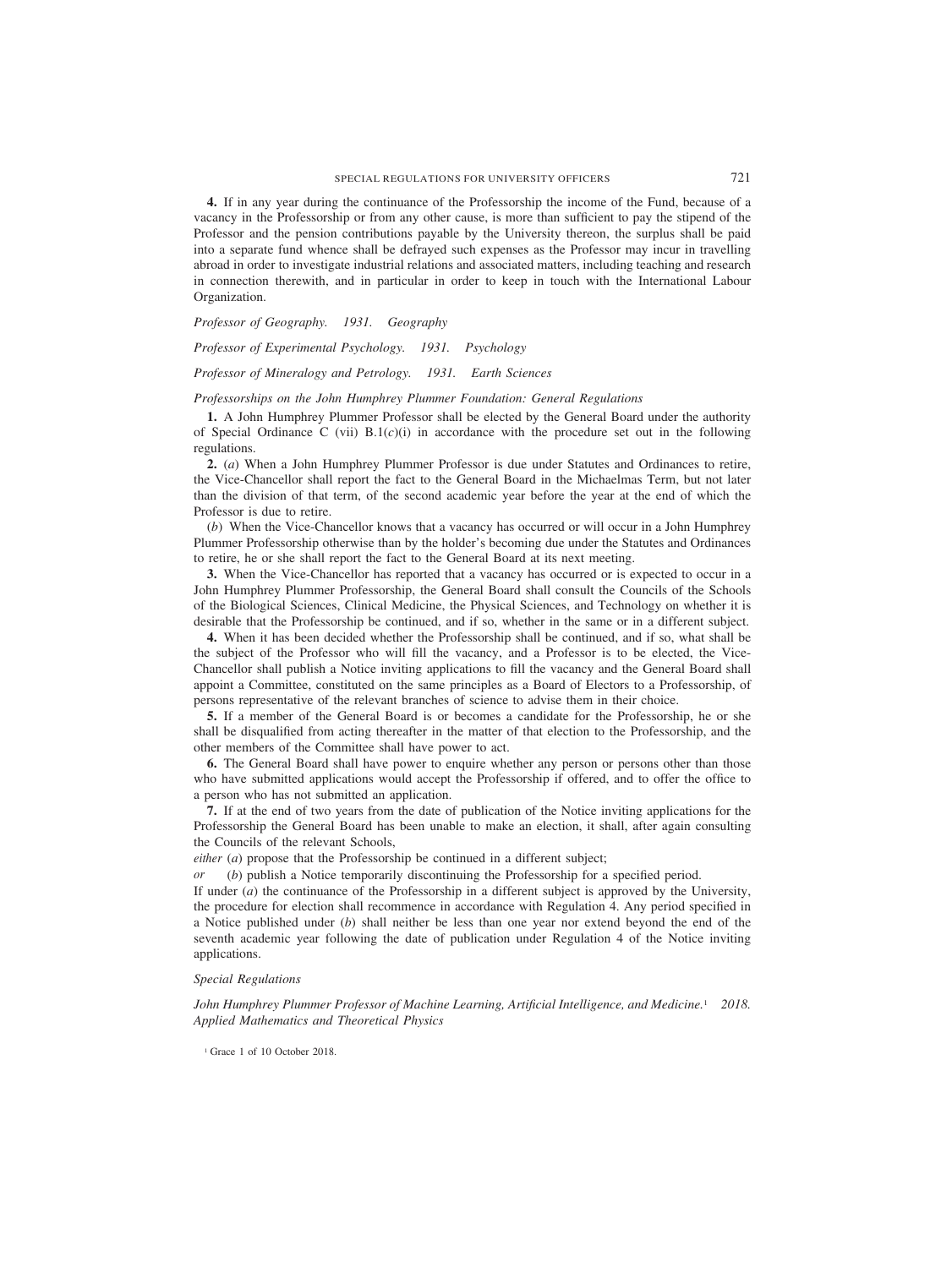**4.** If in any year during the continuance of the Professorship the income of the Fund, because of a vacancy in the Professorship or from any other cause, is more than sufficient to pay the stipend of the Professor and the pension contributions payable by the University thereon, the surplus shall be paid into a separate fund whence shall be defrayed such expenses as the Professor may incur in travelling abroad in order to investigate industrial relations and associated matters, including teaching and research in connection therewith, and in particular in order to keep in touch with the International Labour Organization.

*Professor of Geography. 1931. Geography*

*Professor of Experimental Psychology. 1931. Psychology*

*Professor of Mineralogy and Petrology. 1931. Earth Sciences*

*Professorships on the John Humphrey Plummer Foundation: General Regulations*

**1.** A John Humphrey Plummer Professor shall be elected by the General Board under the authority of Special Ordinance C (vii) B.1(*c*)(i) in accordance with the procedure set out in the following regulations.

**2.** (*a*) When a John Humphrey Plummer Professor is due under Statutes and Ordinances to retire, the Vice-Chancellor shall report the fact to the General Board in the Michaelmas Term, but not later than the division of that term, of the second academic year before the year at the end of which the Professor is due to retire.

(*b*) When the Vice-Chancellor knows that a vacancy has occurred or will occur in a John Humphrey Plummer Professorship otherwise than by the holder's becoming due under the Statutes and Ordinances to retire, he or she shall report the fact to the General Board at its next meeting.

**3.** When the Vice-Chancellor has reported that a vacancy has occurred or is expected to occur in a John Humphrey Plummer Professorship, the General Board shall consult the Councils of the Schools of the Biological Sciences, Clinical Medicine, the Physical Sciences, and Technology on whether it is desirable that the Professorship be continued, and if so, whether in the same or in a different subject.

**4.** When it has been decided whether the Professorship shall be continued, and if so, what shall be the subject of the Professor who will fill the vacancy, and a Professor is to be elected, the Vice-Chancellor shall publish a Notice inviting applications to fill the vacancy and the General Board shall appoint a Committee, constituted on the same principles as a Board of Electors to a Professorship, of persons representative of the relevant branches of science to advise them in their choice.

**5.** If a member of the General Board is or becomes a candidate for the Professorship, he or she shall be disqualified from acting thereafter in the matter of that election to the Professorship, and the other members of the Committee shall have power to act.

**6.** The General Board shall have power to enquire whether any person or persons other than those who have submitted applications would accept the Professorship if offered, and to offer the office to a person who has not submitted an application.

**7.** If at the end of two years from the date of publication of the Notice inviting applications for the Professorship the General Board has been unable to make an election, it shall, after again consulting the Councils of the relevant Schools,

*either* (*a*) propose that the Professorship be continued in a different subject;

*or* (*b*) publish a Notice temporarily discontinuing the Professorship for a specified period.

If under (*a*) the continuance of the Professorship in a different subject is approved by the University, the procedure for election shall recommence in accordance with Regulation 4. Any period specified in a Notice published under (*b*) shall neither be less than one year nor extend beyond the end of the seventh academic year following the date of publication under Regulation 4 of the Notice inviting applications.

*Special Regulations*

*John Humphrey Plummer Professor of Machine Learning, Artificial Intelligence, and Medicine.*[1] *2018. Applied Mathematics and Theoretical Physics*

[1] Grace 1 of 10 October 2018.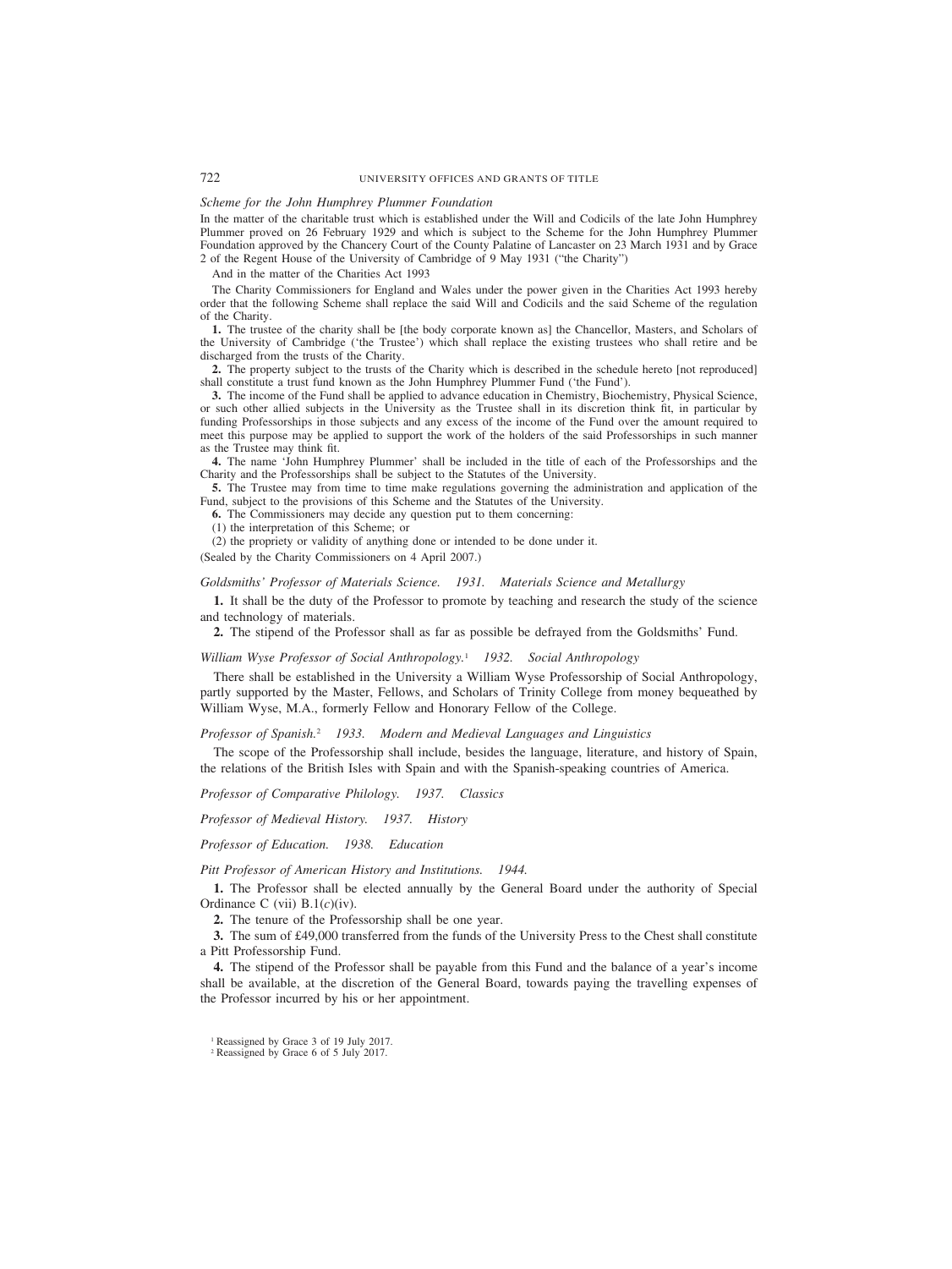*Scheme for the John Humphrey Plummer Foundation*

In the matter of the charitable trust which is established under the Will and Codicils of the late John Humphrey Plummer proved on 26 February 1929 and which is subject to the Scheme for the John Humphrey Plummer Foundation approved by the Chancery Court of the County Palatine of Lancaster on 23 March 1931 and by Grace 2 of the Regent House of the University of Cambridge of 9 May 1931 ("the Charity")

And in the matter of the Charities Act 1993

The Charity Commissioners for England and Wales under the power given in the Charities Act 1993 hereby order that the following Scheme shall replace the said Will and Codicils and the said Scheme of the regulation of the Charity.

**1.** The trustee of the charity shall be [the body corporate known as] the Chancellor, Masters, and Scholars of the University of Cambridge ('the Trustee') which shall replace the existing trustees who shall retire and be discharged from the trusts of the Charity.

**2.** The property subject to the trusts of the Charity which is described in the schedule hereto [not reproduced] shall constitute a trust fund known as the John Humphrey Plummer Fund ('the Fund').

**3.** The income of the Fund shall be applied to advance education in Chemistry, Biochemistry, Physical Science, or such other allied subjects in the University as the Trustee shall in its discretion think fit, in particular by funding Professorships in those subjects and any excess of the income of the Fund over the amount required to meet this purpose may be applied to support the work of the holders of the said Professorships in such manner as the Trustee may think fit.

**4.** The name 'John Humphrey Plummer' shall be included in the title of each of the Professorships and the Charity and the Professorships shall be subject to the Statutes of the University.

**5.** The Trustee may from time to time make regulations governing the administration and application of the Fund, subject to the provisions of this Scheme and the Statutes of the University.

**6.** The Commissioners may decide any question put to them concerning:

(1) the interpretation of this Scheme; or

(2) the propriety or validity of anything done or intended to be done under it.

(Sealed by the Charity Commissioners on 4 April 2007.)

*Goldsmiths' Professor of Materials Science. 1931. Materials Science and Metallurgy*

**1.** It shall be the duty of the Professor to promote by teaching and research the study of the science and technology of materials.

**2.** The stipend of the Professor shall as far as possible be defrayed from the Goldsmiths' Fund.

*William Wyse Professor of Social Anthropology.*[1] *1932. Social Anthropology*

There shall be established in the University a William Wyse Professorship of Social Anthropology, partly supported by the Master, Fellows, and Scholars of Trinity College from money bequeathed by William Wyse, M.A., formerly Fellow and Honorary Fellow of the College.

*Professor of Spanish.*[2] *1933. Modern and Medieval Languages and Linguistics*

The scope of the Professorship shall include, besides the language, literature, and history of Spain, the relations of the British Isles with Spain and with the Spanish-speaking countries of America.

*Professor of Comparative Philology. 1937. Classics*

*Professor of Medieval History. 1937. History*

*Professor of Education. 1938. Education*

*Pitt Professor of American History and Institutions. 1944.*

**1.** The Professor shall be elected annually by the General Board under the authority of Special Ordinance C (vii) B.1(*c*)(iv).

**2.** The tenure of the Professorship shall be one year.

**3.** The sum of £49,000 transferred from the funds of the University Press to the Chest shall constitute a Pitt Professorship Fund.

**4.** The stipend of the Professor shall be payable from this Fund and the balance of a year's income shall be available, at the discretion of the General Board, towards paying the travelling expenses of the Professor incurred by his or her appointment.

[1] Reassigned by Grace 3 of 19 July 2017.

[2] Reassigned by Grace 6 of 5 July 2017.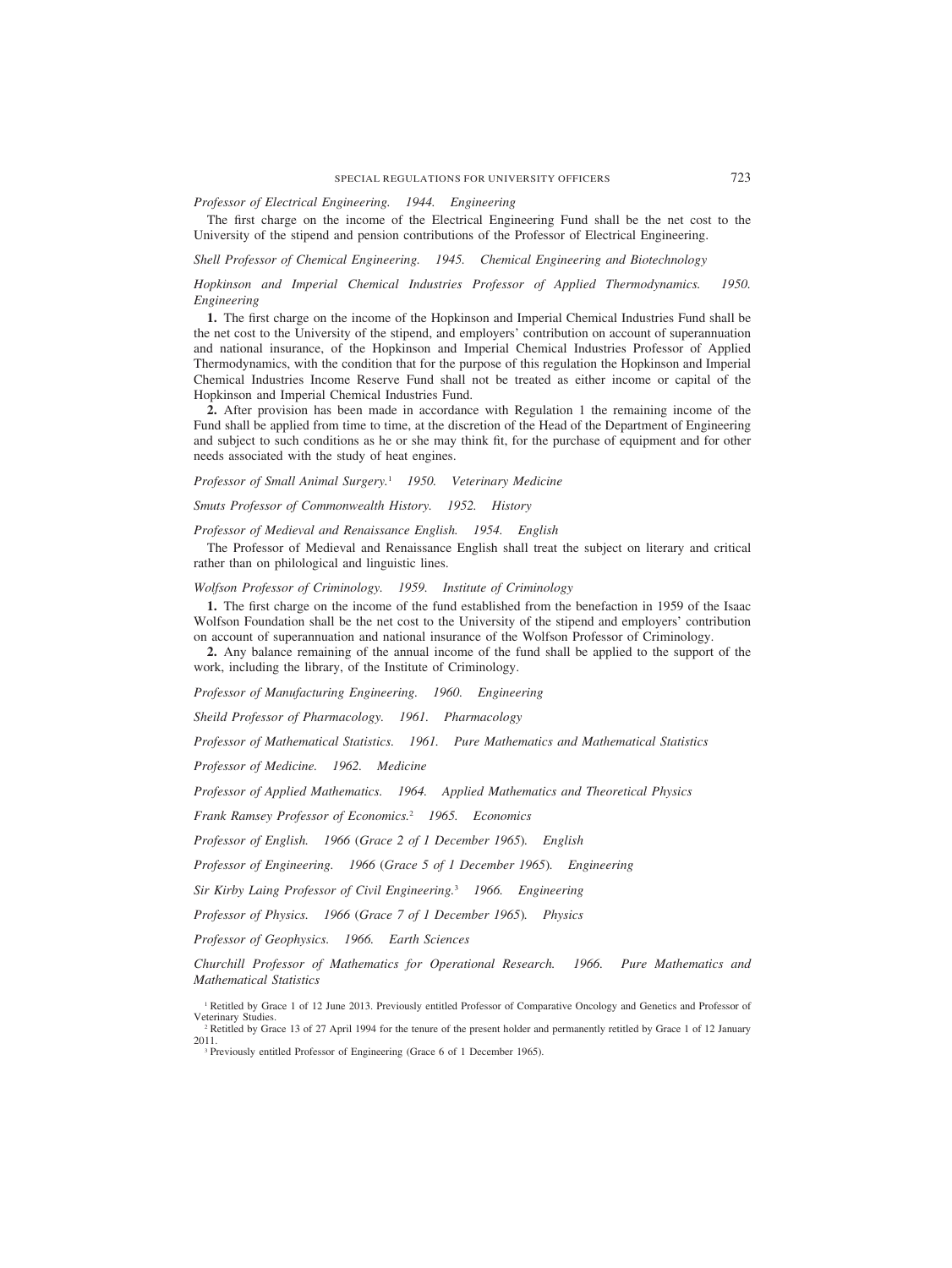*Professor of Electrical Engineering. 1944. Engineering*

The first charge on the income of the Electrical Engineering Fund shall be the net cost to the University of the stipend and pension contributions of the Professor of Electrical Engineering.

*Shell Professor of Chemical Engineering. 1945. Chemical Engineering and Biotechnology*

*Hopkinson and Imperial Chemical Industries Professor of Applied Thermodynamics. 1950. Engineering*

**1.** The first charge on the income of the Hopkinson and Imperial Chemical Industries Fund shall be the net cost to the University of the stipend, and employers' contribution on account of superannuation and national insurance, of the Hopkinson and Imperial Chemical Industries Professor of Applied Thermodynamics, with the condition that for the purpose of this regulation the Hopkinson and Imperial Chemical Industries Income Reserve Fund shall not be treated as either income or capital of the Hopkinson and Imperial Chemical Industries Fund.

**2.** After provision has been made in accordance with Regulation 1 the remaining income of the Fund shall be applied from time to time, at the discretion of the Head of the Department of Engineering and subject to such conditions as he or she may think fit, for the purchase of equipment and for other needs associated with the study of heat engines.

*Professor of Small Animal Surgery.*[1] *1950. Veterinary Medicine*

*Smuts Professor of Commonwealth History. 1952. History*

*Professor of Medieval and Renaissance English. 1954. English*

The Professor of Medieval and Renaissance English shall treat the subject on literary and critical rather than on philological and linguistic lines.

*Wolfson Professor of Criminology. 1959. Institute of Criminology*

**1.** The first charge on the income of the fund established from the benefaction in 1959 of the Isaac Wolfson Foundation shall be the net cost to the University of the stipend and employers' contribution on account of superannuation and national insurance of the Wolfson Professor of Criminology.

**2.** Any balance remaining of the annual income of the fund shall be applied to the support of the work, including the library, of the Institute of Criminology.

*Professor of Manufacturing Engineering. 1960. Engineering*

*Sheild Professor of Pharmacology. 1961. Pharmacology*

*Professor of Mathematical Statistics. 1961. Pure Mathematics and Mathematical Statistics*

*Professor of Medicine. 1962. Medicine*

*Professor of Applied Mathematics. 1964. Applied Mathematics and Theoretical Physics*

*Frank Ramsey Professor of Economics.*[2] *1965. Economics*

*Professor of English. 1966 (Grace 2 of 1 December 1965). English*

*Professor of Engineering. 1966 (Grace 5 of 1 December 1965). Engineering*

*Sir Kirby Laing Professor of Civil Engineering.*[3] *1966. Engineering*

*Professor of Physics. 1966 (Grace 7 of 1 December 1965). Physics*

*Professor of Geophysics. 1966. Earth Sciences*

*Churchill Professor of Mathematics for Operational Research. 1966. Pure Mathematics and Mathematical Statistics*

[1] Retitled by Grace 1 of 12 June 2013. Previously entitled Professor of Comparative Oncology and Genetics and Professor of Veterinary Studies.

[2] Retitled by Grace 13 of 27 April 1994 for the tenure of the present holder and permanently retitled by Grace 1 of 12 January 2011.

[3] Previously entitled Professor of Engineering (Grace 6 of 1 December 1965).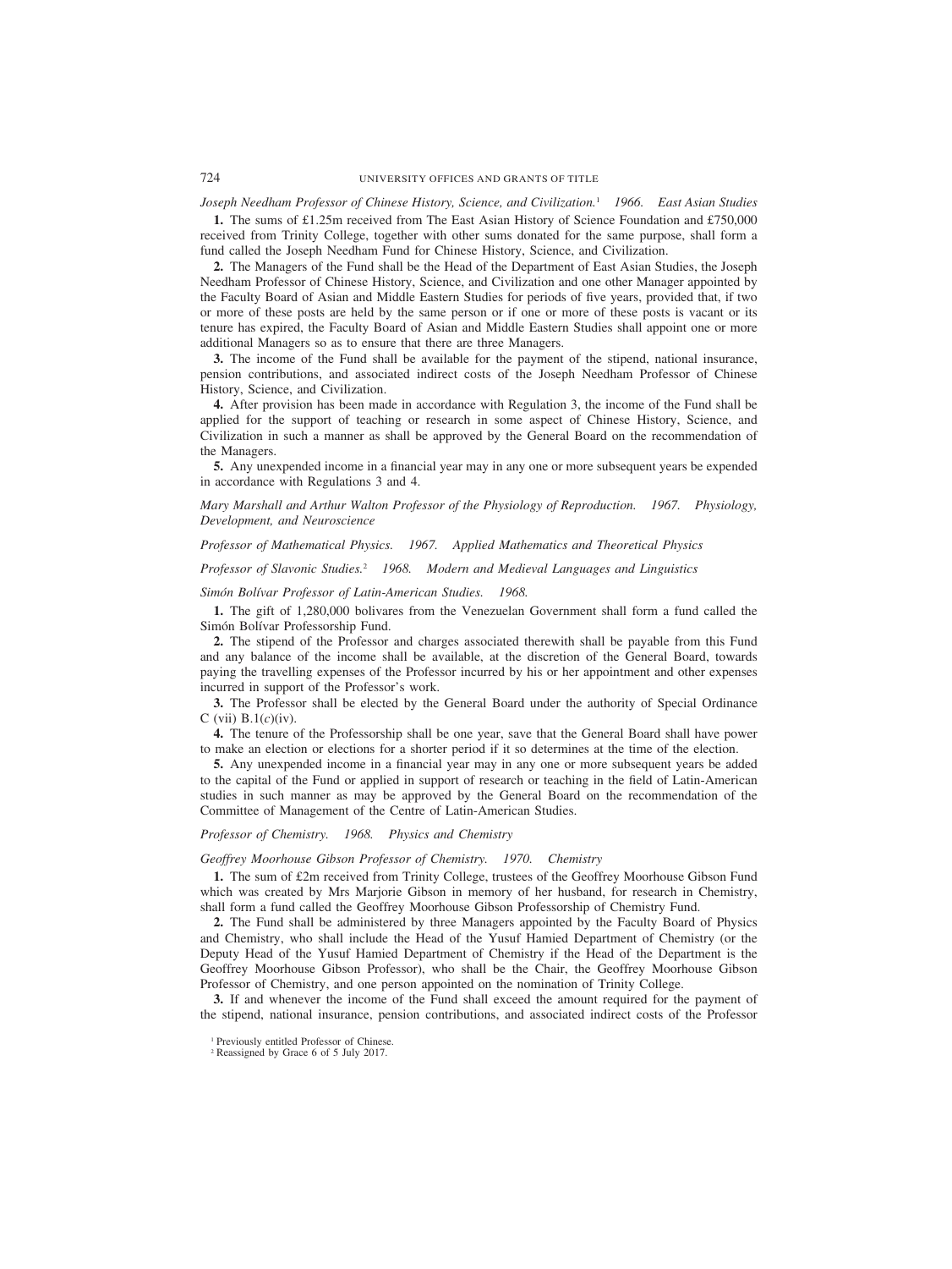*Joseph Needham Professor of Chinese History, Science, and Civilization.*[1] *1966. East Asian Studies*

**1.** The sums of £1.25m received from The East Asian History of Science Foundation and £750,000 received from Trinity College, together with other sums donated for the same purpose, shall form a fund called the Joseph Needham Fund for Chinese History, Science, and Civilization.

**2.** The Managers of the Fund shall be the Head of the Department of East Asian Studies, the Joseph Needham Professor of Chinese History, Science, and Civilization and one other Manager appointed by the Faculty Board of Asian and Middle Eastern Studies for periods of five years, provided that, if two or more of these posts are held by the same person or if one or more of these posts is vacant or its tenure has expired, the Faculty Board of Asian and Middle Eastern Studies shall appoint one or more additional Managers so as to ensure that there are three Managers.

**3.** The income of the Fund shall be available for the payment of the stipend, national insurance, pension contributions, and associated indirect costs of the Joseph Needham Professor of Chinese History, Science, and Civilization.

**4.** After provision has been made in accordance with Regulation 3, the income of the Fund shall be applied for the support of teaching or research in some aspect of Chinese History, Science, and Civilization in such a manner as shall be approved by the General Board on the recommendation of the Managers.

**5.** Any unexpended income in a financial year may in any one or more subsequent years be expended in accordance with Regulations 3 and 4.

*Mary Marshall and Arthur Walton Professor of the Physiology of Reproduction. 1967. Physiology, Development, and Neuroscience*

*Professor of Mathematical Physics. 1967. Applied Mathematics and Theoretical Physics*

*Professor of Slavonic Studies.*[2] *1968. Modern and Medieval Languages and Linguistics*

*Simón Bolívar Professor of Latin-American Studies. 1968.*

**1.** The gift of 1,280,000 bolivares from the Venezuelan Government shall form a fund called the Simón Bolívar Professorship Fund.

**2.** The stipend of the Professor and charges associated therewith shall be payable from this Fund and any balance of the income shall be available, at the discretion of the General Board, towards paying the travelling expenses of the Professor incurred by his or her appointment and other expenses incurred in support of the Professor's work.

**3.** The Professor shall be elected by the General Board under the authority of Special Ordinance C (vii) B.1(*c*)(iv).

**4.** The tenure of the Professorship shall be one year, save that the General Board shall have power to make an election or elections for a shorter period if it so determines at the time of the election.

**5.** Any unexpended income in a financial year may in any one or more subsequent years be added to the capital of the Fund or applied in support of research or teaching in the field of Latin-American studies in such manner as may be approved by the General Board on the recommendation of the Committee of Management of the Centre of Latin-American Studies.

*Professor of Chemistry. 1968. Physics and Chemistry*

*Geoffrey Moorhouse Gibson Professor of Chemistry. 1970. Chemistry*

**1.** The sum of £2m received from Trinity College, trustees of the Geoffrey Moorhouse Gibson Fund which was created by Mrs Marjorie Gibson in memory of her husband, for research in Chemistry, shall form a fund called the Geoffrey Moorhouse Gibson Professorship of Chemistry Fund.

**2.** The Fund shall be administered by three Managers appointed by the Faculty Board of Physics and Chemistry, who shall include the Head of the Yusuf Hamied Department of Chemistry (or the Deputy Head of the Yusuf Hamied Department of Chemistry if the Head of the Department is the Geoffrey Moorhouse Gibson Professor), who shall be the Chair, the Geoffrey Moorhouse Gibson Professor of Chemistry, and one person appointed on the nomination of Trinity College.

**3.** If and whenever the income of the Fund shall exceed the amount required for the payment of the stipend, national insurance, pension contributions, and associated indirect costs of the Professor

[1] Previously entitled Professor of Chinese.

[2] Reassigned by Grace 6 of 5 July 2017.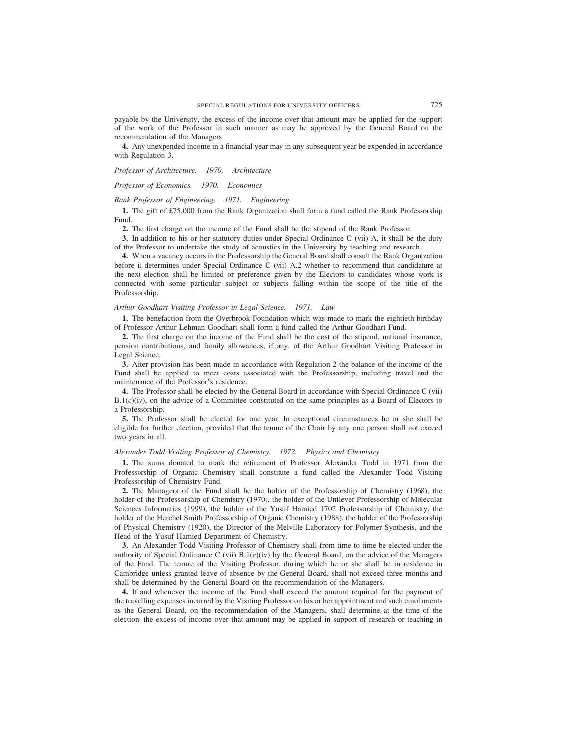payable by the University, the excess of the income over that amount may be applied for the support of the work of the Professor in such manner as may be approved by the General Board on the recommendation of the Managers.

**4.** Any unexpended income in a financial year may in any subsequent year be expended in accordance with Regulation 3.

*Professor of Architecture. 1970. Architecture*

*Professor of Economics. 1970. Economics*

*Rank Professor of Engineering. 1971. Engineering*

**1.** The gift of £75,000 from the Rank Organization shall form a fund called the Rank Professorship Fund.

**2.** The first charge on the income of the Fund shall be the stipend of the Rank Professor.

**3.** In addition to his or her statutory duties under Special Ordinance C (vii) A, it shall be the duty of the Professor to undertake the study of acoustics in the University by teaching and research.

**4.** When a vacancy occurs in the Professorship the General Board shall consult the Rank Organization before it determines under Special Ordinance C (vii) A.2 whether to recommend that candidature at the next election shall be limited or preference given by the Electors to candidates whose work is connected with some particular subject or subjects falling within the scope of the title of the Professorship.

*Arthur Goodhart Visiting Professor in Legal Science. 1971. Law*

**1.** The benefaction from the Overbrook Foundation which was made to mark the eightieth birthday of Professor Arthur Lehman Goodhart shall form a fund called the Arthur Goodhart Fund.

**2.** The first charge on the income of the Fund shall be the cost of the stipend, national insurance, pension contributions, and family allowances, if any, of the Arthur Goodhart Visiting Professor in Legal Science.

**3.** After provision has been made in accordance with Regulation 2 the balance of the income of the Fund shall be applied to meet costs associated with the Professorship, including travel and the maintenance of the Professor's residence.

**4.** The Professor shall be elected by the General Board in accordance with Special Ordinance C (vii) B.1(*c*)(iv), on the advice of a Committee constituted on the same principles as a Board of Electors to a Professorship.

**5.** The Professor shall be elected for one year. In exceptional circumstances he or she shall be eligible for further election, provided that the tenure of the Chair by any one person shall not exceed two years in all.

*Alexander Todd Visiting Professor of Chemistry. 1972. Physics and Chemistry*

**1.** The sums donated to mark the retirement of Professor Alexander Todd in 1971 from the Professorship of Organic Chemistry shall constitute a fund called the Alexander Todd Visiting Professorship of Chemistry Fund.

**2.** The Managers of the Fund shall be the holder of the Professorship of Chemistry (1968), the holder of the Professorship of Chemistry (1970), the holder of the Unilever Professorship of Molecular Sciences Informatics (1999), the holder of the Yusuf Hamied 1702 Professorship of Chemistry, the holder of the Herchel Smith Professorship of Organic Chemistry (1988), the holder of the Professorship of Physical Chemistry (1920), the Director of the Melville Laboratory for Polymer Synthesis, and the Head of the Yusuf Hamied Department of Chemistry.

**3.** An Alexander Todd Visiting Professor of Chemistry shall from time to time be elected under the authority of Special Ordinance C (vii) B.1(*c*)(iv) by the General Board, on the advice of the Managers of the Fund. The tenure of the Visiting Professor, during which he or she shall be in residence in Cambridge unless granted leave of absence by the General Board, shall not exceed three months and shall be determined by the General Board on the recommendation of the Managers.

**4.** If and whenever the income of the Fund shall exceed the amount required for the payment of the travelling expenses incurred by the Visiting Professor on his or her appointment and such emoluments as the General Board, on the recommendation of the Managers, shall determine at the time of the election, the excess of income over that amount may be applied in support of research or teaching in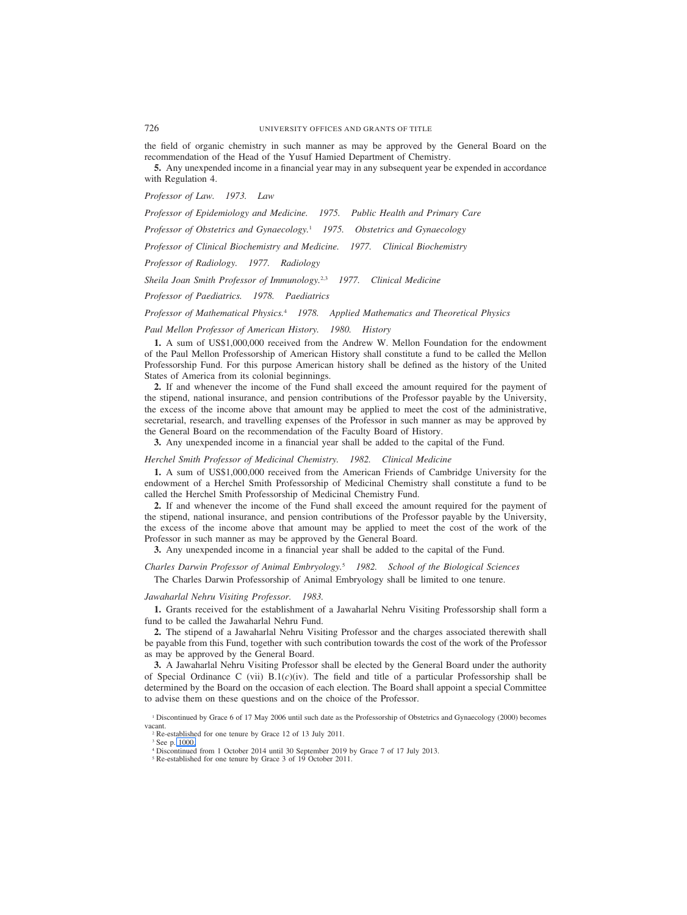the field of organic chemistry in such manner as may be approved by the General Board on the recommendation of the Head of the Yusuf Hamied Department of Chemistry.

**5.** Any unexpended income in a financial year may in any subsequent year be expended in accordance with Regulation 4.

*Professor of Law. 1973. Law*

*Professor of Epidemiology and Medicine. 1975. Public Health and Primary Care*

*Professor of Obstetrics and Gynaecology.*[1] *1975. Obstetrics and Gynaecology*

*Professor of Clinical Biochemistry and Medicine. 1977. Clinical Biochemistry*

*Professor of Radiology. 1977. Radiology*

*Sheila Joan Smith Professor of Immunology.*[2,3] *1977. Clinical Medicine*

*Professor of Paediatrics. 1978. Paediatrics*

*Professor of Mathematical Physics.*[4] *1978. Applied Mathematics and Theoretical Physics*

*Paul Mellon Professor of American History. 1980. History*

**1.** A sum of US$1,000,000 received from the Andrew W. Mellon Foundation for the endowment of the Paul Mellon Professorship of American History shall constitute a fund to be called the Mellon Professorship Fund. For this purpose American history shall be defined as the history of the United States of America from its colonial beginnings.

**2.** If and whenever the income of the Fund shall exceed the amount required for the payment of the stipend, national insurance, and pension contributions of the Professor payable by the University, the excess of the income above that amount may be applied to meet the cost of the administrative, secretarial, research, and travelling expenses of the Professor in such manner as may be approved by the General Board on the recommendation of the Faculty Board of History.

**3.** Any unexpended income in a financial year shall be added to the capital of the Fund.

*Herchel Smith Professor of Medicinal Chemistry. 1982. Clinical Medicine*

**1.** A sum of US$1,000,000 received from the American Friends of Cambridge University for the endowment of a Herchel Smith Professorship of Medicinal Chemistry shall constitute a fund to be called the Herchel Smith Professorship of Medicinal Chemistry Fund.

**2.** If and whenever the income of the Fund shall exceed the amount required for the payment of the stipend, national insurance, and pension contributions of the Professor payable by the University, the excess of the income above that amount may be applied to meet the cost of the work of the Professor in such manner as may be approved by the General Board.

**3.** Any unexpended income in a financial year shall be added to the capital of the Fund.

*Charles Darwin Professor of Animal Embryology.*[5] *1982. School of the Biological Sciences*

The Charles Darwin Professorship of Animal Embryology shall be limited to one tenure.

*Jawaharlal Nehru Visiting Professor. 1983.*

**1.** Grants received for the establishment of a Jawaharlal Nehru Visiting Professorship shall form a fund to be called the Jawaharlal Nehru Fund.

**2.** The stipend of a Jawaharlal Nehru Visiting Professor and the charges associated therewith shall be payable from this Fund, together with such contribution towards the cost of the work of the Professor as may be approved by the General Board.

**3.** A Jawaharlal Nehru Visiting Professor shall be elected by the General Board under the authority of Special Ordinance C (vii) B.1(*c*)(iv). The field and title of a particular Professorship shall be determined by the Board on the occasion of each election. The Board shall appoint a special Committee to advise them on these questions and on the choice of the Professor.

[1] Discontinued by Grace 6 of 17 May 2006 until such date as the Professorship of Obstetrics and Gynaecology (2000) becomes vacant.

[2] Re-established for one tenure by Grace 12 of 13 July 2011.

[3] See p. 1000.

[4] Discontinued from 1 October 2014 until 30 September 2019 by Grace 7 of 17 July 2013.

[5] Re-established for one tenure by Grace 3 of 19 October 2011.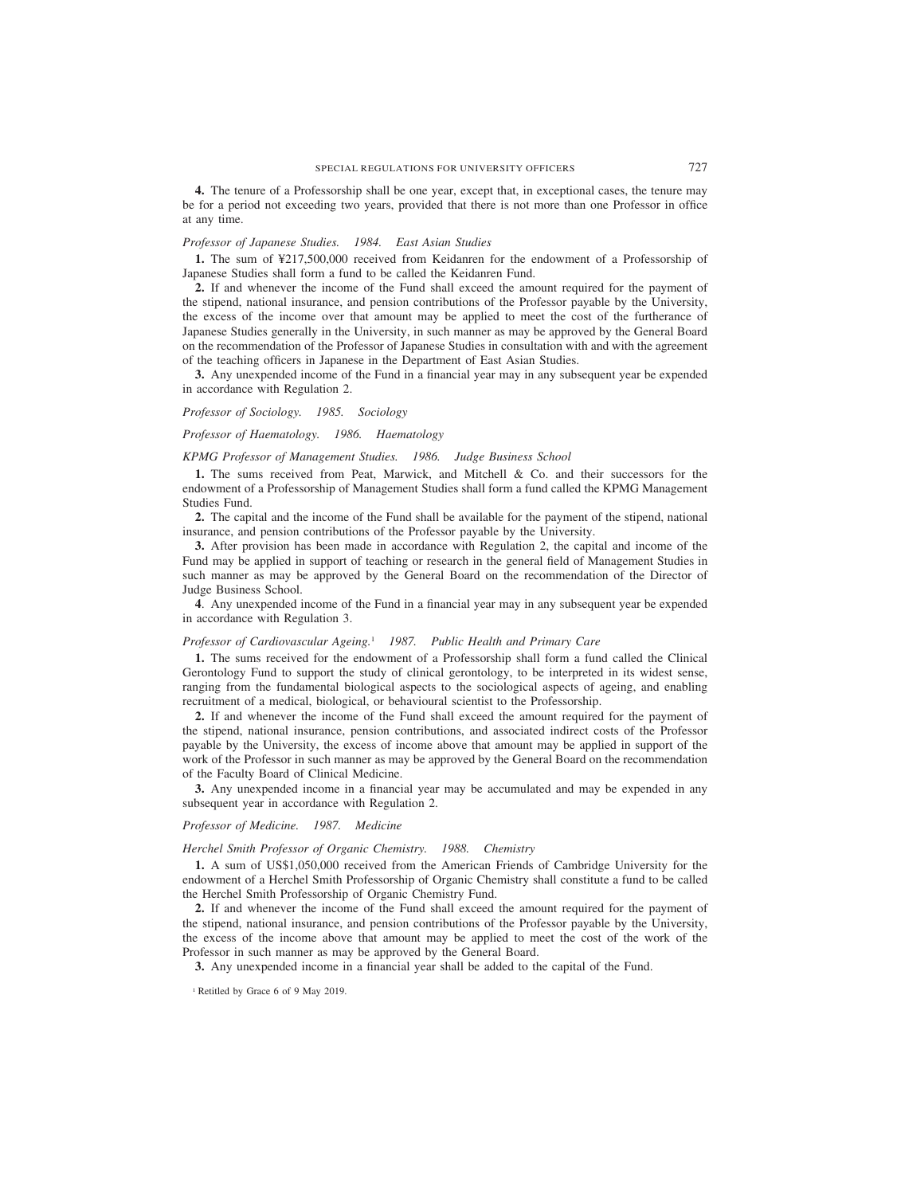**4.** The tenure of a Professorship shall be one year, except that, in exceptional cases, the tenure may be for a period not exceeding two years, provided that there is not more than one Professor in office at any time.

*Professor of Japanese Studies. 1984. East Asian Studies*

**1.** The sum of ¥217,500,000 received from Keidanren for the endowment of a Professorship of Japanese Studies shall form a fund to be called the Keidanren Fund.

**2.** If and whenever the income of the Fund shall exceed the amount required for the payment of the stipend, national insurance, and pension contributions of the Professor payable by the University, the excess of the income over that amount may be applied to meet the cost of the furtherance of Japanese Studies generally in the University, in such manner as may be approved by the General Board on the recommendation of the Professor of Japanese Studies in consultation with and with the agreement of the teaching officers in Japanese in the Department of East Asian Studies.

**3.** Any unexpended income of the Fund in a financial year may in any subsequent year be expended in accordance with Regulation 2.

*Professor of Sociology. 1985. Sociology*

*Professor of Haematology. 1986. Haematology*

*KPMG Professor of Management Studies. 1986. Judge Business School*

**1.** The sums received from Peat, Marwick, and Mitchell & Co. and their successors for the endowment of a Professorship of Management Studies shall form a fund called the KPMG Management Studies Fund.

**2.** The capital and the income of the Fund shall be available for the payment of the stipend, national insurance, and pension contributions of the Professor payable by the University.

**3.** After provision has been made in accordance with Regulation 2, the capital and income of the Fund may be applied in support of teaching or research in the general field of Management Studies in such manner as may be approved by the General Board on the recommendation of the Director of Judge Business School.

**4**. Any unexpended income of the Fund in a financial year may in any subsequent year be expended in accordance with Regulation 3.

*Professor of Cardiovascular Ageing.*[1] *1987. Public Health and Primary Care*

**1.** The sums received for the endowment of a Professorship shall form a fund called the Clinical Gerontology Fund to support the study of clinical gerontology, to be interpreted in its widest sense, ranging from the fundamental biological aspects to the sociological aspects of ageing, and enabling recruitment of a medical, biological, or behavioural scientist to the Professorship.

**2.** If and whenever the income of the Fund shall exceed the amount required for the payment of the stipend, national insurance, pension contributions, and associated indirect costs of the Professor payable by the University, the excess of income above that amount may be applied in support of the work of the Professor in such manner as may be approved by the General Board on the recommendation of the Faculty Board of Clinical Medicine.

**3.** Any unexpended income in a financial year may be accumulated and may be expended in any subsequent year in accordance with Regulation 2.

*Professor of Medicine. 1987. Medicine*

*Herchel Smith Professor of Organic Chemistry. 1988. Chemistry*

**1.** A sum of US$1,050,000 received from the American Friends of Cambridge University for the endowment of a Herchel Smith Professorship of Organic Chemistry shall constitute a fund to be called the Herchel Smith Professorship of Organic Chemistry Fund.

**2.** If and whenever the income of the Fund shall exceed the amount required for the payment of the stipend, national insurance, and pension contributions of the Professor payable by the University, the excess of the income above that amount may be applied to meet the cost of the work of the Professor in such manner as may be approved by the General Board.

**3.** Any unexpended income in a financial year shall be added to the capital of the Fund.

[1] Retitled by Grace 6 of 9 May 2019.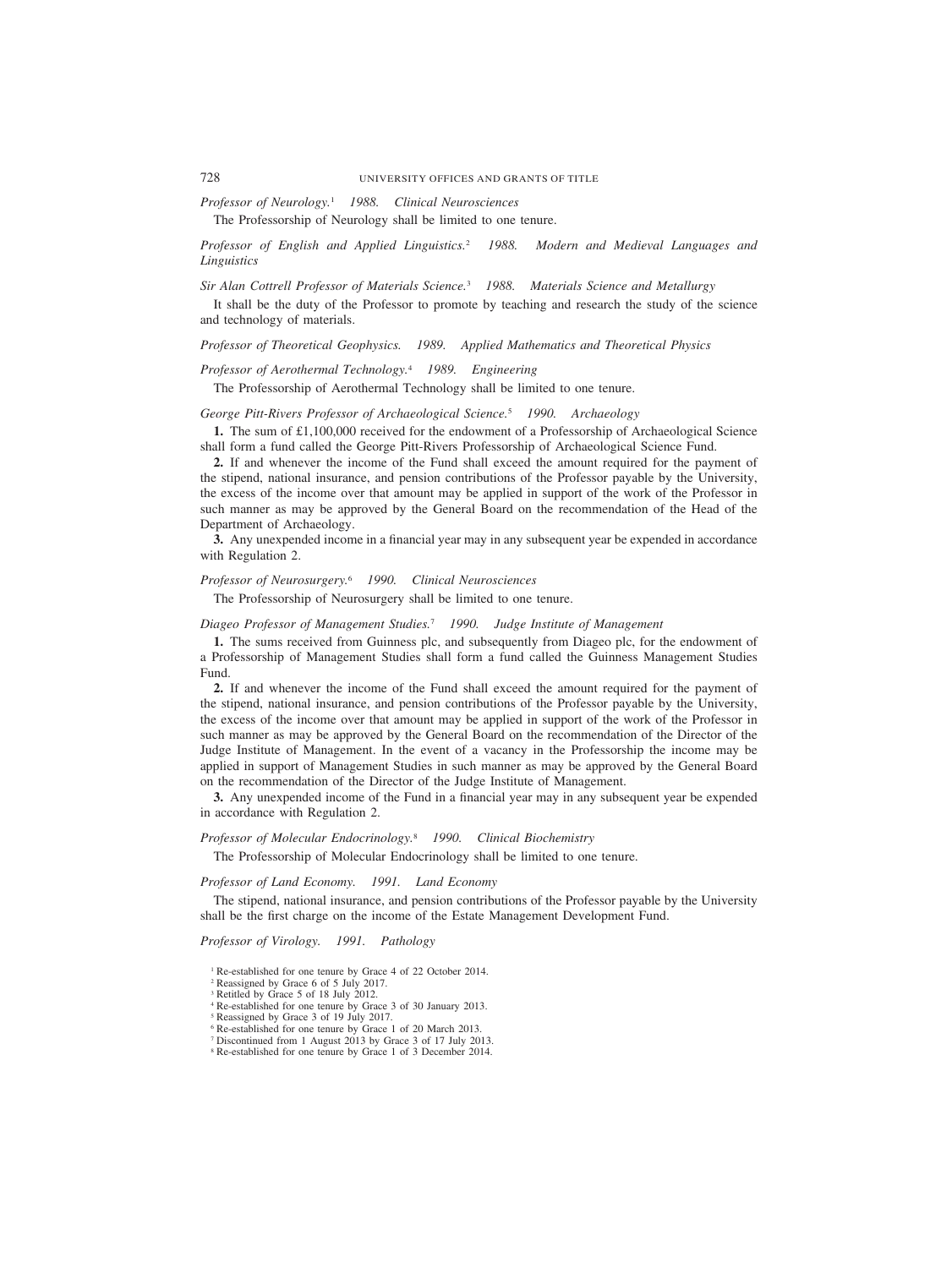*Professor of Neurology.*[1] *1988. Clinical Neurosciences*

The Professorship of Neurology shall be limited to one tenure.

*Professor of English and Applied Linguistics.*[2] *1988. Modern and Medieval Languages and Linguistics*

*Sir Alan Cottrell Professor of Materials Science.*[3] *1988. Materials Science and Metallurgy*

It shall be the duty of the Professor to promote by teaching and research the study of the science and technology of materials.

*Professor of Theoretical Geophysics. 1989. Applied Mathematics and Theoretical Physics*

*Professor of Aerothermal Technology.*[4] *1989. Engineering*

The Professorship of Aerothermal Technology shall be limited to one tenure.

*George Pitt-Rivers Professor of Archaeological Science.*[5] *1990. Archaeology*

**1.** The sum of £1,100,000 received for the endowment of a Professorship of Archaeological Science shall form a fund called the George Pitt-Rivers Professorship of Archaeological Science Fund.

**2.** If and whenever the income of the Fund shall exceed the amount required for the payment of the stipend, national insurance, and pension contributions of the Professor payable by the University, the excess of the income over that amount may be applied in support of the work of the Professor in such manner as may be approved by the General Board on the recommendation of the Head of the Department of Archaeology.

**3.** Any unexpended income in a financial year may in any subsequent year be expended in accordance with Regulation 2.

*Professor of Neurosurgery.*[6] *1990. Clinical Neurosciences*

The Professorship of Neurosurgery shall be limited to one tenure.

*Diageo Professor of Management Studies.*[7] *1990. Judge Institute of Management*

**1.** The sums received from Guinness plc, and subsequently from Diageo plc, for the endowment of a Professorship of Management Studies shall form a fund called the Guinness Management Studies Fund.

**2.** If and whenever the income of the Fund shall exceed the amount required for the payment of the stipend, national insurance, and pension contributions of the Professor payable by the University, the excess of the income over that amount may be applied in support of the work of the Professor in such manner as may be approved by the General Board on the recommendation of the Director of the Judge Institute of Management. In the event of a vacancy in the Professorship the income may be applied in support of Management Studies in such manner as may be approved by the General Board on the recommendation of the Director of the Judge Institute of Management.

**3.** Any unexpended income of the Fund in a financial year may in any subsequent year be expended in accordance with Regulation 2.

*Professor of Molecular Endocrinology.*[8] *1990. Clinical Biochemistry*

The Professorship of Molecular Endocrinology shall be limited to one tenure.

*Professor of Land Economy. 1991. Land Economy*

The stipend, national insurance, and pension contributions of the Professor payable by the University shall be the first charge on the income of the Estate Management Development Fund.

*Professor of Virology. 1991. Pathology*

[1] Re-established for one tenure by Grace 4 of 22 October 2014.
[2] Reassigned by Grace 6 of 5 July 2017.
[3] Retitled by Grace 5 of 18 July 2012.
[4] Re-established for one tenure by Grace 3 of 30 January 2013.
[5] Reassigned by Grace 3 of 19 July 2017.
[6] Re-established for one tenure by Grace 1 of 20 March 2013.
[7] Discontinued from 1 August 2013 by Grace 3 of 17 July 2013.
[8] Re-established for one tenure by Grace 1 of 3 December 2014.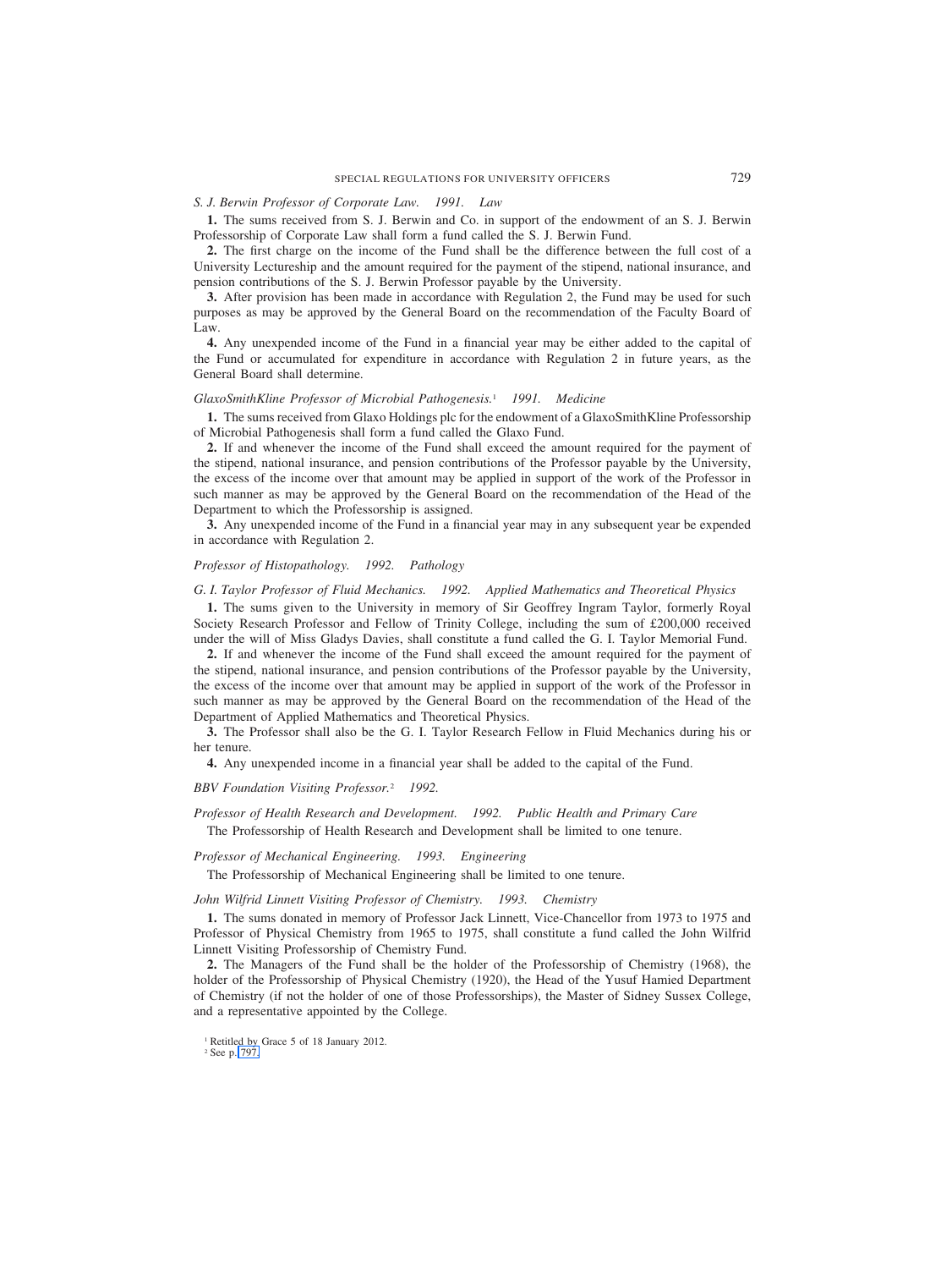*S. J. Berwin Professor of Corporate Law. 1991. Law*

**1.** The sums received from S. J. Berwin and Co. in support of the endowment of an S. J. Berwin Professorship of Corporate Law shall form a fund called the S. J. Berwin Fund.

**2.** The first charge on the income of the Fund shall be the difference between the full cost of a University Lectureship and the amount required for the payment of the stipend, national insurance, and pension contributions of the S. J. Berwin Professor payable by the University.

**3.** After provision has been made in accordance with Regulation 2, the Fund may be used for such purposes as may be approved by the General Board on the recommendation of the Faculty Board of Law.

**4.** Any unexpended income of the Fund in a financial year may be either added to the capital of the Fund or accumulated for expenditure in accordance with Regulation 2 in future years, as the General Board shall determine.

*GlaxoSmithKline Professor of Microbial Pathogenesis.*[1] *1991. Medicine*

**1.** The sums received from Glaxo Holdings plc for the endowment of a GlaxoSmithKline Professorship of Microbial Pathogenesis shall form a fund called the Glaxo Fund.

**2.** If and whenever the income of the Fund shall exceed the amount required for the payment of the stipend, national insurance, and pension contributions of the Professor payable by the University, the excess of the income over that amount may be applied in support of the work of the Professor in such manner as may be approved by the General Board on the recommendation of the Head of the Department to which the Professorship is assigned.

**3.** Any unexpended income of the Fund in a financial year may in any subsequent year be expended in accordance with Regulation 2.

*Professor of Histopathology. 1992. Pathology*

*G. I. Taylor Professor of Fluid Mechanics. 1992. Applied Mathematics and Theoretical Physics*

**1.** The sums given to the University in memory of Sir Geoffrey Ingram Taylor, formerly Royal Society Research Professor and Fellow of Trinity College, including the sum of £200,000 received under the will of Miss Gladys Davies, shall constitute a fund called the G. I. Taylor Memorial Fund.

**2.** If and whenever the income of the Fund shall exceed the amount required for the payment of the stipend, national insurance, and pension contributions of the Professor payable by the University, the excess of the income over that amount may be applied in support of the work of the Professor in such manner as may be approved by the General Board on the recommendation of the Head of the Department of Applied Mathematics and Theoretical Physics.

**3.** The Professor shall also be the G. I. Taylor Research Fellow in Fluid Mechanics during his or her tenure.

**4.** Any unexpended income in a financial year shall be added to the capital of the Fund.

*BBV Foundation Visiting Professor.*[2] *1992.*

*Professor of Health Research and Development. 1992. Public Health and Primary Care*

The Professorship of Health Research and Development shall be limited to one tenure.

*Professor of Mechanical Engineering. 1993. Engineering*

The Professorship of Mechanical Engineering shall be limited to one tenure.

*John Wilfrid Linnett Visiting Professor of Chemistry. 1993. Chemistry*

**1.** The sums donated in memory of Professor Jack Linnett, Vice-Chancellor from 1973 to 1975 and Professor of Physical Chemistry from 1965 to 1975, shall constitute a fund called the John Wilfrid Linnett Visiting Professorship of Chemistry Fund.

**2.** The Managers of the Fund shall be the holder of the Professorship of Chemistry (1968), the holder of the Professorship of Physical Chemistry (1920), the Head of the Yusuf Hamied Department of Chemistry (if not the holder of one of those Professorships), the Master of Sidney Sussex College, and a representative appointed by the College.

[1] Retitled by Grace 5 of 18 January 2012.
[2] See p. 797.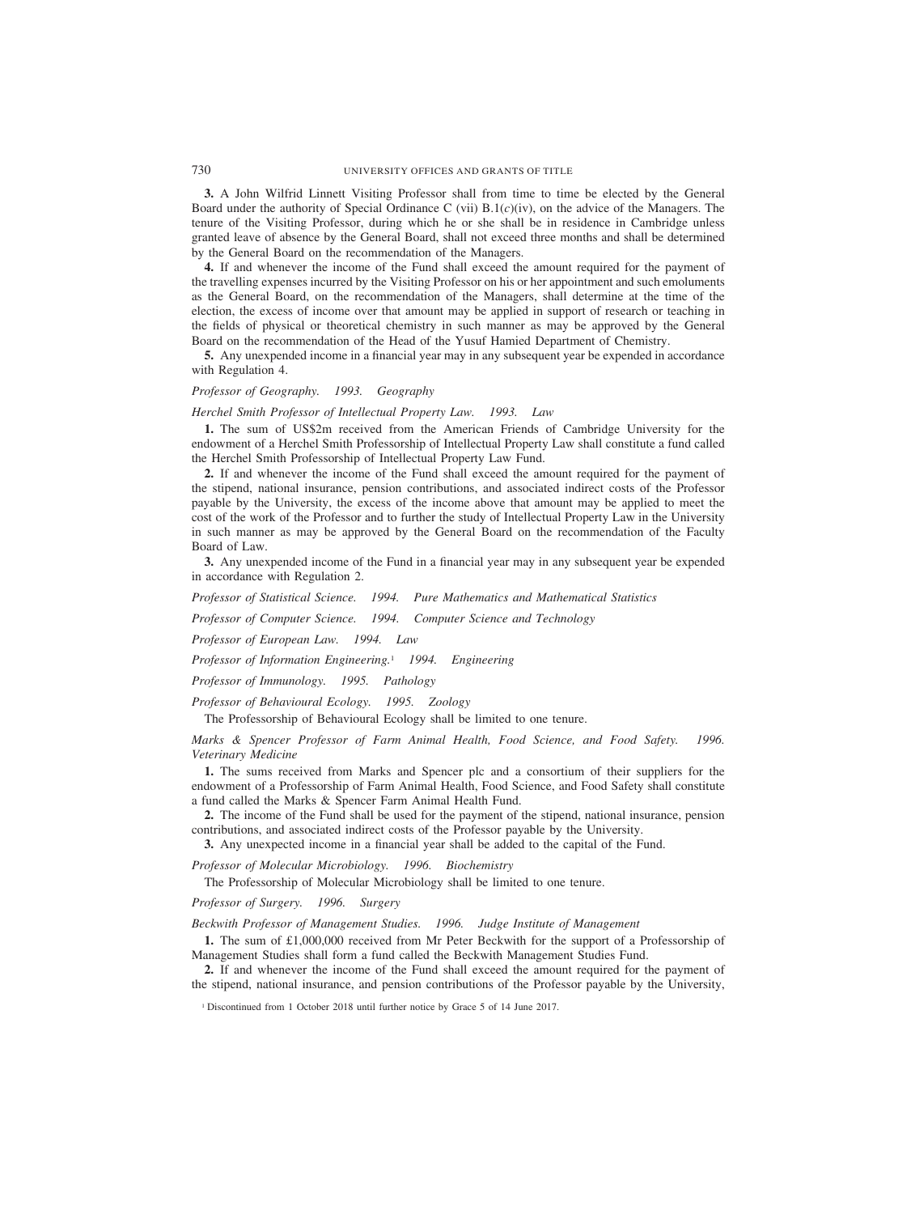**3.** A John Wilfrid Linnett Visiting Professor shall from time to time be elected by the General Board under the authority of Special Ordinance C (vii) B.1(*c*)(iv), on the advice of the Managers. The tenure of the Visiting Professor, during which he or she shall be in residence in Cambridge unless granted leave of absence by the General Board, shall not exceed three months and shall be determined by the General Board on the recommendation of the Managers.

**4.** If and whenever the income of the Fund shall exceed the amount required for the payment of the travelling expenses incurred by the Visiting Professor on his or her appointment and such emoluments as the General Board, on the recommendation of the Managers, shall determine at the time of the election, the excess of income over that amount may be applied in support of research or teaching in the fields of physical or theoretical chemistry in such manner as may be approved by the General Board on the recommendation of the Head of the Yusuf Hamied Department of Chemistry.

**5.** Any unexpended income in a financial year may in any subsequent year be expended in accordance with Regulation 4.

*Professor of Geography. 1993. Geography*

*Herchel Smith Professor of Intellectual Property Law. 1993. Law*

**1.** The sum of US$2m received from the American Friends of Cambridge University for the endowment of a Herchel Smith Professorship of Intellectual Property Law shall constitute a fund called the Herchel Smith Professorship of Intellectual Property Law Fund.

**2.** If and whenever the income of the Fund shall exceed the amount required for the payment of the stipend, national insurance, pension contributions, and associated indirect costs of the Professor payable by the University, the excess of the income above that amount may be applied to meet the cost of the work of the Professor and to further the study of Intellectual Property Law in the University in such manner as may be approved by the General Board on the recommendation of the Faculty Board of Law.

**3.** Any unexpended income of the Fund in a financial year may in any subsequent year be expended in accordance with Regulation 2.

*Professor of Statistical Science. 1994. Pure Mathematics and Mathematical Statistics*

*Professor of Computer Science. 1994. Computer Science and Technology*

*Professor of European Law. 1994. Law*

*Professor of Information Engineering.*[1] *1994. Engineering*

*Professor of Immunology. 1995. Pathology*

*Professor of Behavioural Ecology. 1995. Zoology*

The Professorship of Behavioural Ecology shall be limited to one tenure.

*Marks & Spencer Professor of Farm Animal Health, Food Science, and Food Safety. 1996. Veterinary Medicine*

**1.** The sums received from Marks and Spencer plc and a consortium of their suppliers for the endowment of a Professorship of Farm Animal Health, Food Science, and Food Safety shall constitute a fund called the Marks & Spencer Farm Animal Health Fund.

**2.** The income of the Fund shall be used for the payment of the stipend, national insurance, pension contributions, and associated indirect costs of the Professor payable by the University.

**3.** Any unexpected income in a financial year shall be added to the capital of the Fund.

*Professor of Molecular Microbiology. 1996. Biochemistry*

The Professorship of Molecular Microbiology shall be limited to one tenure.

*Professor of Surgery. 1996. Surgery*

*Beckwith Professor of Management Studies. 1996. Judge Institute of Management*

**1.** The sum of £1,000,000 received from Mr Peter Beckwith for the support of a Professorship of Management Studies shall form a fund called the Beckwith Management Studies Fund.

**2.** If and whenever the income of the Fund shall exceed the amount required for the payment of the stipend, national insurance, and pension contributions of the Professor payable by the University,

[1] Discontinued from 1 October 2018 until further notice by Grace 5 of 14 June 2017.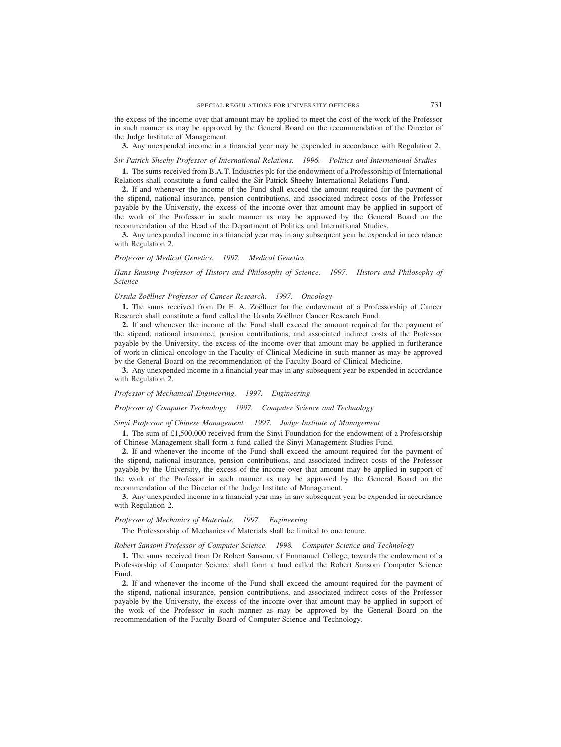the excess of the income over that amount may be applied to meet the cost of the work of the Professor in such manner as may be approved by the General Board on the recommendation of the Director of the Judge Institute of Management.

**3.** Any unexpended income in a financial year may be expended in accordance with Regulation 2.

*Sir Patrick Sheehy Professor of International Relations. 1996. Politics and International Studies*

**1.** The sums received from B.A.T. Industries plc for the endowment of a Professorship of International Relations shall constitute a fund called the Sir Patrick Sheehy International Relations Fund.

**2.** If and whenever the income of the Fund shall exceed the amount required for the payment of the stipend, national insurance, pension contributions, and associated indirect costs of the Professor payable by the University, the excess of the income over that amount may be applied in support of the work of the Professor in such manner as may be approved by the General Board on the recommendation of the Head of the Department of Politics and International Studies.

**3.** Any unexpended income in a financial year may in any subsequent year be expended in accordance with Regulation 2.

*Professor of Medical Genetics. 1997. Medical Genetics*

*Hans Rausing Professor of History and Philosophy of Science. 1997. History and Philosophy of Science*

*Ursula Zoëllner Professor of Cancer Research. 1997. Oncology*

**1.** The sums received from Dr F. A. Zoëllner for the endowment of a Professorship of Cancer Research shall constitute a fund called the Ursula Zoëllner Cancer Research Fund.

**2.** If and whenever the income of the Fund shall exceed the amount required for the payment of the stipend, national insurance, pension contributions, and associated indirect costs of the Professor payable by the University, the excess of the income over that amount may be applied in furtherance of work in clinical oncology in the Faculty of Clinical Medicine in such manner as may be approved by the General Board on the recommendation of the Faculty Board of Clinical Medicine.

**3.** Any unexpended income in a financial year may in any subsequent year be expended in accordance with Regulation 2.

*Professor of Mechanical Engineering. 1997. Engineering*

*Professor of Computer Technology 1997. Computer Science and Technology*

*Sinyi Professor of Chinese Management. 1997. Judge Institute of Management*

**1.** The sum of £1,500,000 received from the Sinyi Foundation for the endowment of a Professorship of Chinese Management shall form a fund called the Sinyi Management Studies Fund.

**2.** If and whenever the income of the Fund shall exceed the amount required for the payment of the stipend, national insurance, pension contributions, and associated indirect costs of the Professor payable by the University, the excess of the income over that amount may be applied in support of the work of the Professor in such manner as may be approved by the General Board on the recommendation of the Director of the Judge Institute of Management.

**3.** Any unexpended income in a financial year may in any subsequent year be expended in accordance with Regulation 2.

*Professor of Mechanics of Materials. 1997. Engineering*

The Professorship of Mechanics of Materials shall be limited to one tenure.

*Robert Sansom Professor of Computer Science. 1998. Computer Science and Technology*

**1.** The sums received from Dr Robert Sansom, of Emmanuel College, towards the endowment of a Professorship of Computer Science shall form a fund called the Robert Sansom Computer Science Fund.

**2.** If and whenever the income of the Fund shall exceed the amount required for the payment of the stipend, national insurance, pension contributions, and associated indirect costs of the Professor payable by the University, the excess of the income over that amount may be applied in support of the work of the Professor in such manner as may be approved by the General Board on the recommendation of the Faculty Board of Computer Science and Technology.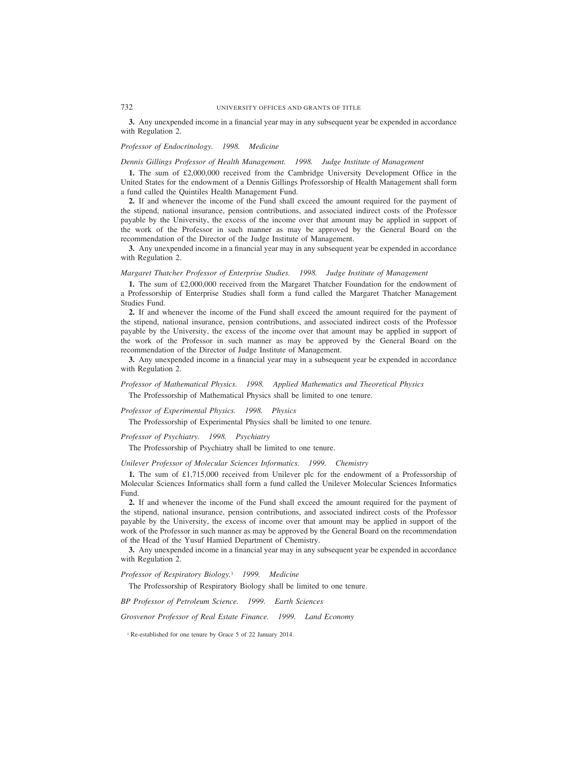**3.** Any unexpended income in a financial year may in any subsequent year be expended in accordance with Regulation 2.

*Professor of Endocrinology. 1998. Medicine*

*Dennis Gillings Professor of Health Management. 1998. Judge Institute of Management*

**1.** The sum of £2,000,000 received from the Cambridge University Development Office in the United States for the endowment of a Dennis Gillings Professorship of Health Management shall form a fund called the Quintiles Health Management Fund.

**2.** If and whenever the income of the Fund shall exceed the amount required for the payment of the stipend, national insurance, pension contributions, and associated indirect costs of the Professor payable by the University, the excess of the income over that amount may be applied in support of the work of the Professor in such manner as may be approved by the General Board on the recommendation of the Director of the Judge Institute of Management.

**3.** Any unexpended income in a financial year may in any subsequent year be expended in accordance with Regulation 2.

*Margaret Thatcher Professor of Enterprise Studies. 1998. Judge Institute of Management*

**1.** The sum of £2,000,000 received from the Margaret Thatcher Foundation for the endowment of a Professorship of Enterprise Studies shall form a fund called the Margaret Thatcher Management Studies Fund.

**2.** If and whenever the income of the Fund shall exceed the amount required for the payment of the stipend, national insurance, pension contributions, and associated indirect costs of the Professor payable by the University, the excess of the income over that amount may be applied in support of the work of the Professor in such manner as may be approved by the General Board on the recommendation of the Director of Judge Institute of Management.

**3.** Any unexpended income in a financial year may in a subsequent year be expended in accordance with Regulation 2.

*Professor of Mathematical Physics. 1998. Applied Mathematics and Theoretical Physics*

The Professorship of Mathematical Physics shall be limited to one tenure.

*Professor of Experimental Physics. 1998. Physics*

The Professorship of Experimental Physics shall be limited to one tenure.

*Professor of Psychiatry. 1998. Psychiatry*

The Professorship of Psychiatry shall be limited to one tenure.

*Unilever Professor of Molecular Sciences Informatics. 1999. Chemistry*

**1.** The sum of £1,715,000 received from Unilever plc for the endowment of a Professorship of Molecular Sciences Informatics shall form a fund called the Unilever Molecular Sciences Informatics Fund.

**2.** If and whenever the income of the Fund shall exceed the amount required for the payment of the stipend, national insurance, pension contributions, and associated indirect costs of the Professor payable by the University, the excess of income over that amount may be applied in support of the work of the Professor in such manner as may be approved by the General Board on the recommendation of the Head of the Yusuf Hamied Department of Chemistry.

**3.** Any unexpended income in a financial year may in any subsequent year be expended in accordance with Regulation 2.

*Professor of Respiratory Biology.*[1] *1999. Medicine*

The Professorship of Respiratory Biology shall be limited to one tenure.

*BP Professor of Petroleum Science. 1999. Earth Sciences*

*Grosvenor Professor of Real Estate Finance. 1999. Land Economy*

[1] Re-established for one tenure by Grace 5 of 22 January 2014.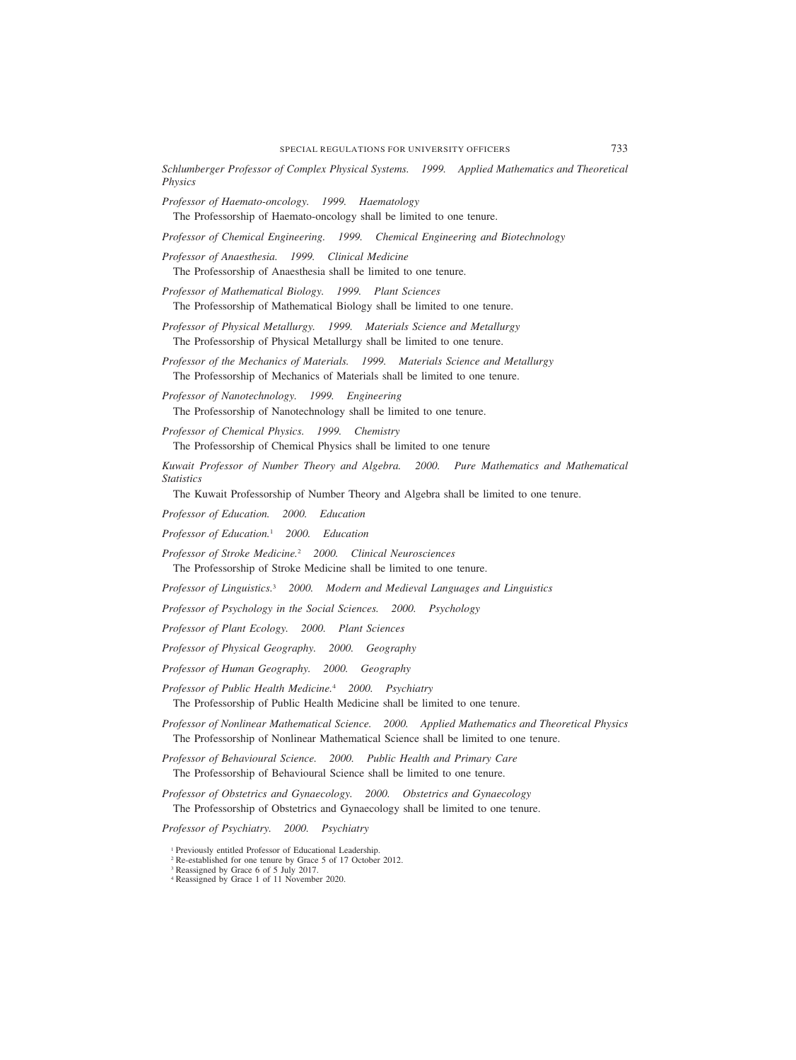*Schlumberger Professor of Complex Physical Systems. 1999. Applied Mathematics and Theoretical Physics*

*Professor of Haemato-oncology. 1999. Haematology*

The Professorship of Haemato-oncology shall be limited to one tenure.

*Professor of Chemical Engineering. 1999. Chemical Engineering and Biotechnology*

*Professor of Anaesthesia. 1999. Clinical Medicine*

The Professorship of Anaesthesia shall be limited to one tenure.

*Professor of Mathematical Biology. 1999. Plant Sciences*

The Professorship of Mathematical Biology shall be limited to one tenure.

*Professor of Physical Metallurgy. 1999. Materials Science and Metallurgy*

The Professorship of Physical Metallurgy shall be limited to one tenure.

*Professor of the Mechanics of Materials. 1999. Materials Science and Metallurgy*

The Professorship of Mechanics of Materials shall be limited to one tenure.

*Professor of Nanotechnology. 1999. Engineering*

The Professorship of Nanotechnology shall be limited to one tenure.

*Professor of Chemical Physics. 1999. Chemistry*

The Professorship of Chemical Physics shall be limited to one tenure

*Kuwait Professor of Number Theory and Algebra. 2000. Pure Mathematics and Mathematical Statistics*

The Kuwait Professorship of Number Theory and Algebra shall be limited to one tenure.

*Professor of Education. 2000. Education*

*Professor of Education.*[1] *2000. Education*

*Professor of Stroke Medicine.*[2] *2000. Clinical Neurosciences*

The Professorship of Stroke Medicine shall be limited to one tenure.

*Professor of Linguistics.*[3] *2000. Modern and Medieval Languages and Linguistics*

*Professor of Psychology in the Social Sciences. 2000. Psychology*

*Professor of Plant Ecology. 2000. Plant Sciences*

*Professor of Physical Geography. 2000. Geography*

*Professor of Human Geography. 2000. Geography*

*Professor of Public Health Medicine.*[4] *2000. Psychiatry*

The Professorship of Public Health Medicine shall be limited to one tenure.

*Professor of Nonlinear Mathematical Science. 2000. Applied Mathematics and Theoretical Physics*

The Professorship of Nonlinear Mathematical Science shall be limited to one tenure.

*Professor of Behavioural Science. 2000. Public Health and Primary Care*

The Professorship of Behavioural Science shall be limited to one tenure.

*Professor of Obstetrics and Gynaecology. 2000. Obstetrics and Gynaecology*

The Professorship of Obstetrics and Gynaecology shall be limited to one tenure.

*Professor of Psychiatry. 2000. Psychiatry*

---

[1] Previously entitled Professor of Educational Leadership.

[2] Re-established for one tenure by Grace 5 of 17 October 2012.

[3] Reassigned by Grace 6 of 5 July 2017.

[4] Reassigned by Grace 1 of 11 November 2020.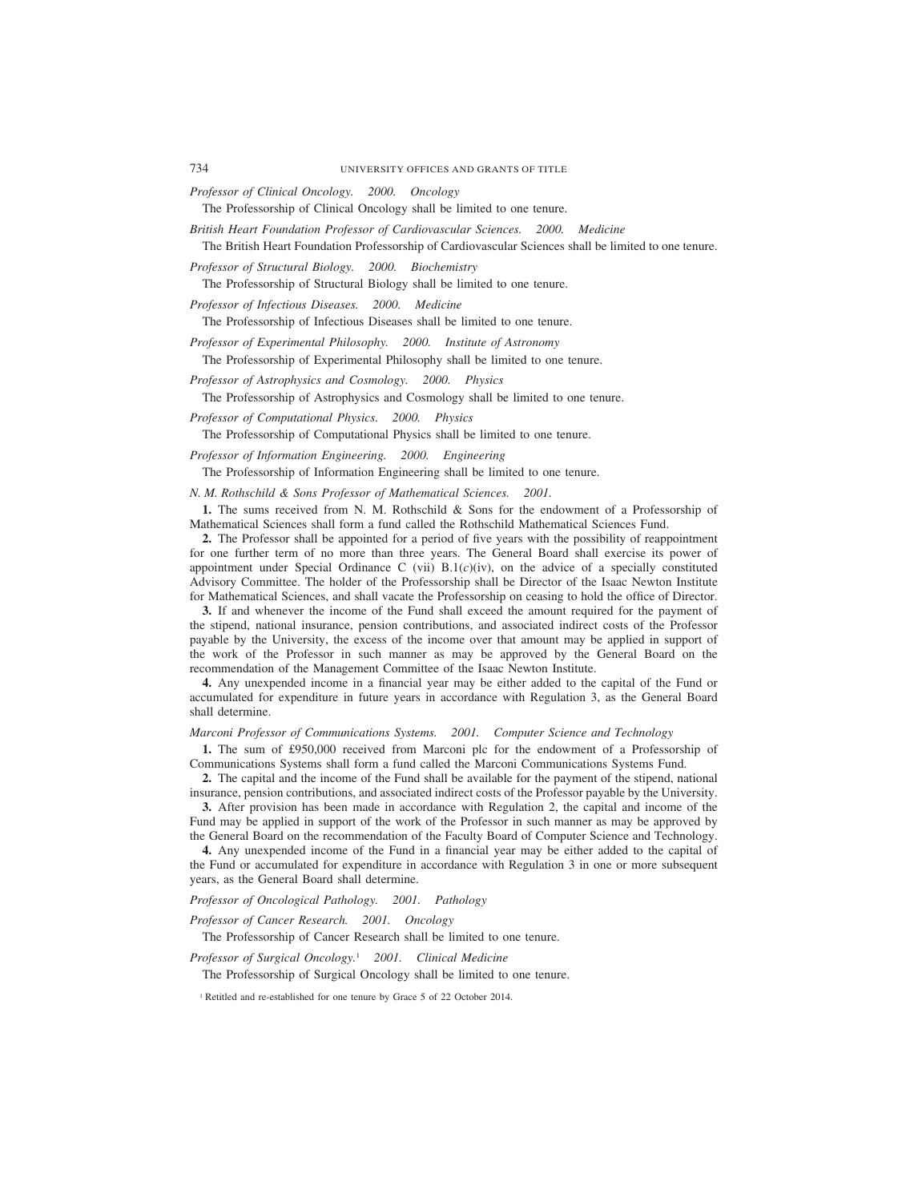*Professor of Clinical Oncology. 2000. Oncology*

The Professorship of Clinical Oncology shall be limited to one tenure.

*British Heart Foundation Professor of Cardiovascular Sciences. 2000. Medicine*

The British Heart Foundation Professorship of Cardiovascular Sciences shall be limited to one tenure.

*Professor of Structural Biology. 2000. Biochemistry*

The Professorship of Structural Biology shall be limited to one tenure.

*Professor of Infectious Diseases. 2000. Medicine*

The Professorship of Infectious Diseases shall be limited to one tenure.

*Professor of Experimental Philosophy. 2000. Institute of Astronomy*

The Professorship of Experimental Philosophy shall be limited to one tenure.

*Professor of Astrophysics and Cosmology. 2000. Physics*

The Professorship of Astrophysics and Cosmology shall be limited to one tenure.

*Professor of Computational Physics. 2000. Physics*

The Professorship of Computational Physics shall be limited to one tenure.

*Professor of Information Engineering. 2000. Engineering*

The Professorship of Information Engineering shall be limited to one tenure.

*N. M. Rothschild & Sons Professor of Mathematical Sciences. 2001.*

**1.** The sums received from N. M. Rothschild & Sons for the endowment of a Professorship of Mathematical Sciences shall form a fund called the Rothschild Mathematical Sciences Fund.

**2.** The Professor shall be appointed for a period of five years with the possibility of reappointment for one further term of no more than three years. The General Board shall exercise its power of appointment under Special Ordinance C (vii) B.1(*c*)(iv), on the advice of a specially constituted Advisory Committee. The holder of the Professorship shall be Director of the Isaac Newton Institute for Mathematical Sciences, and shall vacate the Professorship on ceasing to hold the office of Director.

**3.** If and whenever the income of the Fund shall exceed the amount required for the payment of the stipend, national insurance, pension contributions, and associated indirect costs of the Professor payable by the University, the excess of the income over that amount may be applied in support of the work of the Professor in such manner as may be approved by the General Board on the recommendation of the Management Committee of the Isaac Newton Institute.

**4.** Any unexpended income in a financial year may be either added to the capital of the Fund or accumulated for expenditure in future years in accordance with Regulation 3, as the General Board shall determine.

*Marconi Professor of Communications Systems. 2001. Computer Science and Technology*

**1.** The sum of £950,000 received from Marconi plc for the endowment of a Professorship of Communications Systems shall form a fund called the Marconi Communications Systems Fund.

**2.** The capital and the income of the Fund shall be available for the payment of the stipend, national insurance, pension contributions, and associated indirect costs of the Professor payable by the University.

**3.** After provision has been made in accordance with Regulation 2, the capital and income of the Fund may be applied in support of the work of the Professor in such manner as may be approved by the General Board on the recommendation of the Faculty Board of Computer Science and Technology.

**4.** Any unexpended income of the Fund in a financial year may be either added to the capital of the Fund or accumulated for expenditure in accordance with Regulation 3 in one or more subsequent years, as the General Board shall determine.

*Professor of Oncological Pathology. 2001. Pathology*

*Professor of Cancer Research. 2001. Oncology*

The Professorship of Cancer Research shall be limited to one tenure.

*Professor of Surgical Oncology.*[1] *2001. Clinical Medicine*

The Professorship of Surgical Oncology shall be limited to one tenure.

[1] Retitled and re-established for one tenure by Grace 5 of 22 October 2014.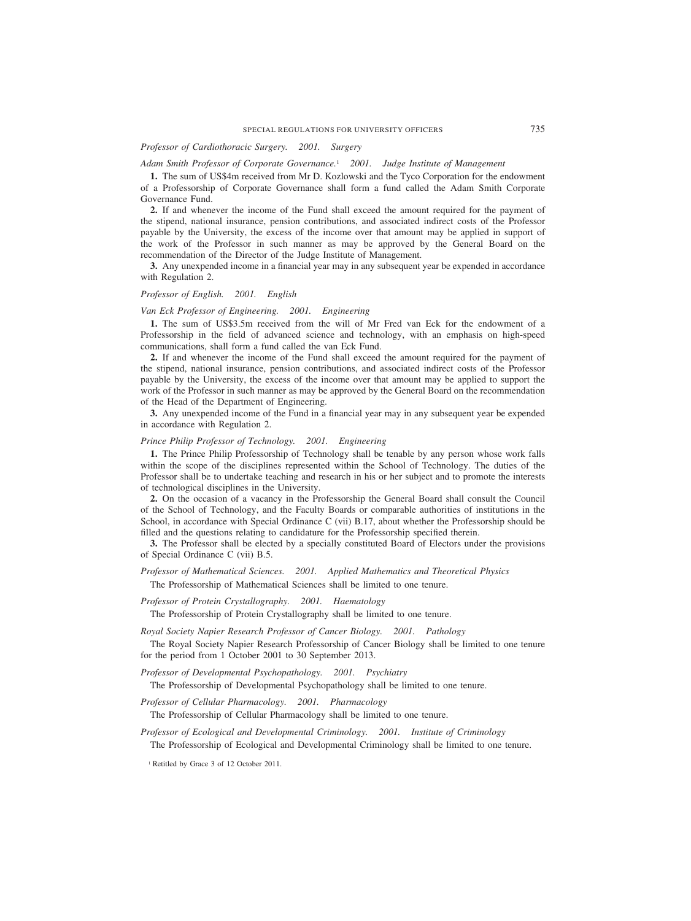*Professor of Cardiothoracic Surgery. 2001. Surgery*

*Adam Smith Professor of Corporate Governance.*[1] *2001. Judge Institute of Management*

**1.** The sum of US$4m received from Mr D. Kozlowski and the Tyco Corporation for the endowment of a Professorship of Corporate Governance shall form a fund called the Adam Smith Corporate Governance Fund.

**2.** If and whenever the income of the Fund shall exceed the amount required for the payment of the stipend, national insurance, pension contributions, and associated indirect costs of the Professor payable by the University, the excess of the income over that amount may be applied in support of the work of the Professor in such manner as may be approved by the General Board on the recommendation of the Director of the Judge Institute of Management.

**3.** Any unexpended income in a financial year may in any subsequent year be expended in accordance with Regulation 2.

*Professor of English. 2001. English*

*Van Eck Professor of Engineering. 2001. Engineering*

**1.** The sum of US$3.5m received from the will of Mr Fred van Eck for the endowment of a Professorship in the field of advanced science and technology, with an emphasis on high-speed communications, shall form a fund called the van Eck Fund.

**2.** If and whenever the income of the Fund shall exceed the amount required for the payment of the stipend, national insurance, pension contributions, and associated indirect costs of the Professor payable by the University, the excess of the income over that amount may be applied to support the work of the Professor in such manner as may be approved by the General Board on the recommendation of the Head of the Department of Engineering.

**3.** Any unexpended income of the Fund in a financial year may in any subsequent year be expended in accordance with Regulation 2.

*Prince Philip Professor of Technology. 2001. Engineering*

**1.** The Prince Philip Professorship of Technology shall be tenable by any person whose work falls within the scope of the disciplines represented within the School of Technology. The duties of the Professor shall be to undertake teaching and research in his or her subject and to promote the interests of technological disciplines in the University.

**2.** On the occasion of a vacancy in the Professorship the General Board shall consult the Council of the School of Technology, and the Faculty Boards or comparable authorities of institutions in the School, in accordance with Special Ordinance C (vii) B.17, about whether the Professorship should be filled and the questions relating to candidature for the Professorship specified therein.

**3.** The Professor shall be elected by a specially constituted Board of Electors under the provisions of Special Ordinance C (vii) B.5.

*Professor of Mathematical Sciences. 2001. Applied Mathematics and Theoretical Physics*

The Professorship of Mathematical Sciences shall be limited to one tenure.

*Professor of Protein Crystallography. 2001. Haematology*

The Professorship of Protein Crystallography shall be limited to one tenure.

*Royal Society Napier Research Professor of Cancer Biology. 2001. Pathology*

The Royal Society Napier Research Professorship of Cancer Biology shall be limited to one tenure for the period from 1 October 2001 to 30 September 2013.

*Professor of Developmental Psychopathology. 2001. Psychiatry*

The Professorship of Developmental Psychopathology shall be limited to one tenure.

*Professor of Cellular Pharmacology. 2001. Pharmacology*

The Professorship of Cellular Pharmacology shall be limited to one tenure.

*Professor of Ecological and Developmental Criminology. 2001. Institute of Criminology*

The Professorship of Ecological and Developmental Criminology shall be limited to one tenure.

[1] Retitled by Grace 3 of 12 October 2011.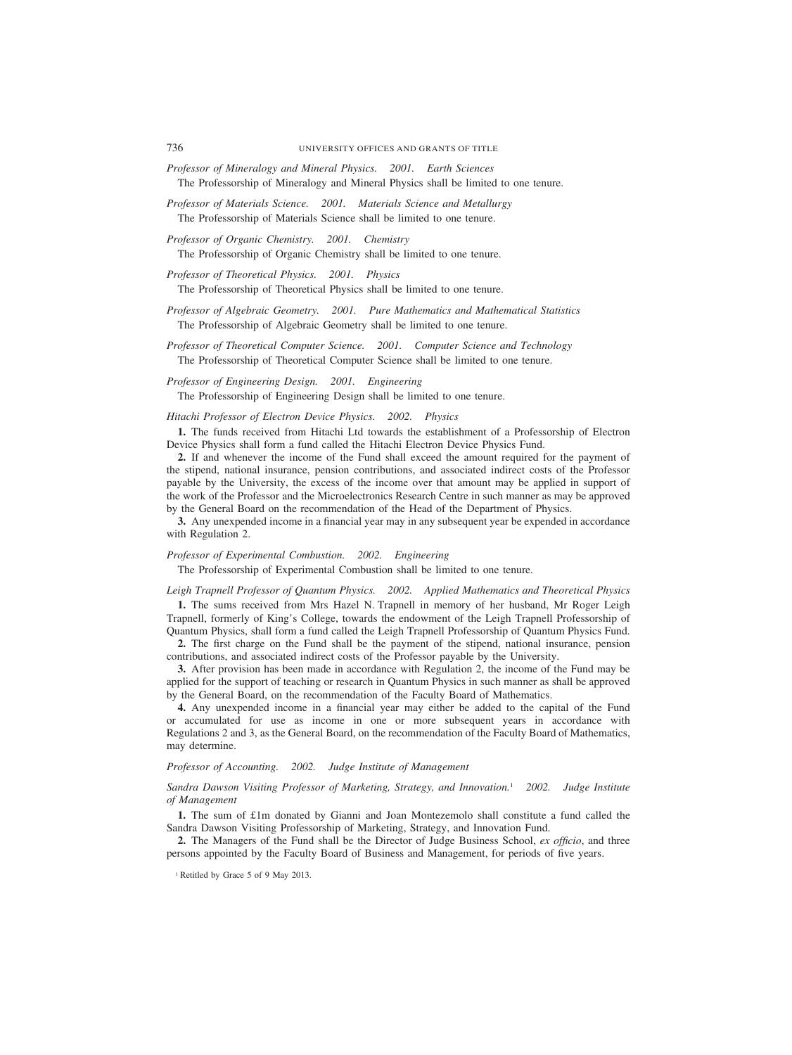*Professor of Mineralogy and Mineral Physics. 2001. Earth Sciences*

The Professorship of Mineralogy and Mineral Physics shall be limited to one tenure.

*Professor of Materials Science. 2001. Materials Science and Metallurgy*

The Professorship of Materials Science shall be limited to one tenure.

*Professor of Organic Chemistry. 2001. Chemistry*

The Professorship of Organic Chemistry shall be limited to one tenure.

*Professor of Theoretical Physics. 2001. Physics*

The Professorship of Theoretical Physics shall be limited to one tenure.

*Professor of Algebraic Geometry. 2001. Pure Mathematics and Mathematical Statistics*

The Professorship of Algebraic Geometry shall be limited to one tenure.

*Professor of Theoretical Computer Science. 2001. Computer Science and Technology*

The Professorship of Theoretical Computer Science shall be limited to one tenure.

*Professor of Engineering Design. 2001. Engineering*

The Professorship of Engineering Design shall be limited to one tenure.

*Hitachi Professor of Electron Device Physics. 2002. Physics*

**1.** The funds received from Hitachi Ltd towards the establishment of a Professorship of Electron Device Physics shall form a fund called the Hitachi Electron Device Physics Fund.

**2.** If and whenever the income of the Fund shall exceed the amount required for the payment of the stipend, national insurance, pension contributions, and associated indirect costs of the Professor payable by the University, the excess of the income over that amount may be applied in support of the work of the Professor and the Microelectronics Research Centre in such manner as may be approved by the General Board on the recommendation of the Head of the Department of Physics.

**3.** Any unexpended income in a financial year may in any subsequent year be expended in accordance with Regulation 2.

*Professor of Experimental Combustion. 2002. Engineering*

The Professorship of Experimental Combustion shall be limited to one tenure.

*Leigh Trapnell Professor of Quantum Physics. 2002. Applied Mathematics and Theoretical Physics*

**1.** The sums received from Mrs Hazel N. Trapnell in memory of her husband, Mr Roger Leigh Trapnell, formerly of King's College, towards the endowment of the Leigh Trapnell Professorship of Quantum Physics, shall form a fund called the Leigh Trapnell Professorship of Quantum Physics Fund.

**2.** The first charge on the Fund shall be the payment of the stipend, national insurance, pension contributions, and associated indirect costs of the Professor payable by the University.

**3.** After provision has been made in accordance with Regulation 2, the income of the Fund may be applied for the support of teaching or research in Quantum Physics in such manner as shall be approved by the General Board, on the recommendation of the Faculty Board of Mathematics.

**4.** Any unexpended income in a financial year may either be added to the capital of the Fund or accumulated for use as income in one or more subsequent years in accordance with Regulations 2 and 3, as the General Board, on the recommendation of the Faculty Board of Mathematics, may determine.

*Professor of Accounting. 2002. Judge Institute of Management*

*Sandra Dawson Visiting Professor of Marketing, Strategy, and Innovation.*[1] *2002. Judge Institute of Management*

**1.** The sum of £1m donated by Gianni and Joan Montezemolo shall constitute a fund called the Sandra Dawson Visiting Professorship of Marketing, Strategy, and Innovation Fund.

**2.** The Managers of the Fund shall be the Director of Judge Business School, *ex officio*, and three persons appointed by the Faculty Board of Business and Management, for periods of five years.

[1] Retitled by Grace 5 of 9 May 2013.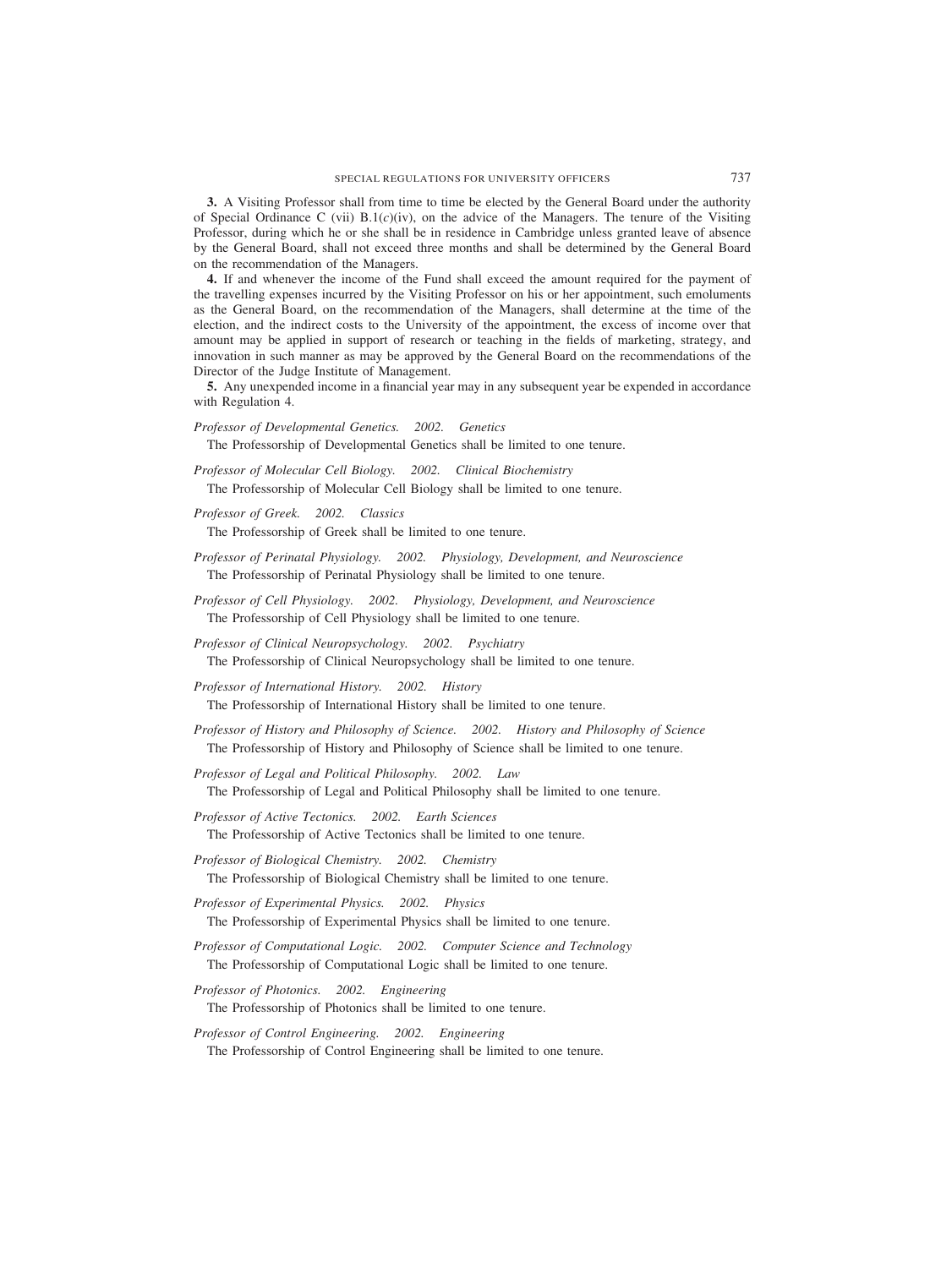**3.** A Visiting Professor shall from time to time be elected by the General Board under the authority of Special Ordinance C (vii) B.1(*c*)(iv), on the advice of the Managers. The tenure of the Visiting Professor, during which he or she shall be in residence in Cambridge unless granted leave of absence by the General Board, shall not exceed three months and shall be determined by the General Board on the recommendation of the Managers.

**4.** If and whenever the income of the Fund shall exceed the amount required for the payment of the travelling expenses incurred by the Visiting Professor on his or her appointment, such emoluments as the General Board, on the recommendation of the Managers, shall determine at the time of the election, and the indirect costs to the University of the appointment, the excess of income over that amount may be applied in support of research or teaching in the fields of marketing, strategy, and innovation in such manner as may be approved by the General Board on the recommendations of the Director of the Judge Institute of Management.

**5.** Any unexpended income in a financial year may in any subsequent year be expended in accordance with Regulation 4.

*Professor of Developmental Genetics. 2002. Genetics*

The Professorship of Developmental Genetics shall be limited to one tenure.

*Professor of Molecular Cell Biology. 2002. Clinical Biochemistry*

The Professorship of Molecular Cell Biology shall be limited to one tenure.

*Professor of Greek. 2002. Classics*

The Professorship of Greek shall be limited to one tenure.

*Professor of Perinatal Physiology. 2002. Physiology, Development, and Neuroscience*

The Professorship of Perinatal Physiology shall be limited to one tenure.

*Professor of Cell Physiology. 2002. Physiology, Development, and Neuroscience*

The Professorship of Cell Physiology shall be limited to one tenure.

*Professor of Clinical Neuropsychology. 2002. Psychiatry*

The Professorship of Clinical Neuropsychology shall be limited to one tenure.

*Professor of International History. 2002. History*

The Professorship of International History shall be limited to one tenure.

*Professor of History and Philosophy of Science. 2002. History and Philosophy of Science*

The Professorship of History and Philosophy of Science shall be limited to one tenure.

*Professor of Legal and Political Philosophy. 2002. Law*

The Professorship of Legal and Political Philosophy shall be limited to one tenure.

*Professor of Active Tectonics. 2002. Earth Sciences*

The Professorship of Active Tectonics shall be limited to one tenure.

*Professor of Biological Chemistry. 2002. Chemistry*

The Professorship of Biological Chemistry shall be limited to one tenure.

*Professor of Experimental Physics. 2002. Physics*

The Professorship of Experimental Physics shall be limited to one tenure.

*Professor of Computational Logic. 2002. Computer Science and Technology*

The Professorship of Computational Logic shall be limited to one tenure.

*Professor of Photonics. 2002. Engineering*

The Professorship of Photonics shall be limited to one tenure.

*Professor of Control Engineering. 2002. Engineering*

The Professorship of Control Engineering shall be limited to one tenure.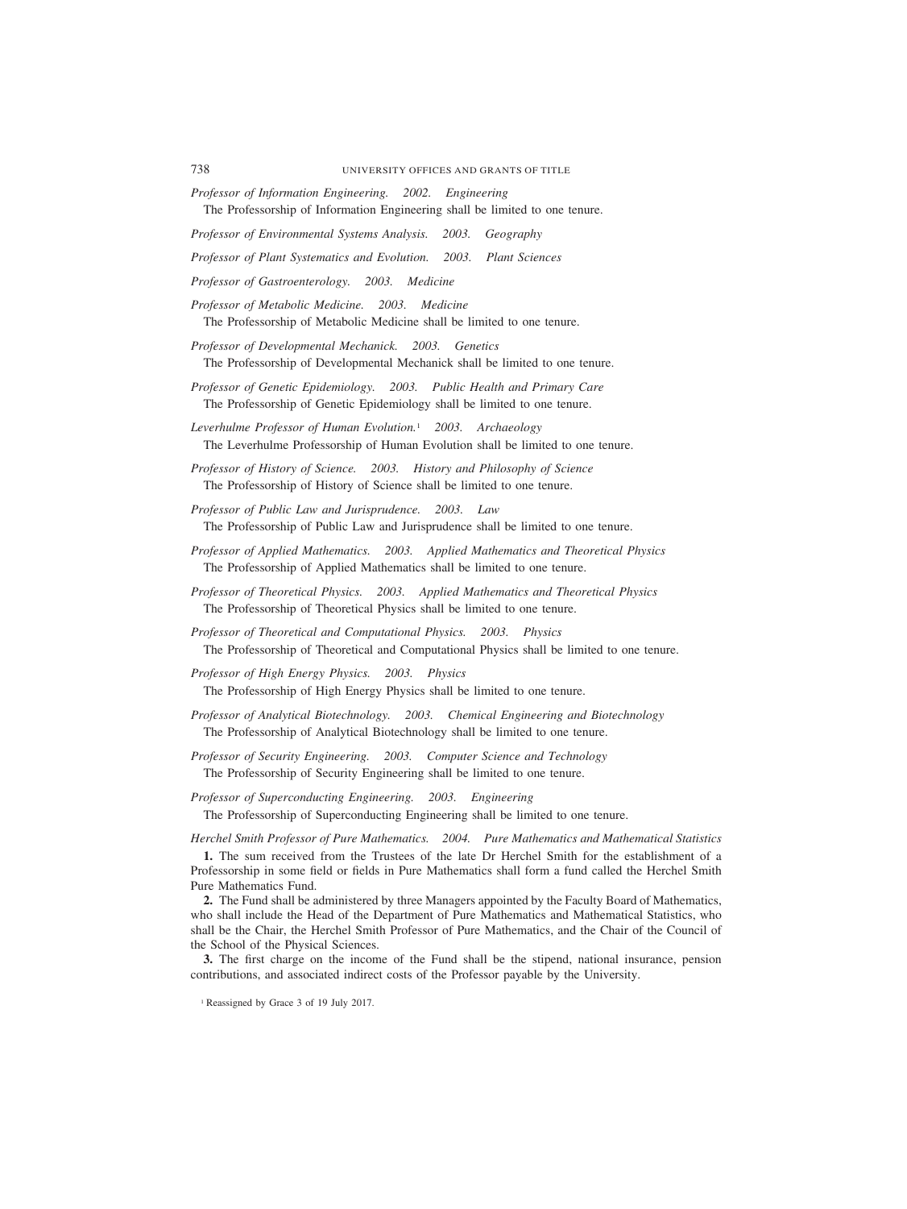*Professor of Information Engineering. 2002. Engineering*

The Professorship of Information Engineering shall be limited to one tenure.

*Professor of Environmental Systems Analysis. 2003. Geography*

*Professor of Plant Systematics and Evolution. 2003. Plant Sciences*

*Professor of Gastroenterology. 2003. Medicine*

*Professor of Metabolic Medicine. 2003. Medicine*

The Professorship of Metabolic Medicine shall be limited to one tenure.

*Professor of Developmental Mechanick. 2003. Genetics*

The Professorship of Developmental Mechanick shall be limited to one tenure.

*Professor of Genetic Epidemiology. 2003. Public Health and Primary Care*

The Professorship of Genetic Epidemiology shall be limited to one tenure.

*Leverhulme Professor of Human Evolution.*[1] *2003. Archaeology*

The Leverhulme Professorship of Human Evolution shall be limited to one tenure.

*Professor of History of Science. 2003. History and Philosophy of Science*

The Professorship of History of Science shall be limited to one tenure.

*Professor of Public Law and Jurisprudence. 2003. Law*

The Professorship of Public Law and Jurisprudence shall be limited to one tenure.

*Professor of Applied Mathematics. 2003. Applied Mathematics and Theoretical Physics*

The Professorship of Applied Mathematics shall be limited to one tenure.

*Professor of Theoretical Physics. 2003. Applied Mathematics and Theoretical Physics*

The Professorship of Theoretical Physics shall be limited to one tenure.

*Professor of Theoretical and Computational Physics. 2003. Physics*

The Professorship of Theoretical and Computational Physics shall be limited to one tenure.

*Professor of High Energy Physics. 2003. Physics*

The Professorship of High Energy Physics shall be limited to one tenure.

*Professor of Analytical Biotechnology. 2003. Chemical Engineering and Biotechnology*

The Professorship of Analytical Biotechnology shall be limited to one tenure.

*Professor of Security Engineering. 2003. Computer Science and Technology*

The Professorship of Security Engineering shall be limited to one tenure.

*Professor of Superconducting Engineering. 2003. Engineering*

The Professorship of Superconducting Engineering shall be limited to one tenure.

*Herchel Smith Professor of Pure Mathematics. 2004. Pure Mathematics and Mathematical Statistics*

**1.** The sum received from the Trustees of the late Dr Herchel Smith for the establishment of a Professorship in some field or fields in Pure Mathematics shall form a fund called the Herchel Smith Pure Mathematics Fund.

**2.** The Fund shall be administered by three Managers appointed by the Faculty Board of Mathematics, who shall include the Head of the Department of Pure Mathematics and Mathematical Statistics, who shall be the Chair, the Herchel Smith Professor of Pure Mathematics, and the Chair of the Council of the School of the Physical Sciences.

**3.** The first charge on the income of the Fund shall be the stipend, national insurance, pension contributions, and associated indirect costs of the Professor payable by the University.

[1] Reassigned by Grace 3 of 19 July 2017.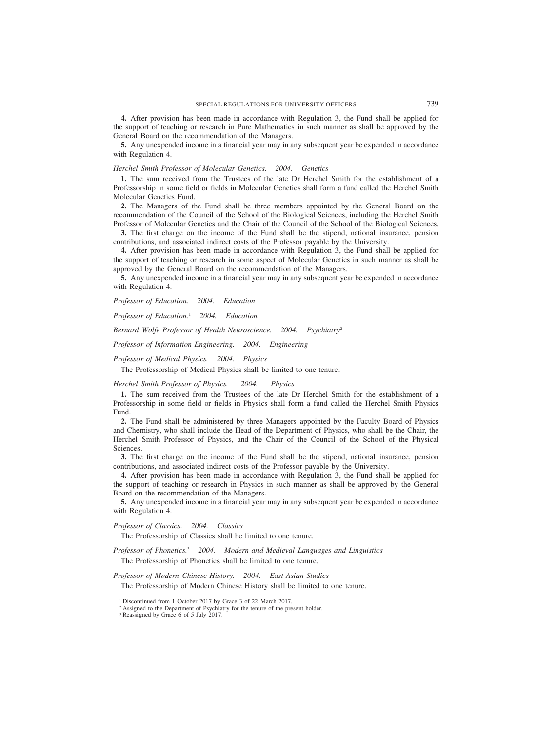**4.** After provision has been made in accordance with Regulation 3, the Fund shall be applied for the support of teaching or research in Pure Mathematics in such manner as shall be approved by the General Board on the recommendation of the Managers.

**5.** Any unexpended income in a financial year may in any subsequent year be expended in accordance with Regulation 4.

*Herchel Smith Professor of Molecular Genetics. 2004. Genetics*

**1.** The sum received from the Trustees of the late Dr Herchel Smith for the establishment of a Professorship in some field or fields in Molecular Genetics shall form a fund called the Herchel Smith Molecular Genetics Fund.

**2.** The Managers of the Fund shall be three members appointed by the General Board on the recommendation of the Council of the School of the Biological Sciences, including the Herchel Smith Professor of Molecular Genetics and the Chair of the Council of the School of the Biological Sciences.

**3.** The first charge on the income of the Fund shall be the stipend, national insurance, pension contributions, and associated indirect costs of the Professor payable by the University.

**4.** After provision has been made in accordance with Regulation 3, the Fund shall be applied for the support of teaching or research in some aspect of Molecular Genetics in such manner as shall be approved by the General Board on the recommendation of the Managers.

**5.** Any unexpended income in a financial year may in any subsequent year be expended in accordance with Regulation 4.

*Professor of Education. 2004. Education*

*Professor of Education.*[1] *2004. Education*

*Bernard Wolfe Professor of Health Neuroscience. 2004. Psychiatry*[2]

*Professor of Information Engineering. 2004. Engineering*

*Professor of Medical Physics. 2004. Physics*

The Professorship of Medical Physics shall be limited to one tenure.

*Herchel Smith Professor of Physics. 2004. Physics*

**1.** The sum received from the Trustees of the late Dr Herchel Smith for the establishment of a Professorship in some field or fields in Physics shall form a fund called the Herchel Smith Physics Fund.

**2.** The Fund shall be administered by three Managers appointed by the Faculty Board of Physics and Chemistry, who shall include the Head of the Department of Physics, who shall be the Chair, the Herchel Smith Professor of Physics, and the Chair of the Council of the School of the Physical Sciences.

**3.** The first charge on the income of the Fund shall be the stipend, national insurance, pension contributions, and associated indirect costs of the Professor payable by the University.

**4.** After provision has been made in accordance with Regulation 3, the Fund shall be applied for the support of teaching or research in Physics in such manner as shall be approved by the General Board on the recommendation of the Managers.

**5.** Any unexpended income in a financial year may in any subsequent year be expended in accordance with Regulation 4.

*Professor of Classics. 2004. Classics*

The Professorship of Classics shall be limited to one tenure.

*Professor of Phonetics.*[3] *2004. Modern and Medieval Languages and Linguistics*

The Professorship of Phonetics shall be limited to one tenure.

*Professor of Modern Chinese History. 2004. East Asian Studies*

The Professorship of Modern Chinese History shall be limited to one tenure.

[1] Discontinued from 1 October 2017 by Grace 3 of 22 March 2017.
[2] Assigned to the Department of Psychiatry for the tenure of the present holder.
[3] Reassigned by Grace 6 of 5 July 2017.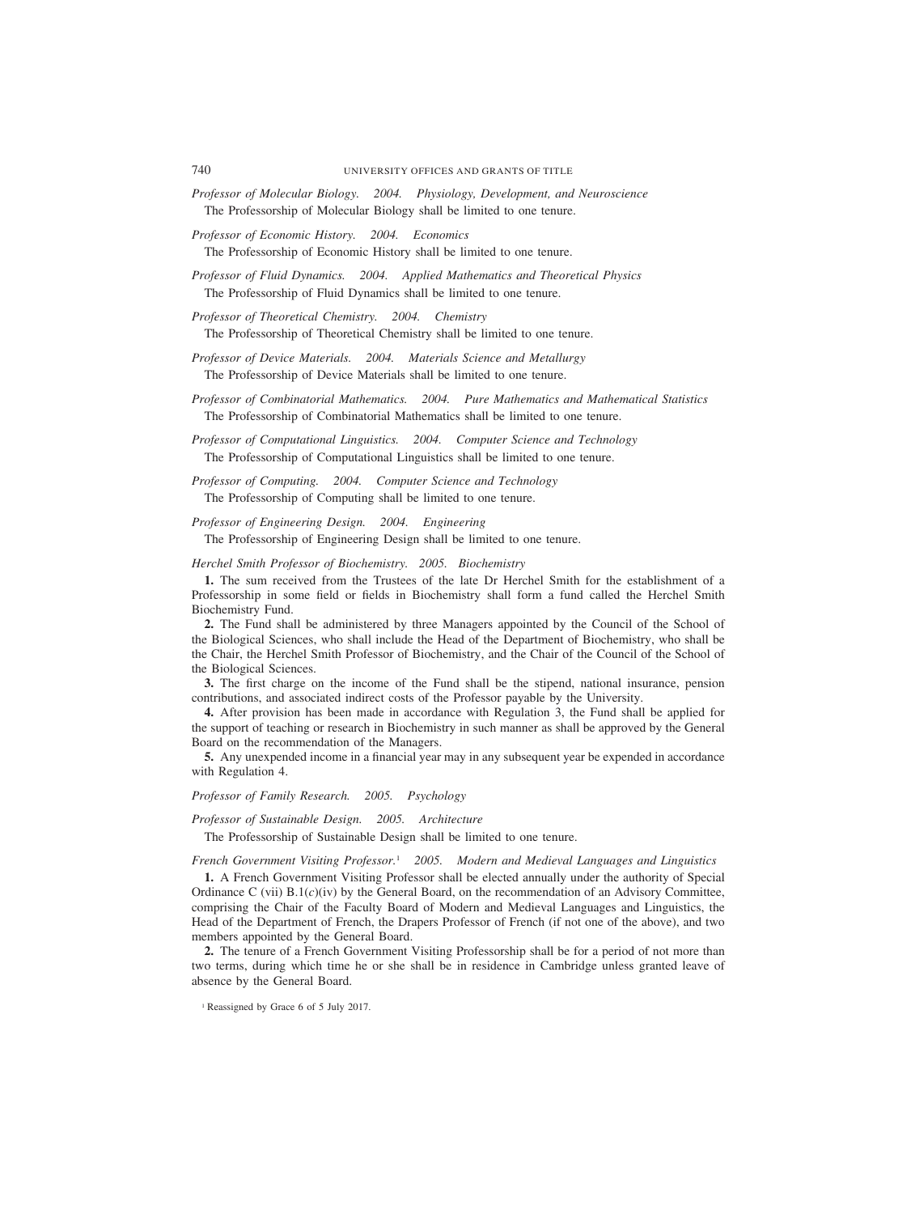*Professor of Molecular Biology. 2004. Physiology, Development, and Neuroscience*

The Professorship of Molecular Biology shall be limited to one tenure.

*Professor of Economic History. 2004. Economics*

The Professorship of Economic History shall be limited to one tenure.

*Professor of Fluid Dynamics. 2004. Applied Mathematics and Theoretical Physics*

The Professorship of Fluid Dynamics shall be limited to one tenure.

*Professor of Theoretical Chemistry. 2004. Chemistry*

The Professorship of Theoretical Chemistry shall be limited to one tenure.

*Professor of Device Materials. 2004. Materials Science and Metallurgy*

The Professorship of Device Materials shall be limited to one tenure.

*Professor of Combinatorial Mathematics. 2004. Pure Mathematics and Mathematical Statistics*

The Professorship of Combinatorial Mathematics shall be limited to one tenure.

*Professor of Computational Linguistics. 2004. Computer Science and Technology*

The Professorship of Computational Linguistics shall be limited to one tenure.

*Professor of Computing. 2004. Computer Science and Technology*

The Professorship of Computing shall be limited to one tenure.

*Professor of Engineering Design. 2004. Engineering*

The Professorship of Engineering Design shall be limited to one tenure.

*Herchel Smith Professor of Biochemistry. 2005. Biochemistry*

**1.** The sum received from the Trustees of the late Dr Herchel Smith for the establishment of a Professorship in some field or fields in Biochemistry shall form a fund called the Herchel Smith Biochemistry Fund.

**2.** The Fund shall be administered by three Managers appointed by the Council of the School of the Biological Sciences, who shall include the Head of the Department of Biochemistry, who shall be the Chair, the Herchel Smith Professor of Biochemistry, and the Chair of the Council of the School of the Biological Sciences.

**3.** The first charge on the income of the Fund shall be the stipend, national insurance, pension contributions, and associated indirect costs of the Professor payable by the University.

**4.** After provision has been made in accordance with Regulation 3, the Fund shall be applied for the support of teaching or research in Biochemistry in such manner as shall be approved by the General Board on the recommendation of the Managers.

**5.** Any unexpended income in a financial year may in any subsequent year be expended in accordance with Regulation 4.

*Professor of Family Research. 2005. Psychology*

*Professor of Sustainable Design. 2005. Architecture*

The Professorship of Sustainable Design shall be limited to one tenure.

*French Government Visiting Professor.*[1] *2005. Modern and Medieval Languages and Linguistics*

**1.** A French Government Visiting Professor shall be elected annually under the authority of Special Ordinance C (vii) B.1(*c*)(iv) by the General Board, on the recommendation of an Advisory Committee, comprising the Chair of the Faculty Board of Modern and Medieval Languages and Linguistics, the Head of the Department of French, the Drapers Professor of French (if not one of the above), and two members appointed by the General Board.

**2.** The tenure of a French Government Visiting Professorship shall be for a period of not more than two terms, during which time he or she shall be in residence in Cambridge unless granted leave of absence by the General Board.

[1] Reassigned by Grace 6 of 5 July 2017.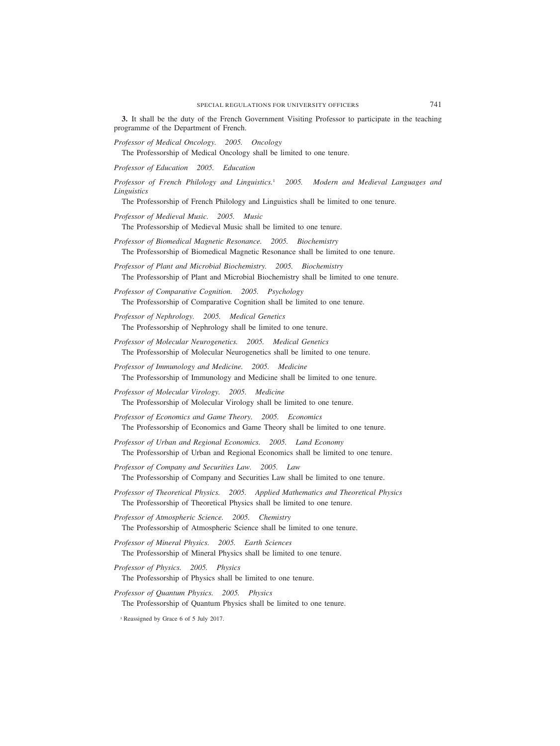**3.** It shall be the duty of the French Government Visiting Professor to participate in the teaching programme of the Department of French.

*Professor of Medical Oncology. 2005. Oncology*

The Professorship of Medical Oncology shall be limited to one tenure.

*Professor of Education 2005. Education*

*Professor of French Philology and Linguistics.*[1] *2005. Modern and Medieval Languages and Linguistics*

The Professorship of French Philology and Linguistics shall be limited to one tenure.

*Professor of Medieval Music. 2005. Music*

The Professorship of Medieval Music shall be limited to one tenure.

*Professor of Biomedical Magnetic Resonance. 2005. Biochemistry*

The Professorship of Biomedical Magnetic Resonance shall be limited to one tenure.

*Professor of Plant and Microbial Biochemistry. 2005. Biochemistry*

The Professorship of Plant and Microbial Biochemistry shall be limited to one tenure.

*Professor of Comparative Cognition. 2005. Psychology*

The Professorship of Comparative Cognition shall be limited to one tenure.

*Professor of Nephrology. 2005. Medical Genetics*

The Professorship of Nephrology shall be limited to one tenure.

*Professor of Molecular Neurogenetics. 2005. Medical Genetics*

The Professorship of Molecular Neurogenetics shall be limited to one tenure.

*Professor of Immunology and Medicine. 2005. Medicine*

The Professorship of Immunology and Medicine shall be limited to one tenure.

*Professor of Molecular Virology. 2005. Medicine*

The Professorship of Molecular Virology shall be limited to one tenure.

*Professor of Economics and Game Theory. 2005. Economics*

The Professorship of Economics and Game Theory shall be limited to one tenure.

*Professor of Urban and Regional Economics. 2005. Land Economy*

The Professorship of Urban and Regional Economics shall be limited to one tenure.

*Professor of Company and Securities Law. 2005. Law*

The Professorship of Company and Securities Law shall be limited to one tenure.

*Professor of Theoretical Physics. 2005. Applied Mathematics and Theoretical Physics*

The Professorship of Theoretical Physics shall be limited to one tenure.

*Professor of Atmospheric Science. 2005. Chemistry*

The Professorship of Atmospheric Science shall be limited to one tenure.

*Professor of Mineral Physics. 2005. Earth Sciences*

The Professorship of Mineral Physics shall be limited to one tenure.

*Professor of Physics. 2005. Physics*

The Professorship of Physics shall be limited to one tenure.

*Professor of Quantum Physics. 2005. Physics*

The Professorship of Quantum Physics shall be limited to one tenure.

[1] Reassigned by Grace 6 of 5 July 2017.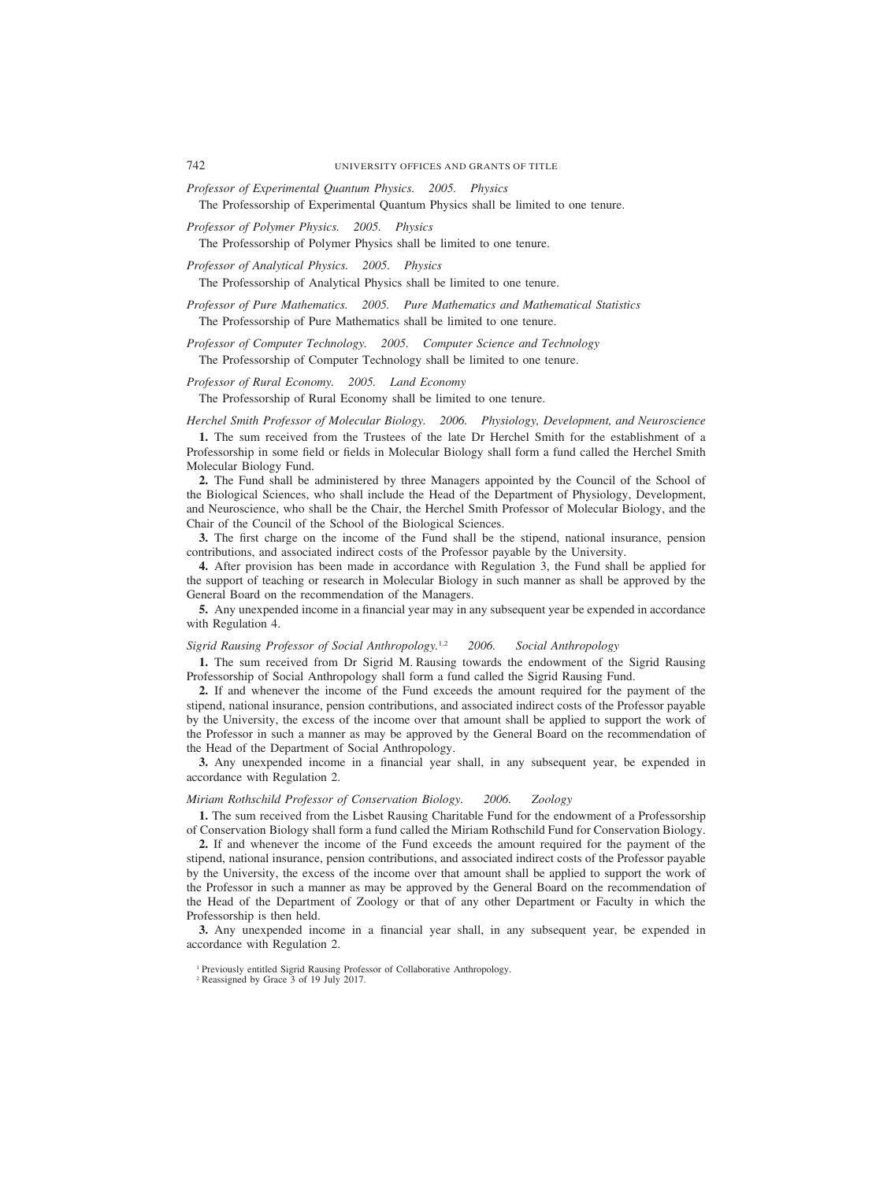*Professor of Experimental Quantum Physics. 2005. Physics*

The Professorship of Experimental Quantum Physics shall be limited to one tenure.

*Professor of Polymer Physics. 2005. Physics*

The Professorship of Polymer Physics shall be limited to one tenure.

*Professor of Analytical Physics. 2005. Physics*

The Professorship of Analytical Physics shall be limited to one tenure.

*Professor of Pure Mathematics. 2005. Pure Mathematics and Mathematical Statistics*

The Professorship of Pure Mathematics shall be limited to one tenure.

*Professor of Computer Technology. 2005. Computer Science and Technology*

The Professorship of Computer Technology shall be limited to one tenure.

*Professor of Rural Economy. 2005. Land Economy*

The Professorship of Rural Economy shall be limited to one tenure.

*Herchel Smith Professor of Molecular Biology. 2006. Physiology, Development, and Neuroscience*

**1.** The sum received from the Trustees of the late Dr Herchel Smith for the establishment of a Professorship in some field or fields in Molecular Biology shall form a fund called the Herchel Smith Molecular Biology Fund.

**2.** The Fund shall be administered by three Managers appointed by the Council of the School of the Biological Sciences, who shall include the Head of the Department of Physiology, Development, and Neuroscience, who shall be the Chair, the Herchel Smith Professor of Molecular Biology, and the Chair of the Council of the School of the Biological Sciences.

**3.** The first charge on the income of the Fund shall be the stipend, national insurance, pension contributions, and associated indirect costs of the Professor payable by the University.

**4.** After provision has been made in accordance with Regulation 3, the Fund shall be applied for the support of teaching or research in Molecular Biology in such manner as shall be approved by the General Board on the recommendation of the Managers.

**5.** Any unexpended income in a financial year may in any subsequent year be expended in accordance with Regulation 4.

*Sigrid Rausing Professor of Social Anthropology.*[1,2] *2006. Social Anthropology*

**1.** The sum received from Dr Sigrid M. Rausing towards the endowment of the Sigrid Rausing Professorship of Social Anthropology shall form a fund called the Sigrid Rausing Fund.

**2.** If and whenever the income of the Fund exceeds the amount required for the payment of the stipend, national insurance, pension contributions, and associated indirect costs of the Professor payable by the University, the excess of the income over that amount shall be applied to support the work of the Professor in such a manner as may be approved by the General Board on the recommendation of the Head of the Department of Social Anthropology.

**3.** Any unexpended income in a financial year shall, in any subsequent year, be expended in accordance with Regulation 2.

*Miriam Rothschild Professor of Conservation Biology. 2006. Zoology*

**1.** The sum received from the Lisbet Rausing Charitable Fund for the endowment of a Professorship of Conservation Biology shall form a fund called the Miriam Rothschild Fund for Conservation Biology.

**2.** If and whenever the income of the Fund exceeds the amount required for the payment of the stipend, national insurance, pension contributions, and associated indirect costs of the Professor payable by the University, the excess of the income over that amount shall be applied to support the work of the Professor in such a manner as may be approved by the General Board on the recommendation of the Head of the Department of Zoology or that of any other Department or Faculty in which the Professorship is then held.

**3.** Any unexpended income in a financial year shall, in any subsequent year, be expended in accordance with Regulation 2.

[1] Previously entitled Sigrid Rausing Professor of Collaborative Anthropology.

[2] Reassigned by Grace 3 of 19 July 2017.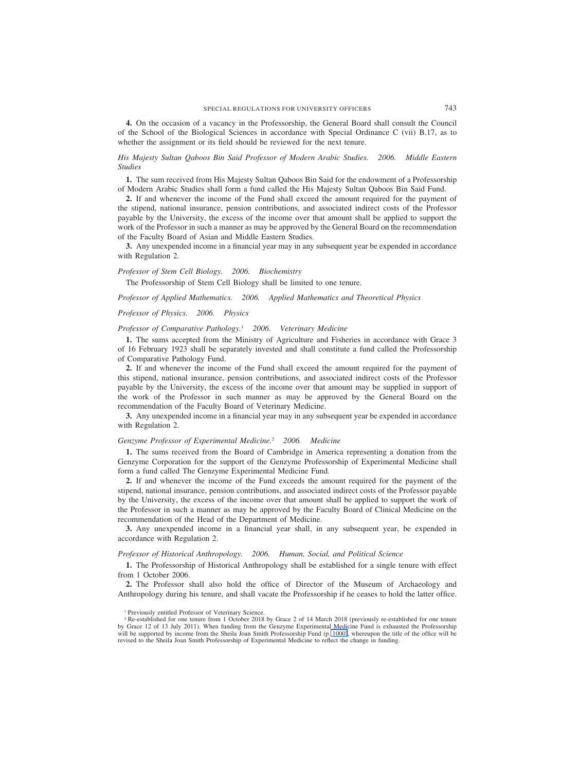**4.** On the occasion of a vacancy in the Professorship, the General Board shall consult the Council of the School of the Biological Sciences in accordance with Special Ordinance C (vii) B.17, as to whether the assignment or its field should be reviewed for the next tenure.

*His Majesty Sultan Qaboos Bin Said Professor of Modern Arabic Studies. 2006. Middle Eastern Studies*

**1.** The sum received from His Majesty Sultan Qaboos Bin Said for the endowment of a Professorship of Modern Arabic Studies shall form a fund called the His Majesty Sultan Qaboos Bin Said Fund.

**2.** If and whenever the income of the Fund shall exceed the amount required for the payment of the stipend, national insurance, pension contributions, and associated indirect costs of the Professor payable by the University, the excess of the income over that amount shall be applied to support the work of the Professor in such a manner as may be approved by the General Board on the recommendation of the Faculty Board of Asian and Middle Eastern Studies.

**3.** Any unexpended income in a financial year may in any subsequent year be expended in accordance with Regulation 2.

*Professor of Stem Cell Biology. 2006. Biochemistry*

The Professorship of Stem Cell Biology shall be limited to one tenure.

*Professor of Applied Mathematics. 2006. Applied Mathematics and Theoretical Physics*

*Professor of Physics. 2006. Physics*

*Professor of Comparative Pathology.*[1] *2006. Veterinary Medicine*

**1.** The sums accepted from the Ministry of Agriculture and Fisheries in accordance with Grace 3 of 16 February 1923 shall be separately invested and shall constitute a fund called the Professorship of Comparative Pathology Fund.

**2.** If and whenever the income of the Fund shall exceed the amount required for the payment of this stipend, national insurance, pension contributions, and associated indirect costs of the Professor payable by the University, the excess of the income over that amount may be supplied in support of the work of the Professor in such manner as may be approved by the General Board on the recommendation of the Faculty Board of Veterinary Medicine.

**3.** Any unexpended income in a financial year may in any subsequent year be expended in accordance with Regulation 2.

*Genzyme Professor of Experimental Medicine.*[2] *2006. Medicine*

**1.** The sums received from the Board of Cambridge in America representing a donation from the Genzyme Corporation for the support of the Genzyme Professorship of Experimental Medicine shall form a fund called The Genzyme Experimental Medicine Fund.

**2.** If and whenever the income of the Fund exceeds the amount required for the payment of the stipend, national insurance, pension contributions, and associated indirect costs of the Professor payable by the University, the excess of the income over that amount shall be applied to support the work of the Professor in such a manner as may be approved by the Faculty Board of Clinical Medicine on the recommendation of the Head of the Department of Medicine.

**3.** Any unexpended income in a financial year shall, in any subsequent year, be expended in accordance with Regulation 2.

*Professor of Historical Anthropology. 2006. Human, Social, and Political Science*

**1.** The Professorship of Historical Anthropology shall be established for a single tenure with effect from 1 October 2006.

**2.** The Professor shall also hold the office of Director of the Museum of Archaeology and Anthropology during his tenure, and shall vacate the Professorship if he ceases to hold the latter office.

[1] Previously entitled Professor of Veterinary Science.

[2] Re-established for one tenure from 1 October 2018 by Grace 2 of 14 March 2018 (previously re-established for one tenure by Grace 12 of 13 July 2011). When funding from the Genzyme Experimental Medicine Fund is exhausted the Professorship will be supported by income from the Sheila Joan Smith Professorship Fund (p. 1000), whereupon the title of the office will be revised to the Sheila Joan Smith Professorship of Experimental Medicine to reflect the change in funding.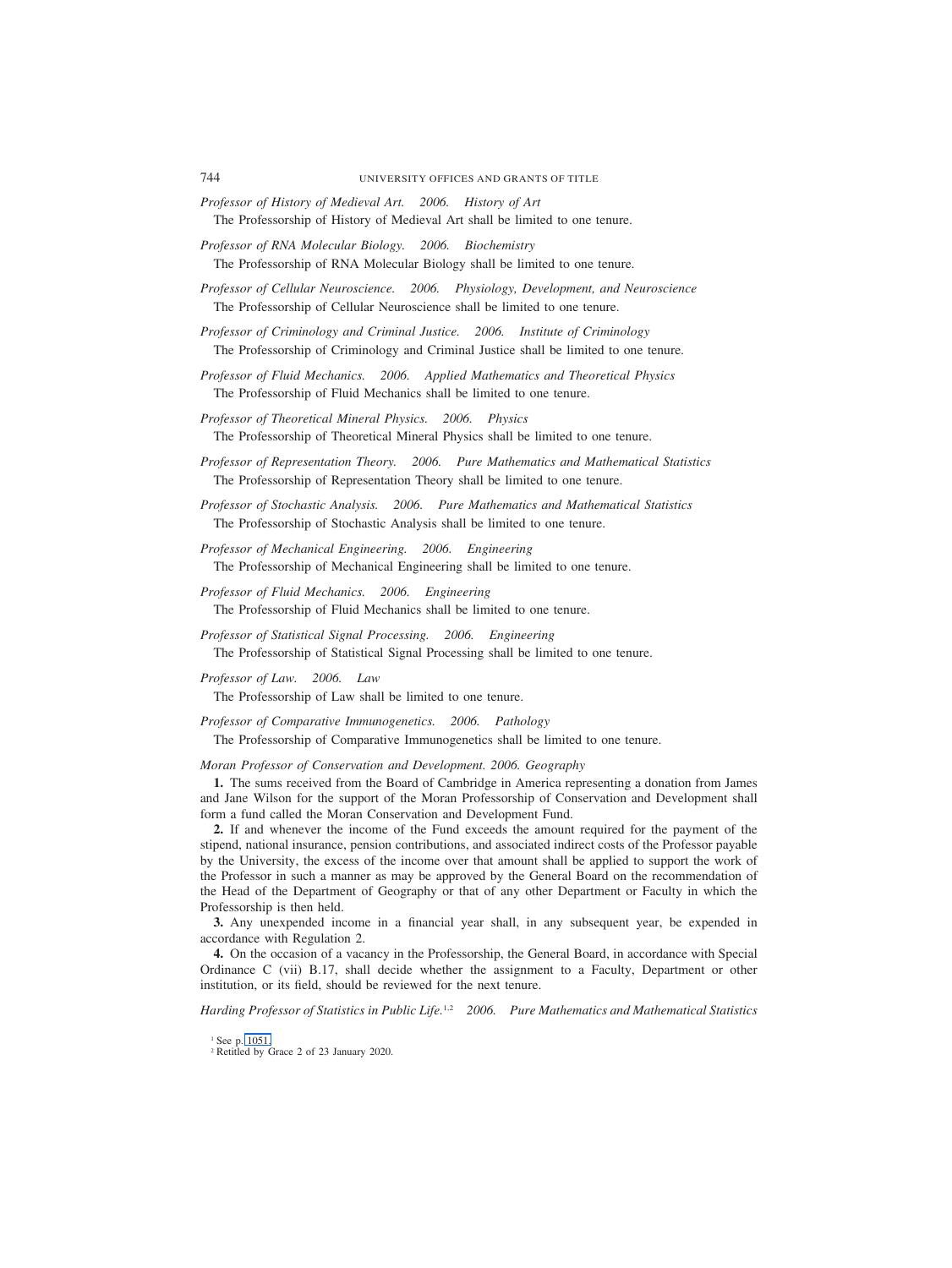*Professor of History of Medieval Art. 2006. History of Art*

The Professorship of History of Medieval Art shall be limited to one tenure.

*Professor of RNA Molecular Biology. 2006. Biochemistry*

The Professorship of RNA Molecular Biology shall be limited to one tenure.

*Professor of Cellular Neuroscience. 2006. Physiology, Development, and Neuroscience*

The Professorship of Cellular Neuroscience shall be limited to one tenure.

*Professor of Criminology and Criminal Justice. 2006. Institute of Criminology*

The Professorship of Criminology and Criminal Justice shall be limited to one tenure.

*Professor of Fluid Mechanics. 2006. Applied Mathematics and Theoretical Physics*

The Professorship of Fluid Mechanics shall be limited to one tenure.

*Professor of Theoretical Mineral Physics. 2006. Physics*

The Professorship of Theoretical Mineral Physics shall be limited to one tenure.

*Professor of Representation Theory. 2006. Pure Mathematics and Mathematical Statistics*

The Professorship of Representation Theory shall be limited to one tenure.

*Professor of Stochastic Analysis. 2006. Pure Mathematics and Mathematical Statistics*

The Professorship of Stochastic Analysis shall be limited to one tenure.

*Professor of Mechanical Engineering. 2006. Engineering*

The Professorship of Mechanical Engineering shall be limited to one tenure.

*Professor of Fluid Mechanics. 2006. Engineering*

The Professorship of Fluid Mechanics shall be limited to one tenure.

*Professor of Statistical Signal Processing. 2006. Engineering*

The Professorship of Statistical Signal Processing shall be limited to one tenure.

*Professor of Law. 2006. Law*

The Professorship of Law shall be limited to one tenure.

*Professor of Comparative Immunogenetics. 2006. Pathology*

The Professorship of Comparative Immunogenetics shall be limited to one tenure.

*Moran Professor of Conservation and Development. 2006. Geography*

**1.** The sums received from the Board of Cambridge in America representing a donation from James and Jane Wilson for the support of the Moran Professorship of Conservation and Development shall form a fund called the Moran Conservation and Development Fund.

**2.** If and whenever the income of the Fund exceeds the amount required for the payment of the stipend, national insurance, pension contributions, and associated indirect costs of the Professor payable by the University, the excess of the income over that amount shall be applied to support the work of the Professor in such a manner as may be approved by the General Board on the recommendation of the Head of the Department of Geography or that of any other Department or Faculty in which the Professorship is then held.

**3.** Any unexpended income in a financial year shall, in any subsequent year, be expended in accordance with Regulation 2.

**4.** On the occasion of a vacancy in the Professorship, the General Board, in accordance with Special Ordinance C (vii) B.17, shall decide whether the assignment to a Faculty, Department or other institution, or its field, should be reviewed for the next tenure.

*Harding Professor of Statistics in Public Life.*[1,2] *2006. Pure Mathematics and Mathematical Statistics*

[1] See p. 1051.

[2] Retitled by Grace 2 of 23 January 2020.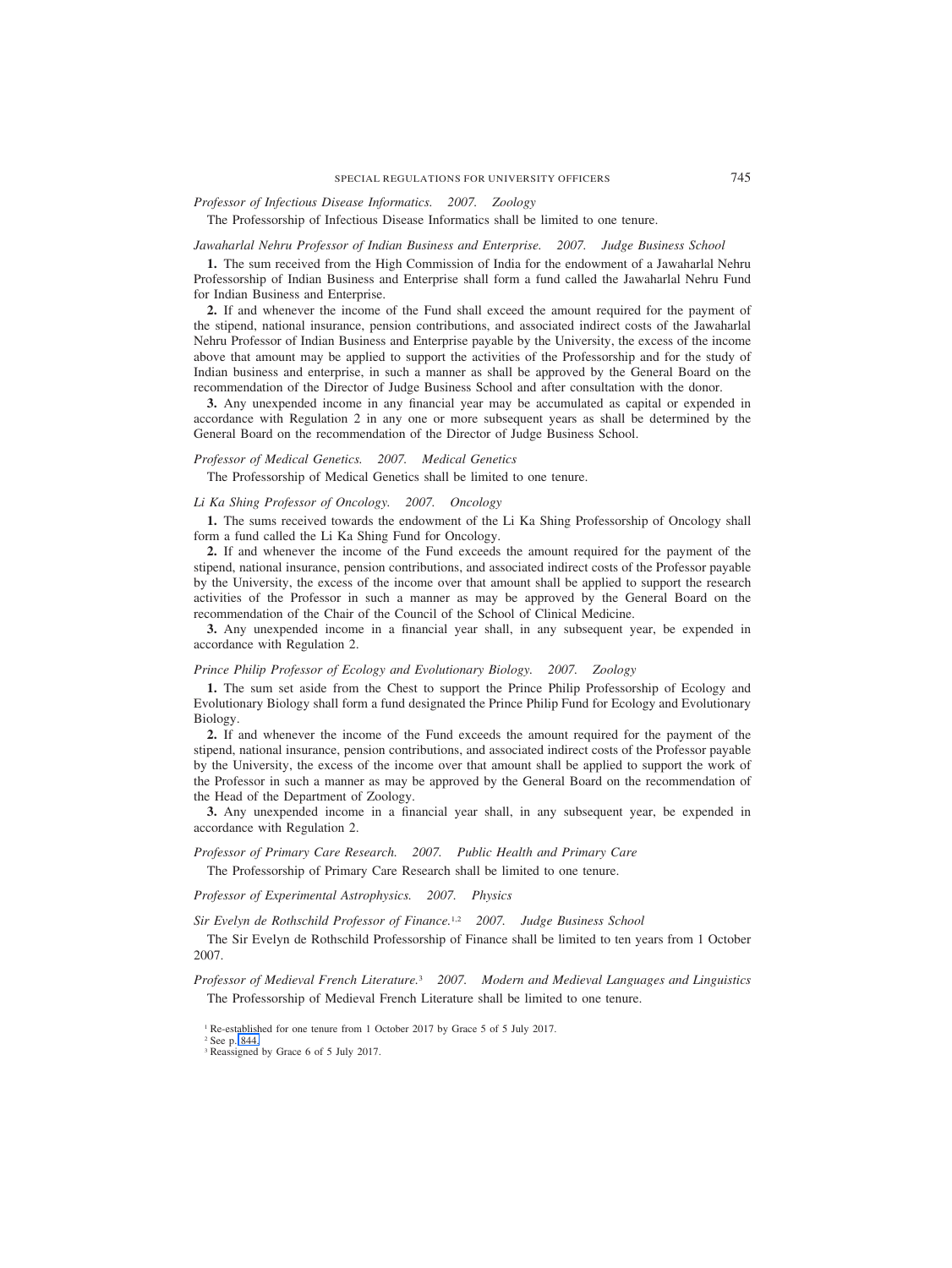*Professor of Infectious Disease Informatics. 2007. Zoology*

The Professorship of Infectious Disease Informatics shall be limited to one tenure.

*Jawaharlal Nehru Professor of Indian Business and Enterprise. 2007. Judge Business School*

**1.** The sum received from the High Commission of India for the endowment of a Jawaharlal Nehru Professorship of Indian Business and Enterprise shall form a fund called the Jawaharlal Nehru Fund for Indian Business and Enterprise.

**2.** If and whenever the income of the Fund shall exceed the amount required for the payment of the stipend, national insurance, pension contributions, and associated indirect costs of the Jawaharlal Nehru Professor of Indian Business and Enterprise payable by the University, the excess of the income above that amount may be applied to support the activities of the Professorship and for the study of Indian business and enterprise, in such a manner as shall be approved by the General Board on the recommendation of the Director of Judge Business School and after consultation with the donor.

**3.** Any unexpended income in any financial year may be accumulated as capital or expended in accordance with Regulation 2 in any one or more subsequent years as shall be determined by the General Board on the recommendation of the Director of Judge Business School.

*Professor of Medical Genetics. 2007. Medical Genetics*

The Professorship of Medical Genetics shall be limited to one tenure.

*Li Ka Shing Professor of Oncology. 2007. Oncology*

**1.** The sums received towards the endowment of the Li Ka Shing Professorship of Oncology shall form a fund called the Li Ka Shing Fund for Oncology.

**2.** If and whenever the income of the Fund exceeds the amount required for the payment of the stipend, national insurance, pension contributions, and associated indirect costs of the Professor payable by the University, the excess of the income over that amount shall be applied to support the research activities of the Professor in such a manner as may be approved by the General Board on the recommendation of the Chair of the Council of the School of Clinical Medicine.

**3.** Any unexpended income in a financial year shall, in any subsequent year, be expended in accordance with Regulation 2.

*Prince Philip Professor of Ecology and Evolutionary Biology. 2007. Zoology*

**1.** The sum set aside from the Chest to support the Prince Philip Professorship of Ecology and Evolutionary Biology shall form a fund designated the Prince Philip Fund for Ecology and Evolutionary Biology.

**2.** If and whenever the income of the Fund exceeds the amount required for the payment of the stipend, national insurance, pension contributions, and associated indirect costs of the Professor payable by the University, the excess of the income over that amount shall be applied to support the work of the Professor in such a manner as may be approved by the General Board on the recommendation of the Head of the Department of Zoology.

**3.** Any unexpended income in a financial year shall, in any subsequent year, be expended in accordance with Regulation 2.

*Professor of Primary Care Research. 2007. Public Health and Primary Care*

The Professorship of Primary Care Research shall be limited to one tenure.

*Professor of Experimental Astrophysics. 2007. Physics*

*Sir Evelyn de Rothschild Professor of Finance.*[1,2] *2007. Judge Business School*

The Sir Evelyn de Rothschild Professorship of Finance shall be limited to ten years from 1 October 2007.

*Professor of Medieval French Literature.*[3] *2007. Modern and Medieval Languages and Linguistics*

The Professorship of Medieval French Literature shall be limited to one tenure.

[1] Re-established for one tenure from 1 October 2017 by Grace 5 of 5 July 2017.

[2] See p. 844.

[3] Reassigned by Grace 6 of 5 July 2017.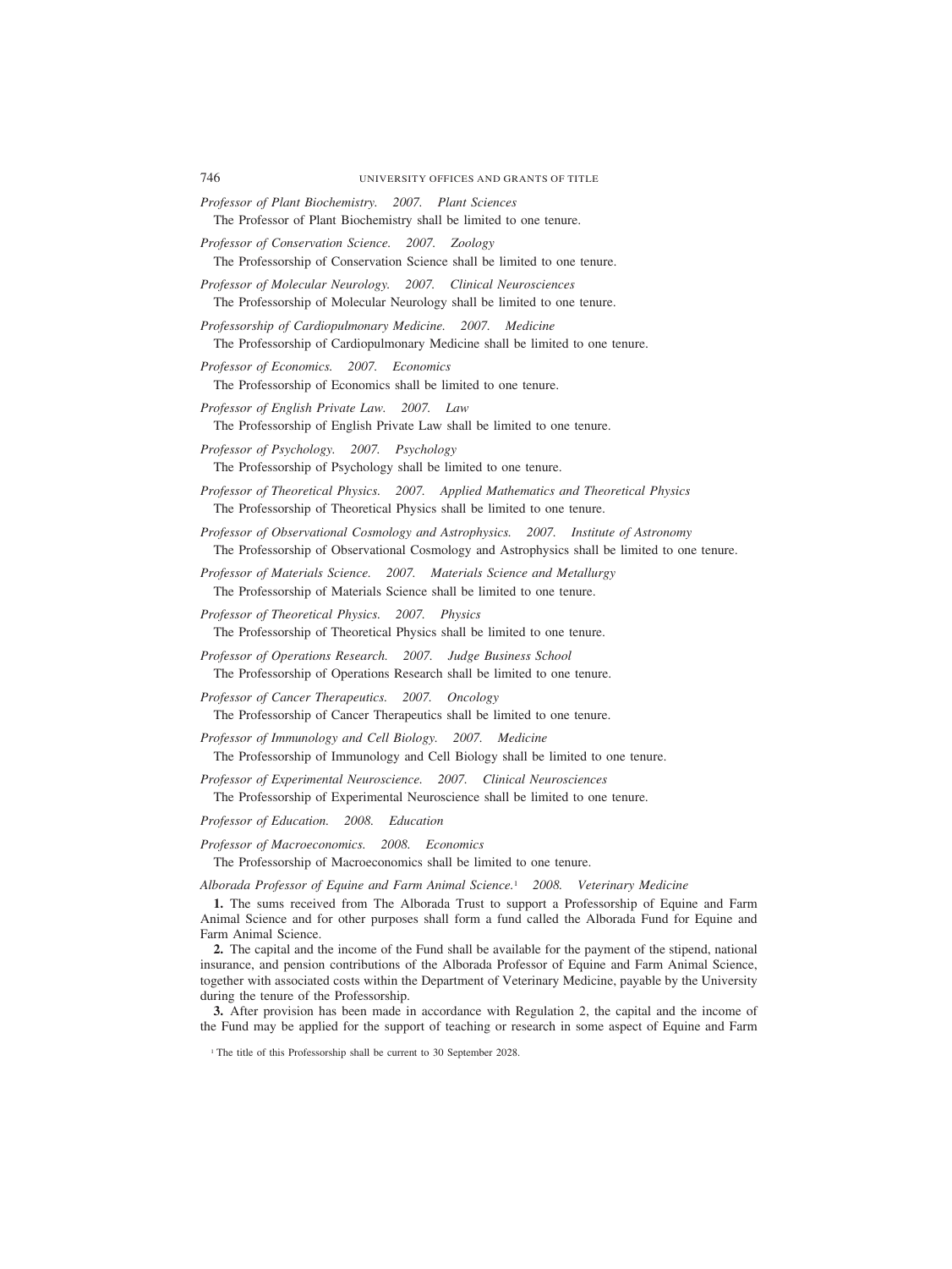*Professor of Plant Biochemistry. 2007. Plant Sciences*

The Professor of Plant Biochemistry shall be limited to one tenure.

*Professor of Conservation Science. 2007. Zoology*

The Professorship of Conservation Science shall be limited to one tenure.

*Professor of Molecular Neurology. 2007. Clinical Neurosciences*

The Professorship of Molecular Neurology shall be limited to one tenure.

*Professorship of Cardiopulmonary Medicine. 2007. Medicine*

The Professorship of Cardiopulmonary Medicine shall be limited to one tenure.

*Professor of Economics. 2007. Economics*

The Professorship of Economics shall be limited to one tenure.

*Professor of English Private Law. 2007. Law*

The Professorship of English Private Law shall be limited to one tenure.

*Professor of Psychology. 2007. Psychology*

The Professorship of Psychology shall be limited to one tenure.

*Professor of Theoretical Physics. 2007. Applied Mathematics and Theoretical Physics*

The Professorship of Theoretical Physics shall be limited to one tenure.

*Professor of Observational Cosmology and Astrophysics. 2007. Institute of Astronomy*

The Professorship of Observational Cosmology and Astrophysics shall be limited to one tenure.

*Professor of Materials Science. 2007. Materials Science and Metallurgy*

The Professorship of Materials Science shall be limited to one tenure.

*Professor of Theoretical Physics. 2007. Physics*

The Professorship of Theoretical Physics shall be limited to one tenure.

*Professor of Operations Research. 2007. Judge Business School*

The Professorship of Operations Research shall be limited to one tenure.

*Professor of Cancer Therapeutics. 2007. Oncology*

The Professorship of Cancer Therapeutics shall be limited to one tenure.

*Professor of Immunology and Cell Biology. 2007. Medicine*

The Professorship of Immunology and Cell Biology shall be limited to one tenure.

*Professor of Experimental Neuroscience. 2007. Clinical Neurosciences*

The Professorship of Experimental Neuroscience shall be limited to one tenure.

*Professor of Education. 2008. Education*

*Professor of Macroeconomics. 2008. Economics*

The Professorship of Macroeconomics shall be limited to one tenure.

*Alborada Professor of Equine and Farm Animal Science.*[1] *2008. Veterinary Medicine*

**1.** The sums received from The Alborada Trust to support a Professorship of Equine and Farm Animal Science and for other purposes shall form a fund called the Alborada Fund for Equine and Farm Animal Science.

**2.** The capital and the income of the Fund shall be available for the payment of the stipend, national insurance, and pension contributions of the Alborada Professor of Equine and Farm Animal Science, together with associated costs within the Department of Veterinary Medicine, payable by the University during the tenure of the Professorship.

**3.** After provision has been made in accordance with Regulation 2, the capital and the income of the Fund may be applied for the support of teaching or research in some aspect of Equine and Farm

[1] The title of this Professorship shall be current to 30 September 2028.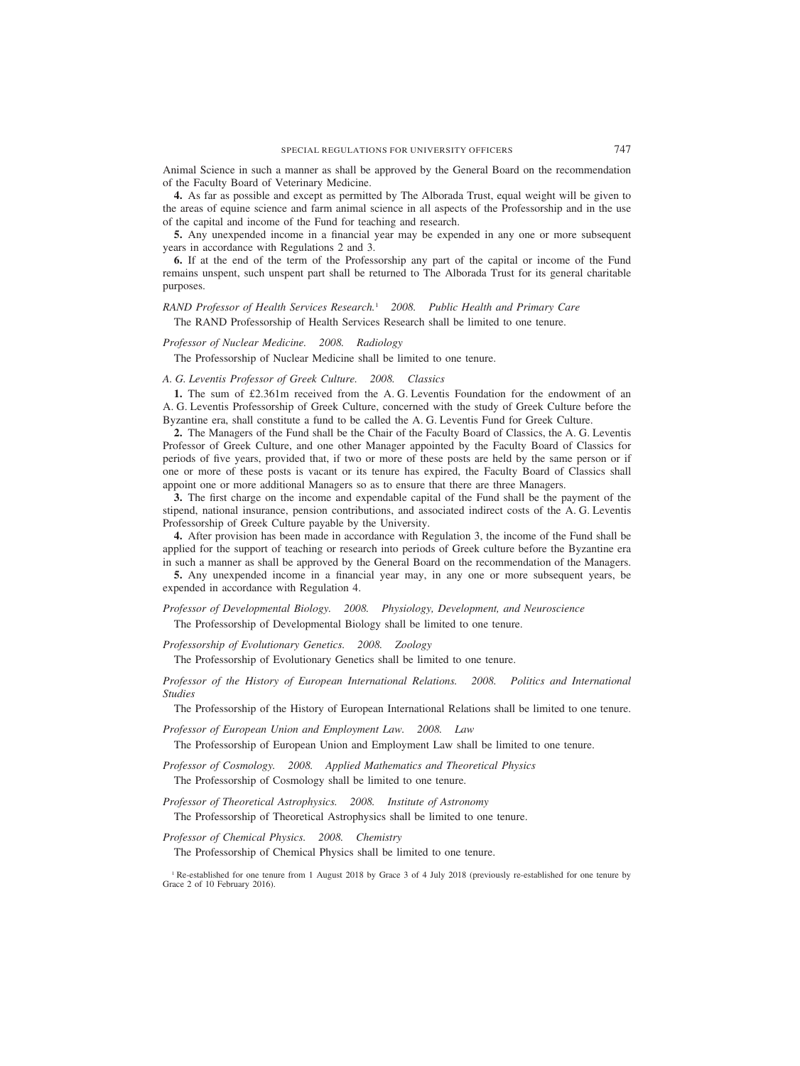Animal Science in such a manner as shall be approved by the General Board on the recommendation of the Faculty Board of Veterinary Medicine.

**4.** As far as possible and except as permitted by The Alborada Trust, equal weight will be given to the areas of equine science and farm animal science in all aspects of the Professorship and in the use of the capital and income of the Fund for teaching and research.

**5.** Any unexpended income in a financial year may be expended in any one or more subsequent years in accordance with Regulations 2 and 3.

**6.** If at the end of the term of the Professorship any part of the capital or income of the Fund remains unspent, such unspent part shall be returned to The Alborada Trust for its general charitable purposes.

*RAND Professor of Health Services Research.*[1] *2008. Public Health and Primary Care*

The RAND Professorship of Health Services Research shall be limited to one tenure.

*Professor of Nuclear Medicine. 2008. Radiology*

The Professorship of Nuclear Medicine shall be limited to one tenure.

*A. G. Leventis Professor of Greek Culture. 2008. Classics*

**1.** The sum of £2.361m received from the A. G. Leventis Foundation for the endowment of an A. G. Leventis Professorship of Greek Culture, concerned with the study of Greek Culture before the Byzantine era, shall constitute a fund to be called the A. G. Leventis Fund for Greek Culture.

**2.** The Managers of the Fund shall be the Chair of the Faculty Board of Classics, the A. G. Leventis Professor of Greek Culture, and one other Manager appointed by the Faculty Board of Classics for periods of five years, provided that, if two or more of these posts are held by the same person or if one or more of these posts is vacant or its tenure has expired, the Faculty Board of Classics shall appoint one or more additional Managers so as to ensure that there are three Managers.

**3.** The first charge on the income and expendable capital of the Fund shall be the payment of the stipend, national insurance, pension contributions, and associated indirect costs of the A. G. Leventis Professorship of Greek Culture payable by the University.

**4.** After provision has been made in accordance with Regulation 3, the income of the Fund shall be applied for the support of teaching or research into periods of Greek culture before the Byzantine era in such a manner as shall be approved by the General Board on the recommendation of the Managers.

**5.** Any unexpended income in a financial year may, in any one or more subsequent years, be expended in accordance with Regulation 4.

*Professor of Developmental Biology. 2008. Physiology, Development, and Neuroscience*

The Professorship of Developmental Biology shall be limited to one tenure.

*Professorship of Evolutionary Genetics. 2008. Zoology*

The Professorship of Evolutionary Genetics shall be limited to one tenure.

*Professor of the History of European International Relations. 2008. Politics and International Studies*

The Professorship of the History of European International Relations shall be limited to one tenure.

*Professor of European Union and Employment Law. 2008. Law*

The Professorship of European Union and Employment Law shall be limited to one tenure.

*Professor of Cosmology. 2008. Applied Mathematics and Theoretical Physics*

The Professorship of Cosmology shall be limited to one tenure.

*Professor of Theoretical Astrophysics. 2008. Institute of Astronomy*

The Professorship of Theoretical Astrophysics shall be limited to one tenure.

*Professor of Chemical Physics. 2008. Chemistry*

The Professorship of Chemical Physics shall be limited to one tenure.

[1] Re-established for one tenure from 1 August 2018 by Grace 3 of 4 July 2018 (previously re-established for one tenure by Grace 2 of 10 February 2016).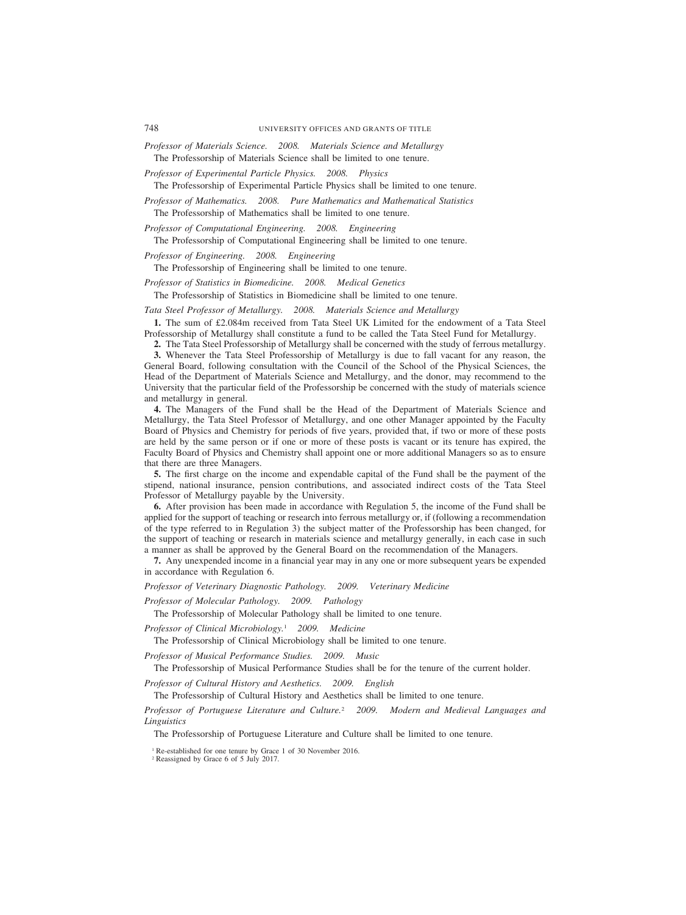*Professor of Materials Science. 2008. Materials Science and Metallurgy*

The Professorship of Materials Science shall be limited to one tenure.

*Professor of Experimental Particle Physics. 2008. Physics*

The Professorship of Experimental Particle Physics shall be limited to one tenure.

*Professor of Mathematics. 2008. Pure Mathematics and Mathematical Statistics*

The Professorship of Mathematics shall be limited to one tenure.

*Professor of Computational Engineering. 2008. Engineering*

The Professorship of Computational Engineering shall be limited to one tenure.

*Professor of Engineering. 2008. Engineering*

The Professorship of Engineering shall be limited to one tenure.

*Professor of Statistics in Biomedicine. 2008. Medical Genetics*

The Professorship of Statistics in Biomedicine shall be limited to one tenure.

*Tata Steel Professor of Metallurgy. 2008. Materials Science and Metallurgy*

**1.** The sum of £2.084m received from Tata Steel UK Limited for the endowment of a Tata Steel Professorship of Metallurgy shall constitute a fund to be called the Tata Steel Fund for Metallurgy.

**2.** The Tata Steel Professorship of Metallurgy shall be concerned with the study of ferrous metallurgy.

**3.** Whenever the Tata Steel Professorship of Metallurgy is due to fall vacant for any reason, the General Board, following consultation with the Council of the School of the Physical Sciences, the Head of the Department of Materials Science and Metallurgy, and the donor, may recommend to the University that the particular field of the Professorship be concerned with the study of materials science and metallurgy in general.

**4.** The Managers of the Fund shall be the Head of the Department of Materials Science and Metallurgy, the Tata Steel Professor of Metallurgy, and one other Manager appointed by the Faculty Board of Physics and Chemistry for periods of five years, provided that, if two or more of these posts are held by the same person or if one or more of these posts is vacant or its tenure has expired, the Faculty Board of Physics and Chemistry shall appoint one or more additional Managers so as to ensure that there are three Managers.

**5.** The first charge on the income and expendable capital of the Fund shall be the payment of the stipend, national insurance, pension contributions, and associated indirect costs of the Tata Steel Professor of Metallurgy payable by the University.

**6.** After provision has been made in accordance with Regulation 5, the income of the Fund shall be applied for the support of teaching or research into ferrous metallurgy or, if (following a recommendation of the type referred to in Regulation 3) the subject matter of the Professorship has been changed, for the support of teaching or research in materials science and metallurgy generally, in each case in such a manner as shall be approved by the General Board on the recommendation of the Managers.

**7.** Any unexpended income in a financial year may in any one or more subsequent years be expended in accordance with Regulation 6.

*Professor of Veterinary Diagnostic Pathology. 2009. Veterinary Medicine*

*Professor of Molecular Pathology. 2009. Pathology*

The Professorship of Molecular Pathology shall be limited to one tenure.

*Professor of Clinical Microbiology.*[1] *2009. Medicine*

The Professorship of Clinical Microbiology shall be limited to one tenure.

*Professor of Musical Performance Studies. 2009. Music*

The Professorship of Musical Performance Studies shall be for the tenure of the current holder.

*Professor of Cultural History and Aesthetics. 2009. English*

The Professorship of Cultural History and Aesthetics shall be limited to one tenure.

*Professor of Portuguese Literature and Culture.*[2] *2009. Modern and Medieval Languages and Linguistics*

The Professorship of Portuguese Literature and Culture shall be limited to one tenure.

[1] Re-established for one tenure by Grace 1 of 30 November 2016.

[2] Reassigned by Grace 6 of 5 July 2017.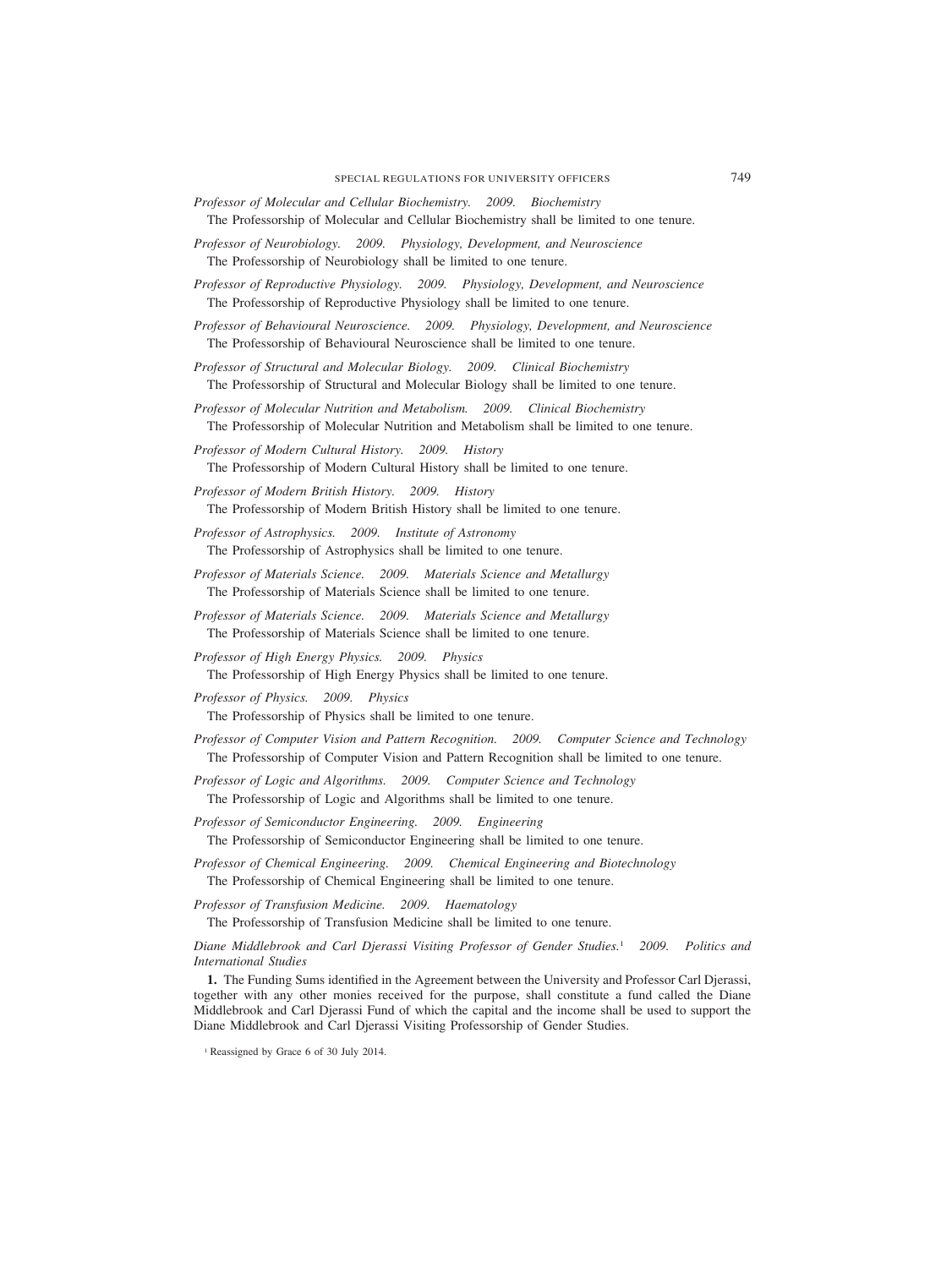*Professor of Molecular and Cellular Biochemistry. 2009. Biochemistry*

The Professorship of Molecular and Cellular Biochemistry shall be limited to one tenure.

*Professor of Neurobiology. 2009. Physiology, Development, and Neuroscience*

The Professorship of Neurobiology shall be limited to one tenure.

*Professor of Reproductive Physiology. 2009. Physiology, Development, and Neuroscience*

The Professorship of Reproductive Physiology shall be limited to one tenure.

*Professor of Behavioural Neuroscience. 2009. Physiology, Development, and Neuroscience*

The Professorship of Behavioural Neuroscience shall be limited to one tenure.

*Professor of Structural and Molecular Biology. 2009. Clinical Biochemistry*

The Professorship of Structural and Molecular Biology shall be limited to one tenure.

*Professor of Molecular Nutrition and Metabolism. 2009. Clinical Biochemistry*

The Professorship of Molecular Nutrition and Metabolism shall be limited to one tenure.

*Professor of Modern Cultural History. 2009. History*

The Professorship of Modern Cultural History shall be limited to one tenure.

*Professor of Modern British History. 2009. History*

The Professorship of Modern British History shall be limited to one tenure.

*Professor of Astrophysics. 2009. Institute of Astronomy*

The Professorship of Astrophysics shall be limited to one tenure.

*Professor of Materials Science. 2009. Materials Science and Metallurgy*

The Professorship of Materials Science shall be limited to one tenure.

*Professor of Materials Science. 2009. Materials Science and Metallurgy*

The Professorship of Materials Science shall be limited to one tenure.

*Professor of High Energy Physics. 2009. Physics*

The Professorship of High Energy Physics shall be limited to one tenure.

*Professor of Physics. 2009. Physics*

The Professorship of Physics shall be limited to one tenure.

*Professor of Computer Vision and Pattern Recognition. 2009. Computer Science and Technology*

The Professorship of Computer Vision and Pattern Recognition shall be limited to one tenure.

*Professor of Logic and Algorithms. 2009. Computer Science and Technology*

The Professorship of Logic and Algorithms shall be limited to one tenure.

*Professor of Semiconductor Engineering. 2009. Engineering*

The Professorship of Semiconductor Engineering shall be limited to one tenure.

*Professor of Chemical Engineering. 2009. Chemical Engineering and Biotechnology*

The Professorship of Chemical Engineering shall be limited to one tenure.

*Professor of Transfusion Medicine. 2009. Haematology*

The Professorship of Transfusion Medicine shall be limited to one tenure.

*Diane Middlebrook and Carl Djerassi Visiting Professor of Gender Studies.*[1] *2009. Politics and International Studies*

**1.** The Funding Sums identified in the Agreement between the University and Professor Carl Djerassi, together with any other monies received for the purpose, shall constitute a fund called the Diane Middlebrook and Carl Djerassi Fund of which the capital and the income shall be used to support the Diane Middlebrook and Carl Djerassi Visiting Professorship of Gender Studies.

[1] Reassigned by Grace 6 of 30 July 2014.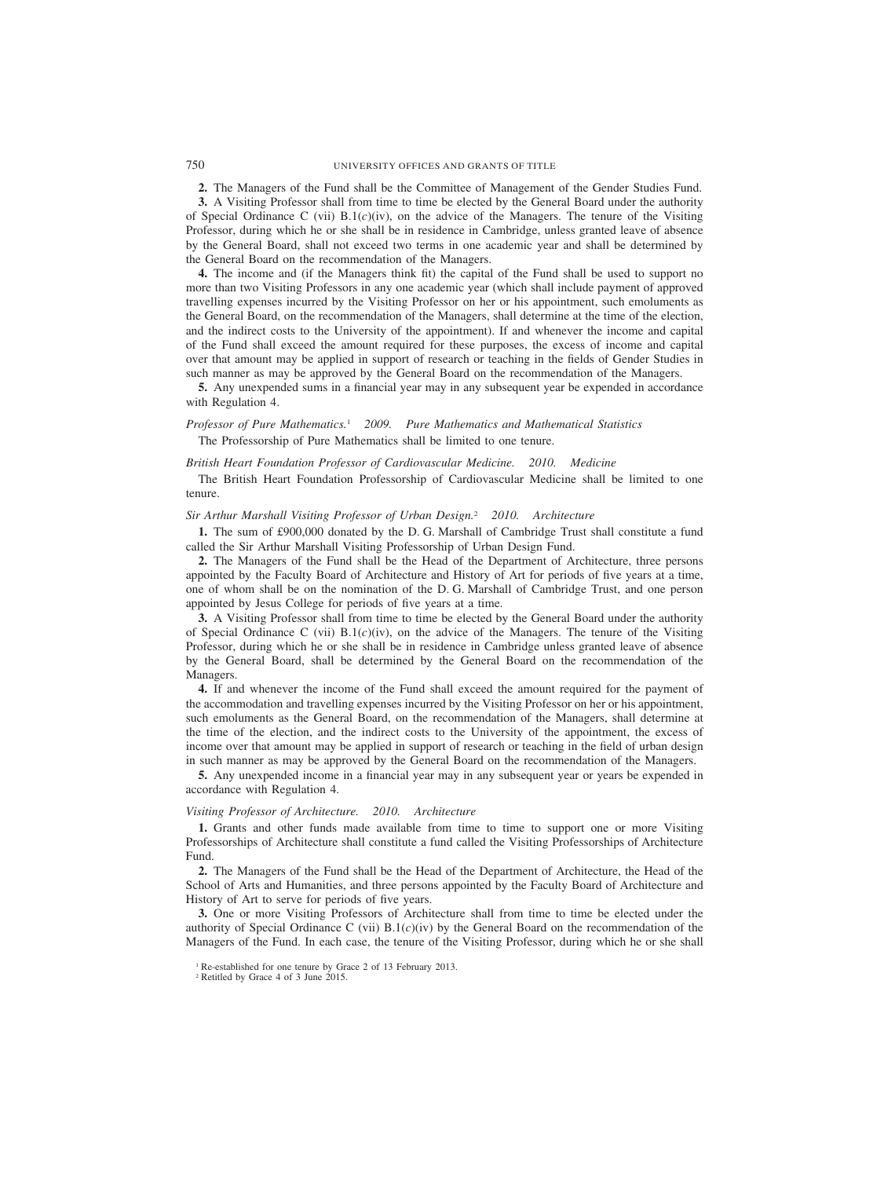**2.** The Managers of the Fund shall be the Committee of Management of the Gender Studies Fund.

**3.** A Visiting Professor shall from time to time be elected by the General Board under the authority of Special Ordinance C (vii) B.1(*c*)(iv), on the advice of the Managers. The tenure of the Visiting Professor, during which he or she shall be in residence in Cambridge, unless granted leave of absence by the General Board, shall not exceed two terms in one academic year and shall be determined by the General Board on the recommendation of the Managers.

**4.** The income and (if the Managers think fit) the capital of the Fund shall be used to support no more than two Visiting Professors in any one academic year (which shall include payment of approved travelling expenses incurred by the Visiting Professor on her or his appointment, such emoluments as the General Board, on the recommendation of the Managers, shall determine at the time of the election, and the indirect costs to the University of the appointment). If and whenever the income and capital of the Fund shall exceed the amount required for these purposes, the excess of income and capital over that amount may be applied in support of research or teaching in the fields of Gender Studies in such manner as may be approved by the General Board on the recommendation of the Managers.

**5.** Any unexpended sums in a financial year may in any subsequent year be expended in accordance with Regulation 4.

*Professor of Pure Mathematics.*[1] *2009. Pure Mathematics and Mathematical Statistics*

The Professorship of Pure Mathematics shall be limited to one tenure.

*British Heart Foundation Professor of Cardiovascular Medicine. 2010. Medicine*

The British Heart Foundation Professorship of Cardiovascular Medicine shall be limited to one tenure.

*Sir Arthur Marshall Visiting Professor of Urban Design.*[2] *2010. Architecture*

**1.** The sum of £900,000 donated by the D. G. Marshall of Cambridge Trust shall constitute a fund called the Sir Arthur Marshall Visiting Professorship of Urban Design Fund.

**2.** The Managers of the Fund shall be the Head of the Department of Architecture, three persons appointed by the Faculty Board of Architecture and History of Art for periods of five years at a time, one of whom shall be on the nomination of the D. G. Marshall of Cambridge Trust, and one person appointed by Jesus College for periods of five years at a time.

**3.** A Visiting Professor shall from time to time be elected by the General Board under the authority of Special Ordinance C (vii) B.1(*c*)(iv), on the advice of the Managers. The tenure of the Visiting Professor, during which he or she shall be in residence in Cambridge unless granted leave of absence by the General Board, shall be determined by the General Board on the recommendation of the Managers.

**4.** If and whenever the income of the Fund shall exceed the amount required for the payment of the accommodation and travelling expenses incurred by the Visiting Professor on her or his appointment, such emoluments as the General Board, on the recommendation of the Managers, shall determine at the time of the election, and the indirect costs to the University of the appointment, the excess of income over that amount may be applied in support of research or teaching in the field of urban design in such manner as may be approved by the General Board on the recommendation of the Managers.

**5.** Any unexpended income in a financial year may in any subsequent year or years be expended in accordance with Regulation 4.

*Visiting Professor of Architecture. 2010. Architecture*

**1.** Grants and other funds made available from time to time to support one or more Visiting Professorships of Architecture shall constitute a fund called the Visiting Professorships of Architecture Fund.

**2.** The Managers of the Fund shall be the Head of the Department of Architecture, the Head of the School of Arts and Humanities, and three persons appointed by the Faculty Board of Architecture and History of Art to serve for periods of five years.

**3.** One or more Visiting Professors of Architecture shall from time to time be elected under the authority of Special Ordinance C (vii) B.1(*c*)(iv) by the General Board on the recommendation of the Managers of the Fund. In each case, the tenure of the Visiting Professor, during which he or she shall

[1] Re-established for one tenure by Grace 2 of 13 February 2013.

[2] Retitled by Grace 4 of 3 June 2015.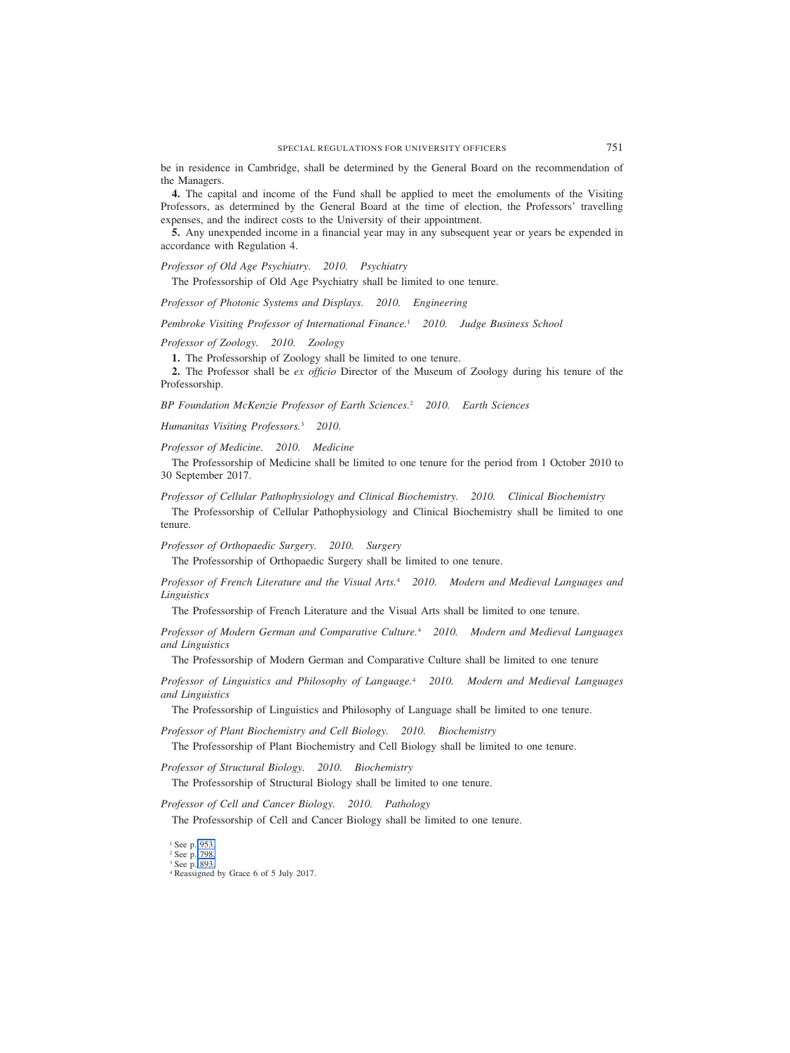be in residence in Cambridge, shall be determined by the General Board on the recommendation of the Managers.

**4.** The capital and income of the Fund shall be applied to meet the emoluments of the Visiting Professors, as determined by the General Board at the time of election, the Professors' travelling expenses, and the indirect costs to the University of their appointment.

**5.** Any unexpended income in a financial year may in any subsequent year or years be expended in accordance with Regulation 4.

*Professor of Old Age Psychiatry. 2010. Psychiatry*

The Professorship of Old Age Psychiatry shall be limited to one tenure.

*Professor of Photonic Systems and Displays. 2010. Engineering*

*Pembroke Visiting Professor of International Finance.*[1] *2010. Judge Business School*

*Professor of Zoology. 2010. Zoology*

**1.** The Professorship of Zoology shall be limited to one tenure.

**2.** The Professor shall be *ex officio* Director of the Museum of Zoology during his tenure of the Professorship.

*BP Foundation McKenzie Professor of Earth Sciences.*[2] *2010. Earth Sciences*

*Humanitas Visiting Professors.*[3] *2010.*

*Professor of Medicine. 2010. Medicine*

The Professorship of Medicine shall be limited to one tenure for the period from 1 October 2010 to 30 September 2017.

*Professor of Cellular Pathophysiology and Clinical Biochemistry. 2010. Clinical Biochemistry*

The Professorship of Cellular Pathophysiology and Clinical Biochemistry shall be limited to one tenure.

*Professor of Orthopaedic Surgery. 2010. Surgery*

The Professorship of Orthopaedic Surgery shall be limited to one tenure.

*Professor of French Literature and the Visual Arts.*[4] *2010. Modern and Medieval Languages and Linguistics*

The Professorship of French Literature and the Visual Arts shall be limited to one tenure.

*Professor of Modern German and Comparative Culture.*[4] *2010. Modern and Medieval Languages and Linguistics*

The Professorship of Modern German and Comparative Culture shall be limited to one tenure

*Professor of Linguistics and Philosophy of Language.*[4] *2010. Modern and Medieval Languages and Linguistics*

The Professorship of Linguistics and Philosophy of Language shall be limited to one tenure.

*Professor of Plant Biochemistry and Cell Biology. 2010. Biochemistry*

The Professorship of Plant Biochemistry and Cell Biology shall be limited to one tenure.

*Professor of Structural Biology. 2010. Biochemistry*

The Professorship of Structural Biology shall be limited to one tenure.

*Professor of Cell and Cancer Biology. 2010. Pathology*

The Professorship of Cell and Cancer Biology shall be limited to one tenure.

[1] See p. 953.
[2] See p. 798.
[3] See p. 893.
[4] Reassigned by Grace 6 of 5 July 2017.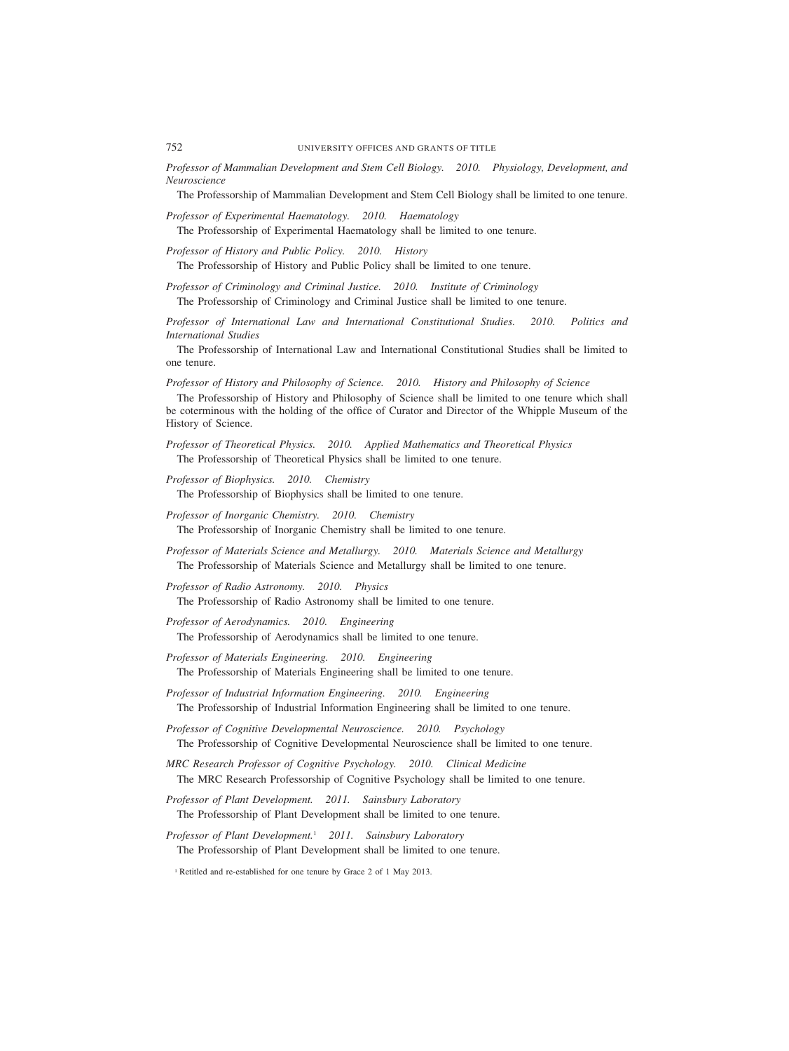*Professor of Mammalian Development and Stem Cell Biology. 2010. Physiology, Development, and Neuroscience*

The Professorship of Mammalian Development and Stem Cell Biology shall be limited to one tenure.

*Professor of Experimental Haematology. 2010. Haematology*

The Professorship of Experimental Haematology shall be limited to one tenure.

*Professor of History and Public Policy. 2010. History*

The Professorship of History and Public Policy shall be limited to one tenure.

*Professor of Criminology and Criminal Justice. 2010. Institute of Criminology*

The Professorship of Criminology and Criminal Justice shall be limited to one tenure.

*Professor of International Law and International Constitutional Studies. 2010. Politics and International Studies*

The Professorship of International Law and International Constitutional Studies shall be limited to one tenure.

*Professor of History and Philosophy of Science. 2010. History and Philosophy of Science*

The Professorship of History and Philosophy of Science shall be limited to one tenure which shall be coterminous with the holding of the office of Curator and Director of the Whipple Museum of the History of Science.

*Professor of Theoretical Physics. 2010. Applied Mathematics and Theoretical Physics*

The Professorship of Theoretical Physics shall be limited to one tenure.

*Professor of Biophysics. 2010. Chemistry*

The Professorship of Biophysics shall be limited to one tenure.

*Professor of Inorganic Chemistry. 2010. Chemistry*

The Professorship of Inorganic Chemistry shall be limited to one tenure.

*Professor of Materials Science and Metallurgy. 2010. Materials Science and Metallurgy*

The Professorship of Materials Science and Metallurgy shall be limited to one tenure.

*Professor of Radio Astronomy. 2010. Physics*

The Professorship of Radio Astronomy shall be limited to one tenure.

*Professor of Aerodynamics. 2010. Engineering*

The Professorship of Aerodynamics shall be limited to one tenure.

*Professor of Materials Engineering. 2010. Engineering*

The Professorship of Materials Engineering shall be limited to one tenure.

*Professor of Industrial Information Engineering. 2010. Engineering*

The Professorship of Industrial Information Engineering shall be limited to one tenure.

*Professor of Cognitive Developmental Neuroscience. 2010. Psychology*

The Professorship of Cognitive Developmental Neuroscience shall be limited to one tenure.

*MRC Research Professor of Cognitive Psychology. 2010. Clinical Medicine*

The MRC Research Professorship of Cognitive Psychology shall be limited to one tenure.

*Professor of Plant Development. 2011. Sainsbury Laboratory*

The Professorship of Plant Development shall be limited to one tenure.

*Professor of Plant Development.*[1] *2011. Sainsbury Laboratory*

The Professorship of Plant Development shall be limited to one tenure.

[1] Retitled and re-established for one tenure by Grace 2 of 1 May 2013.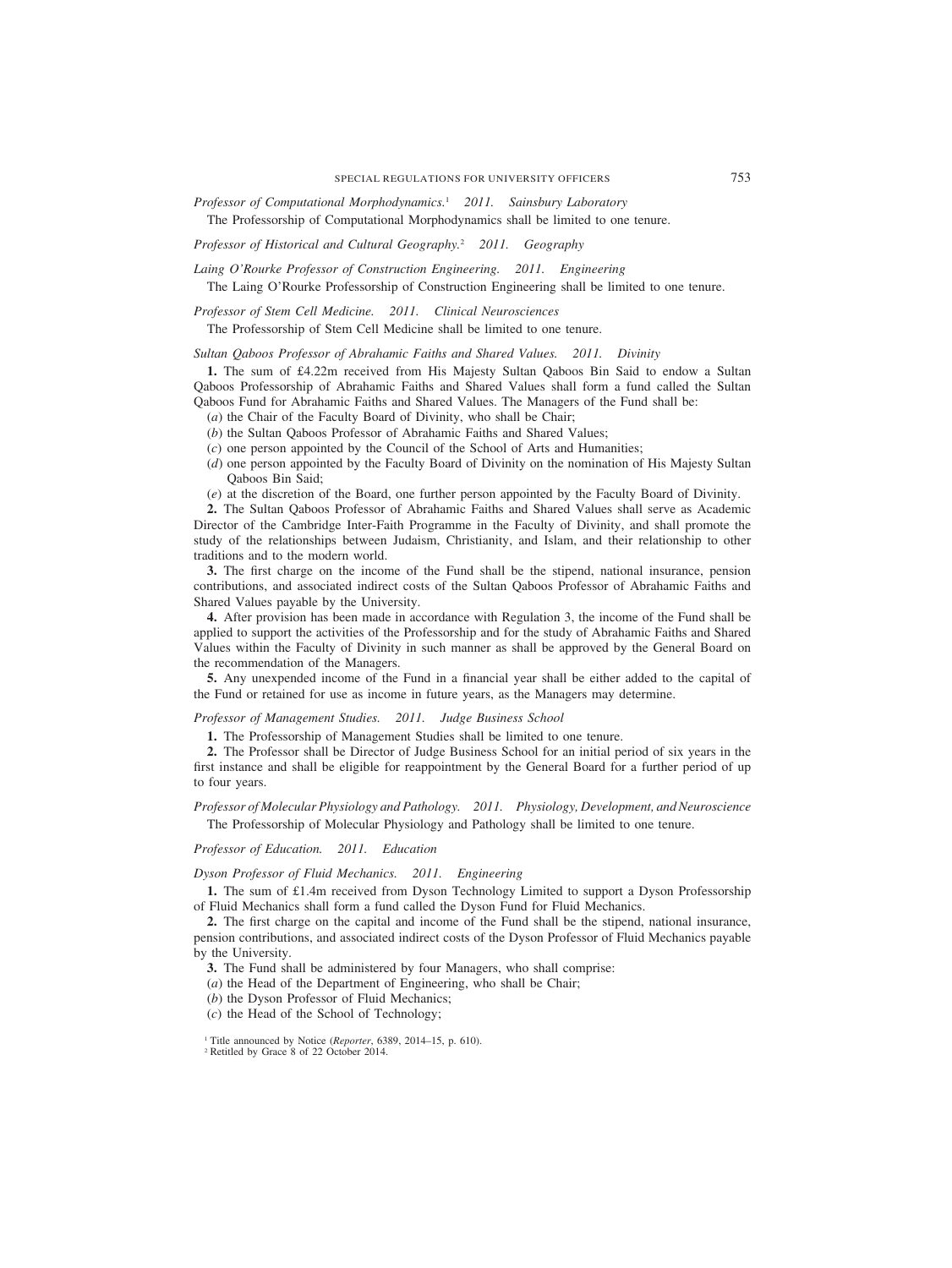*Professor of Computational Morphodynamics.*[1] *2011. Sainsbury Laboratory*

The Professorship of Computational Morphodynamics shall be limited to one tenure.

*Professor of Historical and Cultural Geography.*[2] *2011. Geography*

*Laing O'Rourke Professor of Construction Engineering. 2011. Engineering*

The Laing O'Rourke Professorship of Construction Engineering shall be limited to one tenure.

*Professor of Stem Cell Medicine. 2011. Clinical Neurosciences*

The Professorship of Stem Cell Medicine shall be limited to one tenure.

*Sultan Qaboos Professor of Abrahamic Faiths and Shared Values. 2011. Divinity*

**1.** The sum of £4.22m received from His Majesty Sultan Qaboos Bin Said to endow a Sultan Qaboos Professorship of Abrahamic Faiths and Shared Values shall form a fund called the Sultan Qaboos Fund for Abrahamic Faiths and Shared Values. The Managers of the Fund shall be:

(*a*) the Chair of the Faculty Board of Divinity, who shall be Chair;

(*b*) the Sultan Qaboos Professor of Abrahamic Faiths and Shared Values;

(*c*) one person appointed by the Council of the School of Arts and Humanities;

(*d*) one person appointed by the Faculty Board of Divinity on the nomination of His Majesty Sultan Qaboos Bin Said;

(*e*) at the discretion of the Board, one further person appointed by the Faculty Board of Divinity.

**2.** The Sultan Qaboos Professor of Abrahamic Faiths and Shared Values shall serve as Academic Director of the Cambridge Inter-Faith Programme in the Faculty of Divinity, and shall promote the study of the relationships between Judaism, Christianity, and Islam, and their relationship to other traditions and to the modern world.

**3.** The first charge on the income of the Fund shall be the stipend, national insurance, pension contributions, and associated indirect costs of the Sultan Qaboos Professor of Abrahamic Faiths and Shared Values payable by the University.

**4.** After provision has been made in accordance with Regulation 3, the income of the Fund shall be applied to support the activities of the Professorship and for the study of Abrahamic Faiths and Shared Values within the Faculty of Divinity in such manner as shall be approved by the General Board on the recommendation of the Managers.

**5.** Any unexpended income of the Fund in a financial year shall be either added to the capital of the Fund or retained for use as income in future years, as the Managers may determine.

*Professor of Management Studies. 2011. Judge Business School*

**1.** The Professorship of Management Studies shall be limited to one tenure.

**2.** The Professor shall be Director of Judge Business School for an initial period of six years in the first instance and shall be eligible for reappointment by the General Board for a further period of up to four years.

*Professor of Molecular Physiology and Pathology. 2011. Physiology, Development, and Neuroscience*

The Professorship of Molecular Physiology and Pathology shall be limited to one tenure.

*Professor of Education. 2011. Education*

*Dyson Professor of Fluid Mechanics. 2011. Engineering*

**1.** The sum of £1.4m received from Dyson Technology Limited to support a Dyson Professorship of Fluid Mechanics shall form a fund called the Dyson Fund for Fluid Mechanics.

**2.** The first charge on the capital and income of the Fund shall be the stipend, national insurance, pension contributions, and associated indirect costs of the Dyson Professor of Fluid Mechanics payable by the University.

**3.** The Fund shall be administered by four Managers, who shall comprise:

(*a*) the Head of the Department of Engineering, who shall be Chair;

(*b*) the Dyson Professor of Fluid Mechanics;

(*c*) the Head of the School of Technology;

[1] Title announced by Notice (*Reporter*, 6389, 2014–15, p. 610).

[2] Retitled by Grace 8 of 22 October 2014.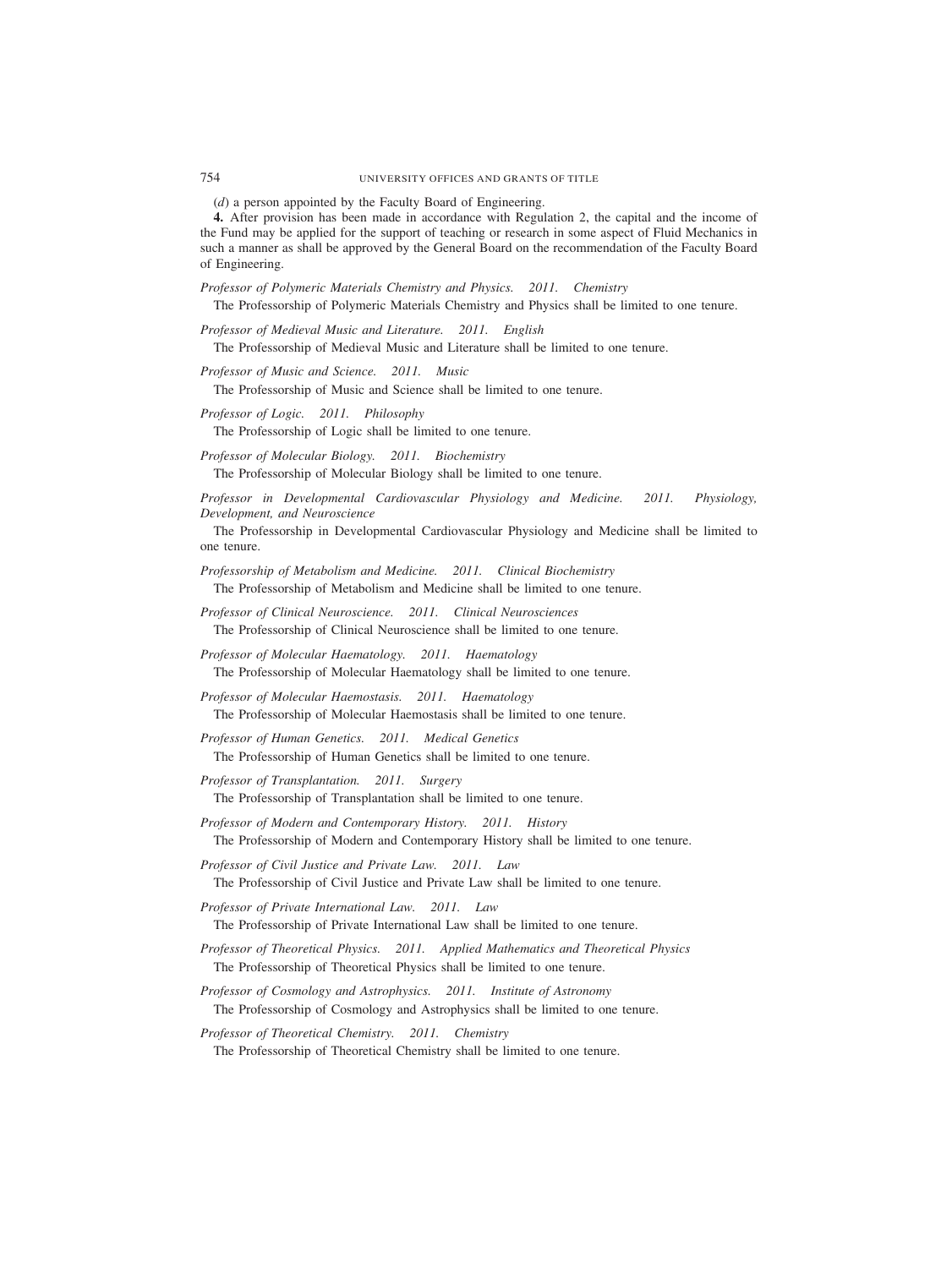(*d*) a person appointed by the Faculty Board of Engineering.

**4.** After provision has been made in accordance with Regulation 2, the capital and the income of the Fund may be applied for the support of teaching or research in some aspect of Fluid Mechanics in such a manner as shall be approved by the General Board on the recommendation of the Faculty Board of Engineering.

*Professor of Polymeric Materials Chemistry and Physics. 2011. Chemistry*

The Professorship of Polymeric Materials Chemistry and Physics shall be limited to one tenure.

*Professor of Medieval Music and Literature. 2011. English*

The Professorship of Medieval Music and Literature shall be limited to one tenure.

*Professor of Music and Science. 2011. Music*

The Professorship of Music and Science shall be limited to one tenure.

*Professor of Logic. 2011. Philosophy*

The Professorship of Logic shall be limited to one tenure.

*Professor of Molecular Biology. 2011. Biochemistry*

The Professorship of Molecular Biology shall be limited to one tenure.

*Professor in Developmental Cardiovascular Physiology and Medicine. 2011. Physiology, Development, and Neuroscience*

The Professorship in Developmental Cardiovascular Physiology and Medicine shall be limited to one tenure.

*Professorship of Metabolism and Medicine. 2011. Clinical Biochemistry*

The Professorship of Metabolism and Medicine shall be limited to one tenure.

*Professor of Clinical Neuroscience. 2011. Clinical Neurosciences*

The Professorship of Clinical Neuroscience shall be limited to one tenure.

*Professor of Molecular Haematology. 2011. Haematology*

The Professorship of Molecular Haematology shall be limited to one tenure.

*Professor of Molecular Haemostasis. 2011. Haematology*

The Professorship of Molecular Haemostasis shall be limited to one tenure.

*Professor of Human Genetics. 2011. Medical Genetics*

The Professorship of Human Genetics shall be limited to one tenure.

*Professor of Transplantation. 2011. Surgery*

The Professorship of Transplantation shall be limited to one tenure.

*Professor of Modern and Contemporary History. 2011. History*

The Professorship of Modern and Contemporary History shall be limited to one tenure.

*Professor of Civil Justice and Private Law. 2011. Law*

The Professorship of Civil Justice and Private Law shall be limited to one tenure.

*Professor of Private International Law. 2011. Law*

The Professorship of Private International Law shall be limited to one tenure.

*Professor of Theoretical Physics. 2011. Applied Mathematics and Theoretical Physics*

The Professorship of Theoretical Physics shall be limited to one tenure.

*Professor of Cosmology and Astrophysics. 2011. Institute of Astronomy*

The Professorship of Cosmology and Astrophysics shall be limited to one tenure.

*Professor of Theoretical Chemistry. 2011. Chemistry*

The Professorship of Theoretical Chemistry shall be limited to one tenure.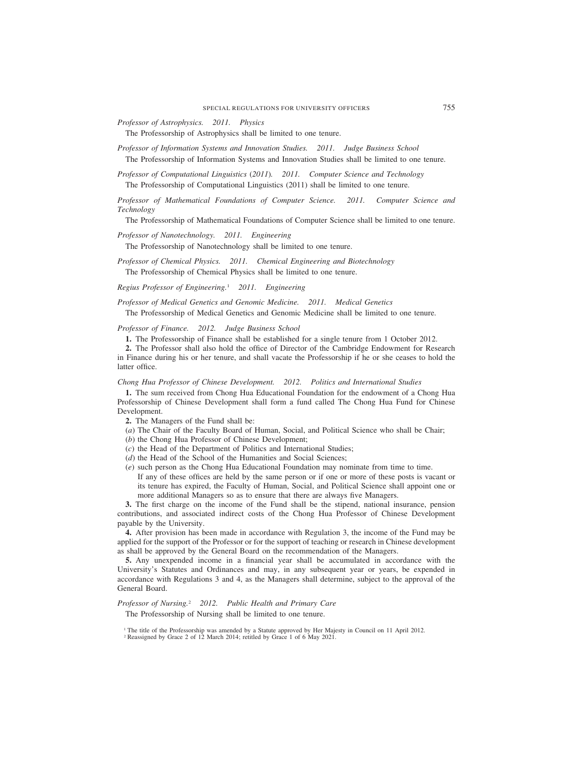*Professor of Astrophysics. 2011. Physics*

The Professorship of Astrophysics shall be limited to one tenure.

*Professor of Information Systems and Innovation Studies. 2011. Judge Business School*

The Professorship of Information Systems and Innovation Studies shall be limited to one tenure.

*Professor of Computational Linguistics (2011). 2011. Computer Science and Technology*

The Professorship of Computational Linguistics (2011) shall be limited to one tenure.

*Professor of Mathematical Foundations of Computer Science. 2011. Computer Science and Technology*

The Professorship of Mathematical Foundations of Computer Science shall be limited to one tenure.

*Professor of Nanotechnology. 2011. Engineering*

The Professorship of Nanotechnology shall be limited to one tenure.

*Professor of Chemical Physics. 2011. Chemical Engineering and Biotechnology*

The Professorship of Chemical Physics shall be limited to one tenure.

*Regius Professor of Engineering.*[1] *2011. Engineering*

*Professor of Medical Genetics and Genomic Medicine. 2011. Medical Genetics*

The Professorship of Medical Genetics and Genomic Medicine shall be limited to one tenure.

*Professor of Finance. 2012. Judge Business School*

**1.** The Professorship of Finance shall be established for a single tenure from 1 October 2012.

**2.** The Professor shall also hold the office of Director of the Cambridge Endowment for Research in Finance during his or her tenure, and shall vacate the Professorship if he or she ceases to hold the latter office.

*Chong Hua Professor of Chinese Development. 2012. Politics and International Studies*

**1.** The sum received from Chong Hua Educational Foundation for the endowment of a Chong Hua Professorship of Chinese Development shall form a fund called The Chong Hua Fund for Chinese Development.

**2.** The Managers of the Fund shall be:

(*a*) The Chair of the Faculty Board of Human, Social, and Political Science who shall be Chair;

(*b*) the Chong Hua Professor of Chinese Development;

(*c*) the Head of the Department of Politics and International Studies;

(*d*) the Head of the School of the Humanities and Social Sciences;

(*e*) such person as the Chong Hua Educational Foundation may nominate from time to time.

If any of these offices are held by the same person or if one or more of these posts is vacant or its tenure has expired, the Faculty of Human, Social, and Political Science shall appoint one or more additional Managers so as to ensure that there are always five Managers.

**3.** The first charge on the income of the Fund shall be the stipend, national insurance, pension contributions, and associated indirect costs of the Chong Hua Professor of Chinese Development payable by the University.

**4.** After provision has been made in accordance with Regulation 3, the income of the Fund may be applied for the support of the Professor or for the support of teaching or research in Chinese development as shall be approved by the General Board on the recommendation of the Managers.

**5.** Any unexpended income in a financial year shall be accumulated in accordance with the University's Statutes and Ordinances and may, in any subsequent year or years, be expended in accordance with Regulations 3 and 4, as the Managers shall determine, subject to the approval of the General Board.

*Professor of Nursing.*[2] *2012. Public Health and Primary Care*

The Professorship of Nursing shall be limited to one tenure.

[1] The title of the Professorship was amended by a Statute approved by Her Majesty in Council on 11 April 2012.

[2] Reassigned by Grace 2 of 12 March 2014; retitled by Grace 1 of 6 May 2021.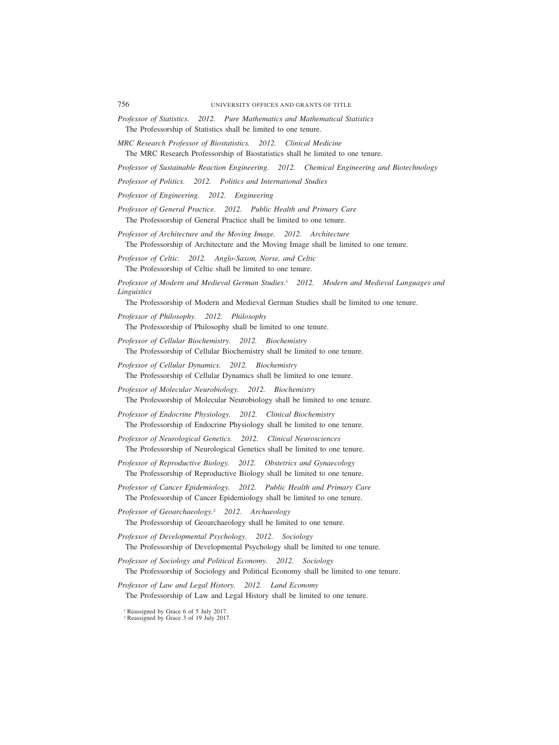*Professor of Statistics. 2012. Pure Mathematics and Mathematical Statistics*

The Professorship of Statistics shall be limited to one tenure.

*MRC Research Professor of Biostatistics. 2012. Clinical Medicine*

The MRC Research Professorship of Biostatistics shall be limited to one tenure.

*Professor of Sustainable Reaction Engineering. 2012. Chemical Engineering and Biotechnology*

*Professor of Politics. 2012. Politics and International Studies*

*Professor of Engineering. 2012. Engineering*

*Professor of General Practice. 2012. Public Health and Primary Care*

The Professorship of General Practice shall be limited to one tenure.

*Professor of Architecture and the Moving Image. 2012. Architecture*

The Professorship of Architecture and the Moving Image shall be limited to one tenure.

*Professor of Celtic. 2012. Anglo-Saxon, Norse, and Celtic*

The Professorship of Celtic shall be limited to one tenure.

*Professor of Modern and Medieval German Studies.*[1] *2012. Modern and Medieval Languages and Linguistics*

The Professorship of Modern and Medieval German Studies shall be limited to one tenure.

*Professor of Philosophy. 2012. Philosophy*

The Professorship of Philosophy shall be limited to one tenure.

*Professor of Cellular Biochemistry. 2012. Biochemistry*

The Professorship of Cellular Biochemistry shall be limited to one tenure.

*Professor of Cellular Dynamics. 2012. Biochemistry*

The Professorship of Cellular Dynamics shall be limited to one tenure.

*Professor of Molecular Neurobiology. 2012. Biochemistry*

The Professorship of Molecular Neurobiology shall be limited to one tenure.

*Professor of Endocrine Physiology. 2012. Clinical Biochemistry*

The Professorship of Endocrine Physiology shall be limited to one tenure.

*Professor of Neurological Genetics. 2012. Clinical Neurosciences*

The Professorship of Neurological Genetics shall be limited to one tenure.

*Professor of Reproductive Biology. 2012. Obstetrics and Gynaecology*

The Professorship of Reproductive Biology shall be limited to one tenure.

*Professor of Cancer Epidemiology. 2012. Public Health and Primary Care*

The Professorship of Cancer Epidemiology shall be limited to one tenure.

*Professor of Geoarchaeology.*[2] *2012. Archaeology*

The Professorship of Geoarchaeology shall be limited to one tenure.

*Professor of Developmental Psychology. 2012. Sociology*

The Professorship of Developmental Psychology shall be limited to one tenure.

*Professor of Sociology and Political Economy. 2012. Sociology*

The Professorship of Sociology and Political Economy shall be limited to one tenure.

*Professor of Law and Legal History. 2012. Land Economy*

The Professorship of Law and Legal History shall be limited to one tenure.

[1] Reassigned by Grace 6 of 5 July 2017.

[2] Reassigned by Grace 3 of 19 July 2017.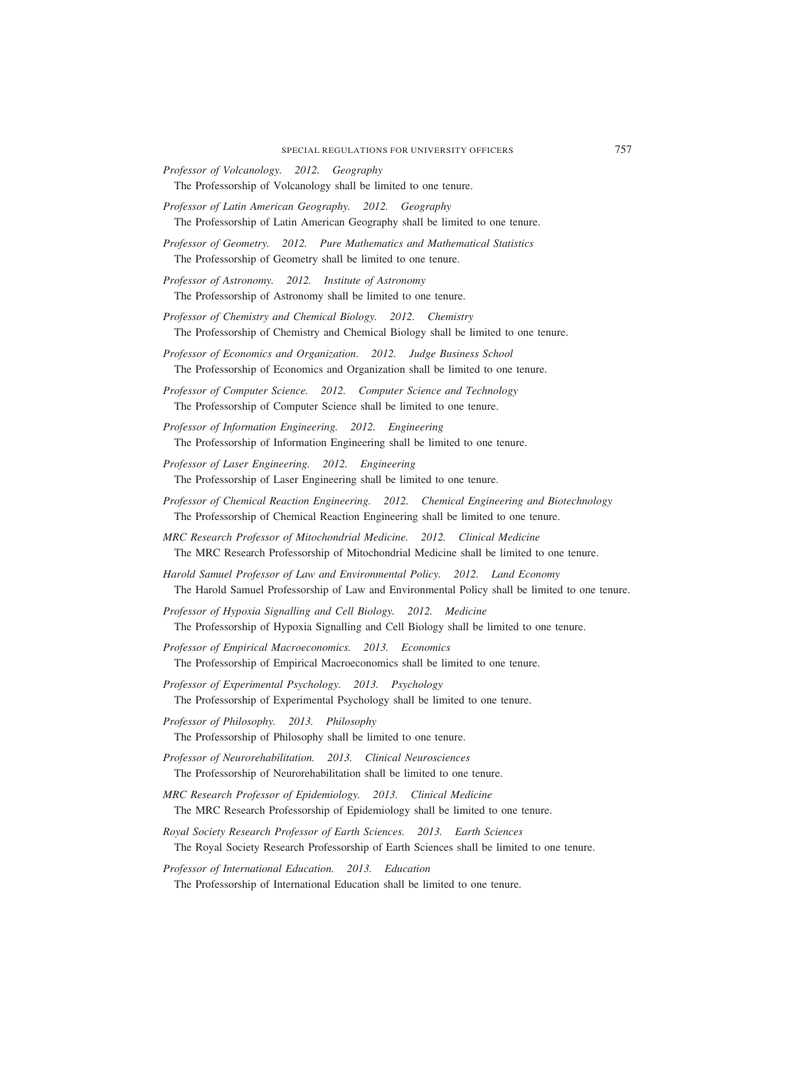*Professor of Volcanology. 2012. Geography*
The Professorship of Volcanology shall be limited to one tenure.

*Professor of Latin American Geography. 2012. Geography*
The Professorship of Latin American Geography shall be limited to one tenure.

*Professor of Geometry. 2012. Pure Mathematics and Mathematical Statistics*
The Professorship of Geometry shall be limited to one tenure.

*Professor of Astronomy. 2012. Institute of Astronomy*
The Professorship of Astronomy shall be limited to one tenure.

*Professor of Chemistry and Chemical Biology. 2012. Chemistry*
The Professorship of Chemistry and Chemical Biology shall be limited to one tenure.

*Professor of Economics and Organization. 2012. Judge Business School*
The Professorship of Economics and Organization shall be limited to one tenure.

*Professor of Computer Science. 2012. Computer Science and Technology*
The Professorship of Computer Science shall be limited to one tenure.

*Professor of Information Engineering. 2012. Engineering*
The Professorship of Information Engineering shall be limited to one tenure.

*Professor of Laser Engineering. 2012. Engineering*
The Professorship of Laser Engineering shall be limited to one tenure.

*Professor of Chemical Reaction Engineering. 2012. Chemical Engineering and Biotechnology*
The Professorship of Chemical Reaction Engineering shall be limited to one tenure.

*MRC Research Professor of Mitochondrial Medicine. 2012. Clinical Medicine*
The MRC Research Professorship of Mitochondrial Medicine shall be limited to one tenure.

*Harold Samuel Professor of Law and Environmental Policy. 2012. Land Economy*
The Harold Samuel Professorship of Law and Environmental Policy shall be limited to one tenure.

*Professor of Hypoxia Signalling and Cell Biology. 2012. Medicine*
The Professorship of Hypoxia Signalling and Cell Biology shall be limited to one tenure.

*Professor of Empirical Macroeconomics. 2013. Economics*
The Professorship of Empirical Macroeconomics shall be limited to one tenure.

*Professor of Experimental Psychology. 2013. Psychology*
The Professorship of Experimental Psychology shall be limited to one tenure.

*Professor of Philosophy. 2013. Philosophy*
The Professorship of Philosophy shall be limited to one tenure.

*Professor of Neurorehabilitation. 2013. Clinical Neurosciences*
The Professorship of Neurorehabilitation shall be limited to one tenure.

*MRC Research Professor of Epidemiology. 2013. Clinical Medicine*
The MRC Research Professorship of Epidemiology shall be limited to one tenure.

*Royal Society Research Professor of Earth Sciences. 2013. Earth Sciences*
The Royal Society Research Professorship of Earth Sciences shall be limited to one tenure.

*Professor of International Education. 2013. Education*
The Professorship of International Education shall be limited to one tenure.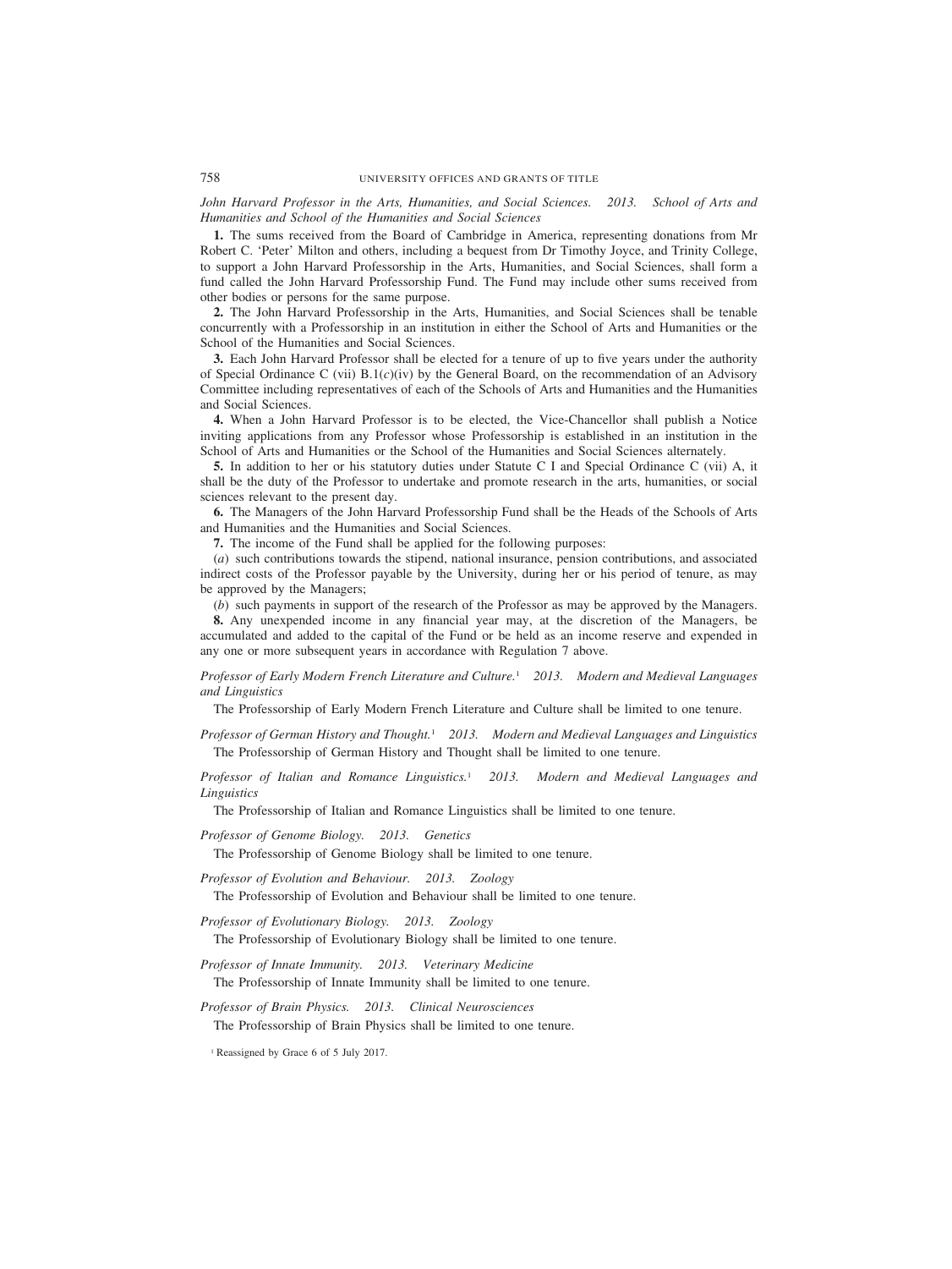*John Harvard Professor in the Arts, Humanities, and Social Sciences. 2013. School of Arts and Humanities and School of the Humanities and Social Sciences*

**1.** The sums received from the Board of Cambridge in America, representing donations from Mr Robert C. 'Peter' Milton and others, including a bequest from Dr Timothy Joyce, and Trinity College, to support a John Harvard Professorship in the Arts, Humanities, and Social Sciences, shall form a fund called the John Harvard Professorship Fund. The Fund may include other sums received from other bodies or persons for the same purpose.

**2.** The John Harvard Professorship in the Arts, Humanities, and Social Sciences shall be tenable concurrently with a Professorship in an institution in either the School of Arts and Humanities or the School of the Humanities and Social Sciences.

**3.** Each John Harvard Professor shall be elected for a tenure of up to five years under the authority of Special Ordinance C (vii) B.1(*c*)(iv) by the General Board, on the recommendation of an Advisory Committee including representatives of each of the Schools of Arts and Humanities and the Humanities and Social Sciences.

**4.** When a John Harvard Professor is to be elected, the Vice-Chancellor shall publish a Notice inviting applications from any Professor whose Professorship is established in an institution in the School of Arts and Humanities or the School of the Humanities and Social Sciences alternately.

**5.** In addition to her or his statutory duties under Statute C I and Special Ordinance C (vii) A, it shall be the duty of the Professor to undertake and promote research in the arts, humanities, or social sciences relevant to the present day.

**6.** The Managers of the John Harvard Professorship Fund shall be the Heads of the Schools of Arts and Humanities and the Humanities and Social Sciences.

**7.** The income of the Fund shall be applied for the following purposes:

(*a*) such contributions towards the stipend, national insurance, pension contributions, and associated indirect costs of the Professor payable by the University, during her or his period of tenure, as may be approved by the Managers;

(*b*) such payments in support of the research of the Professor as may be approved by the Managers.

**8.** Any unexpended income in any financial year may, at the discretion of the Managers, be accumulated and added to the capital of the Fund or be held as an income reserve and expended in any one or more subsequent years in accordance with Regulation 7 above.

*Professor of Early Modern French Literature and Culture.*[1] *2013. Modern and Medieval Languages and Linguistics*

The Professorship of Early Modern French Literature and Culture shall be limited to one tenure.

*Professor of German History and Thought.*[1] *2013. Modern and Medieval Languages and Linguistics*

The Professorship of German History and Thought shall be limited to one tenure.

*Professor of Italian and Romance Linguistics.*[1] *2013. Modern and Medieval Languages and Linguistics*

The Professorship of Italian and Romance Linguistics shall be limited to one tenure.

*Professor of Genome Biology. 2013. Genetics*

The Professorship of Genome Biology shall be limited to one tenure.

*Professor of Evolution and Behaviour. 2013. Zoology*

The Professorship of Evolution and Behaviour shall be limited to one tenure.

*Professor of Evolutionary Biology. 2013. Zoology*

The Professorship of Evolutionary Biology shall be limited to one tenure.

*Professor of Innate Immunity. 2013. Veterinary Medicine*

The Professorship of Innate Immunity shall be limited to one tenure.

*Professor of Brain Physics. 2013. Clinical Neurosciences*

The Professorship of Brain Physics shall be limited to one tenure.

[1] Reassigned by Grace 6 of 5 July 2017.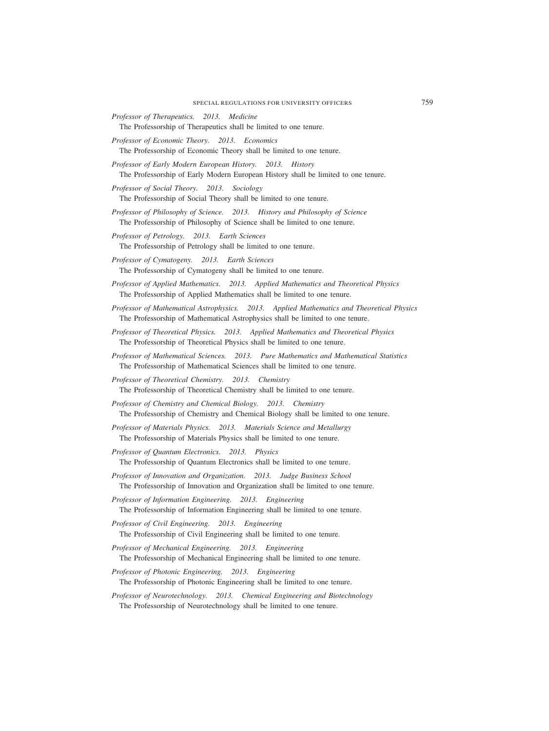*Professor of Therapeutics. 2013. Medicine*
The Professorship of Therapeutics shall be limited to one tenure.

*Professor of Economic Theory. 2013. Economics*
The Professorship of Economic Theory shall be limited to one tenure.

*Professor of Early Modern European History. 2013. History*
The Professorship of Early Modern European History shall be limited to one tenure.

*Professor of Social Theory. 2013. Sociology*
The Professorship of Social Theory shall be limited to one tenure.

*Professor of Philosophy of Science. 2013. History and Philosophy of Science*
The Professorship of Philosophy of Science shall be limited to one tenure.

*Professor of Petrology. 2013. Earth Sciences*
The Professorship of Petrology shall be limited to one tenure.

*Professor of Cymatogeny. 2013. Earth Sciences*
The Professorship of Cymatogeny shall be limited to one tenure.

*Professor of Applied Mathematics. 2013. Applied Mathematics and Theoretical Physics*
The Professorship of Applied Mathematics shall be limited to one tenure.

*Professor of Mathematical Astrophysics. 2013. Applied Mathematics and Theoretical Physics*
The Professorship of Mathematical Astrophysics shall be limited to one tenure.

*Professor of Theoretical Physics. 2013. Applied Mathematics and Theoretical Physics*
The Professorship of Theoretical Physics shall be limited to one tenure.

*Professor of Mathematical Sciences. 2013. Pure Mathematics and Mathematical Statistics*
The Professorship of Mathematical Sciences shall be limited to one tenure.

*Professor of Theoretical Chemistry. 2013. Chemistry*
The Professorship of Theoretical Chemistry shall be limited to one tenure.

*Professor of Chemistry and Chemical Biology. 2013. Chemistry*
The Professorship of Chemistry and Chemical Biology shall be limited to one tenure.

*Professor of Materials Physics. 2013. Materials Science and Metallurgy*
The Professorship of Materials Physics shall be limited to one tenure.

*Professor of Quantum Electronics. 2013. Physics*
The Professorship of Quantum Electronics shall be limited to one tenure.

*Professor of Innovation and Organization. 2013. Judge Business School*
The Professorship of Innovation and Organization shall be limited to one tenure.

*Professor of Information Engineering. 2013. Engineering*
The Professorship of Information Engineering shall be limited to one tenure.

*Professor of Civil Engineering. 2013. Engineering*
The Professorship of Civil Engineering shall be limited to one tenure.

*Professor of Mechanical Engineering. 2013. Engineering*
The Professorship of Mechanical Engineering shall be limited to one tenure.

*Professor of Photonic Engineering. 2013. Engineering*
The Professorship of Photonic Engineering shall be limited to one tenure.

*Professor of Neurotechnology. 2013. Chemical Engineering and Biotechnology*
The Professorship of Neurotechnology shall be limited to one tenure.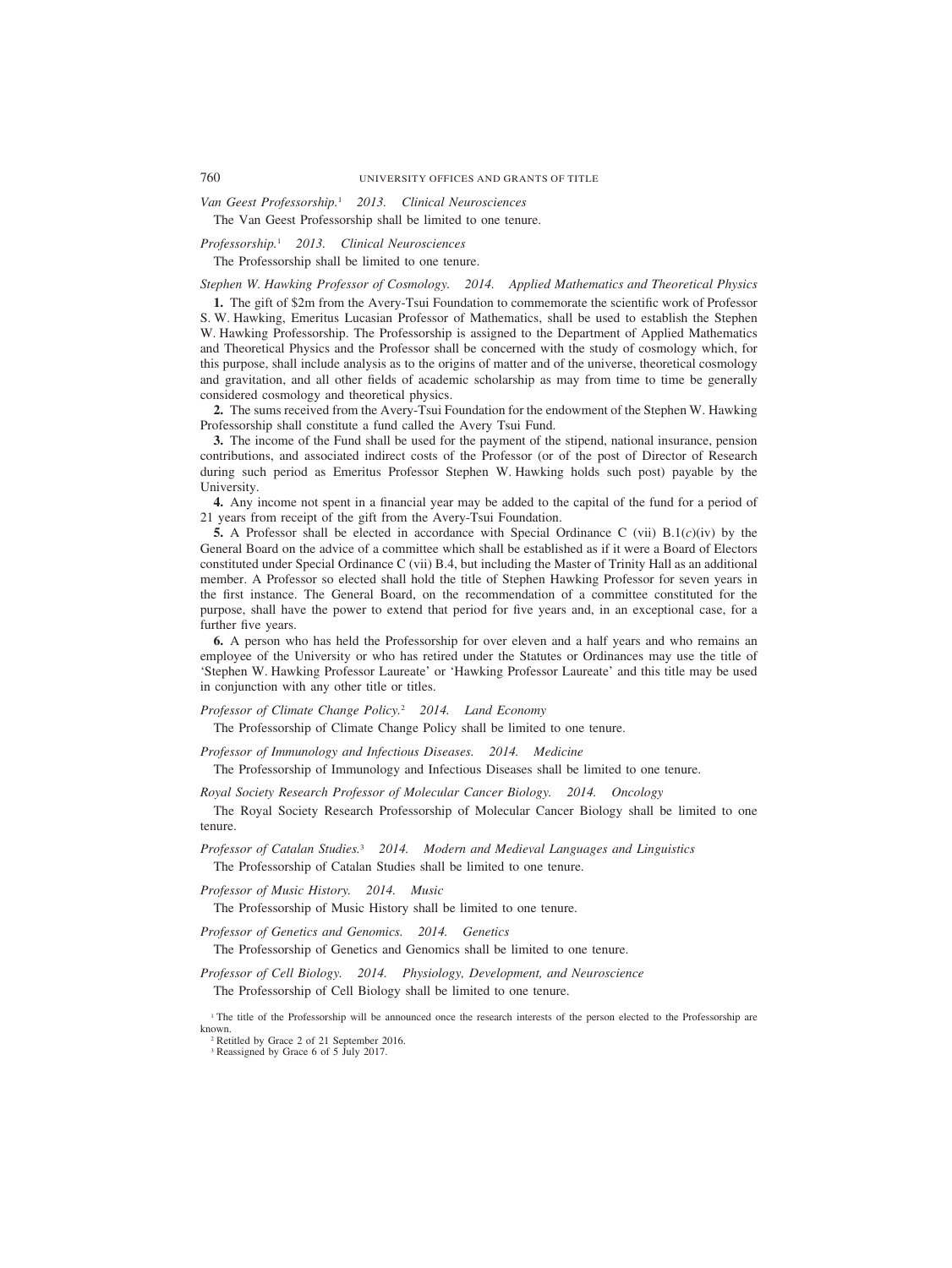*Van Geest Professorship.*[1] *2013. Clinical Neurosciences*

The Van Geest Professorship shall be limited to one tenure.

*Professorship.*[1] *2013. Clinical Neurosciences*

The Professorship shall be limited to one tenure.

*Stephen W. Hawking Professor of Cosmology. 2014. Applied Mathematics and Theoretical Physics*

**1.** The gift of $2m from the Avery-Tsui Foundation to commemorate the scientific work of Professor S. W. Hawking, Emeritus Lucasian Professor of Mathematics, shall be used to establish the Stephen W. Hawking Professorship. The Professorship is assigned to the Department of Applied Mathematics and Theoretical Physics and the Professor shall be concerned with the study of cosmology which, for this purpose, shall include analysis as to the origins of matter and of the universe, theoretical cosmology and gravitation, and all other fields of academic scholarship as may from time to time be generally considered cosmology and theoretical physics.

**2.** The sums received from the Avery-Tsui Foundation for the endowment of the Stephen W. Hawking Professorship shall constitute a fund called the Avery Tsui Fund.

**3.** The income of the Fund shall be used for the payment of the stipend, national insurance, pension contributions, and associated indirect costs of the Professor (or of the post of Director of Research during such period as Emeritus Professor Stephen W. Hawking holds such post) payable by the University.

**4.** Any income not spent in a financial year may be added to the capital of the fund for a period of 21 years from receipt of the gift from the Avery-Tsui Foundation.

**5.** A Professor shall be elected in accordance with Special Ordinance C (vii) B.1(*c*)(iv) by the General Board on the advice of a committee which shall be established as if it were a Board of Electors constituted under Special Ordinance C (vii) B.4, but including the Master of Trinity Hall as an additional member. A Professor so elected shall hold the title of Stephen Hawking Professor for seven years in the first instance. The General Board, on the recommendation of a committee constituted for the purpose, shall have the power to extend that period for five years and, in an exceptional case, for a further five years.

**6.** A person who has held the Professorship for over eleven and a half years and who remains an employee of the University or who has retired under the Statutes or Ordinances may use the title of 'Stephen W. Hawking Professor Laureate' or 'Hawking Professor Laureate' and this title may be used in conjunction with any other title or titles.

*Professor of Climate Change Policy.*[2] *2014. Land Economy*

The Professorship of Climate Change Policy shall be limited to one tenure.

*Professor of Immunology and Infectious Diseases. 2014. Medicine*

The Professorship of Immunology and Infectious Diseases shall be limited to one tenure.

*Royal Society Research Professor of Molecular Cancer Biology. 2014. Oncology*

The Royal Society Research Professorship of Molecular Cancer Biology shall be limited to one tenure.

*Professor of Catalan Studies.*[3] *2014. Modern and Medieval Languages and Linguistics*

The Professorship of Catalan Studies shall be limited to one tenure.

*Professor of Music History. 2014. Music*

The Professorship of Music History shall be limited to one tenure.

*Professor of Genetics and Genomics. 2014. Genetics*

The Professorship of Genetics and Genomics shall be limited to one tenure.

*Professor of Cell Biology. 2014. Physiology, Development, and Neuroscience*

The Professorship of Cell Biology shall be limited to one tenure.

[1] The title of the Professorship will be announced once the research interests of the person elected to the Professorship are known.

[2] Retitled by Grace 2 of 21 September 2016.

[3] Reassigned by Grace 6 of 5 July 2017.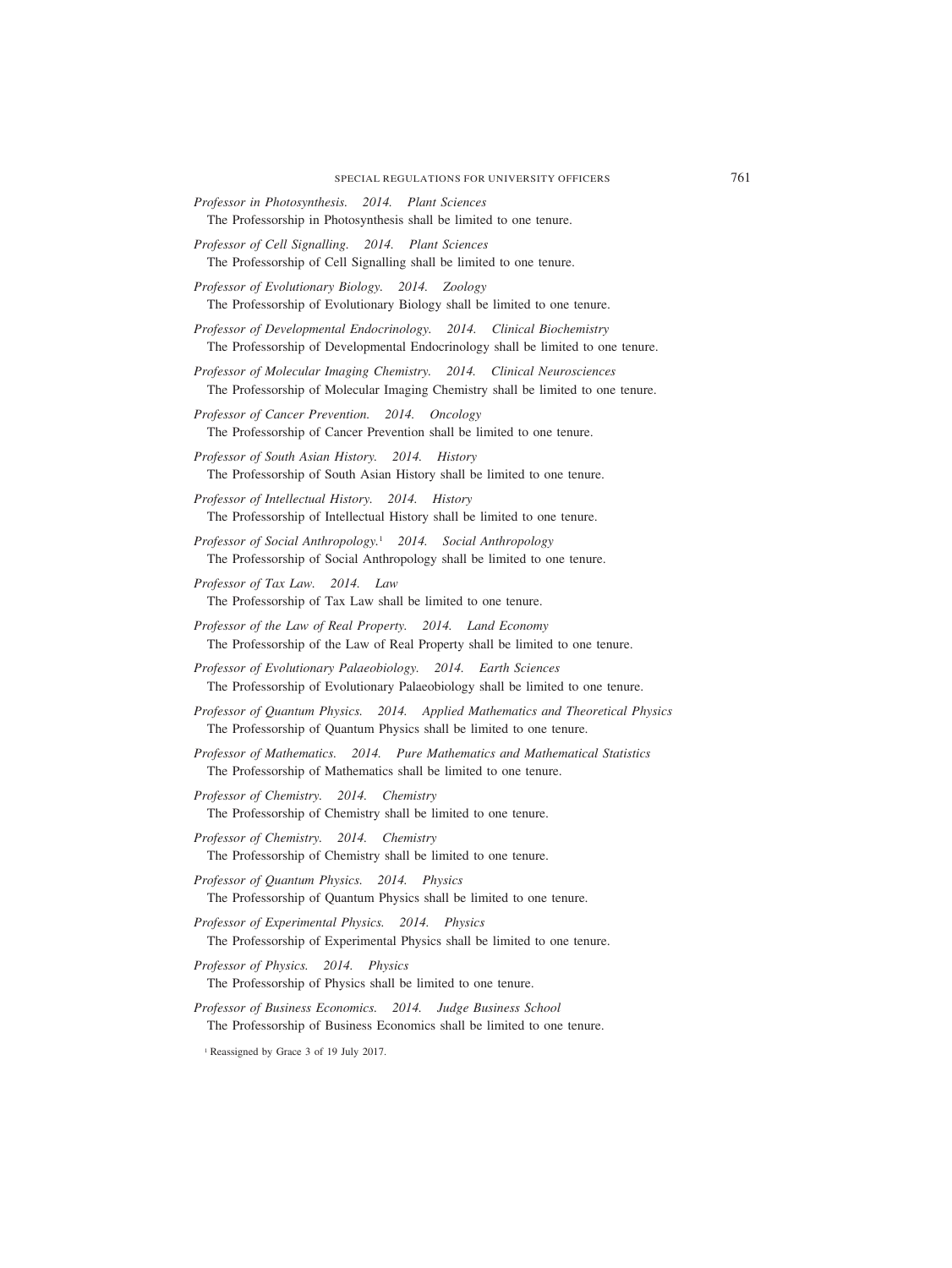*Professor in Photosynthesis. 2014. Plant Sciences*
The Professorship in Photosynthesis shall be limited to one tenure.

*Professor of Cell Signalling. 2014. Plant Sciences*
The Professorship of Cell Signalling shall be limited to one tenure.

*Professor of Evolutionary Biology. 2014. Zoology*
The Professorship of Evolutionary Biology shall be limited to one tenure.

*Professor of Developmental Endocrinology. 2014. Clinical Biochemistry*
The Professorship of Developmental Endocrinology shall be limited to one tenure.

*Professor of Molecular Imaging Chemistry. 2014. Clinical Neurosciences*
The Professorship of Molecular Imaging Chemistry shall be limited to one tenure.

*Professor of Cancer Prevention. 2014. Oncology*
The Professorship of Cancer Prevention shall be limited to one tenure.

*Professor of South Asian History. 2014. History*
The Professorship of South Asian History shall be limited to one tenure.

*Professor of Intellectual History. 2014. History*
The Professorship of Intellectual History shall be limited to one tenure.

*Professor of Social Anthropology.*[1] *2014. Social Anthropology*
The Professorship of Social Anthropology shall be limited to one tenure.

*Professor of Tax Law. 2014. Law*
The Professorship of Tax Law shall be limited to one tenure.

*Professor of the Law of Real Property. 2014. Land Economy*
The Professorship of the Law of Real Property shall be limited to one tenure.

*Professor of Evolutionary Palaeobiology. 2014. Earth Sciences*
The Professorship of Evolutionary Palaeobiology shall be limited to one tenure.

*Professor of Quantum Physics. 2014. Applied Mathematics and Theoretical Physics*
The Professorship of Quantum Physics shall be limited to one tenure.

*Professor of Mathematics. 2014. Pure Mathematics and Mathematical Statistics*
The Professorship of Mathematics shall be limited to one tenure.

*Professor of Chemistry. 2014. Chemistry*
The Professorship of Chemistry shall be limited to one tenure.

*Professor of Chemistry. 2014. Chemistry*
The Professorship of Chemistry shall be limited to one tenure.

*Professor of Quantum Physics. 2014. Physics*
The Professorship of Quantum Physics shall be limited to one tenure.

*Professor of Experimental Physics. 2014. Physics*
The Professorship of Experimental Physics shall be limited to one tenure.

*Professor of Physics. 2014. Physics*
The Professorship of Physics shall be limited to one tenure.

*Professor of Business Economics. 2014. Judge Business School*
The Professorship of Business Economics shall be limited to one tenure.

[1] Reassigned by Grace 3 of 19 July 2017.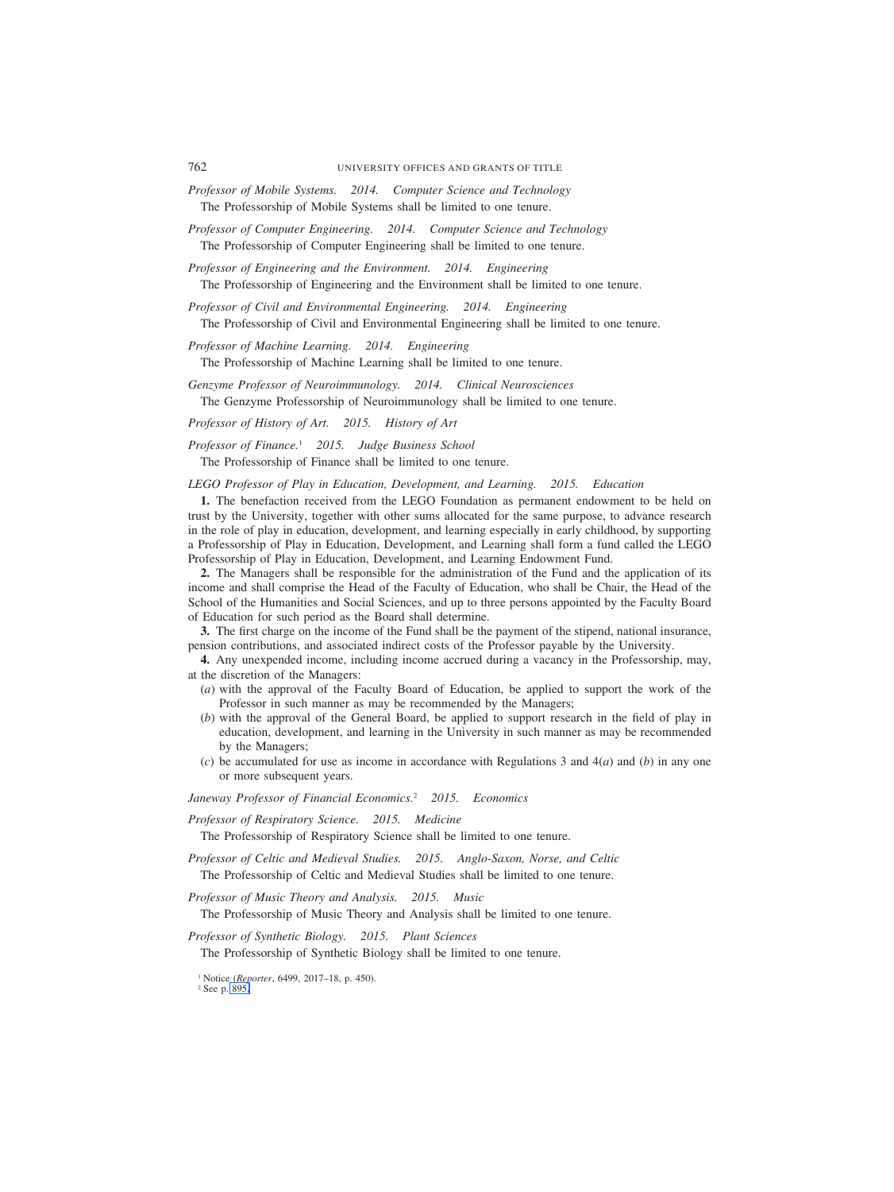*Professor of Mobile Systems. 2014. Computer Science and Technology*

The Professorship of Mobile Systems shall be limited to one tenure.

*Professor of Computer Engineering. 2014. Computer Science and Technology*

The Professorship of Computer Engineering shall be limited to one tenure.

*Professor of Engineering and the Environment. 2014. Engineering*

The Professorship of Engineering and the Environment shall be limited to one tenure.

*Professor of Civil and Environmental Engineering. 2014. Engineering*

The Professorship of Civil and Environmental Engineering shall be limited to one tenure.

*Professor of Machine Learning. 2014. Engineering*

The Professorship of Machine Learning shall be limited to one tenure.

*Genzyme Professor of Neuroimmunology. 2014. Clinical Neurosciences*

The Genzyme Professorship of Neuroimmunology shall be limited to one tenure.

*Professor of History of Art. 2015. History of Art*

*Professor of Finance.*[1] *2015. Judge Business School*

The Professorship of Finance shall be limited to one tenure.

*LEGO Professor of Play in Education, Development, and Learning. 2015. Education*

**1.** The benefaction received from the LEGO Foundation as permanent endowment to be held on trust by the University, together with other sums allocated for the same purpose, to advance research in the role of play in education, development, and learning especially in early childhood, by supporting a Professorship of Play in Education, Development, and Learning shall form a fund called the LEGO Professorship of Play in Education, Development, and Learning Endowment Fund.

**2.** The Managers shall be responsible for the administration of the Fund and the application of its income and shall comprise the Head of the Faculty of Education, who shall be Chair, the Head of the School of the Humanities and Social Sciences, and up to three persons appointed by the Faculty Board of Education for such period as the Board shall determine.

**3.** The first charge on the income of the Fund shall be the payment of the stipend, national insurance, pension contributions, and associated indirect costs of the Professor payable by the University.

**4.** Any unexpended income, including income accrued during a vacancy in the Professorship, may, at the discretion of the Managers:

(*a*) with the approval of the Faculty Board of Education, be applied to support the work of the Professor in such manner as may be recommended by the Managers;

(*b*) with the approval of the General Board, be applied to support research in the field of play in education, development, and learning in the University in such manner as may be recommended by the Managers;

(*c*) be accumulated for use as income in accordance with Regulations 3 and 4(*a*) and (*b*) in any one or more subsequent years.

*Janeway Professor of Financial Economics.*[2] *2015. Economics*

*Professor of Respiratory Science. 2015. Medicine*

The Professorship of Respiratory Science shall be limited to one tenure.

*Professor of Celtic and Medieval Studies. 2015. Anglo-Saxon, Norse, and Celtic*

The Professorship of Celtic and Medieval Studies shall be limited to one tenure.

*Professor of Music Theory and Analysis. 2015. Music*

The Professorship of Music Theory and Analysis shall be limited to one tenure.

*Professor of Synthetic Biology. 2015. Plant Sciences*

The Professorship of Synthetic Biology shall be limited to one tenure.

[1] Notice (*Reporter*, 6499, 2017–18, p. 450).

[2] See p. 895.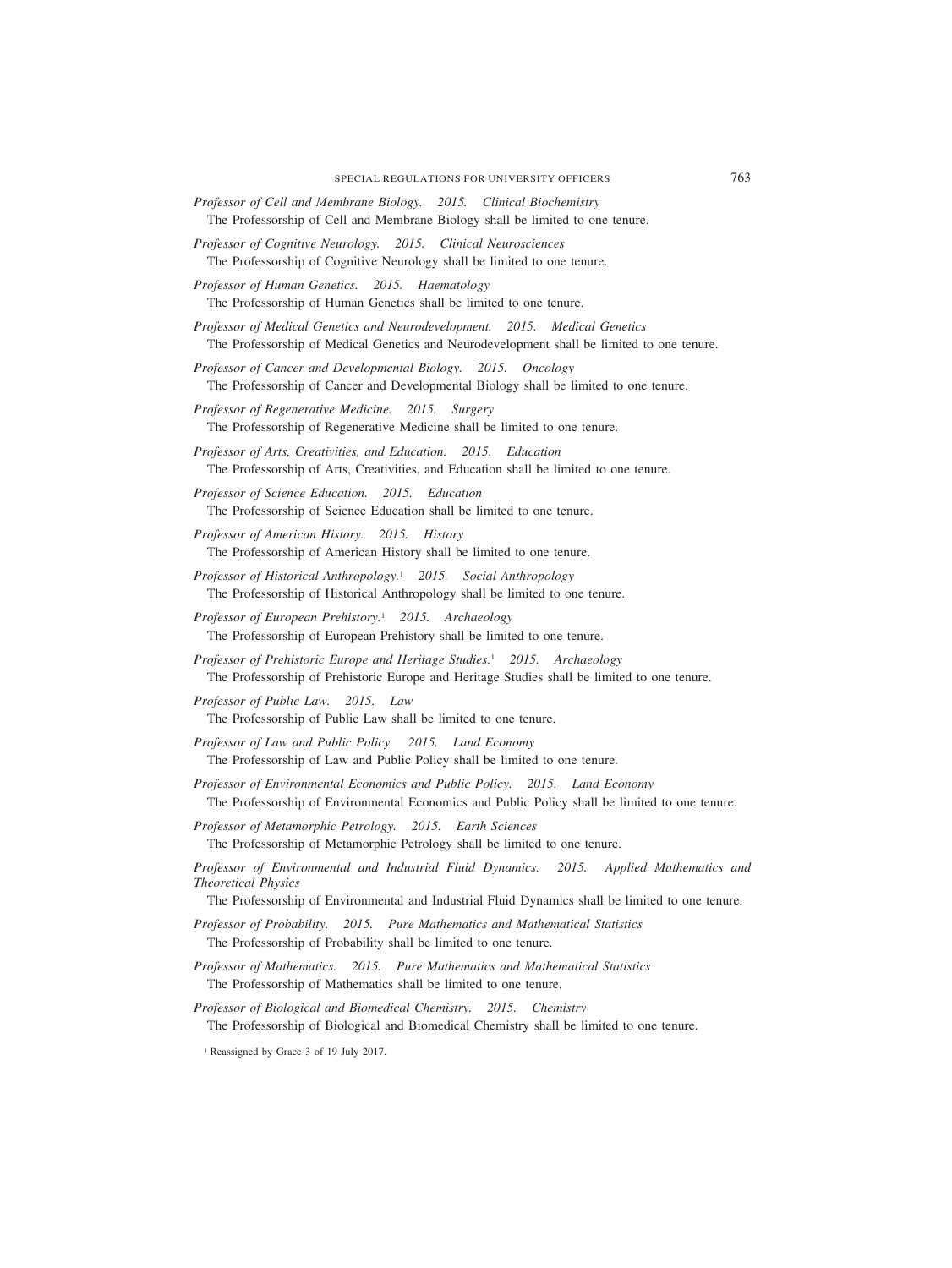*Professor of Cell and Membrane Biology. 2015. Clinical Biochemistry*

The Professorship of Cell and Membrane Biology shall be limited to one tenure.

*Professor of Cognitive Neurology. 2015. Clinical Neurosciences*

The Professorship of Cognitive Neurology shall be limited to one tenure.

*Professor of Human Genetics. 2015. Haematology*

The Professorship of Human Genetics shall be limited to one tenure.

*Professor of Medical Genetics and Neurodevelopment. 2015. Medical Genetics*

The Professorship of Medical Genetics and Neurodevelopment shall be limited to one tenure.

*Professor of Cancer and Developmental Biology. 2015. Oncology*

The Professorship of Cancer and Developmental Biology shall be limited to one tenure.

*Professor of Regenerative Medicine. 2015. Surgery*

The Professorship of Regenerative Medicine shall be limited to one tenure.

*Professor of Arts, Creativities, and Education. 2015. Education*

The Professorship of Arts, Creativities, and Education shall be limited to one tenure.

*Professor of Science Education. 2015. Education*

The Professorship of Science Education shall be limited to one tenure.

*Professor of American History. 2015. History*

The Professorship of American History shall be limited to one tenure.

*Professor of Historical Anthropology.*[1] *2015. Social Anthropology*

The Professorship of Historical Anthropology shall be limited to one tenure.

*Professor of European Prehistory.*[1] *2015. Archaeology*

The Professorship of European Prehistory shall be limited to one tenure.

*Professor of Prehistoric Europe and Heritage Studies.*[1] *2015. Archaeology*

The Professorship of Prehistoric Europe and Heritage Studies shall be limited to one tenure.

*Professor of Public Law. 2015. Law*

The Professorship of Public Law shall be limited to one tenure.

*Professor of Law and Public Policy. 2015. Land Economy*

The Professorship of Law and Public Policy shall be limited to one tenure.

*Professor of Environmental Economics and Public Policy. 2015. Land Economy*

The Professorship of Environmental Economics and Public Policy shall be limited to one tenure.

*Professor of Metamorphic Petrology. 2015. Earth Sciences*

The Professorship of Metamorphic Petrology shall be limited to one tenure.

*Professor of Environmental and Industrial Fluid Dynamics. 2015. Applied Mathematics and Theoretical Physics*

The Professorship of Environmental and Industrial Fluid Dynamics shall be limited to one tenure.

*Professor of Probability. 2015. Pure Mathematics and Mathematical Statistics*

The Professorship of Probability shall be limited to one tenure.

*Professor of Mathematics. 2015. Pure Mathematics and Mathematical Statistics*

The Professorship of Mathematics shall be limited to one tenure.

*Professor of Biological and Biomedical Chemistry. 2015. Chemistry*

The Professorship of Biological and Biomedical Chemistry shall be limited to one tenure.

[1] Reassigned by Grace 3 of 19 July 2017.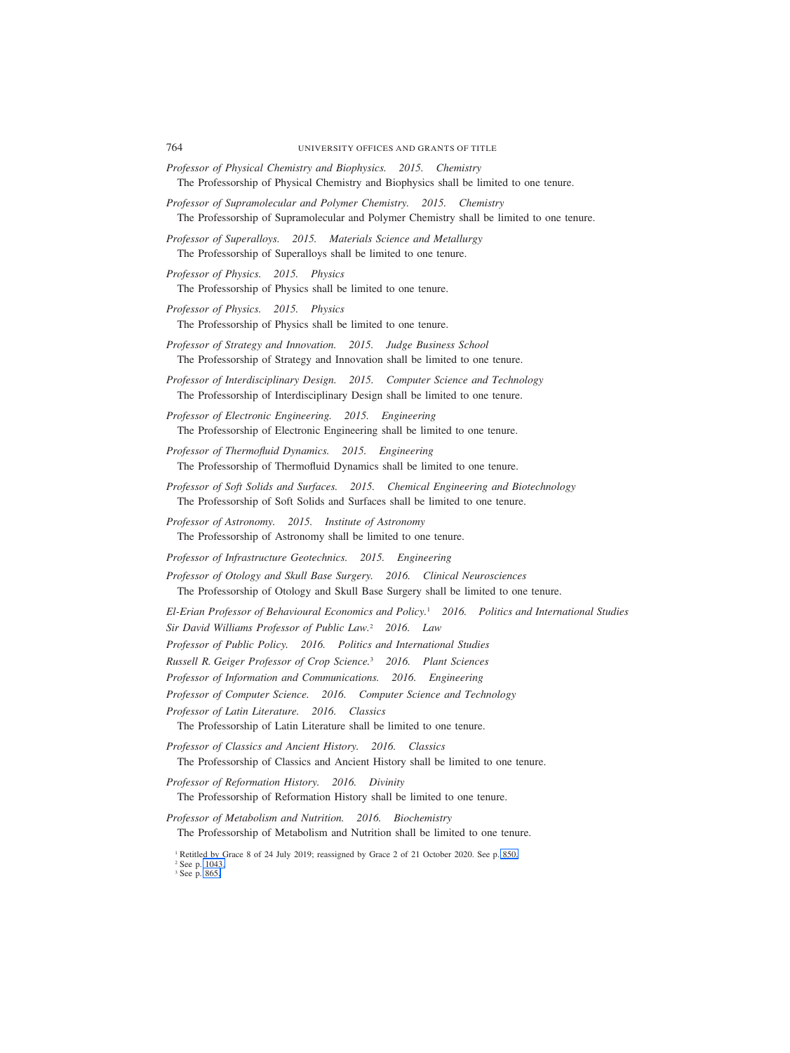*Professor of Physical Chemistry and Biophysics. 2015. Chemistry*
The Professorship of Physical Chemistry and Biophysics shall be limited to one tenure.

*Professor of Supramolecular and Polymer Chemistry. 2015. Chemistry*
The Professorship of Supramolecular and Polymer Chemistry shall be limited to one tenure.

*Professor of Superalloys. 2015. Materials Science and Metallurgy*
The Professorship of Superalloys shall be limited to one tenure.

*Professor of Physics. 2015. Physics*
The Professorship of Physics shall be limited to one tenure.

*Professor of Physics. 2015. Physics*
The Professorship of Physics shall be limited to one tenure.

*Professor of Strategy and Innovation. 2015. Judge Business School*
The Professorship of Strategy and Innovation shall be limited to one tenure.

*Professor of Interdisciplinary Design. 2015. Computer Science and Technology*
The Professorship of Interdisciplinary Design shall be limited to one tenure.

*Professor of Electronic Engineering. 2015. Engineering*
The Professorship of Electronic Engineering shall be limited to one tenure.

*Professor of Thermofluid Dynamics. 2015. Engineering*
The Professorship of Thermofluid Dynamics shall be limited to one tenure.

*Professor of Soft Solids and Surfaces. 2015. Chemical Engineering and Biotechnology*
The Professorship of Soft Solids and Surfaces shall be limited to one tenure.

*Professor of Astronomy. 2015. Institute of Astronomy*
The Professorship of Astronomy shall be limited to one tenure.

*Professor of Infrastructure Geotechnics. 2015. Engineering*

*Professor of Otology and Skull Base Surgery. 2016. Clinical Neurosciences*
The Professorship of Otology and Skull Base Surgery shall be limited to one tenure.

*El-Erian Professor of Behavioural Economics and Policy.*[1] *2016. Politics and International Studies*

*Sir David Williams Professor of Public Law.*[2] *2016. Law*

*Professor of Public Policy. 2016. Politics and International Studies*

*Russell R. Geiger Professor of Crop Science.*[3] *2016. Plant Sciences*

*Professor of Information and Communications. 2016. Engineering*

*Professor of Computer Science. 2016. Computer Science and Technology*

*Professor of Latin Literature. 2016. Classics*
The Professorship of Latin Literature shall be limited to one tenure.

*Professor of Classics and Ancient History. 2016. Classics*
The Professorship of Classics and Ancient History shall be limited to one tenure.

*Professor of Reformation History. 2016. Divinity*
The Professorship of Reformation History shall be limited to one tenure.

*Professor of Metabolism and Nutrition. 2016. Biochemistry*
The Professorship of Metabolism and Nutrition shall be limited to one tenure.

[1] Retitled by Grace 8 of 24 July 2019; reassigned by Grace 2 of 21 October 2020. See p. 850.
[2] See p. 1043.
[3] See p. 865.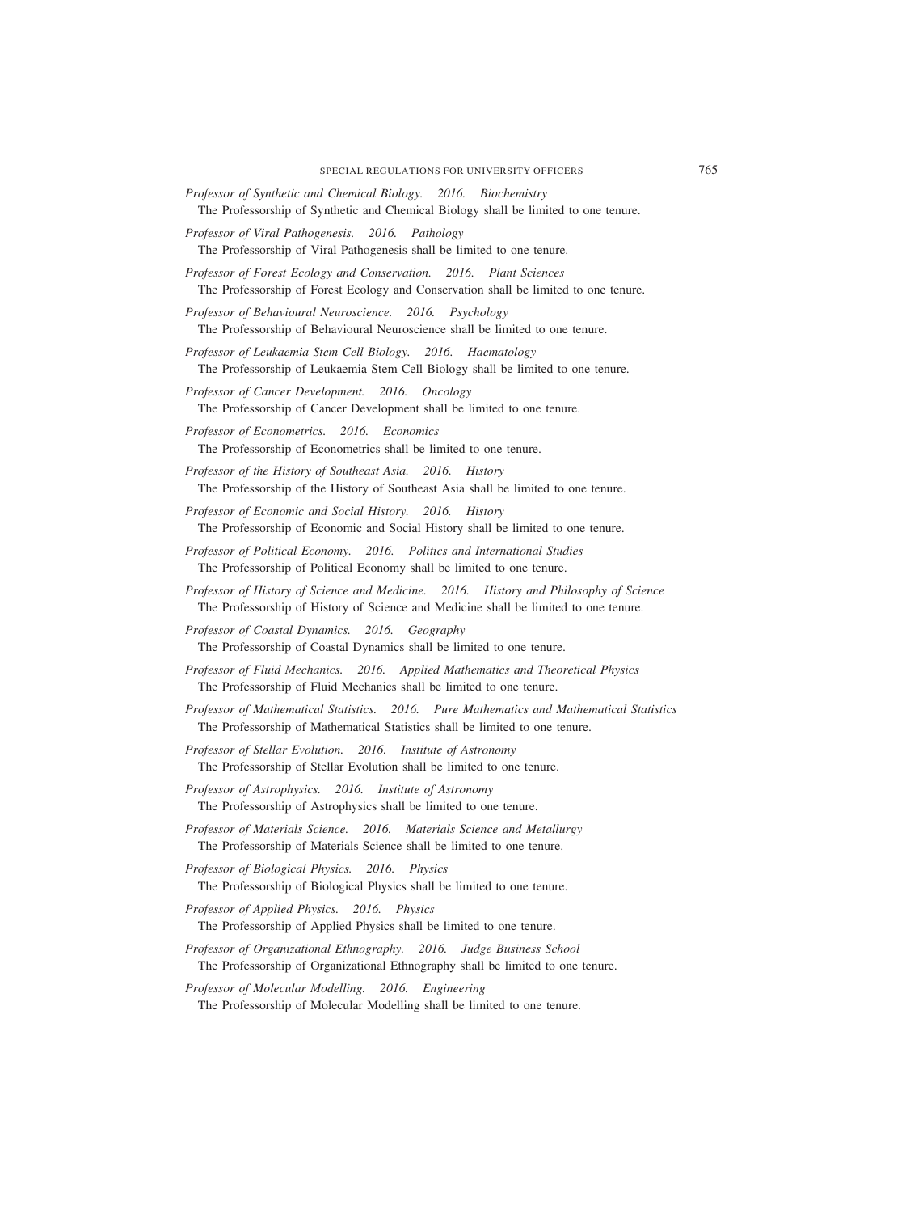*Professor of Synthetic and Chemical Biology. 2016. Biochemistry*

The Professorship of Synthetic and Chemical Biology shall be limited to one tenure.

*Professor of Viral Pathogenesis. 2016. Pathology*

The Professorship of Viral Pathogenesis shall be limited to one tenure.

*Professor of Forest Ecology and Conservation. 2016. Plant Sciences*

The Professorship of Forest Ecology and Conservation shall be limited to one tenure.

*Professor of Behavioural Neuroscience. 2016. Psychology*

The Professorship of Behavioural Neuroscience shall be limited to one tenure.

*Professor of Leukaemia Stem Cell Biology. 2016. Haematology*

The Professorship of Leukaemia Stem Cell Biology shall be limited to one tenure.

*Professor of Cancer Development. 2016. Oncology*

The Professorship of Cancer Development shall be limited to one tenure.

*Professor of Econometrics. 2016. Economics*

The Professorship of Econometrics shall be limited to one tenure.

*Professor of the History of Southeast Asia. 2016. History*

The Professorship of the History of Southeast Asia shall be limited to one tenure.

*Professor of Economic and Social History. 2016. History*

The Professorship of Economic and Social History shall be limited to one tenure.

*Professor of Political Economy. 2016. Politics and International Studies*

The Professorship of Political Economy shall be limited to one tenure.

*Professor of History of Science and Medicine. 2016. History and Philosophy of Science*

The Professorship of History of Science and Medicine shall be limited to one tenure.

*Professor of Coastal Dynamics. 2016. Geography*

The Professorship of Coastal Dynamics shall be limited to one tenure.

*Professor of Fluid Mechanics. 2016. Applied Mathematics and Theoretical Physics*

The Professorship of Fluid Mechanics shall be limited to one tenure.

*Professor of Mathematical Statistics. 2016. Pure Mathematics and Mathematical Statistics*

The Professorship of Mathematical Statistics shall be limited to one tenure.

*Professor of Stellar Evolution. 2016. Institute of Astronomy*

The Professorship of Stellar Evolution shall be limited to one tenure.

*Professor of Astrophysics. 2016. Institute of Astronomy*

The Professorship of Astrophysics shall be limited to one tenure.

*Professor of Materials Science. 2016. Materials Science and Metallurgy*

The Professorship of Materials Science shall be limited to one tenure.

*Professor of Biological Physics. 2016. Physics*

The Professorship of Biological Physics shall be limited to one tenure.

*Professor of Applied Physics. 2016. Physics*

The Professorship of Applied Physics shall be limited to one tenure.

*Professor of Organizational Ethnography. 2016. Judge Business School*

The Professorship of Organizational Ethnography shall be limited to one tenure.

*Professor of Molecular Modelling. 2016. Engineering*

The Professorship of Molecular Modelling shall be limited to one tenure.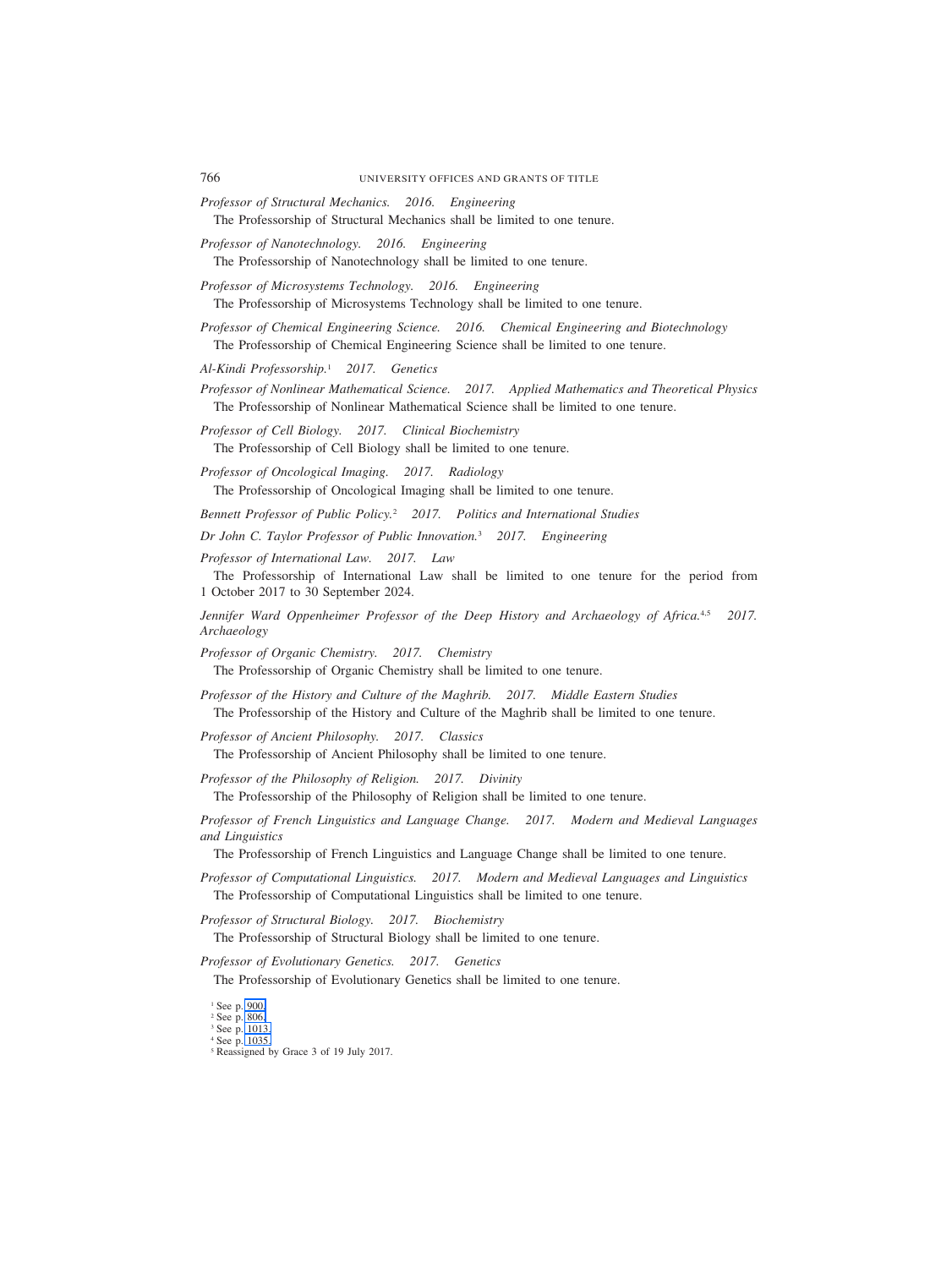*Professor of Structural Mechanics. 2016. Engineering*

The Professorship of Structural Mechanics shall be limited to one tenure.

*Professor of Nanotechnology. 2016. Engineering*

The Professorship of Nanotechnology shall be limited to one tenure.

*Professor of Microsystems Technology. 2016. Engineering*

The Professorship of Microsystems Technology shall be limited to one tenure.

*Professor of Chemical Engineering Science. 2016. Chemical Engineering and Biotechnology*

The Professorship of Chemical Engineering Science shall be limited to one tenure.

*Al-Kindi Professorship.*[1] *2017. Genetics*

*Professor of Nonlinear Mathematical Science. 2017. Applied Mathematics and Theoretical Physics*

The Professorship of Nonlinear Mathematical Science shall be limited to one tenure.

*Professor of Cell Biology. 2017. Clinical Biochemistry*

The Professorship of Cell Biology shall be limited to one tenure.

*Professor of Oncological Imaging. 2017. Radiology*

The Professorship of Oncological Imaging shall be limited to one tenure.

*Bennett Professor of Public Policy.*[2] *2017. Politics and International Studies*

*Dr John C. Taylor Professor of Public Innovation.*[3] *2017. Engineering*

*Professor of International Law. 2017. Law*

The Professorship of International Law shall be limited to one tenure for the period from 1 October 2017 to 30 September 2024.

*Jennifer Ward Oppenheimer Professor of the Deep History and Archaeology of Africa.*[4,5] *2017. Archaeology*

*Professor of Organic Chemistry. 2017. Chemistry*

The Professorship of Organic Chemistry shall be limited to one tenure.

*Professor of the History and Culture of the Maghrib. 2017. Middle Eastern Studies*

The Professorship of the History and Culture of the Maghrib shall be limited to one tenure.

*Professor of Ancient Philosophy. 2017. Classics*

The Professorship of Ancient Philosophy shall be limited to one tenure.

*Professor of the Philosophy of Religion. 2017. Divinity*

The Professorship of the Philosophy of Religion shall be limited to one tenure.

*Professor of French Linguistics and Language Change. 2017. Modern and Medieval Languages and Linguistics*

The Professorship of French Linguistics and Language Change shall be limited to one tenure.

*Professor of Computational Linguistics. 2017. Modern and Medieval Languages and Linguistics*

The Professorship of Computational Linguistics shall be limited to one tenure.

*Professor of Structural Biology. 2017. Biochemistry*

The Professorship of Structural Biology shall be limited to one tenure.

*Professor of Evolutionary Genetics. 2017. Genetics*

The Professorship of Evolutionary Genetics shall be limited to one tenure.

[1] See p. 900.
[2] See p. 806.
[3] See p. 1013.
[4] See p. 1035.
[5] Reassigned by Grace 3 of 19 July 2017.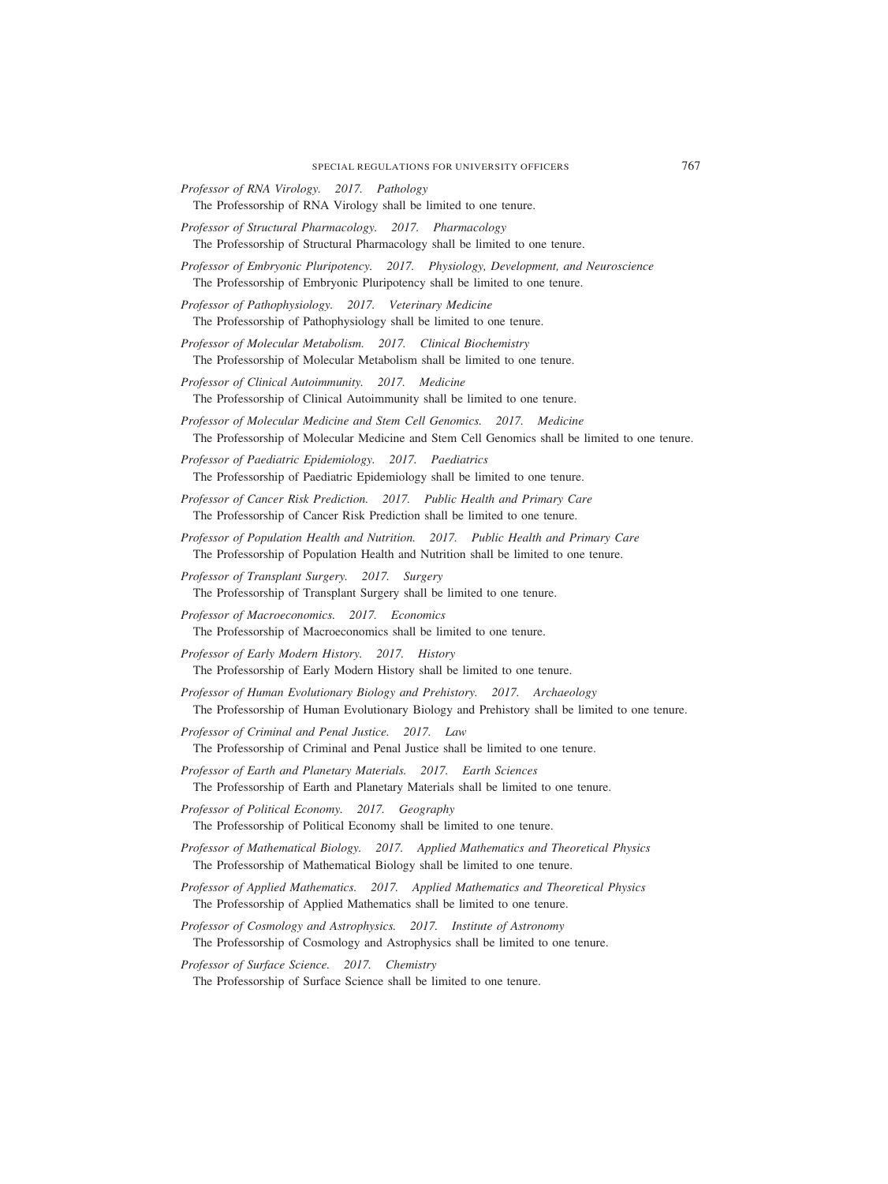*Professor of RNA Virology. 2017. Pathology*

The Professorship of RNA Virology shall be limited to one tenure.

*Professor of Structural Pharmacology. 2017. Pharmacology*

The Professorship of Structural Pharmacology shall be limited to one tenure.

*Professor of Embryonic Pluripotency. 2017. Physiology, Development, and Neuroscience*

The Professorship of Embryonic Pluripotency shall be limited to one tenure.

*Professor of Pathophysiology. 2017. Veterinary Medicine*

The Professorship of Pathophysiology shall be limited to one tenure.

*Professor of Molecular Metabolism. 2017. Clinical Biochemistry*

The Professorship of Molecular Metabolism shall be limited to one tenure.

*Professor of Clinical Autoimmunity. 2017. Medicine*

The Professorship of Clinical Autoimmunity shall be limited to one tenure.

*Professor of Molecular Medicine and Stem Cell Genomics. 2017. Medicine*

The Professorship of Molecular Medicine and Stem Cell Genomics shall be limited to one tenure.

*Professor of Paediatric Epidemiology. 2017. Paediatrics*

The Professorship of Paediatric Epidemiology shall be limited to one tenure.

*Professor of Cancer Risk Prediction. 2017. Public Health and Primary Care*

The Professorship of Cancer Risk Prediction shall be limited to one tenure.

*Professor of Population Health and Nutrition. 2017. Public Health and Primary Care*

The Professorship of Population Health and Nutrition shall be limited to one tenure.

*Professor of Transplant Surgery. 2017. Surgery*

The Professorship of Transplant Surgery shall be limited to one tenure.

*Professor of Macroeconomics. 2017. Economics*

The Professorship of Macroeconomics shall be limited to one tenure.

*Professor of Early Modern History. 2017. History*

The Professorship of Early Modern History shall be limited to one tenure.

*Professor of Human Evolutionary Biology and Prehistory. 2017. Archaeology*

The Professorship of Human Evolutionary Biology and Prehistory shall be limited to one tenure.

*Professor of Criminal and Penal Justice. 2017. Law*

The Professorship of Criminal and Penal Justice shall be limited to one tenure.

*Professor of Earth and Planetary Materials. 2017. Earth Sciences*

The Professorship of Earth and Planetary Materials shall be limited to one tenure.

*Professor of Political Economy. 2017. Geography*

The Professorship of Political Economy shall be limited to one tenure.

*Professor of Mathematical Biology. 2017. Applied Mathematics and Theoretical Physics*

The Professorship of Mathematical Biology shall be limited to one tenure.

*Professor of Applied Mathematics. 2017. Applied Mathematics and Theoretical Physics*

The Professorship of Applied Mathematics shall be limited to one tenure.

*Professor of Cosmology and Astrophysics. 2017. Institute of Astronomy*

The Professorship of Cosmology and Astrophysics shall be limited to one tenure.

*Professor of Surface Science. 2017. Chemistry*

The Professorship of Surface Science shall be limited to one tenure.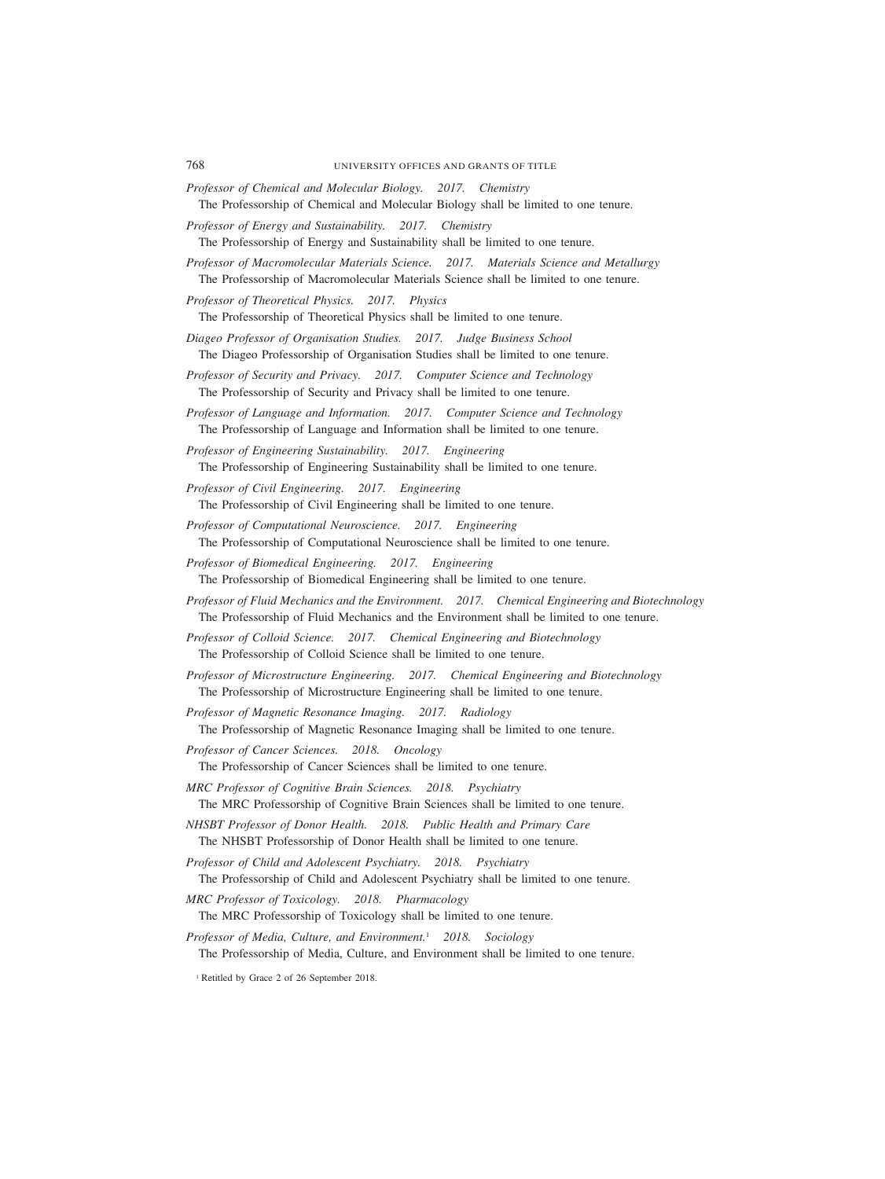*Professor of Chemical and Molecular Biology. 2017. Chemistry*
The Professorship of Chemical and Molecular Biology shall be limited to one tenure.

*Professor of Energy and Sustainability. 2017. Chemistry*
The Professorship of Energy and Sustainability shall be limited to one tenure.

*Professor of Macromolecular Materials Science. 2017. Materials Science and Metallurgy*
The Professorship of Macromolecular Materials Science shall be limited to one tenure.

*Professor of Theoretical Physics. 2017. Physics*
The Professorship of Theoretical Physics shall be limited to one tenure.

*Diageo Professor of Organisation Studies. 2017. Judge Business School*
The Diageo Professorship of Organisation Studies shall be limited to one tenure.

*Professor of Security and Privacy. 2017. Computer Science and Technology*
The Professorship of Security and Privacy shall be limited to one tenure.

*Professor of Language and Information. 2017. Computer Science and Technology*
The Professorship of Language and Information shall be limited to one tenure.

*Professor of Engineering Sustainability. 2017. Engineering*
The Professorship of Engineering Sustainability shall be limited to one tenure.

*Professor of Civil Engineering. 2017. Engineering*
The Professorship of Civil Engineering shall be limited to one tenure.

*Professor of Computational Neuroscience. 2017. Engineering*
The Professorship of Computational Neuroscience shall be limited to one tenure.

*Professor of Biomedical Engineering. 2017. Engineering*
The Professorship of Biomedical Engineering shall be limited to one tenure.

*Professor of Fluid Mechanics and the Environment. 2017. Chemical Engineering and Biotechnology*
The Professorship of Fluid Mechanics and the Environment shall be limited to one tenure.

*Professor of Colloid Science. 2017. Chemical Engineering and Biotechnology*
The Professorship of Colloid Science shall be limited to one tenure.

*Professor of Microstructure Engineering. 2017. Chemical Engineering and Biotechnology*
The Professorship of Microstructure Engineering shall be limited to one tenure.

*Professor of Magnetic Resonance Imaging. 2017. Radiology*
The Professorship of Magnetic Resonance Imaging shall be limited to one tenure.

*Professor of Cancer Sciences. 2018. Oncology*
The Professorship of Cancer Sciences shall be limited to one tenure.

*MRC Professor of Cognitive Brain Sciences. 2018. Psychiatry*
The MRC Professorship of Cognitive Brain Sciences shall be limited to one tenure.

*NHSBT Professor of Donor Health. 2018. Public Health and Primary Care*
The NHSBT Professorship of Donor Health shall be limited to one tenure.

*Professor of Child and Adolescent Psychiatry. 2018. Psychiatry*
The Professorship of Child and Adolescent Psychiatry shall be limited to one tenure.

*MRC Professor of Toxicology. 2018. Pharmacology*
The MRC Professorship of Toxicology shall be limited to one tenure.

*Professor of Media, Culture, and Environment.*[1] *2018. Sociology*
The Professorship of Media, Culture, and Environment shall be limited to one tenure.

[1] Retitled by Grace 2 of 26 September 2018.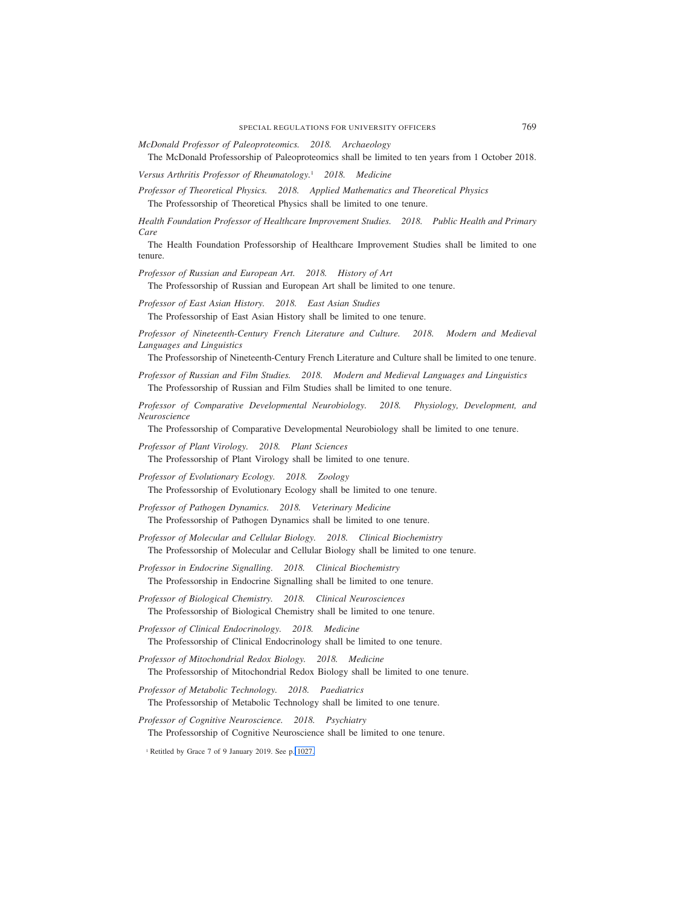*McDonald Professor of Paleoproteomics. 2018. Archaeology*

The McDonald Professorship of Paleoproteomics shall be limited to ten years from 1 October 2018.

*Versus Arthritis Professor of Rheumatology.*[1] *2018. Medicine*

*Professor of Theoretical Physics. 2018. Applied Mathematics and Theoretical Physics*

The Professorship of Theoretical Physics shall be limited to one tenure.

*Health Foundation Professor of Healthcare Improvement Studies. 2018. Public Health and Primary Care*

The Health Foundation Professorship of Healthcare Improvement Studies shall be limited to one tenure.

*Professor of Russian and European Art. 2018. History of Art*

The Professorship of Russian and European Art shall be limited to one tenure.

*Professor of East Asian History. 2018. East Asian Studies*

The Professorship of East Asian History shall be limited to one tenure.

*Professor of Nineteenth-Century French Literature and Culture. 2018. Modern and Medieval Languages and Linguistics*

The Professorship of Nineteenth-Century French Literature and Culture shall be limited to one tenure.

*Professor of Russian and Film Studies. 2018. Modern and Medieval Languages and Linguistics*

The Professorship of Russian and Film Studies shall be limited to one tenure.

*Professor of Comparative Developmental Neurobiology. 2018. Physiology, Development, and Neuroscience*

The Professorship of Comparative Developmental Neurobiology shall be limited to one tenure.

*Professor of Plant Virology. 2018. Plant Sciences*

The Professorship of Plant Virology shall be limited to one tenure.

*Professor of Evolutionary Ecology. 2018. Zoology*

The Professorship of Evolutionary Ecology shall be limited to one tenure.

*Professor of Pathogen Dynamics. 2018. Veterinary Medicine*

The Professorship of Pathogen Dynamics shall be limited to one tenure.

*Professor of Molecular and Cellular Biology. 2018. Clinical Biochemistry*

The Professorship of Molecular and Cellular Biology shall be limited to one tenure.

*Professor in Endocrine Signalling. 2018. Clinical Biochemistry*

The Professorship in Endocrine Signalling shall be limited to one tenure.

*Professor of Biological Chemistry. 2018. Clinical Neurosciences*

The Professorship of Biological Chemistry shall be limited to one tenure.

*Professor of Clinical Endocrinology. 2018. Medicine*

The Professorship of Clinical Endocrinology shall be limited to one tenure.

*Professor of Mitochondrial Redox Biology. 2018. Medicine*

The Professorship of Mitochondrial Redox Biology shall be limited to one tenure.

*Professor of Metabolic Technology. 2018. Paediatrics*

The Professorship of Metabolic Technology shall be limited to one tenure.

*Professor of Cognitive Neuroscience. 2018. Psychiatry*

The Professorship of Cognitive Neuroscience shall be limited to one tenure.

[1] Retitled by Grace 7 of 9 January 2019. See p. 1027.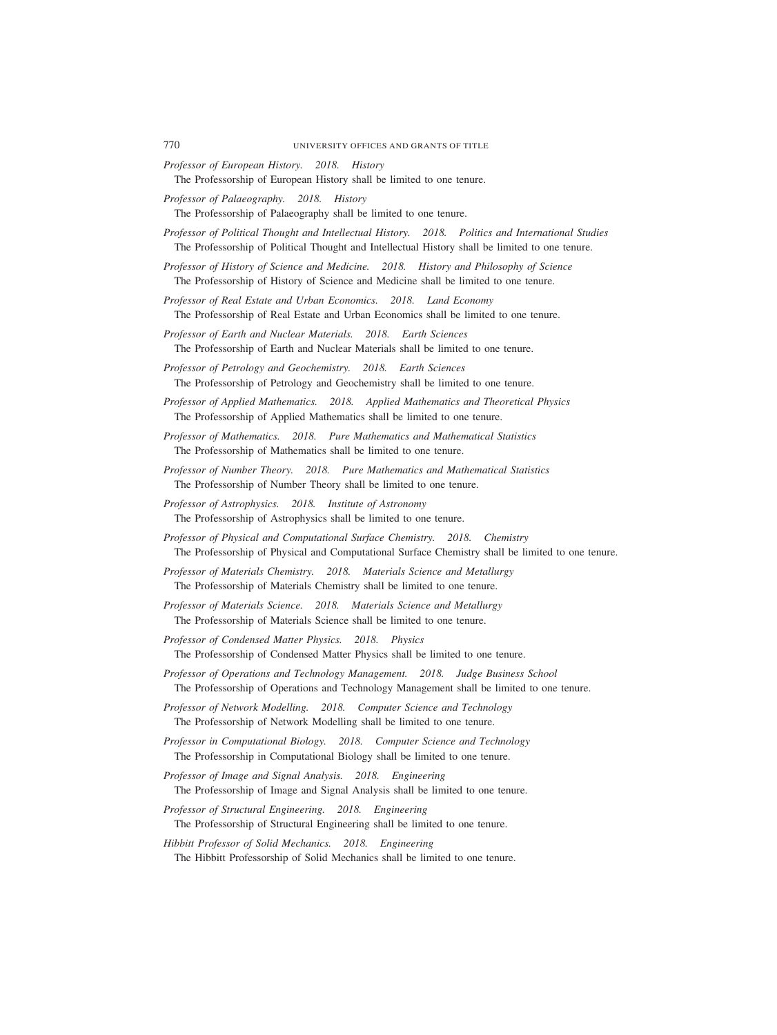*Professor of European History. 2018. History*
The Professorship of European History shall be limited to one tenure.

*Professor of Palaeography. 2018. History*
The Professorship of Palaeography shall be limited to one tenure.

*Professor of Political Thought and Intellectual History. 2018. Politics and International Studies*
The Professorship of Political Thought and Intellectual History shall be limited to one tenure.

*Professor of History of Science and Medicine. 2018. History and Philosophy of Science*
The Professorship of History of Science and Medicine shall be limited to one tenure.

*Professor of Real Estate and Urban Economics. 2018. Land Economy*
The Professorship of Real Estate and Urban Economics shall be limited to one tenure.

*Professor of Earth and Nuclear Materials. 2018. Earth Sciences*
The Professorship of Earth and Nuclear Materials shall be limited to one tenure.

*Professor of Petrology and Geochemistry. 2018. Earth Sciences*
The Professorship of Petrology and Geochemistry shall be limited to one tenure.

*Professor of Applied Mathematics. 2018. Applied Mathematics and Theoretical Physics*
The Professorship of Applied Mathematics shall be limited to one tenure.

*Professor of Mathematics. 2018. Pure Mathematics and Mathematical Statistics*
The Professorship of Mathematics shall be limited to one tenure.

*Professor of Number Theory. 2018. Pure Mathematics and Mathematical Statistics*
The Professorship of Number Theory shall be limited to one tenure.

*Professor of Astrophysics. 2018. Institute of Astronomy*
The Professorship of Astrophysics shall be limited to one tenure.

*Professor of Physical and Computational Surface Chemistry. 2018. Chemistry*
The Professorship of Physical and Computational Surface Chemistry shall be limited to one tenure.

*Professor of Materials Chemistry. 2018. Materials Science and Metallurgy*
The Professorship of Materials Chemistry shall be limited to one tenure.

*Professor of Materials Science. 2018. Materials Science and Metallurgy*
The Professorship of Materials Science shall be limited to one tenure.

*Professor of Condensed Matter Physics. 2018. Physics*
The Professorship of Condensed Matter Physics shall be limited to one tenure.

*Professor of Operations and Technology Management. 2018. Judge Business School*
The Professorship of Operations and Technology Management shall be limited to one tenure.

*Professor of Network Modelling. 2018. Computer Science and Technology*
The Professorship of Network Modelling shall be limited to one tenure.

*Professor in Computational Biology. 2018. Computer Science and Technology*
The Professorship in Computational Biology shall be limited to one tenure.

*Professor of Image and Signal Analysis. 2018. Engineering*
The Professorship of Image and Signal Analysis shall be limited to one tenure.

*Professor of Structural Engineering. 2018. Engineering*
The Professorship of Structural Engineering shall be limited to one tenure.

*Hibbitt Professor of Solid Mechanics. 2018. Engineering*
The Hibbitt Professorship of Solid Mechanics shall be limited to one tenure.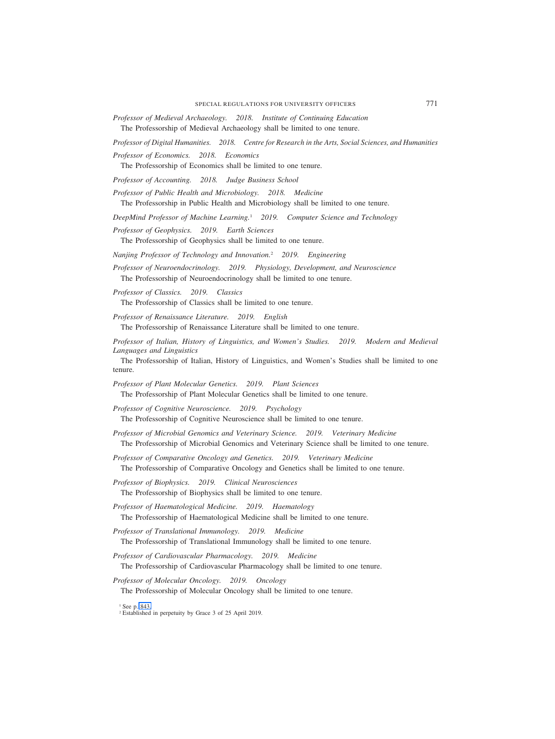*Professor of Medieval Archaeology. 2018. Institute of Continuing Education*

The Professorship of Medieval Archaeology shall be limited to one tenure.

*Professor of Digital Humanities. 2018. Centre for Research in the Arts, Social Sciences, and Humanities*

*Professor of Economics. 2018. Economics*

The Professorship of Economics shall be limited to one tenure.

*Professor of Accounting. 2018. Judge Business School*

*Professor of Public Health and Microbiology. 2018. Medicine*

The Professorship in Public Health and Microbiology shall be limited to one tenure.

*DeepMind Professor of Machine Learning.*[1] *2019. Computer Science and Technology*

*Professor of Geophysics. 2019. Earth Sciences*

The Professorship of Geophysics shall be limited to one tenure.

*Nanjing Professor of Technology and Innovation.*[2] *2019. Engineering*

*Professor of Neuroendocrinology. 2019. Physiology, Development, and Neuroscience*

The Professorship of Neuroendocrinology shall be limited to one tenure.

*Professor of Classics. 2019. Classics*

The Professorship of Classics shall be limited to one tenure.

*Professor of Renaissance Literature. 2019. English*

The Professorship of Renaissance Literature shall be limited to one tenure.

*Professor of Italian, History of Linguistics, and Women's Studies. 2019. Modern and Medieval Languages and Linguistics*

The Professorship of Italian, History of Linguistics, and Women's Studies shall be limited to one tenure.

*Professor of Plant Molecular Genetics. 2019. Plant Sciences*

The Professorship of Plant Molecular Genetics shall be limited to one tenure.

*Professor of Cognitive Neuroscience. 2019. Psychology*

The Professorship of Cognitive Neuroscience shall be limited to one tenure.

*Professor of Microbial Genomics and Veterinary Science. 2019. Veterinary Medicine*

The Professorship of Microbial Genomics and Veterinary Science shall be limited to one tenure.

*Professor of Comparative Oncology and Genetics. 2019. Veterinary Medicine*

The Professorship of Comparative Oncology and Genetics shall be limited to one tenure.

*Professor of Biophysics. 2019. Clinical Neurosciences*

The Professorship of Biophysics shall be limited to one tenure.

*Professor of Haematological Medicine. 2019. Haematology*

The Professorship of Haematological Medicine shall be limited to one tenure.

*Professor of Translational Immunology. 2019. Medicine*

The Professorship of Translational Immunology shall be limited to one tenure.

*Professor of Cardiovascular Pharmacology. 2019. Medicine*

The Professorship of Cardiovascular Pharmacology shall be limited to one tenure.

*Professor of Molecular Oncology. 2019. Oncology*

The Professorship of Molecular Oncology shall be limited to one tenure.

[1] See p. 843.
[2] Established in perpetuity by Grace 3 of 25 April 2019.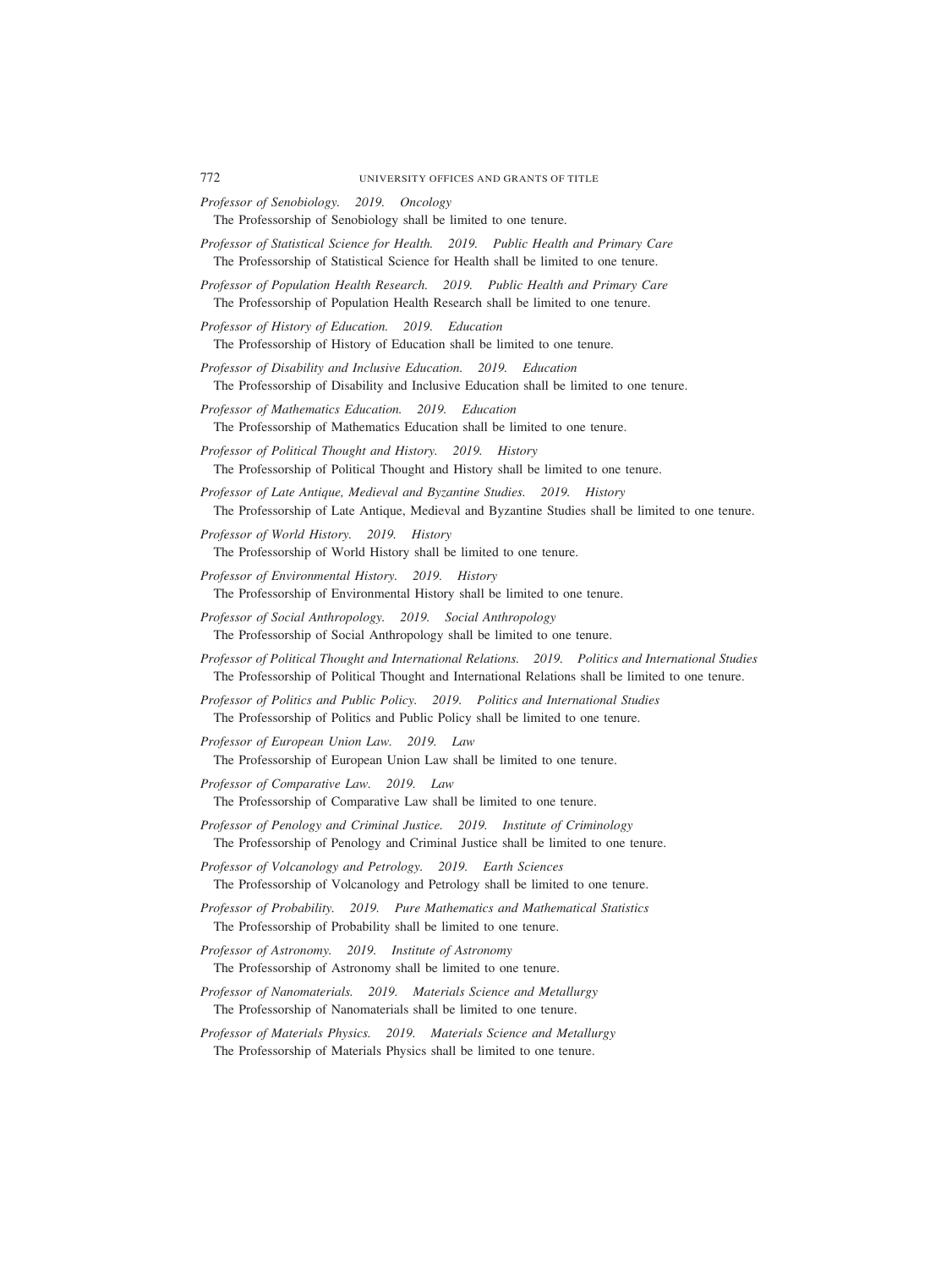*Professor of Senobiology. 2019. Oncology*
The Professorship of Senobiology shall be limited to one tenure.

*Professor of Statistical Science for Health. 2019. Public Health and Primary Care*
The Professorship of Statistical Science for Health shall be limited to one tenure.

*Professor of Population Health Research. 2019. Public Health and Primary Care*
The Professorship of Population Health Research shall be limited to one tenure.

*Professor of History of Education. 2019. Education*
The Professorship of History of Education shall be limited to one tenure.

*Professor of Disability and Inclusive Education. 2019. Education*
The Professorship of Disability and Inclusive Education shall be limited to one tenure.

*Professor of Mathematics Education. 2019. Education*
The Professorship of Mathematics Education shall be limited to one tenure.

*Professor of Political Thought and History. 2019. History*
The Professorship of Political Thought and History shall be limited to one tenure.

*Professor of Late Antique, Medieval and Byzantine Studies. 2019. History*
The Professorship of Late Antique, Medieval and Byzantine Studies shall be limited to one tenure.

*Professor of World History. 2019. History*
The Professorship of World History shall be limited to one tenure.

*Professor of Environmental History. 2019. History*
The Professorship of Environmental History shall be limited to one tenure.

*Professor of Social Anthropology. 2019. Social Anthropology*
The Professorship of Social Anthropology shall be limited to one tenure.

*Professor of Political Thought and International Relations. 2019. Politics and International Studies*
The Professorship of Political Thought and International Relations shall be limited to one tenure.

*Professor of Politics and Public Policy. 2019. Politics and International Studies*
The Professorship of Politics and Public Policy shall be limited to one tenure.

*Professor of European Union Law. 2019. Law*
The Professorship of European Union Law shall be limited to one tenure.

*Professor of Comparative Law. 2019. Law*
The Professorship of Comparative Law shall be limited to one tenure.

*Professor of Penology and Criminal Justice. 2019. Institute of Criminology*
The Professorship of Penology and Criminal Justice shall be limited to one tenure.

*Professor of Volcanology and Petrology. 2019. Earth Sciences*
The Professorship of Volcanology and Petrology shall be limited to one tenure.

*Professor of Probability. 2019. Pure Mathematics and Mathematical Statistics*
The Professorship of Probability shall be limited to one tenure.

*Professor of Astronomy. 2019. Institute of Astronomy*
The Professorship of Astronomy shall be limited to one tenure.

*Professor of Nanomaterials. 2019. Materials Science and Metallurgy*
The Professorship of Nanomaterials shall be limited to one tenure.

*Professor of Materials Physics. 2019. Materials Science and Metallurgy*
The Professorship of Materials Physics shall be limited to one tenure.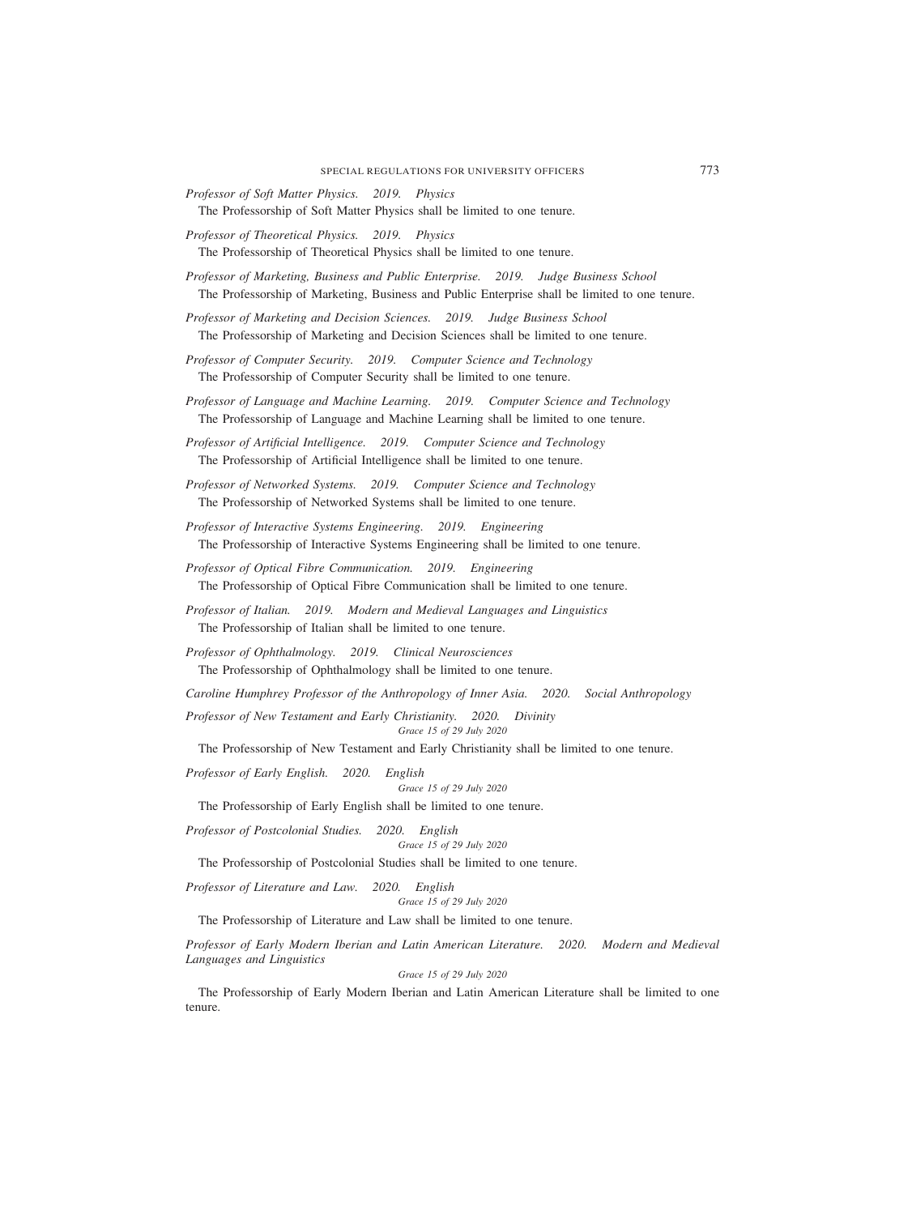*Professor of Soft Matter Physics. 2019. Physics*

The Professorship of Soft Matter Physics shall be limited to one tenure.

*Professor of Theoretical Physics. 2019. Physics*

The Professorship of Theoretical Physics shall be limited to one tenure.

*Professor of Marketing, Business and Public Enterprise. 2019. Judge Business School*

The Professorship of Marketing, Business and Public Enterprise shall be limited to one tenure.

*Professor of Marketing and Decision Sciences. 2019. Judge Business School*

The Professorship of Marketing and Decision Sciences shall be limited to one tenure.

*Professor of Computer Security. 2019. Computer Science and Technology*

The Professorship of Computer Security shall be limited to one tenure.

*Professor of Language and Machine Learning. 2019. Computer Science and Technology*

The Professorship of Language and Machine Learning shall be limited to one tenure.

*Professor of Artificial Intelligence. 2019. Computer Science and Technology*

The Professorship of Artificial Intelligence shall be limited to one tenure.

*Professor of Networked Systems. 2019. Computer Science and Technology*

The Professorship of Networked Systems shall be limited to one tenure.

*Professor of Interactive Systems Engineering. 2019. Engineering*

The Professorship of Interactive Systems Engineering shall be limited to one tenure.

*Professor of Optical Fibre Communication. 2019. Engineering*

The Professorship of Optical Fibre Communication shall be limited to one tenure.

*Professor of Italian. 2019. Modern and Medieval Languages and Linguistics*

The Professorship of Italian shall be limited to one tenure.

*Professor of Ophthalmology. 2019. Clinical Neurosciences*

The Professorship of Ophthalmology shall be limited to one tenure.

*Caroline Humphrey Professor of the Anthropology of Inner Asia. 2020. Social Anthropology*

*Professor of New Testament and Early Christianity. 2020. Divinity*

*Grace 15 of 29 July 2020*

The Professorship of New Testament and Early Christianity shall be limited to one tenure.

*Professor of Early English. 2020. English*

*Grace 15 of 29 July 2020*

The Professorship of Early English shall be limited to one tenure.

*Professor of Postcolonial Studies. 2020. English*

*Grace 15 of 29 July 2020*

The Professorship of Postcolonial Studies shall be limited to one tenure.

*Professor of Literature and Law. 2020. English*

*Grace 15 of 29 July 2020*

The Professorship of Literature and Law shall be limited to one tenure.

*Professor of Early Modern Iberian and Latin American Literature. 2020. Modern and Medieval Languages and Linguistics*

*Grace 15 of 29 July 2020*

The Professorship of Early Modern Iberian and Latin American Literature shall be limited to one tenure.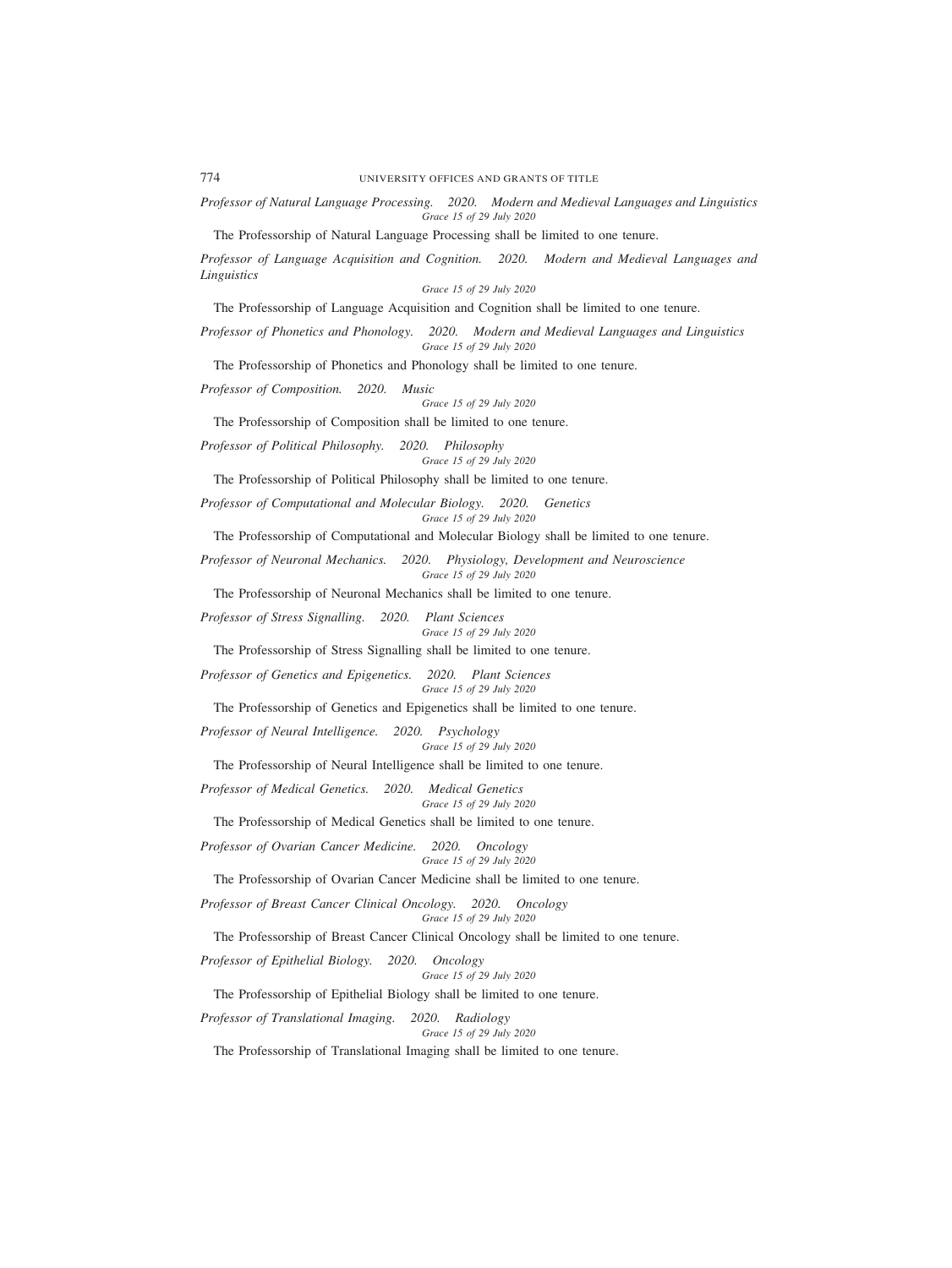*Professor of Natural Language Processing. 2020. Modern and Medieval Languages and Linguistics*
*Grace 15 of 29 July 2020*

The Professorship of Natural Language Processing shall be limited to one tenure.

*Professor of Language Acquisition and Cognition. 2020. Modern and Medieval Languages and Linguistics*
*Grace 15 of 29 July 2020*

The Professorship of Language Acquisition and Cognition shall be limited to one tenure.

*Professor of Phonetics and Phonology. 2020. Modern and Medieval Languages and Linguistics*
*Grace 15 of 29 July 2020*

The Professorship of Phonetics and Phonology shall be limited to one tenure.

*Professor of Composition. 2020. Music*
*Grace 15 of 29 July 2020*

The Professorship of Composition shall be limited to one tenure.

*Professor of Political Philosophy. 2020. Philosophy*
*Grace 15 of 29 July 2020*

The Professorship of Political Philosophy shall be limited to one tenure.

*Professor of Computational and Molecular Biology. 2020. Genetics*
*Grace 15 of 29 July 2020*

The Professorship of Computational and Molecular Biology shall be limited to one tenure.

*Professor of Neuronal Mechanics. 2020. Physiology, Development and Neuroscience*
*Grace 15 of 29 July 2020*

The Professorship of Neuronal Mechanics shall be limited to one tenure.

*Professor of Stress Signalling. 2020. Plant Sciences*
*Grace 15 of 29 July 2020*

The Professorship of Stress Signalling shall be limited to one tenure.

*Professor of Genetics and Epigenetics. 2020. Plant Sciences*
*Grace 15 of 29 July 2020*

The Professorship of Genetics and Epigenetics shall be limited to one tenure.

*Professor of Neural Intelligence. 2020. Psychology*
*Grace 15 of 29 July 2020*

The Professorship of Neural Intelligence shall be limited to one tenure.

*Professor of Medical Genetics. 2020. Medical Genetics*
*Grace 15 of 29 July 2020*

The Professorship of Medical Genetics shall be limited to one tenure.

*Professor of Ovarian Cancer Medicine. 2020. Oncology*
*Grace 15 of 29 July 2020*

The Professorship of Ovarian Cancer Medicine shall be limited to one tenure.

*Professor of Breast Cancer Clinical Oncology. 2020. Oncology*
*Grace 15 of 29 July 2020*

The Professorship of Breast Cancer Clinical Oncology shall be limited to one tenure.

*Professor of Epithelial Biology. 2020. Oncology*
*Grace 15 of 29 July 2020*

The Professorship of Epithelial Biology shall be limited to one tenure.

*Professor of Translational Imaging. 2020. Radiology*
*Grace 15 of 29 July 2020*

The Professorship of Translational Imaging shall be limited to one tenure.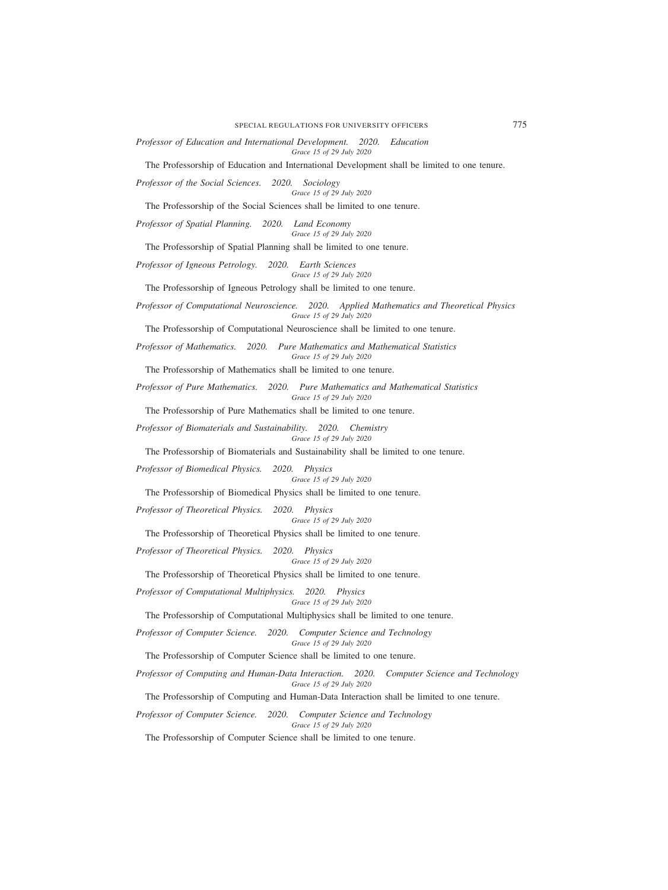*Professor of Education and International Development. 2020. Education*
*Grace 15 of 29 July 2020*

The Professorship of Education and International Development shall be limited to one tenure.

*Professor of the Social Sciences. 2020. Sociology*
*Grace 15 of 29 July 2020*

The Professorship of the Social Sciences shall be limited to one tenure.

*Professor of Spatial Planning. 2020. Land Economy*
*Grace 15 of 29 July 2020*

The Professorship of Spatial Planning shall be limited to one tenure.

*Professor of Igneous Petrology. 2020. Earth Sciences*
*Grace 15 of 29 July 2020*

The Professorship of Igneous Petrology shall be limited to one tenure.

*Professor of Computational Neuroscience. 2020. Applied Mathematics and Theoretical Physics*
*Grace 15 of 29 July 2020*

The Professorship of Computational Neuroscience shall be limited to one tenure.

*Professor of Mathematics. 2020. Pure Mathematics and Mathematical Statistics*
*Grace 15 of 29 July 2020*

The Professorship of Mathematics shall be limited to one tenure.

*Professor of Pure Mathematics. 2020. Pure Mathematics and Mathematical Statistics*
*Grace 15 of 29 July 2020*

The Professorship of Pure Mathematics shall be limited to one tenure.

*Professor of Biomaterials and Sustainability. 2020. Chemistry*
*Grace 15 of 29 July 2020*

The Professorship of Biomaterials and Sustainability shall be limited to one tenure.

*Professor of Biomedical Physics. 2020. Physics*
*Grace 15 of 29 July 2020*

The Professorship of Biomedical Physics shall be limited to one tenure.

*Professor of Theoretical Physics. 2020. Physics*
*Grace 15 of 29 July 2020*

The Professorship of Theoretical Physics shall be limited to one tenure.

*Professor of Theoretical Physics. 2020. Physics*
*Grace 15 of 29 July 2020*

The Professorship of Theoretical Physics shall be limited to one tenure.

*Professor of Computational Multiphysics. 2020. Physics*
*Grace 15 of 29 July 2020*

The Professorship of Computational Multiphysics shall be limited to one tenure.

*Professor of Computer Science. 2020. Computer Science and Technology*
*Grace 15 of 29 July 2020*

The Professorship of Computer Science shall be limited to one tenure.

*Professor of Computing and Human-Data Interaction. 2020. Computer Science and Technology*
*Grace 15 of 29 July 2020*

The Professorship of Computing and Human-Data Interaction shall be limited to one tenure.

*Professor of Computer Science. 2020. Computer Science and Technology*
*Grace 15 of 29 July 2020*

The Professorship of Computer Science shall be limited to one tenure.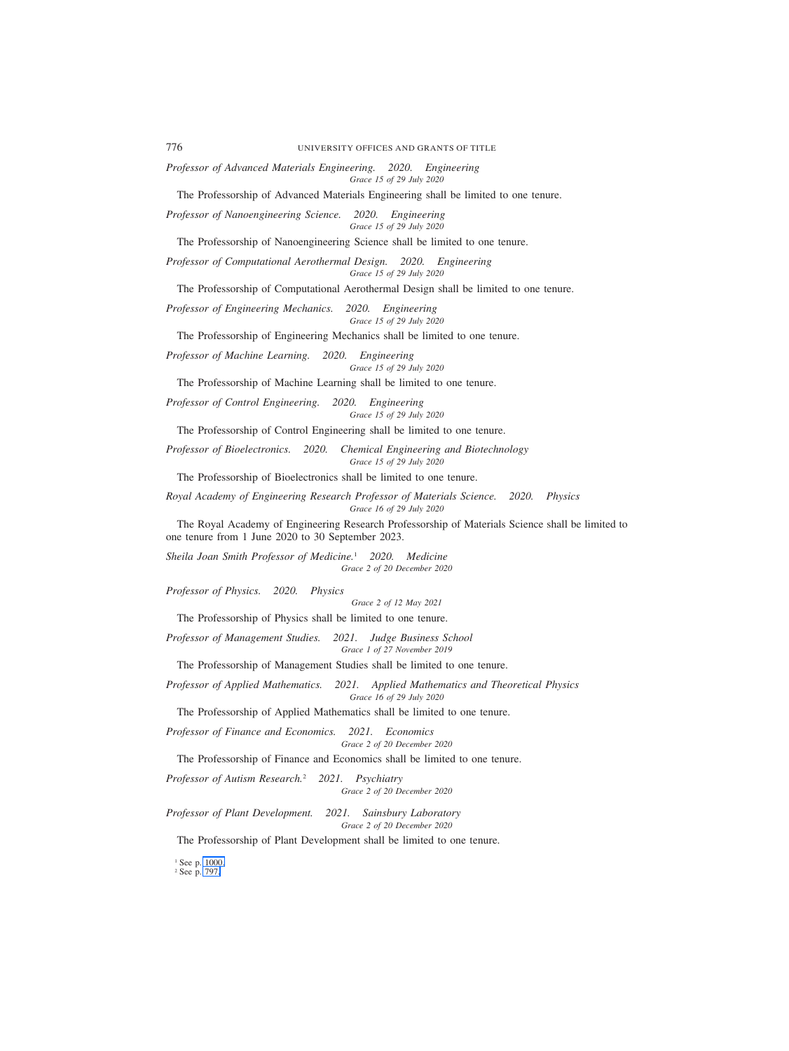*Professor of Advanced Materials Engineering. 2020. Engineering*
*Grace 15 of 29 July 2020*

The Professorship of Advanced Materials Engineering shall be limited to one tenure.

*Professor of Nanoengineering Science. 2020. Engineering*
*Grace 15 of 29 July 2020*

The Professorship of Nanoengineering Science shall be limited to one tenure.

*Professor of Computational Aerothermal Design. 2020. Engineering*
*Grace 15 of 29 July 2020*

The Professorship of Computational Aerothermal Design shall be limited to one tenure.

*Professor of Engineering Mechanics. 2020. Engineering*
*Grace 15 of 29 July 2020*

The Professorship of Engineering Mechanics shall be limited to one tenure.

*Professor of Machine Learning. 2020. Engineering*
*Grace 15 of 29 July 2020*

The Professorship of Machine Learning shall be limited to one tenure.

*Professor of Control Engineering. 2020. Engineering*
*Grace 15 of 29 July 2020*

The Professorship of Control Engineering shall be limited to one tenure.

*Professor of Bioelectronics. 2020. Chemical Engineering and Biotechnology*
*Grace 15 of 29 July 2020*

The Professorship of Bioelectronics shall be limited to one tenure.

*Royal Academy of Engineering Research Professor of Materials Science. 2020. Physics*
*Grace 16 of 29 July 2020*

The Royal Academy of Engineering Research Professorship of Materials Science shall be limited to one tenure from 1 June 2020 to 30 September 2023.

*Sheila Joan Smith Professor of Medicine.*[1] *2020. Medicine*
*Grace 2 of 20 December 2020*

*Professor of Physics. 2020. Physics*
*Grace 2 of 12 May 2021*

The Professorship of Physics shall be limited to one tenure.

*Professor of Management Studies. 2021. Judge Business School*
*Grace 1 of 27 November 2019*

The Professorship of Management Studies shall be limited to one tenure.

*Professor of Applied Mathematics. 2021. Applied Mathematics and Theoretical Physics*
*Grace 16 of 29 July 2020*

The Professorship of Applied Mathematics shall be limited to one tenure.

*Professor of Finance and Economics. 2021. Economics*
*Grace 2 of 20 December 2020*

The Professorship of Finance and Economics shall be limited to one tenure.

*Professor of Autism Research.*[2] *2021. Psychiatry*
*Grace 2 of 20 December 2020*

*Professor of Plant Development. 2021. Sainsbury Laboratory*
*Grace 2 of 20 December 2020*

The Professorship of Plant Development shall be limited to one tenure.

[1] See p. 1000.
[2] See p. 797.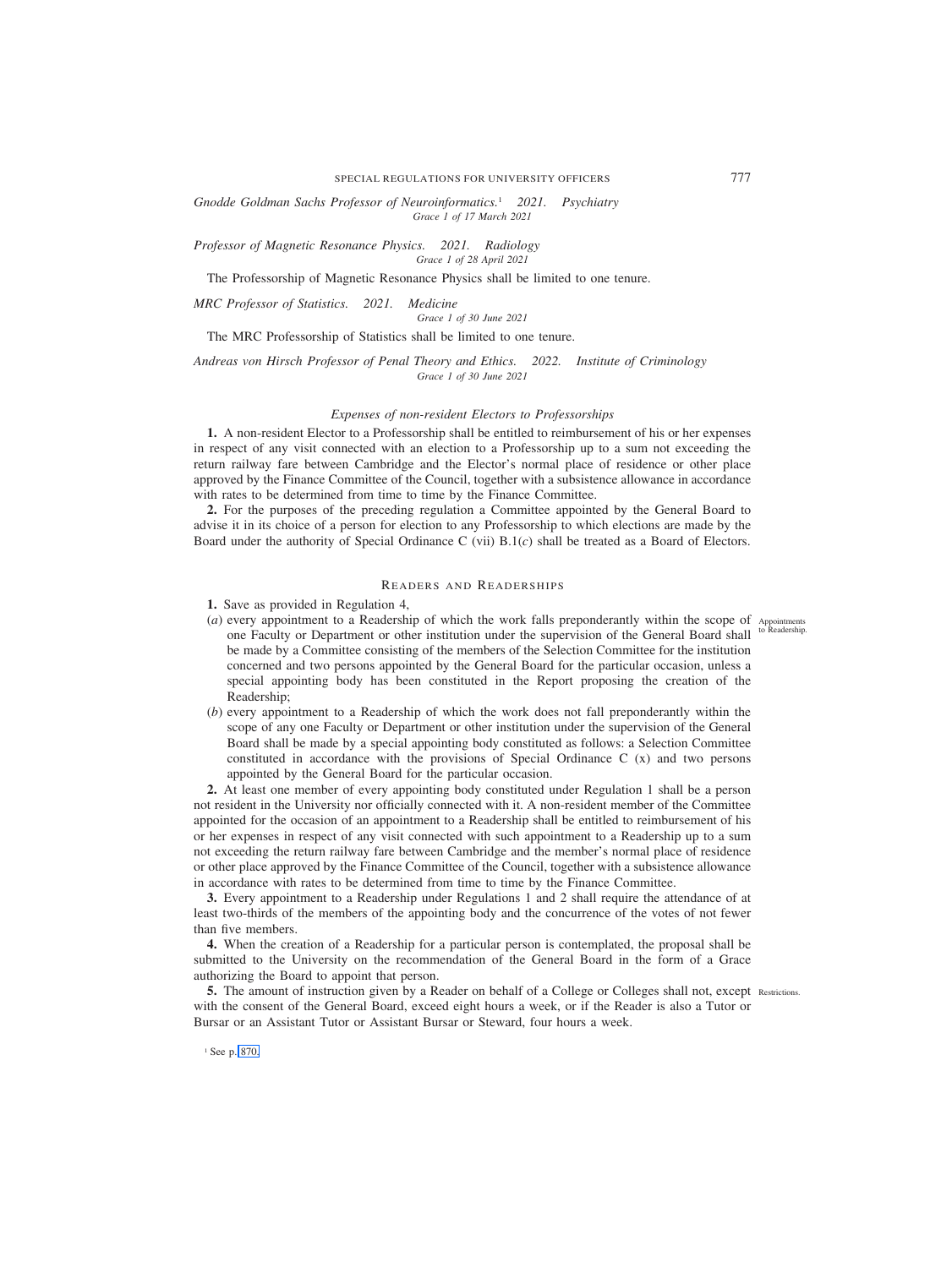*Gnodde Goldman Sachs Professor of Neuroinformatics.*[1] *2021. Psychiatry*
*Grace 1 of 17 March 2021*

*Professor of Magnetic Resonance Physics. 2021. Radiology*
*Grace 1 of 28 April 2021*

The Professorship of Magnetic Resonance Physics shall be limited to one tenure.

*MRC Professor of Statistics. 2021. Medicine*
*Grace 1 of 30 June 2021*

The MRC Professorship of Statistics shall be limited to one tenure.

*Andreas von Hirsch Professor of Penal Theory and Ethics. 2022. Institute of Criminology*
*Grace 1 of 30 June 2021*

### *Expenses of non-resident Electors to Professorships*

**1.** A non-resident Elector to a Professorship shall be entitled to reimbursement of his or her expenses in respect of any visit connected with an election to a Professorship up to a sum not exceeding the return railway fare between Cambridge and the Elector's normal place of residence or other place approved by the Finance Committee of the Council, together with a subsistence allowance in accordance with rates to be determined from time to time by the Finance Committee.

**2.** For the purposes of the preceding regulation a Committee appointed by the General Board to advise it in its choice of a person for election to any Professorship to which elections are made by the Board under the authority of Special Ordinance C (vii) B.1(*c*) shall be treated as a Board of Electors.

## READERS AND READERSHIPS

**1.** Save as provided in Regulation 4,

*Appointments to Readership.*

(*a*) every appointment to a Readership of which the work falls preponderantly within the scope of one Faculty or Department or other institution under the supervision of the General Board shall be made by a Committee consisting of the members of the Selection Committee for the institution concerned and two persons appointed by the General Board for the particular occasion, unless a special appointing body has been constituted in the Report proposing the creation of the Readership;

(*b*) every appointment to a Readership of which the work does not fall preponderantly within the scope of any one Faculty or Department or other institution under the supervision of the General Board shall be made by a special appointing body constituted as follows: a Selection Committee constituted in accordance with the provisions of Special Ordinance C (x) and two persons appointed by the General Board for the particular occasion.

**2.** At least one member of every appointing body constituted under Regulation 1 shall be a person not resident in the University nor officially connected with it. A non-resident member of the Committee appointed for the occasion of an appointment to a Readership shall be entitled to reimbursement of his or her expenses in respect of any visit connected with such appointment to a Readership up to a sum not exceeding the return railway fare between Cambridge and the member's normal place of residence or other place approved by the Finance Committee of the Council, together with a subsistence allowance in accordance with rates to be determined from time to time by the Finance Committee.

**3.** Every appointment to a Readership under Regulations 1 and 2 shall require the attendance of at least two-thirds of the members of the appointing body and the concurrence of the votes of not fewer than five members.

**4.** When the creation of a Readership for a particular person is contemplated, the proposal shall be submitted to the University on the recommendation of the General Board in the form of a Grace authorizing the Board to appoint that person.

*Restrictions.*

**5.** The amount of instruction given by a Reader on behalf of a College or Colleges shall not, except with the consent of the General Board, exceed eight hours a week, or if the Reader is also a Tutor or Bursar or an Assistant Tutor or Assistant Bursar or Steward, four hours a week.

[1] See p. 870.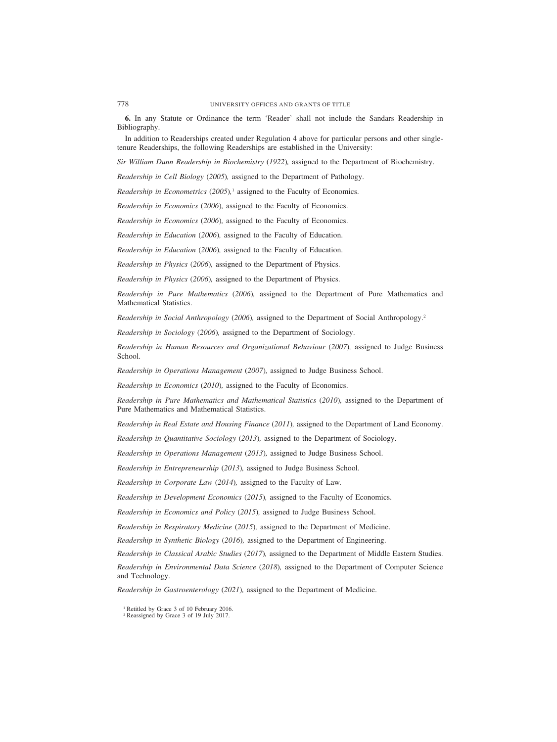**6.** In any Statute or Ordinance the term 'Reader' shall not include the Sandars Readership in Bibliography.

In addition to Readerships created under Regulation 4 above for particular persons and other single-tenure Readerships, the following Readerships are established in the University:

*Sir William Dunn Readership in Biochemistry* (*1922*), assigned to the Department of Biochemistry.

*Readership in Cell Biology* (*2005*), assigned to the Department of Pathology.

*Readership in Econometrics* (*2005*),[1] assigned to the Faculty of Economics.

*Readership in Economics* (*2006*), assigned to the Faculty of Economics.

*Readership in Economics* (*2006*), assigned to the Faculty of Economics.

*Readership in Education* (*2006*), assigned to the Faculty of Education.

*Readership in Education* (*2006*), assigned to the Faculty of Education.

*Readership in Physics* (*2006*), assigned to the Department of Physics.

*Readership in Physics* (*2006*), assigned to the Department of Physics.

*Readership in Pure Mathematics* (*2006*), assigned to the Department of Pure Mathematics and Mathematical Statistics.

*Readership in Social Anthropology* (*2006*), assigned to the Department of Social Anthropology.[2]

*Readership in Sociology* (*2006*), assigned to the Department of Sociology.

*Readership in Human Resources and Organizational Behaviour* (*2007*), assigned to Judge Business School.

*Readership in Operations Management* (*2007*), assigned to Judge Business School.

*Readership in Economics* (*2010*), assigned to the Faculty of Economics.

*Readership in Pure Mathematics and Mathematical Statistics* (*2010*), assigned to the Department of Pure Mathematics and Mathematical Statistics.

*Readership in Real Estate and Housing Finance* (*2011*), assigned to the Department of Land Economy.

*Readership in Quantitative Sociology* (*2013*), assigned to the Department of Sociology.

*Readership in Operations Management* (*2013*), assigned to Judge Business School.

*Readership in Entrepreneurship* (*2013*), assigned to Judge Business School.

*Readership in Corporate Law* (*2014*), assigned to the Faculty of Law.

*Readership in Development Economics* (*2015*), assigned to the Faculty of Economics.

*Readership in Economics and Policy* (*2015*), assigned to Judge Business School.

*Readership in Respiratory Medicine* (*2015*), assigned to the Department of Medicine.

*Readership in Synthetic Biology* (*2016*), assigned to the Department of Engineering.

*Readership in Classical Arabic Studies* (*2017*), assigned to the Department of Middle Eastern Studies.

*Readership in Environmental Data Science* (*2018*), assigned to the Department of Computer Science and Technology.

*Readership in Gastroenterology* (*2021*), assigned to the Department of Medicine.

[1] Retitled by Grace 3 of 10 February 2016.
[2] Reassigned by Grace 3 of 19 July 2017.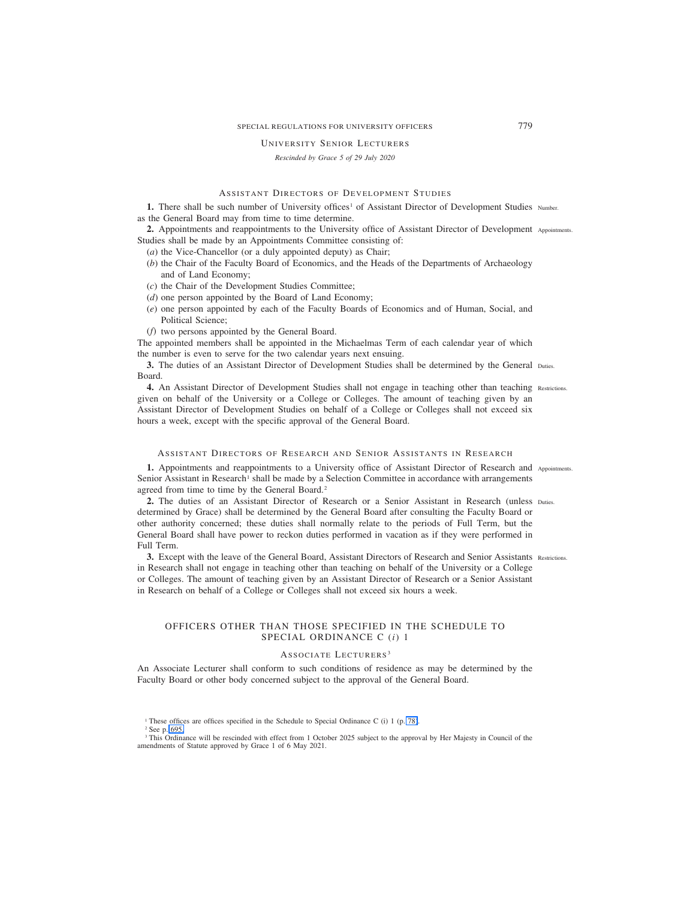## University Senior Lecturers

*Rescinded by Grace 5 of 29 July 2020*

## Assistant Directors of Development Studies

**1.** There shall be such number of University offices[1] of Assistant Director of Development Studies as the General Board may from time to time determine. Number.

**2.** Appointments and reappointments to the University office of Assistant Director of Development Studies shall be made by an Appointments Committee consisting of: Appointments.

(*a*) the Vice-Chancellor (or a duly appointed deputy) as Chair;

(*b*) the Chair of the Faculty Board of Economics, and the Heads of the Departments of Archaeology and of Land Economy;

(*c*) the Chair of the Development Studies Committee;

(*d*) one person appointed by the Board of Land Economy;

(*e*) one person appointed by each of the Faculty Boards of Economics and of Human, Social, and Political Science;

(*f*) two persons appointed by the General Board.

The appointed members shall be appointed in the Michaelmas Term of each calendar year of which the number is even to serve for the two calendar years next ensuing.

**3.** The duties of an Assistant Director of Development Studies shall be determined by the General Board. Duties.

**4.** An Assistant Director of Development Studies shall not engage in teaching other than teaching given on behalf of the University or a College or Colleges. The amount of teaching given by an Assistant Director of Development Studies on behalf of a College or Colleges shall not exceed six hours a week, except with the specific approval of the General Board. Restrictions.

## Assistant Directors of Research and Senior Assistants in Research

**1.** Appointments and reappointments to a University office of Assistant Director of Research and Senior Assistant in Research[1] shall be made by a Selection Committee in accordance with arrangements agreed from time to time by the General Board.[2] Appointments.

**2.** The duties of an Assistant Director of Research or a Senior Assistant in Research (unless determined by Grace) shall be determined by the General Board after consulting the Faculty Board or other authority concerned; these duties shall normally relate to the periods of Full Term, but the General Board shall have power to reckon duties performed in vacation as if they were performed in Full Term. Duties.

**3.** Except with the leave of the General Board, Assistant Directors of Research and Senior Assistants in Research shall not engage in teaching other than teaching on behalf of the University or a College or Colleges. The amount of teaching given by an Assistant Director of Research or a Senior Assistant in Research on behalf of a College or Colleges shall not exceed six hours a week. Restrictions.

# OFFICERS OTHER THAN THOSE SPECIFIED IN THE SCHEDULE TO SPECIAL ORDINANCE C (*i*) 1

## Associate Lecturers[3]

An Associate Lecturer shall conform to such conditions of residence as may be determined by the Faculty Board or other body concerned subject to the approval of the General Board.

---

[1] These offices are offices specified in the Schedule to Special Ordinance C (i) 1 (p. 78).

[2] See p. 695.

[3] This Ordinance will be rescinded with effect from 1 October 2025 subject to the approval by Her Majesty in Council of the amendments of Statute approved by Grace 1 of 6 May 2021.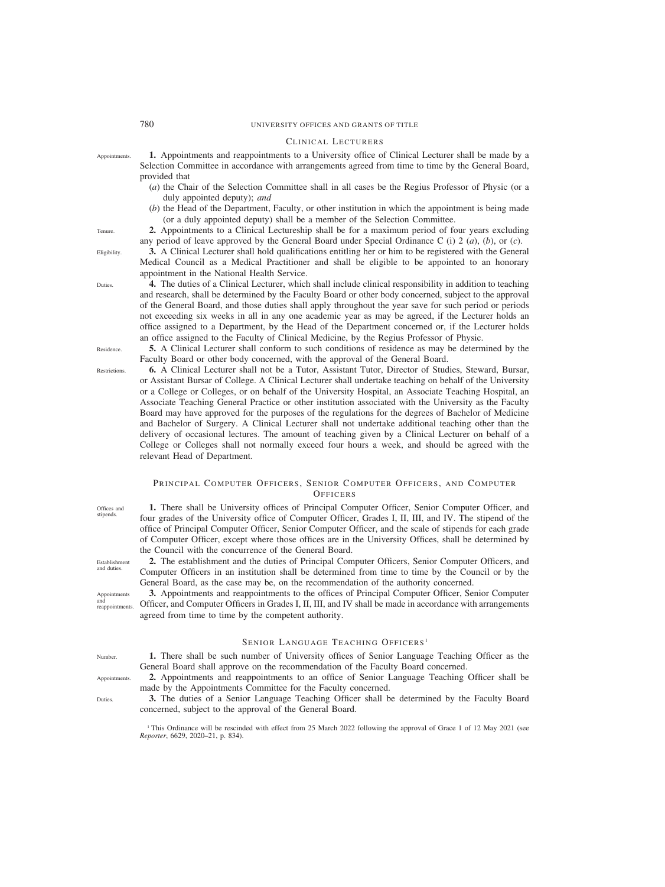## Clinical Lecturers

Appointments.

**1.** Appointments and reappointments to a University office of Clinical Lecturer shall be made by a Selection Committee in accordance with arrangements agreed from time to time by the General Board, provided that

(*a*) the Chair of the Selection Committee shall in all cases be the Regius Professor of Physic (or a duly appointed deputy); *and*

(*b*) the Head of the Department, Faculty, or other institution in which the appointment is being made (or a duly appointed deputy) shall be a member of the Selection Committee.

Tenure.

**2.** Appointments to a Clinical Lectureship shall be for a maximum period of four years excluding any period of leave approved by the General Board under Special Ordinance C (i) 2 (*a*), (*b*), or (*c*).

Eligibility.

**3.** A Clinical Lecturer shall hold qualifications entitling her or him to be registered with the General Medical Council as a Medical Practitioner and shall be eligible to be appointed to an honorary appointment in the National Health Service.

Duties.

**4.** The duties of a Clinical Lecturer, which shall include clinical responsibility in addition to teaching and research, shall be determined by the Faculty Board or other body concerned, subject to the approval of the General Board, and those duties shall apply throughout the year save for such period or periods not exceeding six weeks in all in any one academic year as may be agreed, if the Lecturer holds an office assigned to a Department, by the Head of the Department concerned or, if the Lecturer holds an office assigned to the Faculty of Clinical Medicine, by the Regius Professor of Physic.

Residence.

**5.** A Clinical Lecturer shall conform to such conditions of residence as may be determined by the Faculty Board or other body concerned, with the approval of the General Board.

Restrictions.

**6.** A Clinical Lecturer shall not be a Tutor, Assistant Tutor, Director of Studies, Steward, Bursar, or Assistant Bursar of College. A Clinical Lecturer shall undertake teaching on behalf of the University or a College or Colleges, or on behalf of the University Hospital, an Associate Teaching Hospital, an Associate Teaching General Practice or other institution associated with the University as the Faculty Board may have approved for the purposes of the regulations for the degrees of Bachelor of Medicine and Bachelor of Surgery. A Clinical Lecturer shall not undertake additional teaching other than the delivery of occasional lectures. The amount of teaching given by a Clinical Lecturer on behalf of a College or Colleges shall not normally exceed four hours a week, and should be agreed with the relevant Head of Department.

## Principal Computer Officers, Senior Computer Officers, and Computer Officers

Offices and stipends.

**1.** There shall be University offices of Principal Computer Officer, Senior Computer Officer, and four grades of the University office of Computer Officer, Grades I, II, III, and IV. The stipend of the office of Principal Computer Officer, Senior Computer Officer, and the scale of stipends for each grade of Computer Officer, except where those offices are in the University Offices, shall be determined by the Council with the concurrence of the General Board.

Establishment and duties.

**2.** The establishment and the duties of Principal Computer Officers, Senior Computer Officers, and Computer Officers in an institution shall be determined from time to time by the Council or by the General Board, as the case may be, on the recommendation of the authority concerned.

Appointments and reappointments.

**3.** Appointments and reappointments to the offices of Principal Computer Officer, Senior Computer Officer, and Computer Officers in Grades I, II, III, and IV shall be made in accordance with arrangements agreed from time to time by the competent authority.

## Senior Language Teaching Officers[1]

Number.

**1.** There shall be such number of University offices of Senior Language Teaching Officer as the General Board shall approve on the recommendation of the Faculty Board concerned.

Appointments.

**2.** Appointments and reappointments to an office of Senior Language Teaching Officer shall be made by the Appointments Committee for the Faculty concerned.

Duties.

**3.** The duties of a Senior Language Teaching Officer shall be determined by the Faculty Board concerned, subject to the approval of the General Board.

[1] This Ordinance will be rescinded with effect from 25 March 2022 following the approval of Grace 1 of 12 May 2021 (see *Reporter*, 6629, 2020–21, p. 834).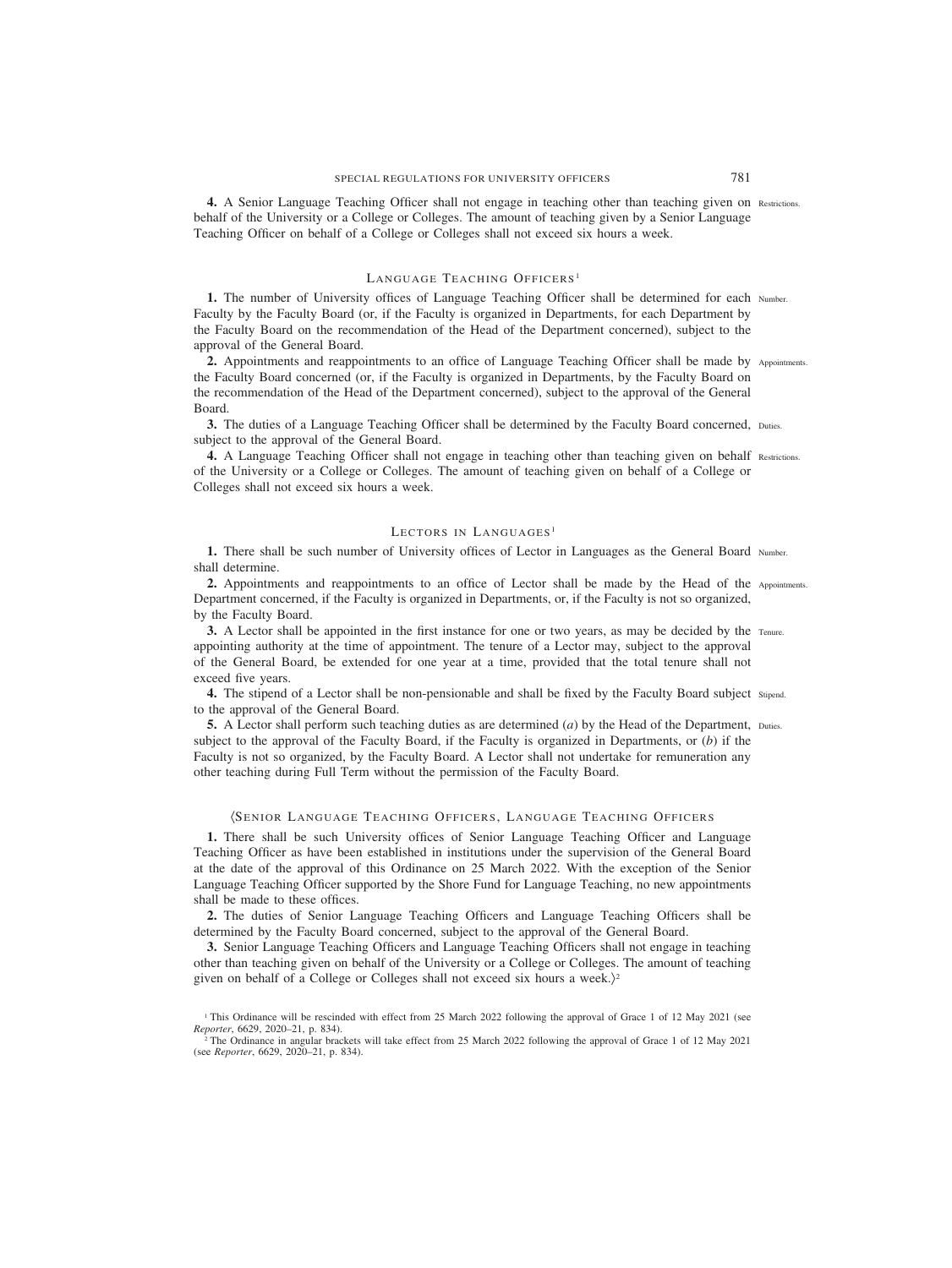**4.** A Senior Language Teaching Officer shall not engage in teaching other than teaching given on behalf of the University or a College or Colleges. The amount of teaching given by a Senior Language Teaching Officer on behalf of a College or Colleges shall not exceed six hours a week. Restrictions.

## LANGUAGE TEACHING OFFICERS[1]

**1.** The number of University offices of Language Teaching Officer shall be determined for each Faculty by the Faculty Board (or, if the Faculty is organized in Departments, for each Department by the Faculty Board on the recommendation of the Head of the Department concerned), subject to the approval of the General Board. Number.

**2.** Appointments and reappointments to an office of Language Teaching Officer shall be made by the Faculty Board concerned (or, if the Faculty is organized in Departments, by the Faculty Board on the recommendation of the Head of the Department concerned), subject to the approval of the General Board. Appointments.

**3.** The duties of a Language Teaching Officer shall be determined by the Faculty Board concerned, subject to the approval of the General Board. Duties.

**4.** A Language Teaching Officer shall not engage in teaching other than teaching given on behalf of the University or a College or Colleges. The amount of teaching given on behalf of a College or Colleges shall not exceed six hours a week. Restrictions.

## LECTORS IN LANGUAGES[1]

**1.** There shall be such number of University offices of Lector in Languages as the General Board shall determine. Number.

**2.** Appointments and reappointments to an office of Lector shall be made by the Head of the Department concerned, if the Faculty is organized in Departments, or, if the Faculty is not so organized, by the Faculty Board. Appointments.

**3.** A Lector shall be appointed in the first instance for one or two years, as may be decided by the appointing authority at the time of appointment. The tenure of a Lector may, subject to the approval of the General Board, be extended for one year at a time, provided that the total tenure shall not exceed five years. Tenure.

**4.** The stipend of a Lector shall be non-pensionable and shall be fixed by the Faculty Board subject to the approval of the General Board. Stipend.

**5.** A Lector shall perform such teaching duties as are determined (*a*) by the Head of the Department, subject to the approval of the Faculty Board, if the Faculty is organized in Departments, or (*b*) if the Faculty is not so organized, by the Faculty Board. A Lector shall not undertake for remuneration any other teaching during Full Term without the permission of the Faculty Board. Duties.

## ⟨SENIOR LANGUAGE TEACHING OFFICERS, LANGUAGE TEACHING OFFICERS

**1.** There shall be such University offices of Senior Language Teaching Officer and Language Teaching Officer as have been established in institutions under the supervision of the General Board at the date of the approval of this Ordinance on 25 March 2022. With the exception of the Senior Language Teaching Officer supported by the Shore Fund for Language Teaching, no new appointments shall be made to these offices.

**2.** The duties of Senior Language Teaching Officers and Language Teaching Officers shall be determined by the Faculty Board concerned, subject to the approval of the General Board.

**3.** Senior Language Teaching Officers and Language Teaching Officers shall not engage in teaching other than teaching given on behalf of the University or a College or Colleges. The amount of teaching given on behalf of a College or Colleges shall not exceed six hours a week.⟩[2]

[1] This Ordinance will be rescinded with effect from 25 March 2022 following the approval of Grace 1 of 12 May 2021 (see *Reporter*, 6629, 2020–21, p. 834).

[2] The Ordinance in angular brackets will take effect from 25 March 2022 following the approval of Grace 1 of 12 May 2021 (see *Reporter*, 6629, 2020–21, p. 834).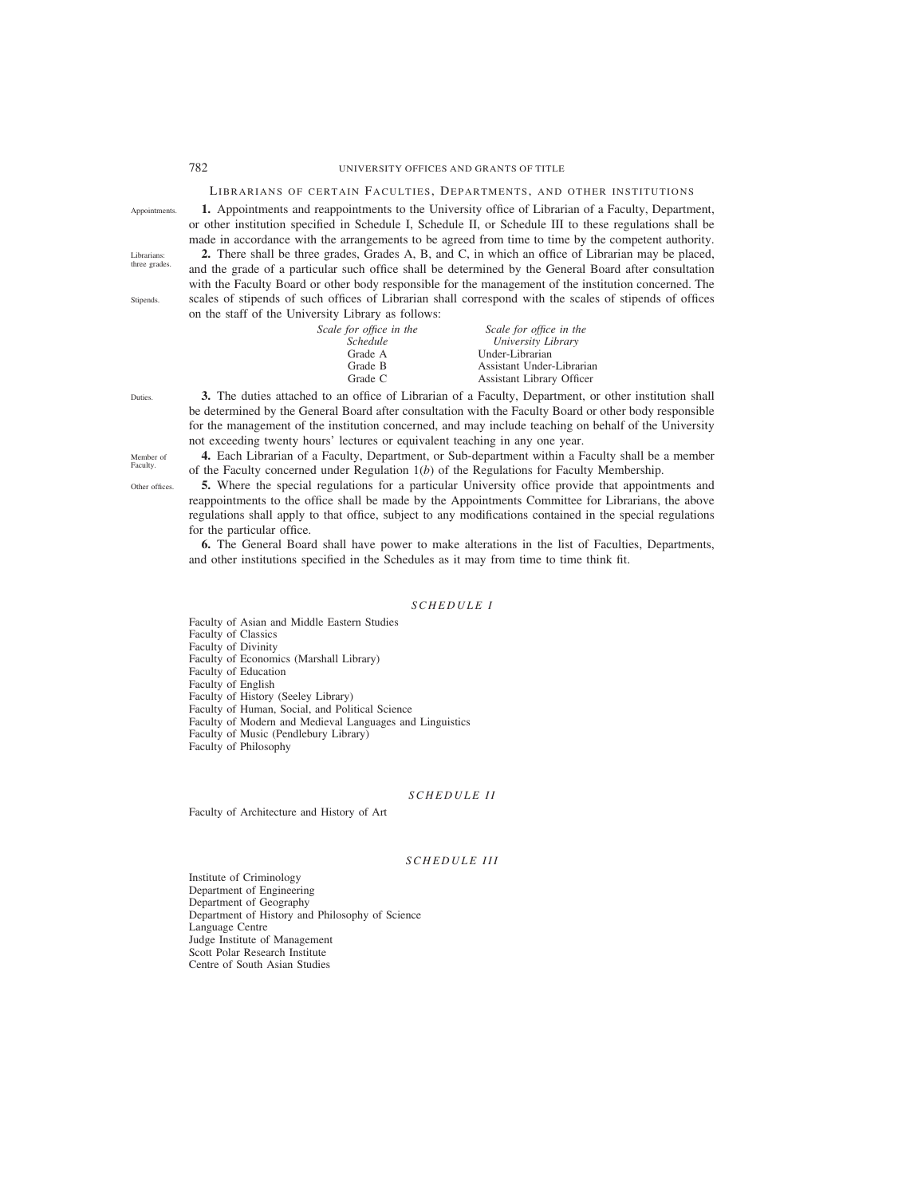## Librarians of certain Faculties, Departments, and other institutions

Appointments.

**1.** Appointments and reappointments to the University office of Librarian of a Faculty, Department, or other institution specified in Schedule I, Schedule II, or Schedule III to these regulations shall be made in accordance with the arrangements to be agreed from time to time by the competent authority.

Librarians: three grades.

**2.** There shall be three grades, Grades A, B, and C, in which an office of Librarian may be placed, and the grade of a particular such office shall be determined by the General Board after consultation with the Faculty Board or other body responsible for the management of the institution concerned. The scales of stipends of such offices of Librarian shall correspond with the scales of stipends of offices on the staff of the University Library as follows:

Stipends.

| *Scale for office in the Schedule* | *Scale for office in the University Library* |
|---|---|
| Grade A | Under-Librarian |
| Grade B | Assistant Under-Librarian |
| Grade C | Assistant Library Officer |

Duties.

**3.** The duties attached to an office of Librarian of a Faculty, Department, or other institution shall be determined by the General Board after consultation with the Faculty Board or other body responsible for the management of the institution concerned, and may include teaching on behalf of the University not exceeding twenty hours' lectures or equivalent teaching in any one year.

Member of Faculty.

**4.** Each Librarian of a Faculty, Department, or Sub-department within a Faculty shall be a member of the Faculty concerned under Regulation 1(*b*) of the Regulations for Faculty Membership.

Other offices.

**5.** Where the special regulations for a particular University office provide that appointments and reappointments to the office shall be made by the Appointments Committee for Librarians, the above regulations shall apply to that office, subject to any modifications contained in the special regulations for the particular office.

**6.** The General Board shall have power to make alterations in the list of Faculties, Departments, and other institutions specified in the Schedules as it may from time to time think fit.

### *SCHEDULE I*

Faculty of Asian and Middle Eastern Studies
Faculty of Classics
Faculty of Divinity
Faculty of Economics (Marshall Library)
Faculty of Education
Faculty of English
Faculty of History (Seeley Library)
Faculty of Human, Social, and Political Science
Faculty of Modern and Medieval Languages and Linguistics
Faculty of Music (Pendlebury Library)
Faculty of Philosophy

### *SCHEDULE II*

Faculty of Architecture and History of Art

### *SCHEDULE III*

Institute of Criminology
Department of Engineering
Department of Geography
Department of History and Philosophy of Science
Language Centre
Judge Institute of Management
Scott Polar Research Institute
Centre of South Asian Studies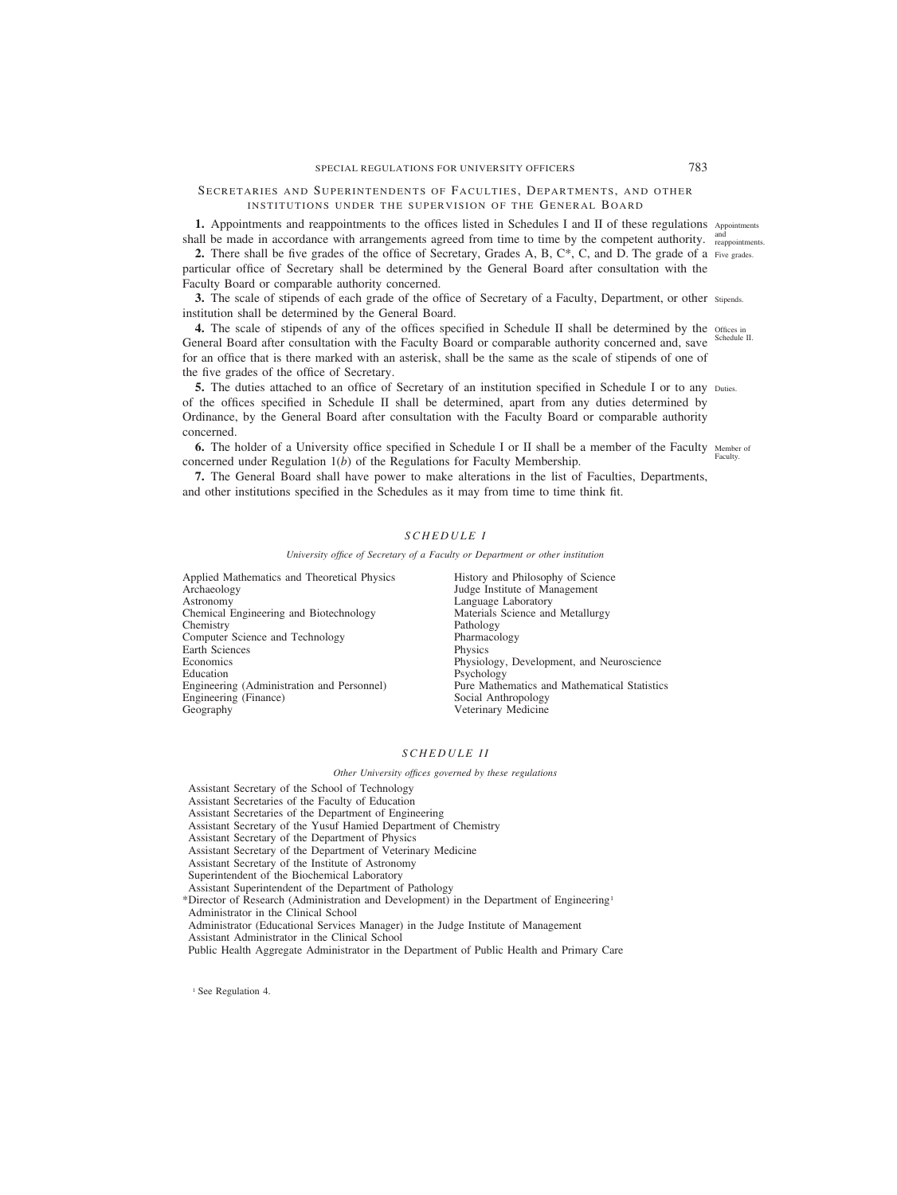## Secretaries and Superintendents of Faculties, Departments, and other institutions under the supervision of the General Board

**1.** Appointments and reappointments to the offices listed in Schedules I and II of these regulations shall be made in accordance with arrangements agreed from time to time by the competent authority. *Appointments and reappointments.*

**2.** There shall be five grades of the office of Secretary, Grades A, B, C*, C, and D. The grade of a particular office of Secretary shall be determined by the General Board after consultation with the Faculty Board or comparable authority concerned. *Five grades.*

**3.** The scale of stipends of each grade of the office of Secretary of a Faculty, Department, or other institution shall be determined by the General Board. *Stipends.*

**4.** The scale of stipends of any of the offices specified in Schedule II shall be determined by the General Board after consultation with the Faculty Board or comparable authority concerned and, save for an office that is there marked with an asterisk, shall be the same as the scale of stipends of one of the five grades of the office of Secretary. *Offices in Schedule II.*

**5.** The duties attached to an office of Secretary of an institution specified in Schedule I or to any of the offices specified in Schedule II shall be determined, apart from any duties determined by Ordinance, by the General Board after consultation with the Faculty Board or comparable authority concerned. *Duties.*

**6.** The holder of a University office specified in Schedule I or II shall be a member of the Faculty concerned under Regulation 1(*b*) of the Regulations for Faculty Membership. *Member of Faculty.*

**7.** The General Board shall have power to make alterations in the list of Faculties, Departments, and other institutions specified in the Schedules as it may from time to time think fit.

### *SCHEDULE I*

*University office of Secretary of a Faculty or Department or other institution*

Applied Mathematics and Theoretical Physics
Archaeology
Astronomy
Chemical Engineering and Biotechnology
Chemistry
Computer Science and Technology
Earth Sciences
Economics
Education
Engineering (Administration and Personnel)
Engineering (Finance)
Geography
History and Philosophy of Science
Judge Institute of Management
Language Laboratory
Materials Science and Metallurgy
Pathology
Pharmacology
Physics
Physiology, Development, and Neuroscience
Psychology
Pure Mathematics and Mathematical Statistics
Social Anthropology
Veterinary Medicine

### *SCHEDULE II*

*Other University offices governed by these regulations*

Assistant Secretary of the School of Technology
Assistant Secretaries of the Faculty of Education
Assistant Secretaries of the Department of Engineering
Assistant Secretary of the Yusuf Hamied Department of Chemistry
Assistant Secretary of the Department of Physics
Assistant Secretary of the Department of Veterinary Medicine
Assistant Secretary of the Institute of Astronomy
Superintendent of the Biochemical Laboratory
Assistant Superintendent of the Department of Pathology
*Director of Research (Administration and Development) in the Department of Engineering[1]
Administrator in the Clinical School
Administrator (Educational Services Manager) in the Judge Institute of Management
Assistant Administrator in the Clinical School
Public Health Aggregate Administrator in the Department of Public Health and Primary Care

[1] See Regulation 4.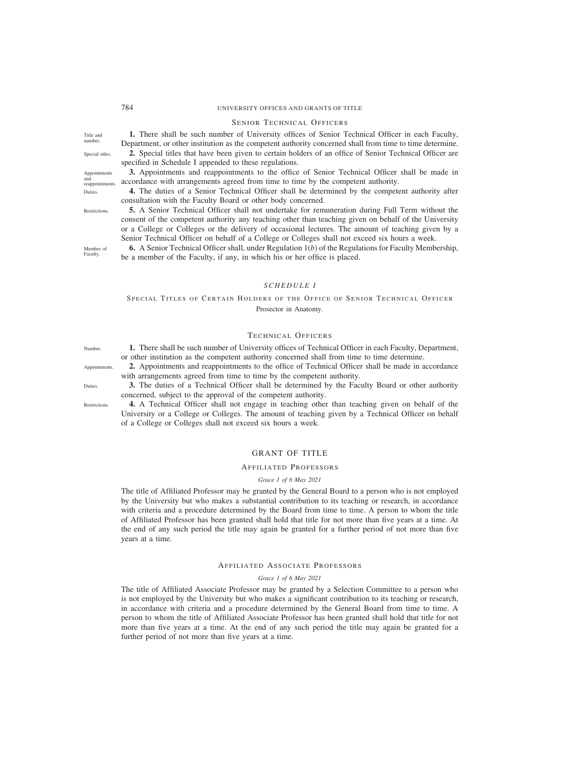## Senior Technical Officers

Title and number.

**1.** There shall be such number of University offices of Senior Technical Officer in each Faculty, Department, or other institution as the competent authority concerned shall from time to time determine.

Special titles.

**2.** Special titles that have been given to certain holders of an office of Senior Technical Officer are specified in Schedule I appended to these regulations.

Appointments and reappointments.

**3.** Appointments and reappointments to the office of Senior Technical Officer shall be made in accordance with arrangements agreed from time to time by the competent authority.

Duties.

**4.** The duties of a Senior Technical Officer shall be determined by the competent authority after consultation with the Faculty Board or other body concerned.

Restrictions.

**5.** A Senior Technical Officer shall not undertake for remuneration during Full Term without the consent of the competent authority any teaching other than teaching given on behalf of the University or a College or Colleges or the delivery of occasional lectures. The amount of teaching given by a Senior Technical Officer on behalf of a College or Colleges shall not exceed six hours a week.

Member of Faculty.

**6.** A Senior Technical Officer shall, under Regulation 1(*b*) of the Regulations for Faculty Membership, be a member of the Faculty, if any, in which his or her office is placed.

### *SCHEDULE I*

Special Titles of Certain Holders of the Office of Senior Technical Officer

Prosector in Anatomy.

## Technical Officers

Number.

**1.** There shall be such number of University offices of Technical Officer in each Faculty, Department, or other institution as the competent authority concerned shall from time to time determine.

Appointments.

**2.** Appointments and reappointments to the office of Technical Officer shall be made in accordance with arrangements agreed from time to time by the competent authority.

Duties.

**3.** The duties of a Technical Officer shall be determined by the Faculty Board or other authority concerned, subject to the approval of the competent authority.

Restrictions.

**4.** A Technical Officer shall not engage in teaching other than teaching given on behalf of the University or a College or Colleges. The amount of teaching given by a Technical Officer on behalf of a College or Colleges shall not exceed six hours a week.

# GRANT OF TITLE

## Affiliated Professors

*Grace 1 of 6 May 2021*

The title of Affiliated Professor may be granted by the General Board to a person who is not employed by the University but who makes a substantial contribution to its teaching or research, in accordance with criteria and a procedure determined by the Board from time to time. A person to whom the title of Affiliated Professor has been granted shall hold that title for not more than five years at a time. At the end of any such period the title may again be granted for a further period of not more than five years at a time.

## Affiliated Associate Professors

*Grace 1 of 6 May 2021*

The title of Affiliated Associate Professor may be granted by a Selection Committee to a person who is not employed by the University but who makes a significant contribution to its teaching or research, in accordance with criteria and a procedure determined by the General Board from time to time. A person to whom the title of Affiliated Associate Professor has been granted shall hold that title for not more than five years at a time. At the end of any such period the title may again be granted for a further period of not more than five years at a time.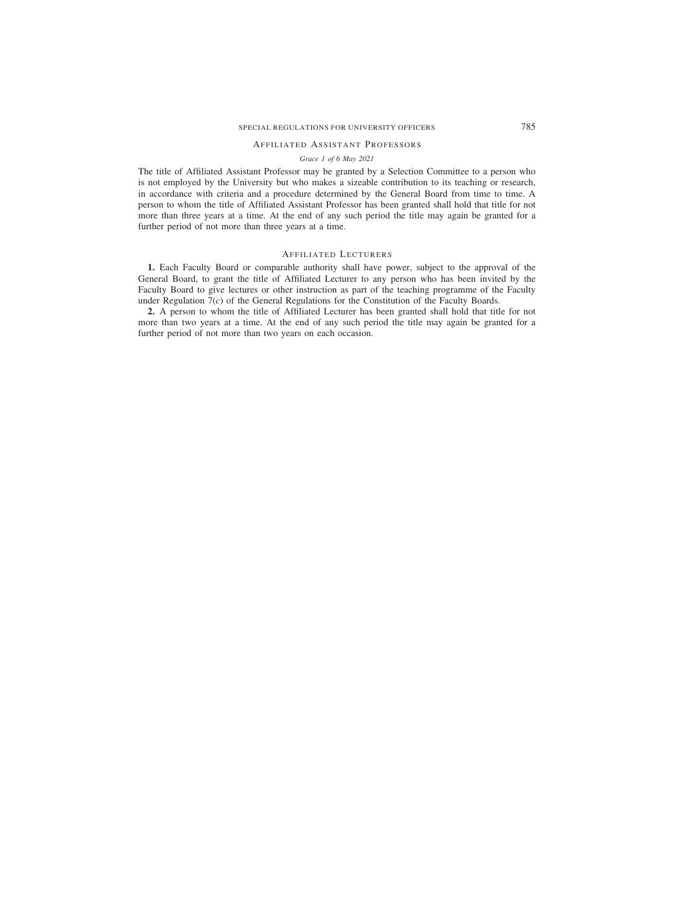## Affiliated Assistant Professors

*Grace 1 of 6 May 2021*

The title of Affiliated Assistant Professor may be granted by a Selection Committee to a person who is not employed by the University but who makes a sizeable contribution to its teaching or research, in accordance with criteria and a procedure determined by the General Board from time to time. A person to whom the title of Affiliated Assistant Professor has been granted shall hold that title for not more than three years at a time. At the end of any such period the title may again be granted for a further period of not more than three years at a time.

## Affiliated Lecturers

**1.** Each Faculty Board or comparable authority shall have power, subject to the approval of the General Board, to grant the title of Affiliated Lecturer to any person who has been invited by the Faculty Board to give lectures or other instruction as part of the teaching programme of the Faculty under Regulation 7(*c*) of the General Regulations for the Constitution of the Faculty Boards.

**2.** A person to whom the title of Affiliated Lecturer has been granted shall hold that title for not more than two years at a time. At the end of any such period the title may again be granted for a further period of not more than two years on each occasion.